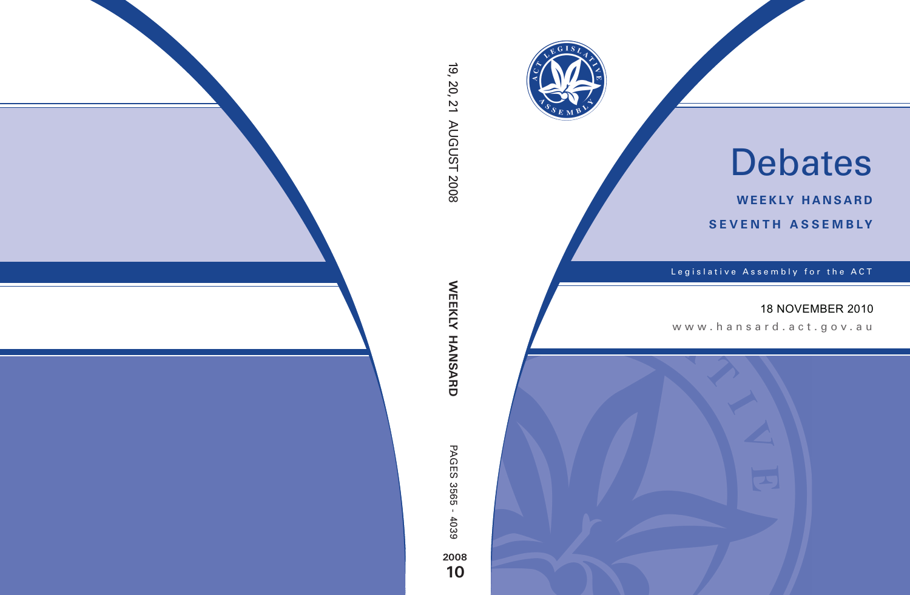# Debates

**WEEKLY HANSARD**

**SEVENTH ASSEMBLY**

Legislative Assembly for the ACT

18 NOVEMBER 2010

www.hansard.act.gov.au

19, 20, 21 AUGUST 2008

**WEEKLY HANSARD**

PAGES 3565 - 4039

**2008**

**10**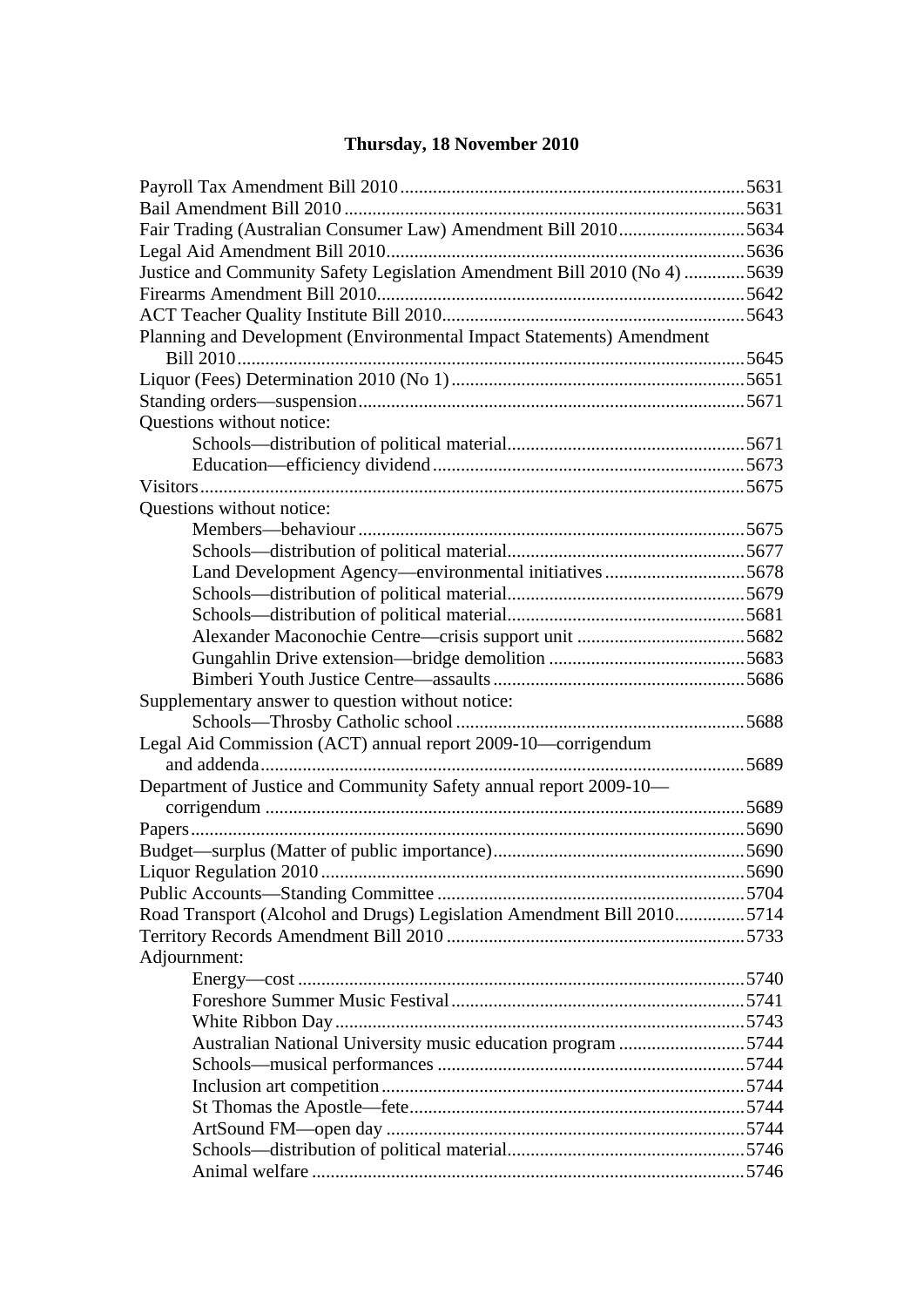# Thursday, 18 November 2010

Payroll Tax Amendment Bill 2010 ... 5631
Bail Amendment Bill 2010 ... 5631
Fair Trading (Australian Consumer Law) Amendment Bill 2010 ... 5634
Legal Aid Amendment Bill 2010 ... 5636
Justice and Community Safety Legislation Amendment Bill 2010 (No 4) ... 5639
Firearms Amendment Bill 2010 ... 5642
ACT Teacher Quality Institute Bill 2010 ... 5643
Planning and Development (Environmental Impact Statements) Amendment Bill 2010 ... 5645
Liquor (Fees) Determination 2010 (No 1) ... 5651
Standing orders—suspension ... 5671
Questions without notice:
- Schools—distribution of political material ... 5671
- Education—efficiency dividend ... 5673

Visitors ... 5675
Questions without notice:
- Members—behaviour ... 5675
- Schools—distribution of political material ... 5677
- Land Development Agency—environmental initiatives ... 5678
- Schools—distribution of political material ... 5679
- Schools—distribution of political material ... 5681
- Alexander Maconochie Centre—crisis support unit ... 5682
- Gungahlin Drive extension—bridge demolition ... 5683
- Bimberi Youth Justice Centre—assaults ... 5686

Supplementary answer to question without notice:
- Schools—Throsby Catholic school ... 5688

Legal Aid Commission (ACT) annual report 2009-10—corrigendum and addenda ... 5689
Department of Justice and Community Safety annual report 2009-10—corrigendum ... 5689
Papers ... 5690
Budget—surplus (Matter of public importance) ... 5690
Liquor Regulation 2010 ... 5690
Public Accounts—Standing Committee ... 5704
Road Transport (Alcohol and Drugs) Legislation Amendment Bill 2010 ... 5714
Territory Records Amendment Bill 2010 ... 5733
Adjournment:
- Energy—cost ... 5740
- Foreshore Summer Music Festival ... 5741
- White Ribbon Day ... 5743
- Australian National University music education program ... 5744
- Schools—musical performances ... 5744
- Inclusion art competition ... 5744
- St Thomas the Apostle—fete ... 5744
- ArtSound FM—open day ... 5744
- Schools—distribution of political material ... 5746
- Animal welfare ... 5746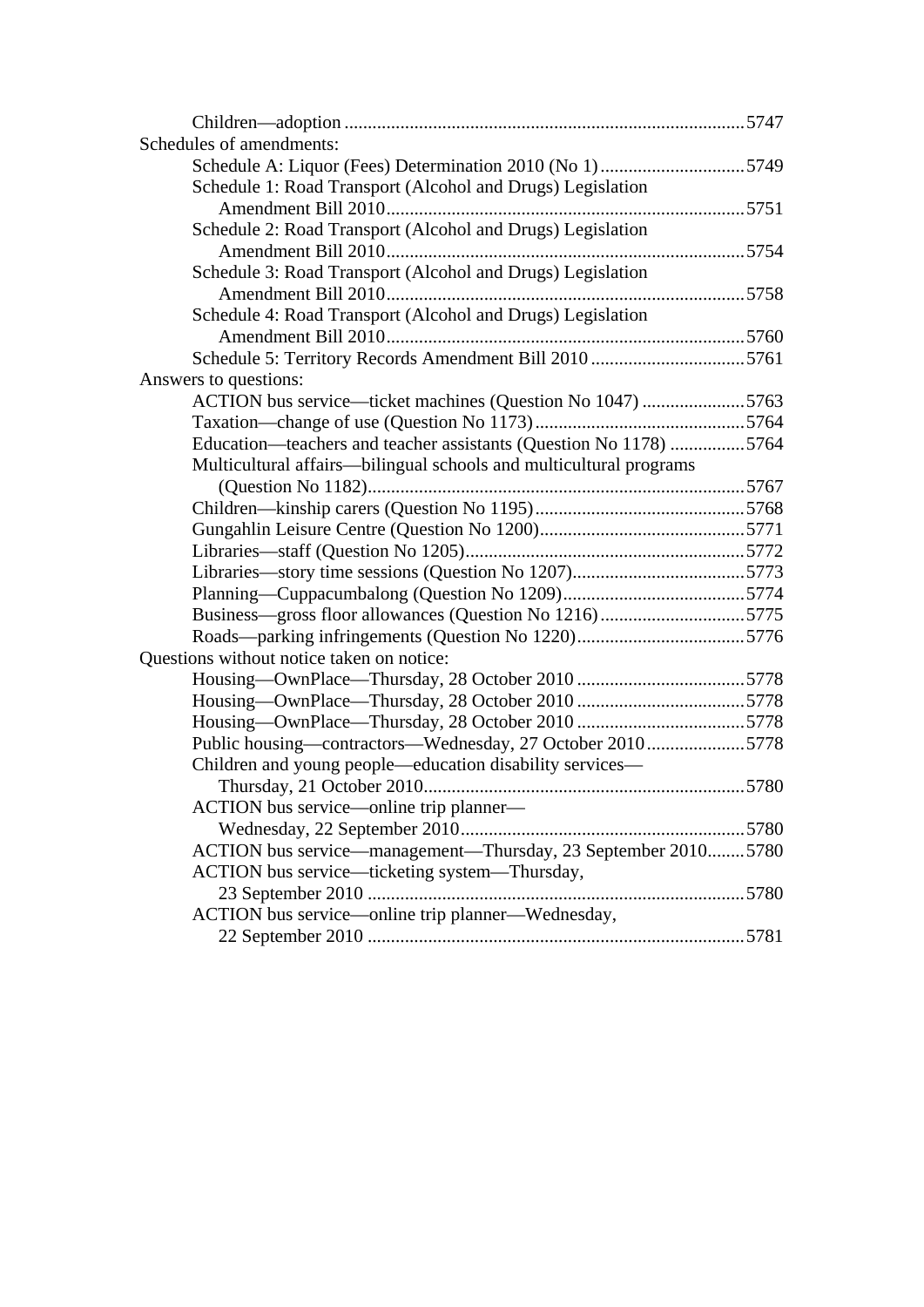Children—adoption ..................................................................................... 5747

Schedules of amendments:

Schedule A: Liquor (Fees) Determination 2010 (No 1) ............................... 5749

Schedule 1: Road Transport (Alcohol and Drugs) Legislation Amendment Bill 2010 ............................................................................ 5751

Schedule 2: Road Transport (Alcohol and Drugs) Legislation Amendment Bill 2010 ............................................................................ 5754

Schedule 3: Road Transport (Alcohol and Drugs) Legislation Amendment Bill 2010 ............................................................................ 5758

Schedule 4: Road Transport (Alcohol and Drugs) Legislation Amendment Bill 2010 ............................................................................ 5760

Schedule 5: Territory Records Amendment Bill 2010 ................................. 5761

Answers to questions:

ACTION bus service—ticket machines (Question No 1047) ...................... 5763

Taxation—change of use (Question No 1173) ............................................ 5764

Education—teachers and teacher assistants (Question No 1178) ................ 5764

Multicultural affairs—bilingual schools and multicultural programs (Question No 1182)................................................................................ 5767

Children—kinship carers (Question No 1195) ............................................ 5768

Gungahlin Leisure Centre (Question No 1200)............................................ 5771

Libraries—staff (Question No 1205)........................................................... 5772

Libraries—story time sessions (Question No 1207)..................................... 5773

Planning—Cuppacumbalong (Question No 1209)....................................... 5774

Business—gross floor allowances (Question No 1216) ............................... 5775

Roads—parking infringements (Question No 1220).................................... 5776

Questions without notice taken on notice:

Housing—OwnPlace—Thursday, 28 October 2010 .................................... 5778

Housing—OwnPlace—Thursday, 28 October 2010 .................................... 5778

Housing—OwnPlace—Thursday, 28 October 2010 .................................... 5778

Public housing—contractors—Wednesday, 27 October 2010..................... 5778

Children and young people—education disability services—Thursday, 21 October 2010.................................................................... 5780

ACTION bus service—online trip planner—Wednesday, 22 September 2010............................................................. 5780

ACTION bus service—management—Thursday, 23 September 2010........ 5780

ACTION bus service—ticketing system—Thursday, 23 September 2010 ................................................................................ 5780

ACTION bus service—online trip planner—Wednesday, 22 September 2010 ................................................................................ 5781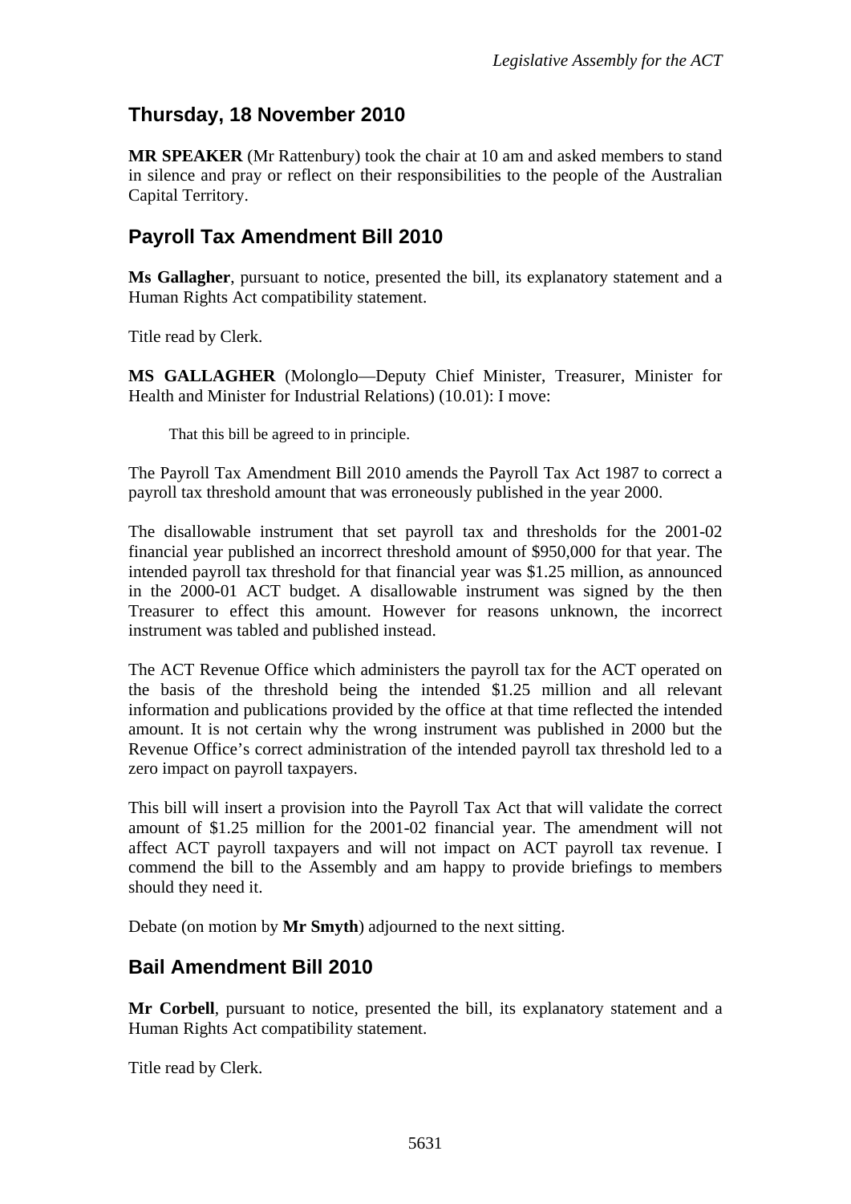## Thursday, 18 November 2010

**MR SPEAKER** (Mr Rattenbury) took the chair at 10 am and asked members to stand in silence and pray or reflect on their responsibilities to the people of the Australian Capital Territory.

## Payroll Tax Amendment Bill 2010

**Ms Gallagher**, pursuant to notice, presented the bill, its explanatory statement and a Human Rights Act compatibility statement.

Title read by Clerk.

**MS GALLAGHER** (Molonglo—Deputy Chief Minister, Treasurer, Minister for Health and Minister for Industrial Relations) (10.01): I move:

> That this bill be agreed to in principle.

The Payroll Tax Amendment Bill 2010 amends the Payroll Tax Act 1987 to correct a payroll tax threshold amount that was erroneously published in the year 2000.

The disallowable instrument that set payroll tax and thresholds for the 2001-02 financial year published an incorrect threshold amount of $950,000 for that year. The intended payroll tax threshold for that financial year was $1.25 million, as announced in the 2000-01 ACT budget. A disallowable instrument was signed by the then Treasurer to effect this amount. However for reasons unknown, the incorrect instrument was tabled and published instead.

The ACT Revenue Office which administers the payroll tax for the ACT operated on the basis of the threshold being the intended $1.25 million and all relevant information and publications provided by the office at that time reflected the intended amount. It is not certain why the wrong instrument was published in 2000 but the Revenue Office's correct administration of the intended payroll tax threshold led to a zero impact on payroll taxpayers.

This bill will insert a provision into the Payroll Tax Act that will validate the correct amount of $1.25 million for the 2001-02 financial year. The amendment will not affect ACT payroll taxpayers and will not impact on ACT payroll tax revenue. I commend the bill to the Assembly and am happy to provide briefings to members should they need it.

Debate (on motion by **Mr Smyth**) adjourned to the next sitting.

## Bail Amendment Bill 2010

**Mr Corbell**, pursuant to notice, presented the bill, its explanatory statement and a Human Rights Act compatibility statement.

Title read by Clerk.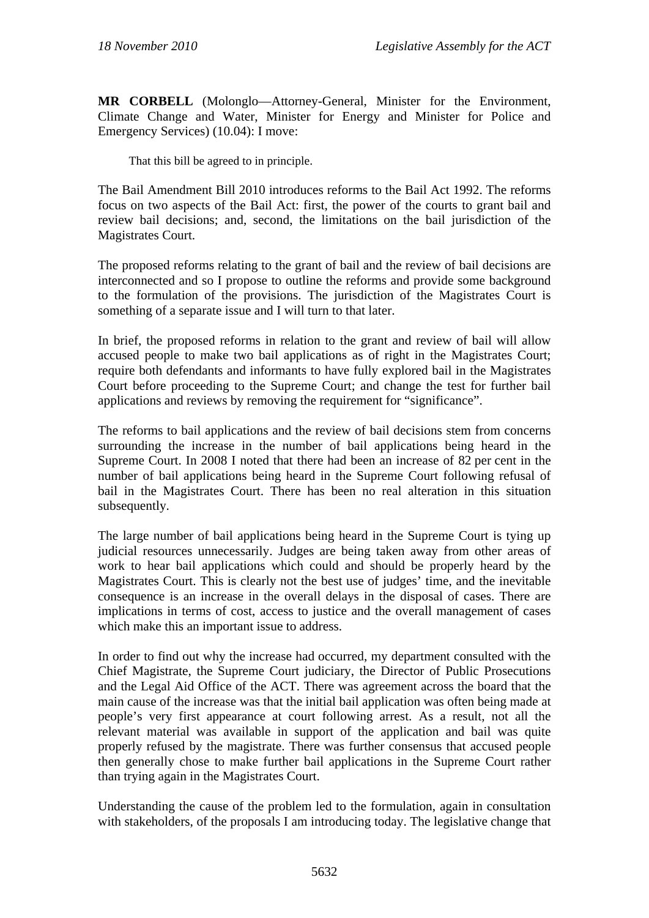**MR CORBELL** (Molonglo—Attorney-General, Minister for the Environment, Climate Change and Water, Minister for Energy and Minister for Police and Emergency Services) (10.04): I move:

> That this bill be agreed to in principle.

The Bail Amendment Bill 2010 introduces reforms to the Bail Act 1992. The reforms focus on two aspects of the Bail Act: first, the power of the courts to grant bail and review bail decisions; and, second, the limitations on the bail jurisdiction of the Magistrates Court.

The proposed reforms relating to the grant of bail and the review of bail decisions are interconnected and so I propose to outline the reforms and provide some background to the formulation of the provisions. The jurisdiction of the Magistrates Court is something of a separate issue and I will turn to that later.

In brief, the proposed reforms in relation to the grant and review of bail will allow accused people to make two bail applications as of right in the Magistrates Court; require both defendants and informants to have fully explored bail in the Magistrates Court before proceeding to the Supreme Court; and change the test for further bail applications and reviews by removing the requirement for "significance".

The reforms to bail applications and the review of bail decisions stem from concerns surrounding the increase in the number of bail applications being heard in the Supreme Court. In 2008 I noted that there had been an increase of 82 per cent in the number of bail applications being heard in the Supreme Court following refusal of bail in the Magistrates Court. There has been no real alteration in this situation subsequently.

The large number of bail applications being heard in the Supreme Court is tying up judicial resources unnecessarily. Judges are being taken away from other areas of work to hear bail applications which could and should be properly heard by the Magistrates Court. This is clearly not the best use of judges' time, and the inevitable consequence is an increase in the overall delays in the disposal of cases. There are implications in terms of cost, access to justice and the overall management of cases which make this an important issue to address.

In order to find out why the increase had occurred, my department consulted with the Chief Magistrate, the Supreme Court judiciary, the Director of Public Prosecutions and the Legal Aid Office of the ACT. There was agreement across the board that the main cause of the increase was that the initial bail application was often being made at people's very first appearance at court following arrest. As a result, not all the relevant material was available in support of the application and bail was quite properly refused by the magistrate. There was further consensus that accused people then generally chose to make further bail applications in the Supreme Court rather than trying again in the Magistrates Court.

Understanding the cause of the problem led to the formulation, again in consultation with stakeholders, of the proposals I am introducing today. The legislative change that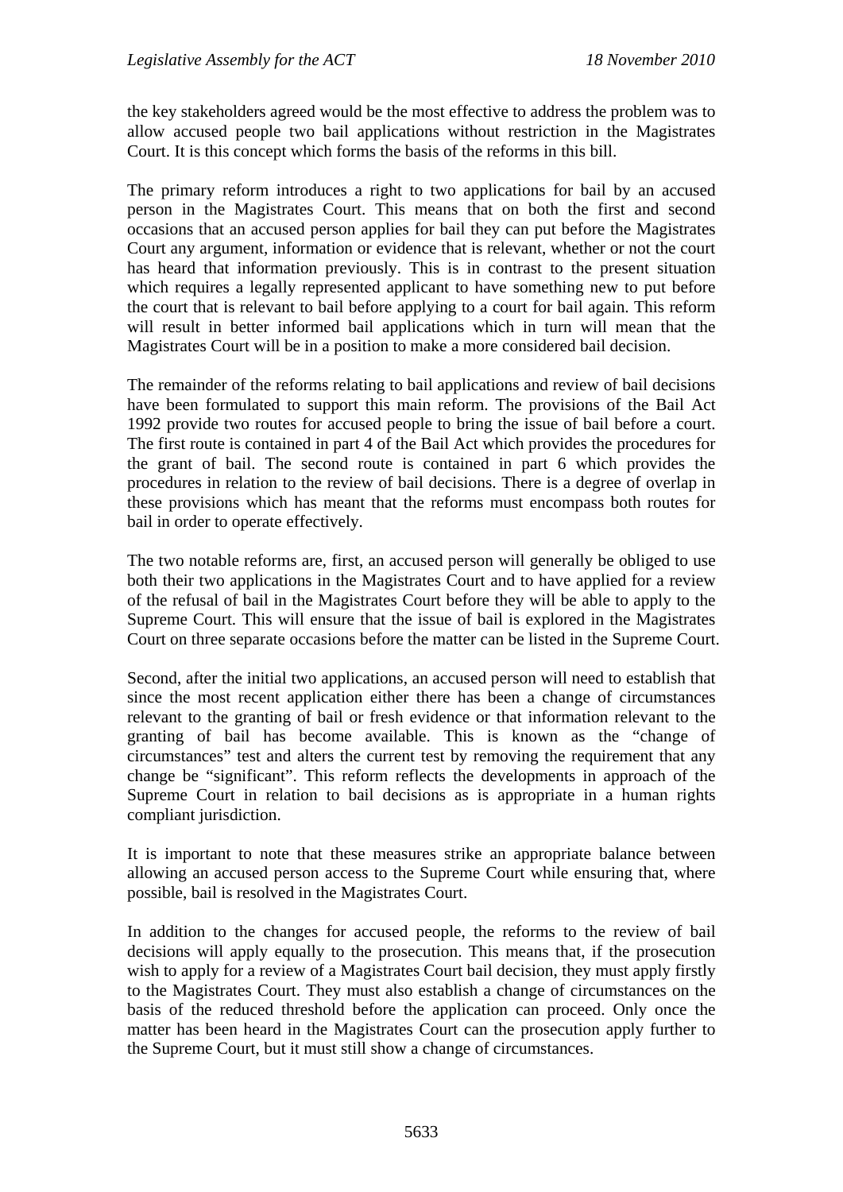the key stakeholders agreed would be the most effective to address the problem was to allow accused people two bail applications without restriction in the Magistrates Court. It is this concept which forms the basis of the reforms in this bill.

The primary reform introduces a right to two applications for bail by an accused person in the Magistrates Court. This means that on both the first and second occasions that an accused person applies for bail they can put before the Magistrates Court any argument, information or evidence that is relevant, whether or not the court has heard that information previously. This is in contrast to the present situation which requires a legally represented applicant to have something new to put before the court that is relevant to bail before applying to a court for bail again. This reform will result in better informed bail applications which in turn will mean that the Magistrates Court will be in a position to make a more considered bail decision.

The remainder of the reforms relating to bail applications and review of bail decisions have been formulated to support this main reform. The provisions of the Bail Act 1992 provide two routes for accused people to bring the issue of bail before a court. The first route is contained in part 4 of the Bail Act which provides the procedures for the grant of bail. The second route is contained in part 6 which provides the procedures in relation to the review of bail decisions. There is a degree of overlap in these provisions which has meant that the reforms must encompass both routes for bail in order to operate effectively.

The two notable reforms are, first, an accused person will generally be obliged to use both their two applications in the Magistrates Court and to have applied for a review of the refusal of bail in the Magistrates Court before they will be able to apply to the Supreme Court. This will ensure that the issue of bail is explored in the Magistrates Court on three separate occasions before the matter can be listed in the Supreme Court.

Second, after the initial two applications, an accused person will need to establish that since the most recent application either there has been a change of circumstances relevant to the granting of bail or fresh evidence or that information relevant to the granting of bail has become available. This is known as the "change of circumstances" test and alters the current test by removing the requirement that any change be "significant". This reform reflects the developments in approach of the Supreme Court in relation to bail decisions as is appropriate in a human rights compliant jurisdiction.

It is important to note that these measures strike an appropriate balance between allowing an accused person access to the Supreme Court while ensuring that, where possible, bail is resolved in the Magistrates Court.

In addition to the changes for accused people, the reforms to the review of bail decisions will apply equally to the prosecution. This means that, if the prosecution wish to apply for a review of a Magistrates Court bail decision, they must apply firstly to the Magistrates Court. They must also establish a change of circumstances on the basis of the reduced threshold before the application can proceed. Only once the matter has been heard in the Magistrates Court can the prosecution apply further to the Supreme Court, but it must still show a change of circumstances.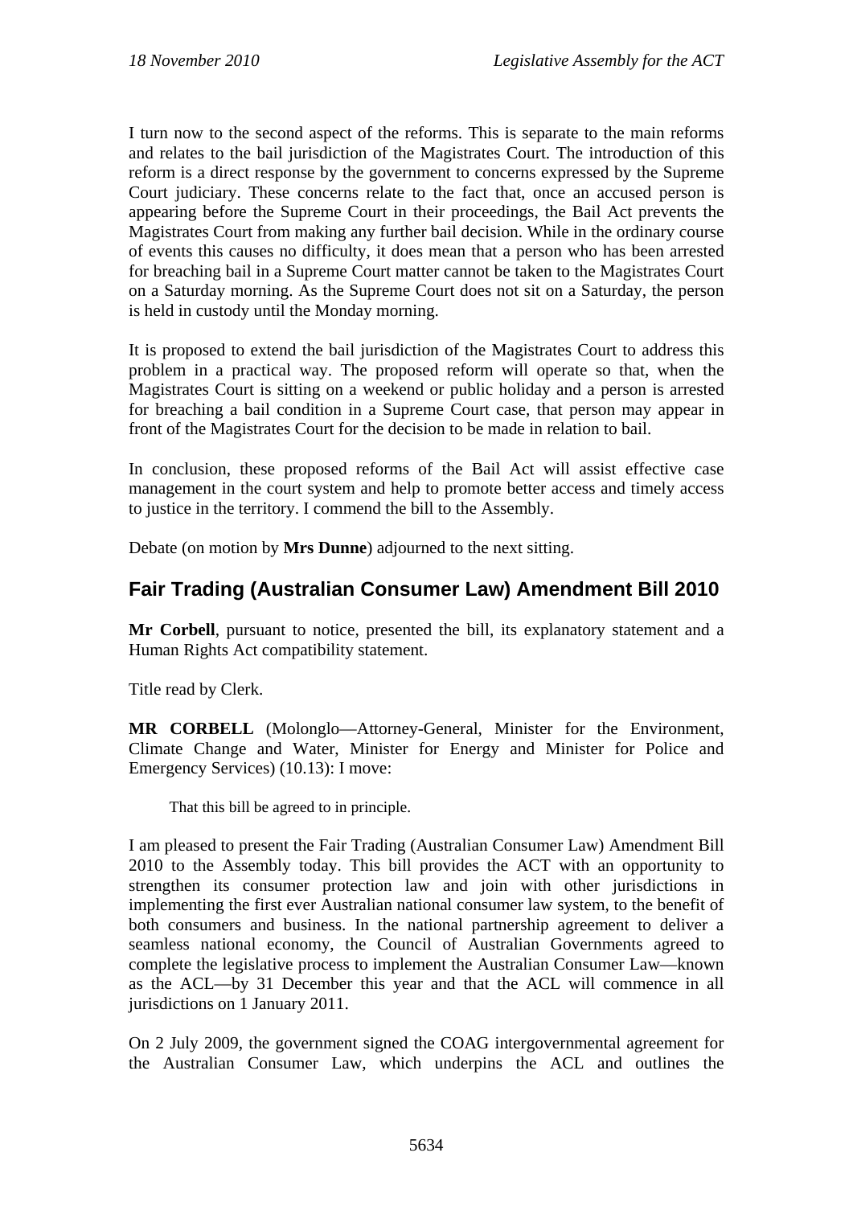I turn now to the second aspect of the reforms. This is separate to the main reforms and relates to the bail jurisdiction of the Magistrates Court. The introduction of this reform is a direct response by the government to concerns expressed by the Supreme Court judiciary. These concerns relate to the fact that, once an accused person is appearing before the Supreme Court in their proceedings, the Bail Act prevents the Magistrates Court from making any further bail decision. While in the ordinary course of events this causes no difficulty, it does mean that a person who has been arrested for breaching bail in a Supreme Court matter cannot be taken to the Magistrates Court on a Saturday morning. As the Supreme Court does not sit on a Saturday, the person is held in custody until the Monday morning.

It is proposed to extend the bail jurisdiction of the Magistrates Court to address this problem in a practical way. The proposed reform will operate so that, when the Magistrates Court is sitting on a weekend or public holiday and a person is arrested for breaching a bail condition in a Supreme Court case, that person may appear in front of the Magistrates Court for the decision to be made in relation to bail.

In conclusion, these proposed reforms of the Bail Act will assist effective case management in the court system and help to promote better access and timely access to justice in the territory. I commend the bill to the Assembly.

Debate (on motion by **Mrs Dunne**) adjourned to the next sitting.

## Fair Trading (Australian Consumer Law) Amendment Bill 2010

**Mr Corbell**, pursuant to notice, presented the bill, its explanatory statement and a Human Rights Act compatibility statement.

Title read by Clerk.

**MR CORBELL** (Molonglo—Attorney-General, Minister for the Environment, Climate Change and Water, Minister for Energy and Minister for Police and Emergency Services) (10.13): I move:

> That this bill be agreed to in principle.

I am pleased to present the Fair Trading (Australian Consumer Law) Amendment Bill 2010 to the Assembly today. This bill provides the ACT with an opportunity to strengthen its consumer protection law and join with other jurisdictions in implementing the first ever Australian national consumer law system, to the benefit of both consumers and business. In the national partnership agreement to deliver a seamless national economy, the Council of Australian Governments agreed to complete the legislative process to implement the Australian Consumer Law—known as the ACL—by 31 December this year and that the ACL will commence in all jurisdictions on 1 January 2011.

On 2 July 2009, the government signed the COAG intergovernmental agreement for the Australian Consumer Law, which underpins the ACL and outlines the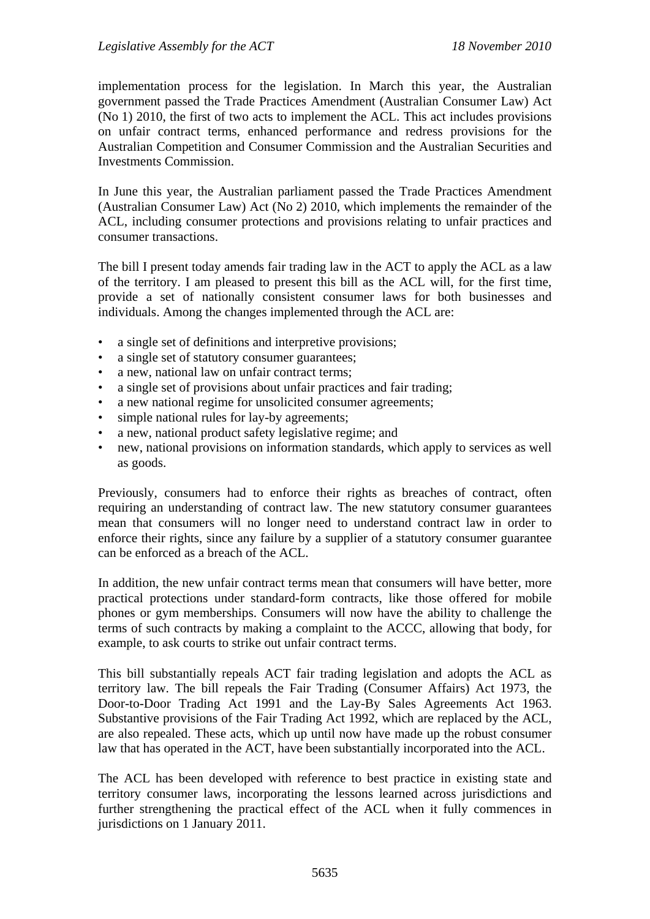implementation process for the legislation. In March this year, the Australian government passed the Trade Practices Amendment (Australian Consumer Law) Act (No 1) 2010, the first of two acts to implement the ACL. This act includes provisions on unfair contract terms, enhanced performance and redress provisions for the Australian Competition and Consumer Commission and the Australian Securities and Investments Commission.

In June this year, the Australian parliament passed the Trade Practices Amendment (Australian Consumer Law) Act (No 2) 2010, which implements the remainder of the ACL, including consumer protections and provisions relating to unfair practices and consumer transactions.

The bill I present today amends fair trading law in the ACT to apply the ACL as a law of the territory. I am pleased to present this bill as the ACL will, for the first time, provide a set of nationally consistent consumer laws for both businesses and individuals. Among the changes implemented through the ACL are:

- a single set of definitions and interpretive provisions;
- a single set of statutory consumer guarantees;
- a new, national law on unfair contract terms;
- a single set of provisions about unfair practices and fair trading;
- a new national regime for unsolicited consumer agreements;
- simple national rules for lay-by agreements;
- a new, national product safety legislative regime; and
- new, national provisions on information standards, which apply to services as well as goods.

Previously, consumers had to enforce their rights as breaches of contract, often requiring an understanding of contract law. The new statutory consumer guarantees mean that consumers will no longer need to understand contract law in order to enforce their rights, since any failure by a supplier of a statutory consumer guarantee can be enforced as a breach of the ACL.

In addition, the new unfair contract terms mean that consumers will have better, more practical protections under standard-form contracts, like those offered for mobile phones or gym memberships. Consumers will now have the ability to challenge the terms of such contracts by making a complaint to the ACCC, allowing that body, for example, to ask courts to strike out unfair contract terms.

This bill substantially repeals ACT fair trading legislation and adopts the ACL as territory law. The bill repeals the Fair Trading (Consumer Affairs) Act 1973, the Door-to-Door Trading Act 1991 and the Lay-By Sales Agreements Act 1963. Substantive provisions of the Fair Trading Act 1992, which are replaced by the ACL, are also repealed. These acts, which up until now have made up the robust consumer law that has operated in the ACT, have been substantially incorporated into the ACL.

The ACL has been developed with reference to best practice in existing state and territory consumer laws, incorporating the lessons learned across jurisdictions and further strengthening the practical effect of the ACL when it fully commences in jurisdictions on 1 January 2011.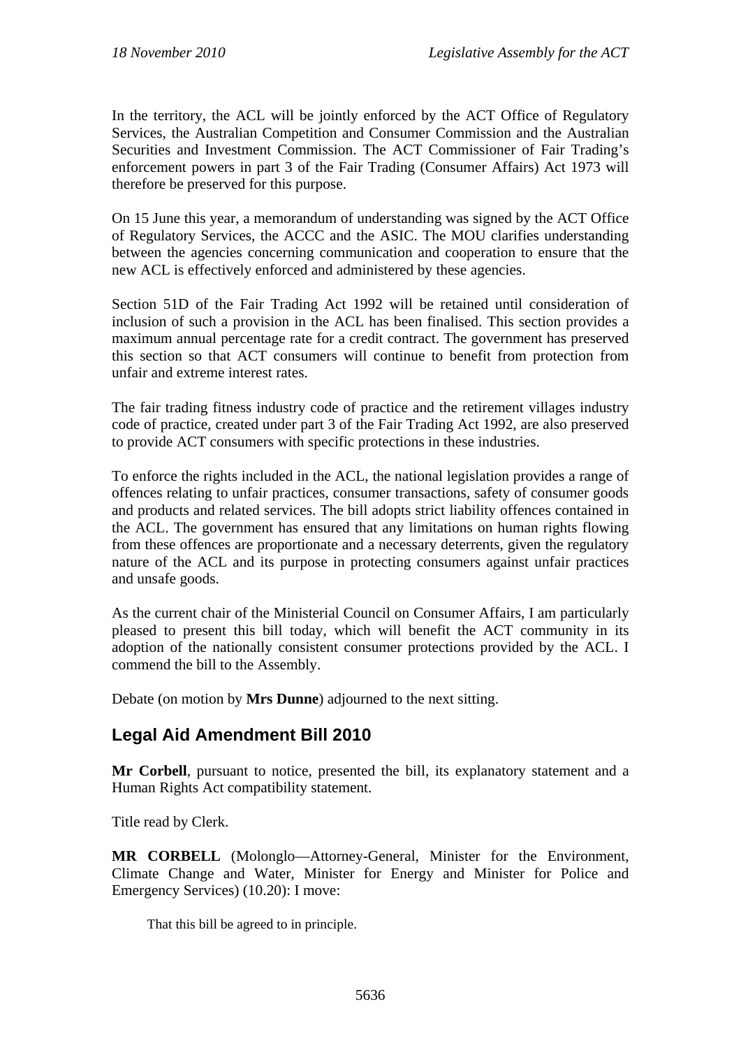In the territory, the ACL will be jointly enforced by the ACT Office of Regulatory Services, the Australian Competition and Consumer Commission and the Australian Securities and Investment Commission. The ACT Commissioner of Fair Trading's enforcement powers in part 3 of the Fair Trading (Consumer Affairs) Act 1973 will therefore be preserved for this purpose.

On 15 June this year, a memorandum of understanding was signed by the ACT Office of Regulatory Services, the ACCC and the ASIC. The MOU clarifies understanding between the agencies concerning communication and cooperation to ensure that the new ACL is effectively enforced and administered by these agencies.

Section 51D of the Fair Trading Act 1992 will be retained until consideration of inclusion of such a provision in the ACL has been finalised. This section provides a maximum annual percentage rate for a credit contract. The government has preserved this section so that ACT consumers will continue to benefit from protection from unfair and extreme interest rates.

The fair trading fitness industry code of practice and the retirement villages industry code of practice, created under part 3 of the Fair Trading Act 1992, are also preserved to provide ACT consumers with specific protections in these industries.

To enforce the rights included in the ACL, the national legislation provides a range of offences relating to unfair practices, consumer transactions, safety of consumer goods and products and related services. The bill adopts strict liability offences contained in the ACL. The government has ensured that any limitations on human rights flowing from these offences are proportionate and a necessary deterrents, given the regulatory nature of the ACL and its purpose in protecting consumers against unfair practices and unsafe goods.

As the current chair of the Ministerial Council on Consumer Affairs, I am particularly pleased to present this bill today, which will benefit the ACT community in its adoption of the nationally consistent consumer protections provided by the ACL. I commend the bill to the Assembly.

Debate (on motion by **Mrs Dunne**) adjourned to the next sitting.

## Legal Aid Amendment Bill 2010

**Mr Corbell**, pursuant to notice, presented the bill, its explanatory statement and a Human Rights Act compatibility statement.

Title read by Clerk.

**MR CORBELL** (Molonglo—Attorney-General, Minister for the Environment, Climate Change and Water, Minister for Energy and Minister for Police and Emergency Services) (10.20): I move:

> That this bill be agreed to in principle.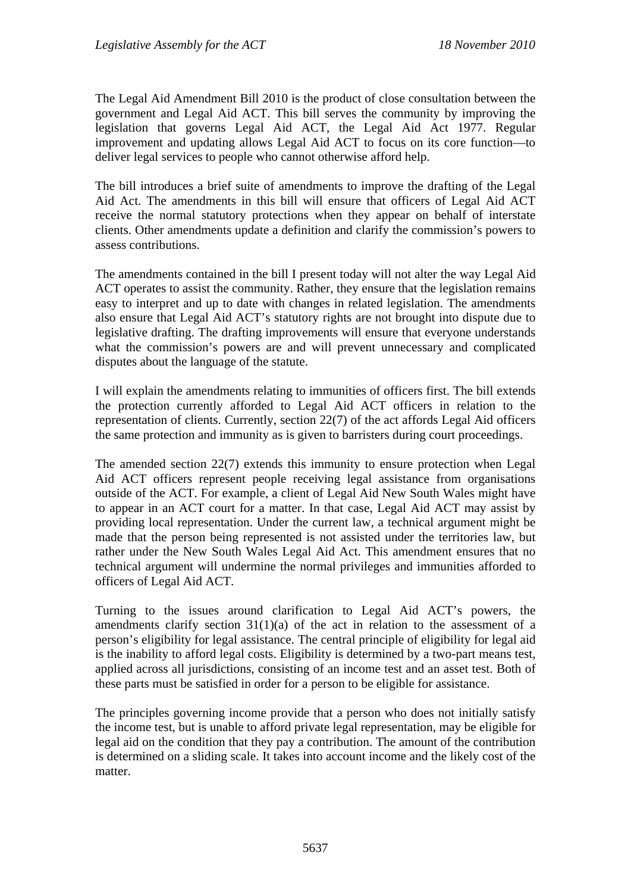The Legal Aid Amendment Bill 2010 is the product of close consultation between the government and Legal Aid ACT. This bill serves the community by improving the legislation that governs Legal Aid ACT, the Legal Aid Act 1977. Regular improvement and updating allows Legal Aid ACT to focus on its core function—to deliver legal services to people who cannot otherwise afford help.

The bill introduces a brief suite of amendments to improve the drafting of the Legal Aid Act. The amendments in this bill will ensure that officers of Legal Aid ACT receive the normal statutory protections when they appear on behalf of interstate clients. Other amendments update a definition and clarify the commission's powers to assess contributions.

The amendments contained in the bill I present today will not alter the way Legal Aid ACT operates to assist the community. Rather, they ensure that the legislation remains easy to interpret and up to date with changes in related legislation. The amendments also ensure that Legal Aid ACT's statutory rights are not brought into dispute due to legislative drafting. The drafting improvements will ensure that everyone understands what the commission's powers are and will prevent unnecessary and complicated disputes about the language of the statute.

I will explain the amendments relating to immunities of officers first. The bill extends the protection currently afforded to Legal Aid ACT officers in relation to the representation of clients. Currently, section 22(7) of the act affords Legal Aid officers the same protection and immunity as is given to barristers during court proceedings.

The amended section 22(7) extends this immunity to ensure protection when Legal Aid ACT officers represent people receiving legal assistance from organisations outside of the ACT. For example, a client of Legal Aid New South Wales might have to appear in an ACT court for a matter. In that case, Legal Aid ACT may assist by providing local representation. Under the current law, a technical argument might be made that the person being represented is not assisted under the territories law, but rather under the New South Wales Legal Aid Act. This amendment ensures that no technical argument will undermine the normal privileges and immunities afforded to officers of Legal Aid ACT.

Turning to the issues around clarification to Legal Aid ACT's powers, the amendments clarify section 31(1)(a) of the act in relation to the assessment of a person's eligibility for legal assistance. The central principle of eligibility for legal aid is the inability to afford legal costs. Eligibility is determined by a two-part means test, applied across all jurisdictions, consisting of an income test and an asset test. Both of these parts must be satisfied in order for a person to be eligible for assistance.

The principles governing income provide that a person who does not initially satisfy the income test, but is unable to afford private legal representation, may be eligible for legal aid on the condition that they pay a contribution. The amount of the contribution is determined on a sliding scale. It takes into account income and the likely cost of the matter.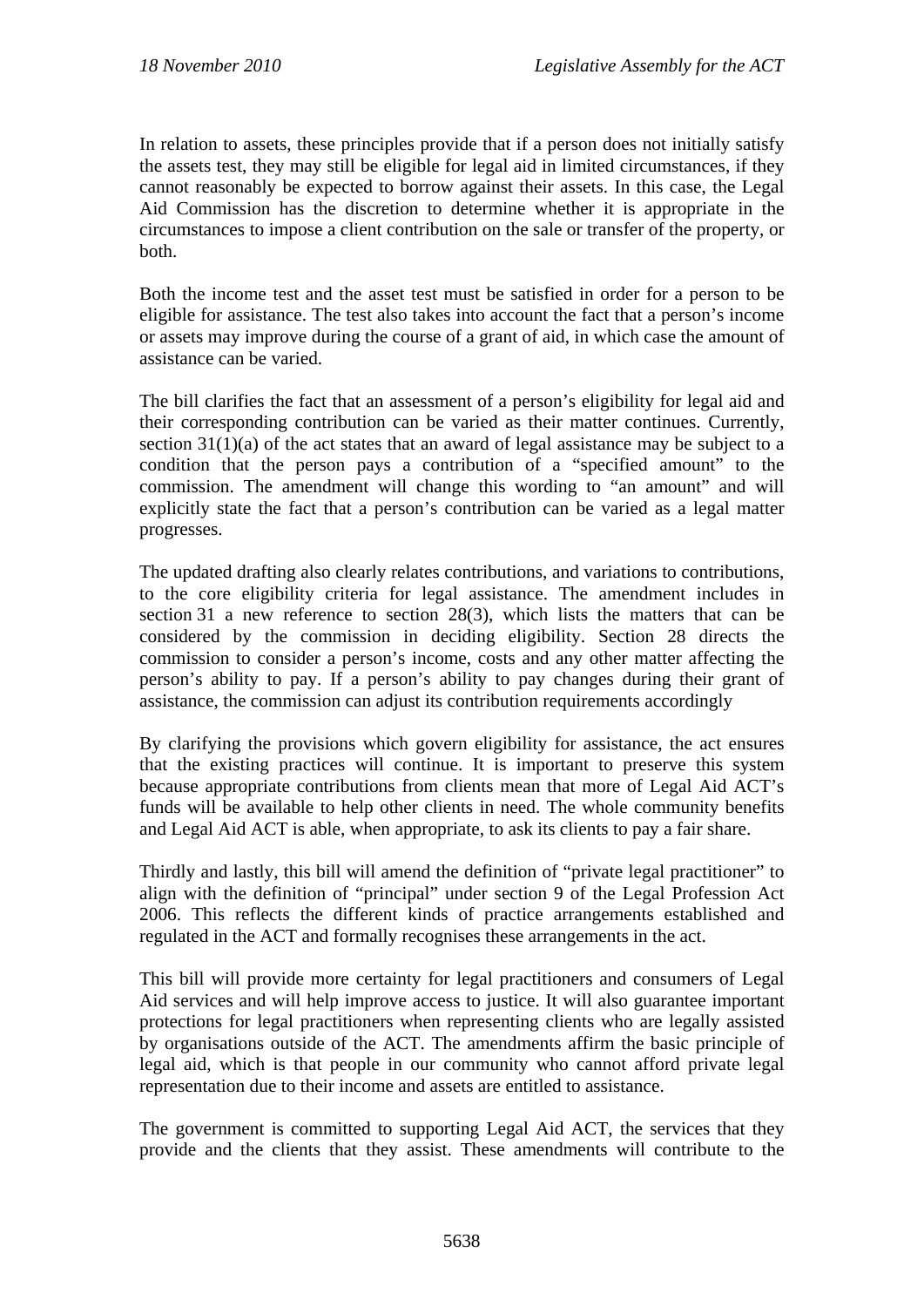In relation to assets, these principles provide that if a person does not initially satisfy the assets test, they may still be eligible for legal aid in limited circumstances, if they cannot reasonably be expected to borrow against their assets. In this case, the Legal Aid Commission has the discretion to determine whether it is appropriate in the circumstances to impose a client contribution on the sale or transfer of the property, or both.

Both the income test and the asset test must be satisfied in order for a person to be eligible for assistance. The test also takes into account the fact that a person's income or assets may improve during the course of a grant of aid, in which case the amount of assistance can be varied.

The bill clarifies the fact that an assessment of a person's eligibility for legal aid and their corresponding contribution can be varied as their matter continues. Currently, section 31(1)(a) of the act states that an award of legal assistance may be subject to a condition that the person pays a contribution of a "specified amount" to the commission. The amendment will change this wording to "an amount" and will explicitly state the fact that a person's contribution can be varied as a legal matter progresses.

The updated drafting also clearly relates contributions, and variations to contributions, to the core eligibility criteria for legal assistance. The amendment includes in section 31 a new reference to section 28(3), which lists the matters that can be considered by the commission in deciding eligibility. Section 28 directs the commission to consider a person's income, costs and any other matter affecting the person's ability to pay. If a person's ability to pay changes during their grant of assistance, the commission can adjust its contribution requirements accordingly

By clarifying the provisions which govern eligibility for assistance, the act ensures that the existing practices will continue. It is important to preserve this system because appropriate contributions from clients mean that more of Legal Aid ACT's funds will be available to help other clients in need. The whole community benefits and Legal Aid ACT is able, when appropriate, to ask its clients to pay a fair share.

Thirdly and lastly, this bill will amend the definition of "private legal practitioner" to align with the definition of "principal" under section 9 of the Legal Profession Act 2006. This reflects the different kinds of practice arrangements established and regulated in the ACT and formally recognises these arrangements in the act.

This bill will provide more certainty for legal practitioners and consumers of Legal Aid services and will help improve access to justice. It will also guarantee important protections for legal practitioners when representing clients who are legally assisted by organisations outside of the ACT. The amendments affirm the basic principle of legal aid, which is that people in our community who cannot afford private legal representation due to their income and assets are entitled to assistance.

The government is committed to supporting Legal Aid ACT, the services that they provide and the clients that they assist. These amendments will contribute to the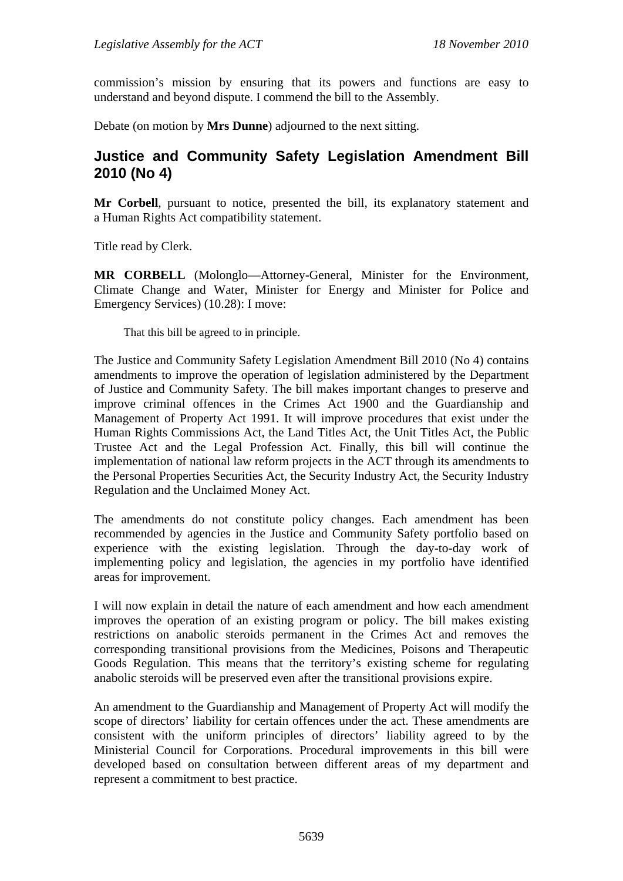commission's mission by ensuring that its powers and functions are easy to understand and beyond dispute. I commend the bill to the Assembly.

Debate (on motion by **Mrs Dunne**) adjourned to the next sitting.

## Justice and Community Safety Legislation Amendment Bill 2010 (No 4)

**Mr Corbell**, pursuant to notice, presented the bill, its explanatory statement and a Human Rights Act compatibility statement.

Title read by Clerk.

**MR CORBELL** (Molonglo—Attorney-General, Minister for the Environment, Climate Change and Water, Minister for Energy and Minister for Police and Emergency Services) (10.28): I move:

> That this bill be agreed to in principle.

The Justice and Community Safety Legislation Amendment Bill 2010 (No 4) contains amendments to improve the operation of legislation administered by the Department of Justice and Community Safety. The bill makes important changes to preserve and improve criminal offences in the Crimes Act 1900 and the Guardianship and Management of Property Act 1991. It will improve procedures that exist under the Human Rights Commissions Act, the Land Titles Act, the Unit Titles Act, the Public Trustee Act and the Legal Profession Act. Finally, this bill will continue the implementation of national law reform projects in the ACT through its amendments to the Personal Properties Securities Act, the Security Industry Act, the Security Industry Regulation and the Unclaimed Money Act.

The amendments do not constitute policy changes. Each amendment has been recommended by agencies in the Justice and Community Safety portfolio based on experience with the existing legislation. Through the day-to-day work of implementing policy and legislation, the agencies in my portfolio have identified areas for improvement.

I will now explain in detail the nature of each amendment and how each amendment improves the operation of an existing program or policy. The bill makes existing restrictions on anabolic steroids permanent in the Crimes Act and removes the corresponding transitional provisions from the Medicines, Poisons and Therapeutic Goods Regulation. This means that the territory's existing scheme for regulating anabolic steroids will be preserved even after the transitional provisions expire.

An amendment to the Guardianship and Management of Property Act will modify the scope of directors' liability for certain offences under the act. These amendments are consistent with the uniform principles of directors' liability agreed to by the Ministerial Council for Corporations. Procedural improvements in this bill were developed based on consultation between different areas of my department and represent a commitment to best practice.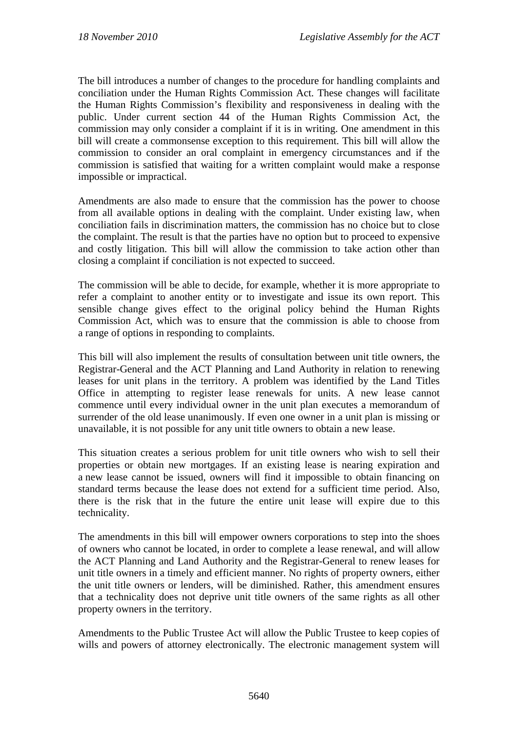The bill introduces a number of changes to the procedure for handling complaints and conciliation under the Human Rights Commission Act. These changes will facilitate the Human Rights Commission's flexibility and responsiveness in dealing with the public. Under current section 44 of the Human Rights Commission Act, the commission may only consider a complaint if it is in writing. One amendment in this bill will create a commonsense exception to this requirement. This bill will allow the commission to consider an oral complaint in emergency circumstances and if the commission is satisfied that waiting for a written complaint would make a response impossible or impractical.

Amendments are also made to ensure that the commission has the power to choose from all available options in dealing with the complaint. Under existing law, when conciliation fails in discrimination matters, the commission has no choice but to close the complaint. The result is that the parties have no option but to proceed to expensive and costly litigation. This bill will allow the commission to take action other than closing a complaint if conciliation is not expected to succeed.

The commission will be able to decide, for example, whether it is more appropriate to refer a complaint to another entity or to investigate and issue its own report. This sensible change gives effect to the original policy behind the Human Rights Commission Act, which was to ensure that the commission is able to choose from a range of options in responding to complaints.

This bill will also implement the results of consultation between unit title owners, the Registrar-General and the ACT Planning and Land Authority in relation to renewing leases for unit plans in the territory. A problem was identified by the Land Titles Office in attempting to register lease renewals for units. A new lease cannot commence until every individual owner in the unit plan executes a memorandum of surrender of the old lease unanimously. If even one owner in a unit plan is missing or unavailable, it is not possible for any unit title owners to obtain a new lease.

This situation creates a serious problem for unit title owners who wish to sell their properties or obtain new mortgages. If an existing lease is nearing expiration and a new lease cannot be issued, owners will find it impossible to obtain financing on standard terms because the lease does not extend for a sufficient time period. Also, there is the risk that in the future the entire unit lease will expire due to this technicality.

The amendments in this bill will empower owners corporations to step into the shoes of owners who cannot be located, in order to complete a lease renewal, and will allow the ACT Planning and Land Authority and the Registrar-General to renew leases for unit title owners in a timely and efficient manner. No rights of property owners, either the unit title owners or lenders, will be diminished. Rather, this amendment ensures that a technicality does not deprive unit title owners of the same rights as all other property owners in the territory.

Amendments to the Public Trustee Act will allow the Public Trustee to keep copies of wills and powers of attorney electronically. The electronic management system will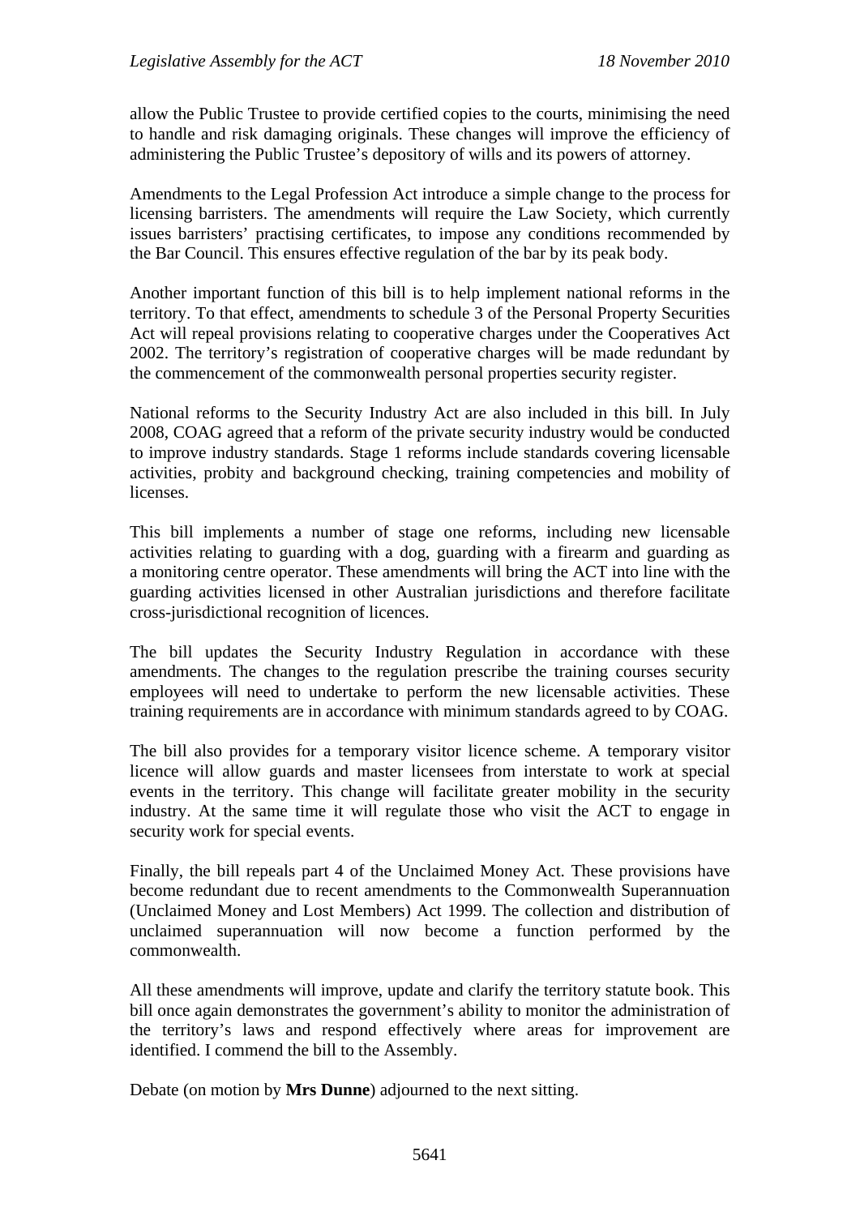allow the Public Trustee to provide certified copies to the courts, minimising the need to handle and risk damaging originals. These changes will improve the efficiency of administering the Public Trustee's depository of wills and its powers of attorney.

Amendments to the Legal Profession Act introduce a simple change to the process for licensing barristers. The amendments will require the Law Society, which currently issues barristers' practising certificates, to impose any conditions recommended by the Bar Council. This ensures effective regulation of the bar by its peak body.

Another important function of this bill is to help implement national reforms in the territory. To that effect, amendments to schedule 3 of the Personal Property Securities Act will repeal provisions relating to cooperative charges under the Cooperatives Act 2002. The territory's registration of cooperative charges will be made redundant by the commencement of the commonwealth personal properties security register.

National reforms to the Security Industry Act are also included in this bill. In July 2008, COAG agreed that a reform of the private security industry would be conducted to improve industry standards. Stage 1 reforms include standards covering licensable activities, probity and background checking, training competencies and mobility of licenses.

This bill implements a number of stage one reforms, including new licensable activities relating to guarding with a dog, guarding with a firearm and guarding as a monitoring centre operator. These amendments will bring the ACT into line with the guarding activities licensed in other Australian jurisdictions and therefore facilitate cross-jurisdictional recognition of licences.

The bill updates the Security Industry Regulation in accordance with these amendments. The changes to the regulation prescribe the training courses security employees will need to undertake to perform the new licensable activities. These training requirements are in accordance with minimum standards agreed to by COAG.

The bill also provides for a temporary visitor licence scheme. A temporary visitor licence will allow guards and master licensees from interstate to work at special events in the territory. This change will facilitate greater mobility in the security industry. At the same time it will regulate those who visit the ACT to engage in security work for special events.

Finally, the bill repeals part 4 of the Unclaimed Money Act. These provisions have become redundant due to recent amendments to the Commonwealth Superannuation (Unclaimed Money and Lost Members) Act 1999. The collection and distribution of unclaimed superannuation will now become a function performed by the commonwealth.

All these amendments will improve, update and clarify the territory statute book. This bill once again demonstrates the government's ability to monitor the administration of the territory's laws and respond effectively where areas for improvement are identified. I commend the bill to the Assembly.

Debate (on motion by **Mrs Dunne**) adjourned to the next sitting.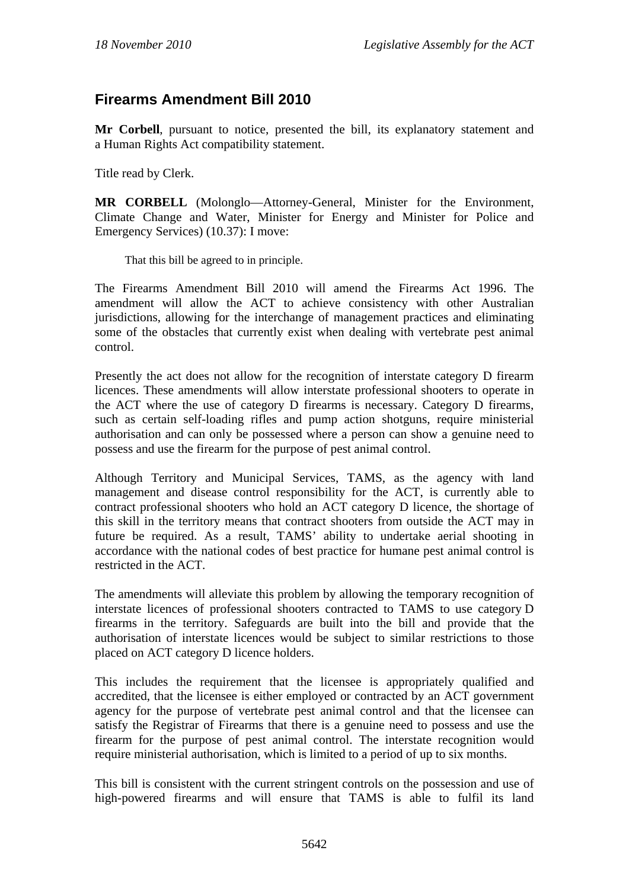## Firearms Amendment Bill 2010

**Mr Corbell**, pursuant to notice, presented the bill, its explanatory statement and a Human Rights Act compatibility statement.

Title read by Clerk.

**MR CORBELL** (Molonglo—Attorney-General, Minister for the Environment, Climate Change and Water, Minister for Energy and Minister for Police and Emergency Services) (10.37): I move:

> That this bill be agreed to in principle.

The Firearms Amendment Bill 2010 will amend the Firearms Act 1996. The amendment will allow the ACT to achieve consistency with other Australian jurisdictions, allowing for the interchange of management practices and eliminating some of the obstacles that currently exist when dealing with vertebrate pest animal control.

Presently the act does not allow for the recognition of interstate category D firearm licences. These amendments will allow interstate professional shooters to operate in the ACT where the use of category D firearms is necessary. Category D firearms, such as certain self-loading rifles and pump action shotguns, require ministerial authorisation and can only be possessed where a person can show a genuine need to possess and use the firearm for the purpose of pest animal control.

Although Territory and Municipal Services, TAMS, as the agency with land management and disease control responsibility for the ACT, is currently able to contract professional shooters who hold an ACT category D licence, the shortage of this skill in the territory means that contract shooters from outside the ACT may in future be required. As a result, TAMS' ability to undertake aerial shooting in accordance with the national codes of best practice for humane pest animal control is restricted in the ACT.

The amendments will alleviate this problem by allowing the temporary recognition of interstate licences of professional shooters contracted to TAMS to use category D firearms in the territory. Safeguards are built into the bill and provide that the authorisation of interstate licences would be subject to similar restrictions to those placed on ACT category D licence holders.

This includes the requirement that the licensee is appropriately qualified and accredited, that the licensee is either employed or contracted by an ACT government agency for the purpose of vertebrate pest animal control and that the licensee can satisfy the Registrar of Firearms that there is a genuine need to possess and use the firearm for the purpose of pest animal control. The interstate recognition would require ministerial authorisation, which is limited to a period of up to six months.

This bill is consistent with the current stringent controls on the possession and use of high-powered firearms and will ensure that TAMS is able to fulfil its land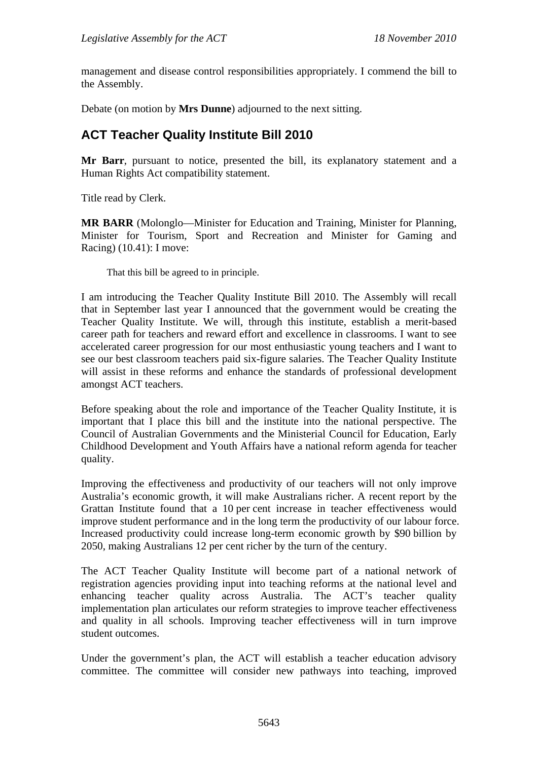management and disease control responsibilities appropriately. I commend the bill to the Assembly.

Debate (on motion by **Mrs Dunne**) adjourned to the next sitting.

## ACT Teacher Quality Institute Bill 2010

**Mr Barr**, pursuant to notice, presented the bill, its explanatory statement and a Human Rights Act compatibility statement.

Title read by Clerk.

**MR BARR** (Molonglo—Minister for Education and Training, Minister for Planning, Minister for Tourism, Sport and Recreation and Minister for Gaming and Racing) (10.41): I move:

> That this bill be agreed to in principle.

I am introducing the Teacher Quality Institute Bill 2010. The Assembly will recall that in September last year I announced that the government would be creating the Teacher Quality Institute. We will, through this institute, establish a merit-based career path for teachers and reward effort and excellence in classrooms. I want to see accelerated career progression for our most enthusiastic young teachers and I want to see our best classroom teachers paid six-figure salaries. The Teacher Quality Institute will assist in these reforms and enhance the standards of professional development amongst ACT teachers.

Before speaking about the role and importance of the Teacher Quality Institute, it is important that I place this bill and the institute into the national perspective. The Council of Australian Governments and the Ministerial Council for Education, Early Childhood Development and Youth Affairs have a national reform agenda for teacher quality.

Improving the effectiveness and productivity of our teachers will not only improve Australia's economic growth, it will make Australians richer. A recent report by the Grattan Institute found that a 10 per cent increase in teacher effectiveness would improve student performance and in the long term the productivity of our labour force. Increased productivity could increase long-term economic growth by $90 billion by 2050, making Australians 12 per cent richer by the turn of the century.

The ACT Teacher Quality Institute will become part of a national network of registration agencies providing input into teaching reforms at the national level and enhancing teacher quality across Australia. The ACT's teacher quality implementation plan articulates our reform strategies to improve teacher effectiveness and quality in all schools. Improving teacher effectiveness will in turn improve student outcomes.

Under the government's plan, the ACT will establish a teacher education advisory committee. The committee will consider new pathways into teaching, improved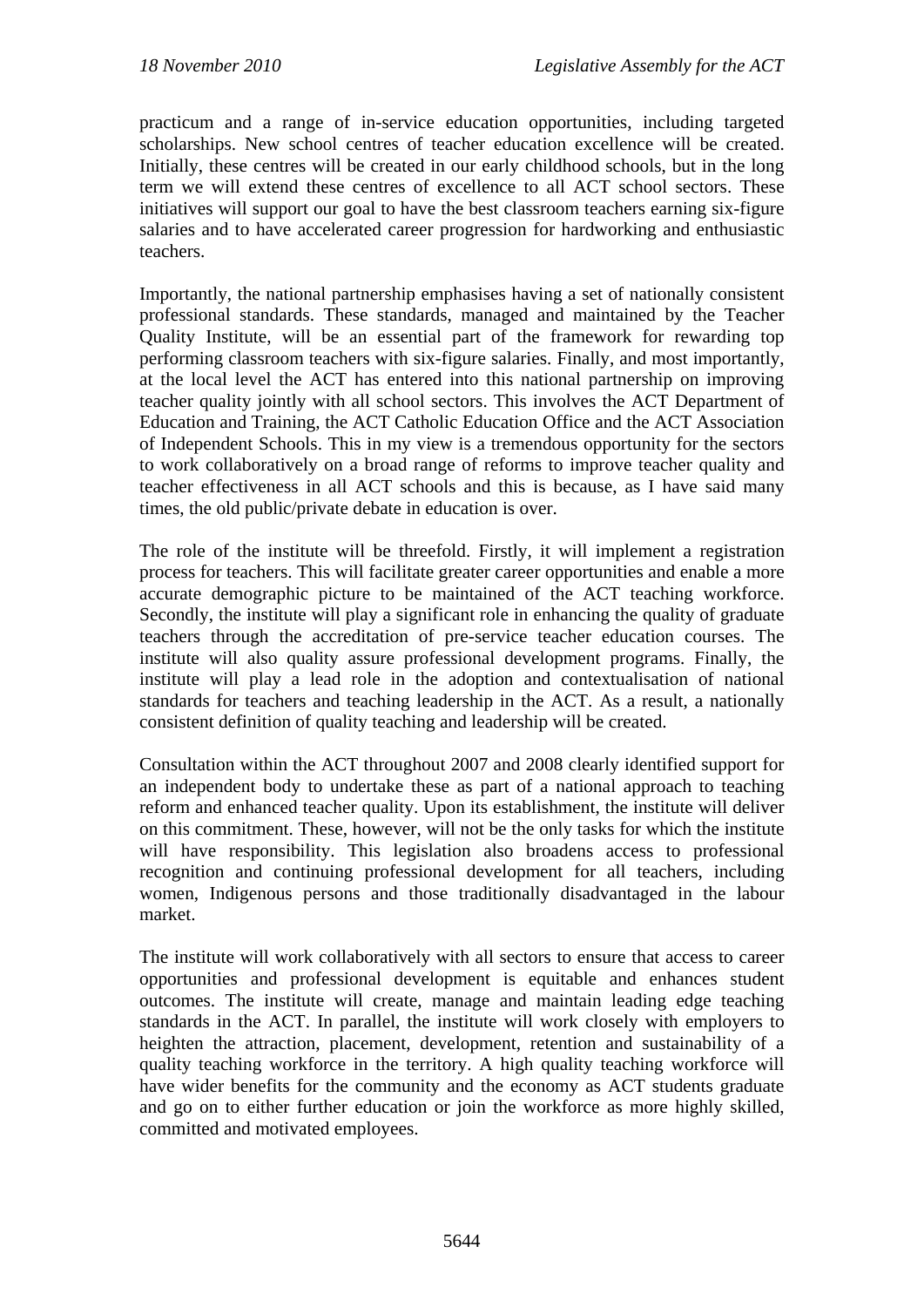practicum and a range of in-service education opportunities, including targeted scholarships. New school centres of teacher education excellence will be created. Initially, these centres will be created in our early childhood schools, but in the long term we will extend these centres of excellence to all ACT school sectors. These initiatives will support our goal to have the best classroom teachers earning six-figure salaries and to have accelerated career progression for hardworking and enthusiastic teachers.

Importantly, the national partnership emphasises having a set of nationally consistent professional standards. These standards, managed and maintained by the Teacher Quality Institute, will be an essential part of the framework for rewarding top performing classroom teachers with six-figure salaries. Finally, and most importantly, at the local level the ACT has entered into this national partnership on improving teacher quality jointly with all school sectors. This involves the ACT Department of Education and Training, the ACT Catholic Education Office and the ACT Association of Independent Schools. This in my view is a tremendous opportunity for the sectors to work collaboratively on a broad range of reforms to improve teacher quality and teacher effectiveness in all ACT schools and this is because, as I have said many times, the old public/private debate in education is over.

The role of the institute will be threefold. Firstly, it will implement a registration process for teachers. This will facilitate greater career opportunities and enable a more accurate demographic picture to be maintained of the ACT teaching workforce. Secondly, the institute will play a significant role in enhancing the quality of graduate teachers through the accreditation of pre-service teacher education courses. The institute will also quality assure professional development programs. Finally, the institute will play a lead role in the adoption and contextualisation of national standards for teachers and teaching leadership in the ACT. As a result, a nationally consistent definition of quality teaching and leadership will be created.

Consultation within the ACT throughout 2007 and 2008 clearly identified support for an independent body to undertake these as part of a national approach to teaching reform and enhanced teacher quality. Upon its establishment, the institute will deliver on this commitment. These, however, will not be the only tasks for which the institute will have responsibility. This legislation also broadens access to professional recognition and continuing professional development for all teachers, including women, Indigenous persons and those traditionally disadvantaged in the labour market.

The institute will work collaboratively with all sectors to ensure that access to career opportunities and professional development is equitable and enhances student outcomes. The institute will create, manage and maintain leading edge teaching standards in the ACT. In parallel, the institute will work closely with employers to heighten the attraction, placement, development, retention and sustainability of a quality teaching workforce in the territory. A high quality teaching workforce will have wider benefits for the community and the economy as ACT students graduate and go on to either further education or join the workforce as more highly skilled, committed and motivated employees.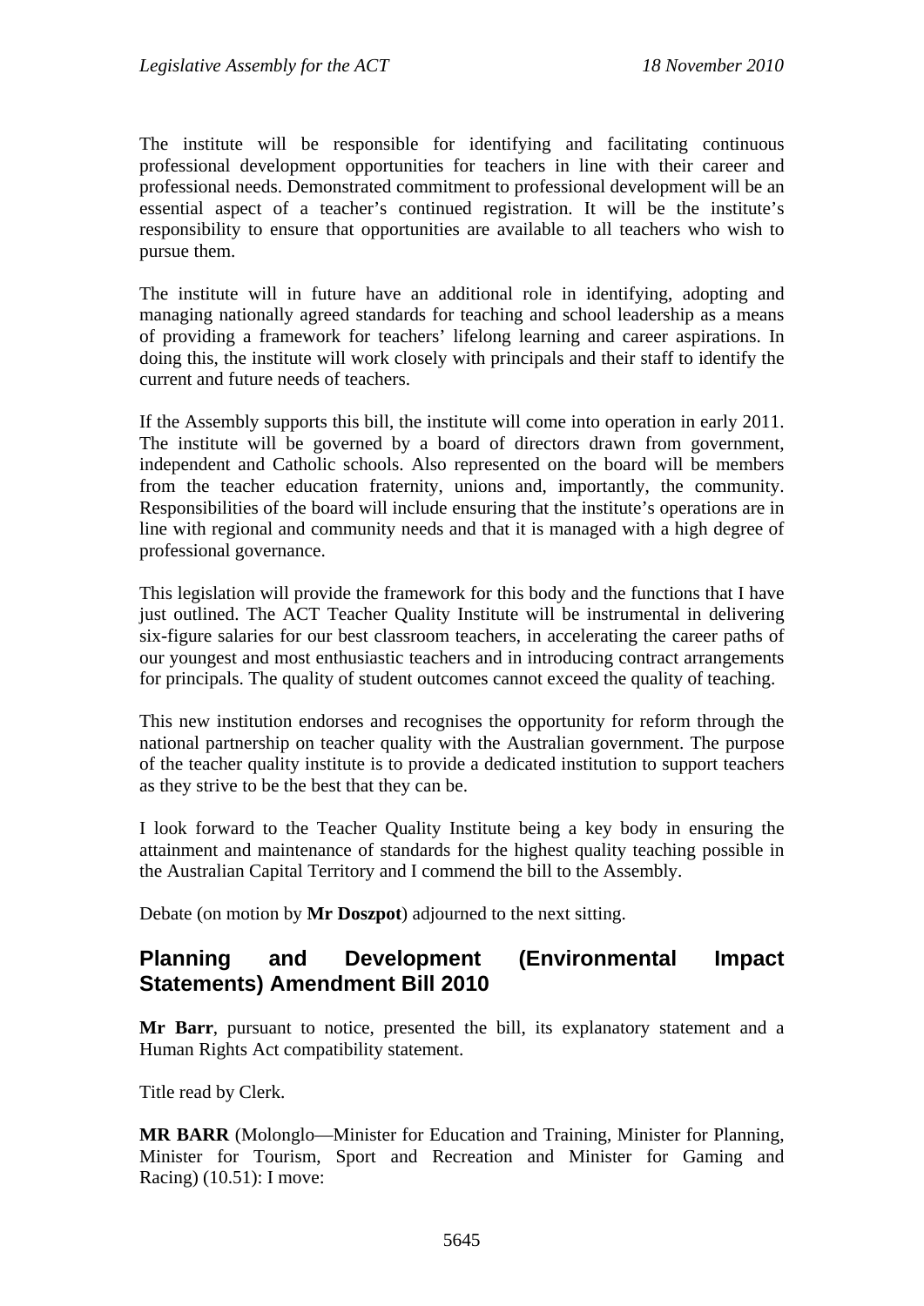The institute will be responsible for identifying and facilitating continuous professional development opportunities for teachers in line with their career and professional needs. Demonstrated commitment to professional development will be an essential aspect of a teacher's continued registration. It will be the institute's responsibility to ensure that opportunities are available to all teachers who wish to pursue them.

The institute will in future have an additional role in identifying, adopting and managing nationally agreed standards for teaching and school leadership as a means of providing a framework for teachers' lifelong learning and career aspirations. In doing this, the institute will work closely with principals and their staff to identify the current and future needs of teachers.

If the Assembly supports this bill, the institute will come into operation in early 2011. The institute will be governed by a board of directors drawn from government, independent and Catholic schools. Also represented on the board will be members from the teacher education fraternity, unions and, importantly, the community. Responsibilities of the board will include ensuring that the institute's operations are in line with regional and community needs and that it is managed with a high degree of professional governance.

This legislation will provide the framework for this body and the functions that I have just outlined. The ACT Teacher Quality Institute will be instrumental in delivering six-figure salaries for our best classroom teachers, in accelerating the career paths of our youngest and most enthusiastic teachers and in introducing contract arrangements for principals. The quality of student outcomes cannot exceed the quality of teaching.

This new institution endorses and recognises the opportunity for reform through the national partnership on teacher quality with the Australian government. The purpose of the teacher quality institute is to provide a dedicated institution to support teachers as they strive to be the best that they can be.

I look forward to the Teacher Quality Institute being a key body in ensuring the attainment and maintenance of standards for the highest quality teaching possible in the Australian Capital Territory and I commend the bill to the Assembly.

Debate (on motion by **Mr Doszpot**) adjourned to the next sitting.

## Planning and Development (Environmental Impact Statements) Amendment Bill 2010

**Mr Barr**, pursuant to notice, presented the bill, its explanatory statement and a Human Rights Act compatibility statement.

Title read by Clerk.

**MR BARR** (Molonglo—Minister for Education and Training, Minister for Planning, Minister for Tourism, Sport and Recreation and Minister for Gaming and Racing) (10.51): I move: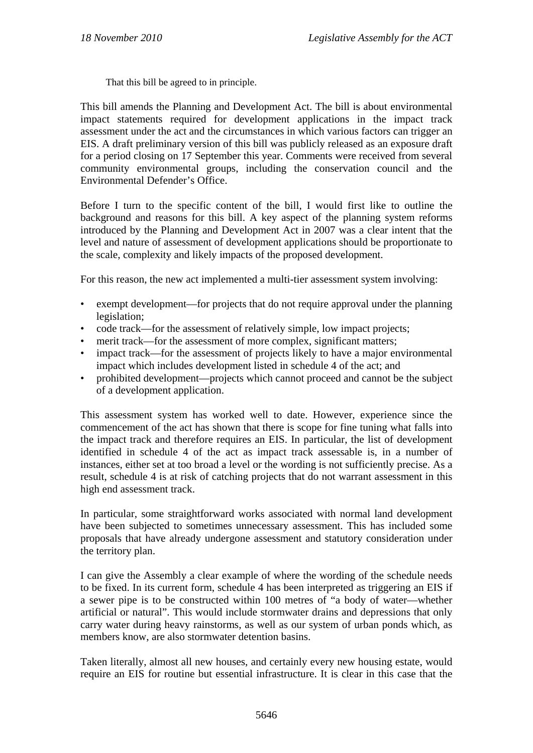That this bill be agreed to in principle.

This bill amends the Planning and Development Act. The bill is about environmental impact statements required for development applications in the impact track assessment under the act and the circumstances in which various factors can trigger an EIS. A draft preliminary version of this bill was publicly released as an exposure draft for a period closing on 17 September this year. Comments were received from several community environmental groups, including the conservation council and the Environmental Defender's Office.

Before I turn to the specific content of the bill, I would first like to outline the background and reasons for this bill. A key aspect of the planning system reforms introduced by the Planning and Development Act in 2007 was a clear intent that the level and nature of assessment of development applications should be proportionate to the scale, complexity and likely impacts of the proposed development.

For this reason, the new act implemented a multi-tier assessment system involving:

- exempt development—for projects that do not require approval under the planning legislation;
- code track—for the assessment of relatively simple, low impact projects;
- merit track—for the assessment of more complex, significant matters;
- impact track—for the assessment of projects likely to have a major environmental impact which includes development listed in schedule 4 of the act; and
- prohibited development—projects which cannot proceed and cannot be the subject of a development application.

This assessment system has worked well to date. However, experience since the commencement of the act has shown that there is scope for fine tuning what falls into the impact track and therefore requires an EIS. In particular, the list of development identified in schedule 4 of the act as impact track assessable is, in a number of instances, either set at too broad a level or the wording is not sufficiently precise. As a result, schedule 4 is at risk of catching projects that do not warrant assessment in this high end assessment track.

In particular, some straightforward works associated with normal land development have been subjected to sometimes unnecessary assessment. This has included some proposals that have already undergone assessment and statutory consideration under the territory plan.

I can give the Assembly a clear example of where the wording of the schedule needs to be fixed. In its current form, schedule 4 has been interpreted as triggering an EIS if a sewer pipe is to be constructed within 100 metres of "a body of water—whether artificial or natural". This would include stormwater drains and depressions that only carry water during heavy rainstorms, as well as our system of urban ponds which, as members know, are also stormwater detention basins.

Taken literally, almost all new houses, and certainly every new housing estate, would require an EIS for routine but essential infrastructure. It is clear in this case that the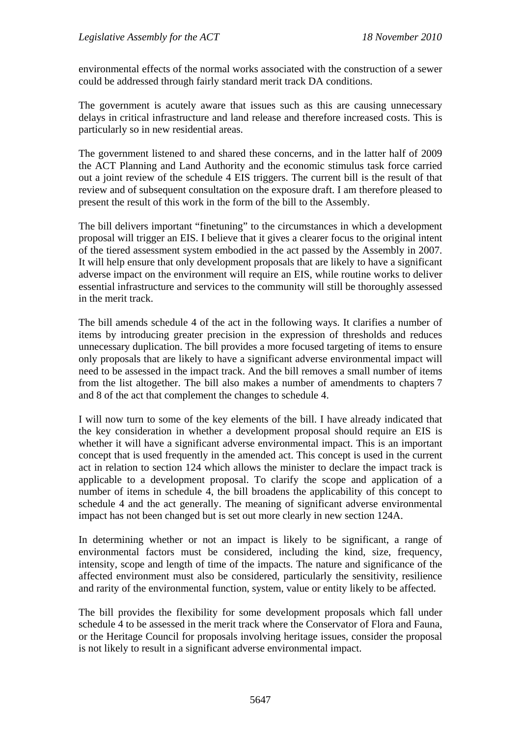environmental effects of the normal works associated with the construction of a sewer could be addressed through fairly standard merit track DA conditions.

The government is acutely aware that issues such as this are causing unnecessary delays in critical infrastructure and land release and therefore increased costs. This is particularly so in new residential areas.

The government listened to and shared these concerns, and in the latter half of 2009 the ACT Planning and Land Authority and the economic stimulus task force carried out a joint review of the schedule 4 EIS triggers. The current bill is the result of that review and of subsequent consultation on the exposure draft. I am therefore pleased to present the result of this work in the form of the bill to the Assembly.

The bill delivers important "finetuning" to the circumstances in which a development proposal will trigger an EIS. I believe that it gives a clearer focus to the original intent of the tiered assessment system embodied in the act passed by the Assembly in 2007. It will help ensure that only development proposals that are likely to have a significant adverse impact on the environment will require an EIS, while routine works to deliver essential infrastructure and services to the community will still be thoroughly assessed in the merit track.

The bill amends schedule 4 of the act in the following ways. It clarifies a number of items by introducing greater precision in the expression of thresholds and reduces unnecessary duplication. The bill provides a more focused targeting of items to ensure only proposals that are likely to have a significant adverse environmental impact will need to be assessed in the impact track. And the bill removes a small number of items from the list altogether. The bill also makes a number of amendments to chapters 7 and 8 of the act that complement the changes to schedule 4.

I will now turn to some of the key elements of the bill. I have already indicated that the key consideration in whether a development proposal should require an EIS is whether it will have a significant adverse environmental impact. This is an important concept that is used frequently in the amended act. This concept is used in the current act in relation to section 124 which allows the minister to declare the impact track is applicable to a development proposal. To clarify the scope and application of a number of items in schedule 4, the bill broadens the applicability of this concept to schedule 4 and the act generally. The meaning of significant adverse environmental impact has not been changed but is set out more clearly in new section 124A.

In determining whether or not an impact is likely to be significant, a range of environmental factors must be considered, including the kind, size, frequency, intensity, scope and length of time of the impacts. The nature and significance of the affected environment must also be considered, particularly the sensitivity, resilience and rarity of the environmental function, system, value or entity likely to be affected.

The bill provides the flexibility for some development proposals which fall under schedule 4 to be assessed in the merit track where the Conservator of Flora and Fauna, or the Heritage Council for proposals involving heritage issues, consider the proposal is not likely to result in a significant adverse environmental impact.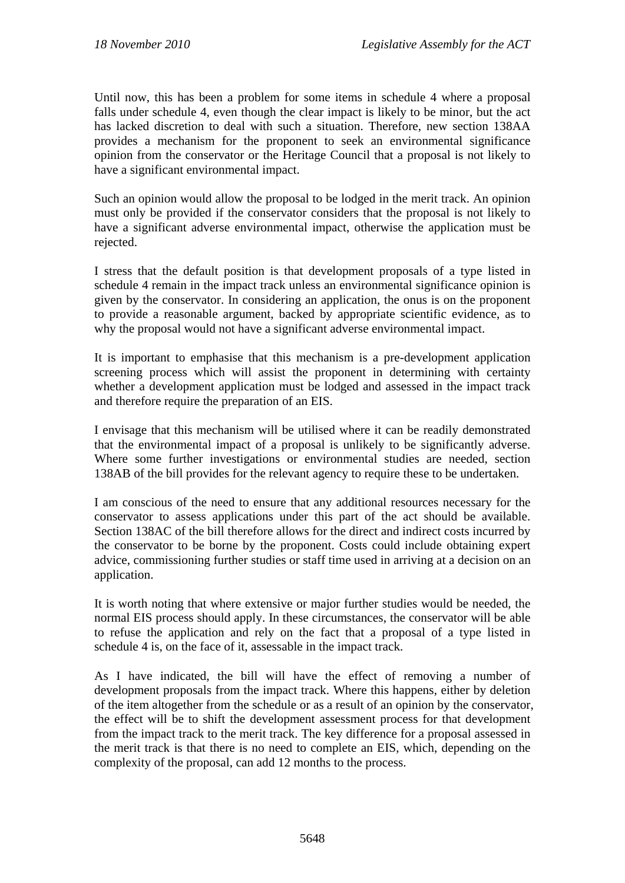Until now, this has been a problem for some items in schedule 4 where a proposal falls under schedule 4, even though the clear impact is likely to be minor, but the act has lacked discretion to deal with such a situation. Therefore, new section 138AA provides a mechanism for the proponent to seek an environmental significance opinion from the conservator or the Heritage Council that a proposal is not likely to have a significant environmental impact.

Such an opinion would allow the proposal to be lodged in the merit track. An opinion must only be provided if the conservator considers that the proposal is not likely to have a significant adverse environmental impact, otherwise the application must be rejected.

I stress that the default position is that development proposals of a type listed in schedule 4 remain in the impact track unless an environmental significance opinion is given by the conservator. In considering an application, the onus is on the proponent to provide a reasonable argument, backed by appropriate scientific evidence, as to why the proposal would not have a significant adverse environmental impact.

It is important to emphasise that this mechanism is a pre-development application screening process which will assist the proponent in determining with certainty whether a development application must be lodged and assessed in the impact track and therefore require the preparation of an EIS.

I envisage that this mechanism will be utilised where it can be readily demonstrated that the environmental impact of a proposal is unlikely to be significantly adverse. Where some further investigations or environmental studies are needed, section 138AB of the bill provides for the relevant agency to require these to be undertaken.

I am conscious of the need to ensure that any additional resources necessary for the conservator to assess applications under this part of the act should be available. Section 138AC of the bill therefore allows for the direct and indirect costs incurred by the conservator to be borne by the proponent. Costs could include obtaining expert advice, commissioning further studies or staff time used in arriving at a decision on an application.

It is worth noting that where extensive or major further studies would be needed, the normal EIS process should apply. In these circumstances, the conservator will be able to refuse the application and rely on the fact that a proposal of a type listed in schedule 4 is, on the face of it, assessable in the impact track.

As I have indicated, the bill will have the effect of removing a number of development proposals from the impact track. Where this happens, either by deletion of the item altogether from the schedule or as a result of an opinion by the conservator, the effect will be to shift the development assessment process for that development from the impact track to the merit track. The key difference for a proposal assessed in the merit track is that there is no need to complete an EIS, which, depending on the complexity of the proposal, can add 12 months to the process.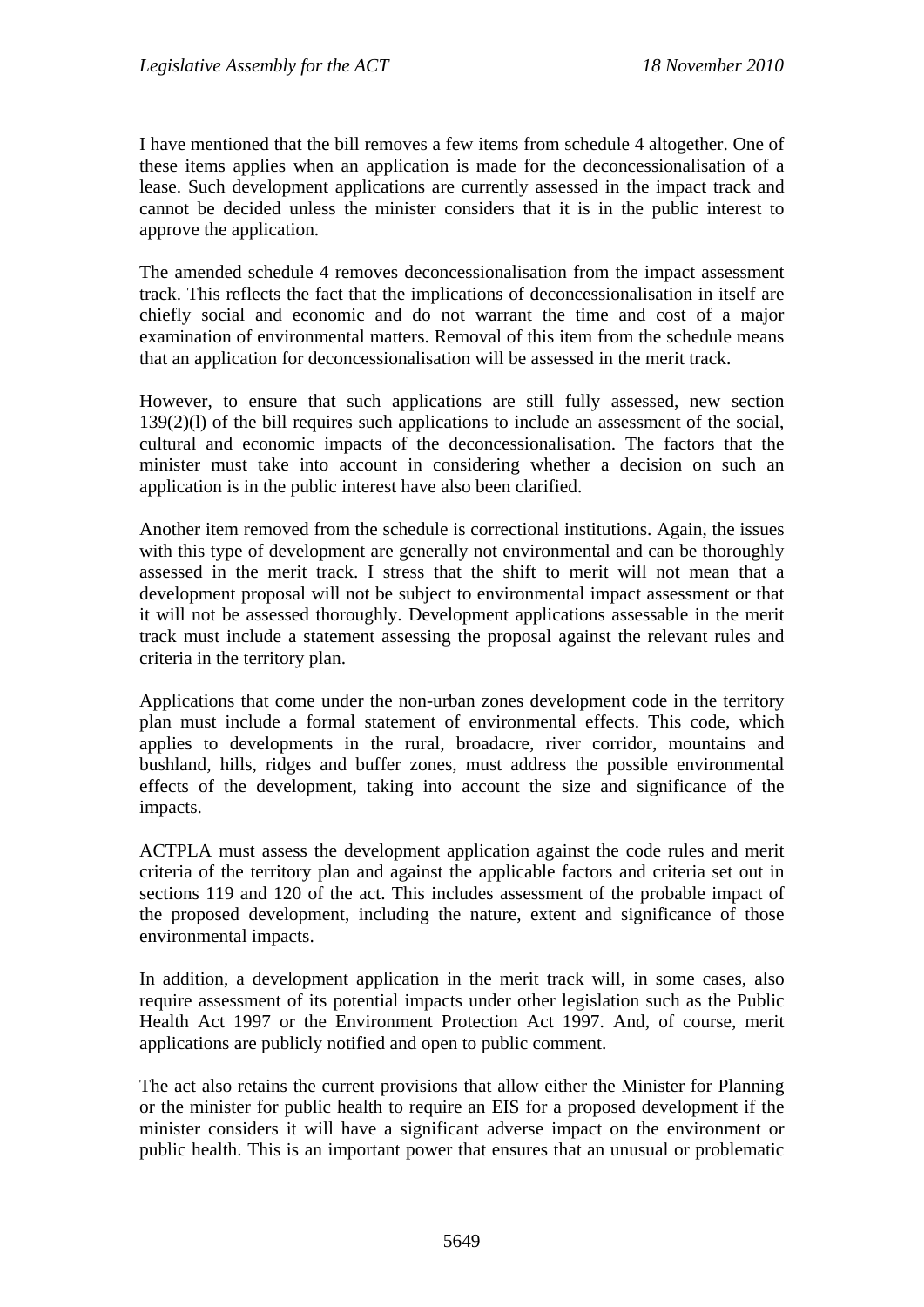I have mentioned that the bill removes a few items from schedule 4 altogether. One of these items applies when an application is made for the deconcessionalisation of a lease. Such development applications are currently assessed in the impact track and cannot be decided unless the minister considers that it is in the public interest to approve the application.

The amended schedule 4 removes deconcessionalisation from the impact assessment track. This reflects the fact that the implications of deconcessionalisation in itself are chiefly social and economic and do not warrant the time and cost of a major examination of environmental matters. Removal of this item from the schedule means that an application for deconcessionalisation will be assessed in the merit track.

However, to ensure that such applications are still fully assessed, new section 139(2)(l) of the bill requires such applications to include an assessment of the social, cultural and economic impacts of the deconcessionalisation. The factors that the minister must take into account in considering whether a decision on such an application is in the public interest have also been clarified.

Another item removed from the schedule is correctional institutions. Again, the issues with this type of development are generally not environmental and can be thoroughly assessed in the merit track. I stress that the shift to merit will not mean that a development proposal will not be subject to environmental impact assessment or that it will not be assessed thoroughly. Development applications assessable in the merit track must include a statement assessing the proposal against the relevant rules and criteria in the territory plan.

Applications that come under the non-urban zones development code in the territory plan must include a formal statement of environmental effects. This code, which applies to developments in the rural, broadacre, river corridor, mountains and bushland, hills, ridges and buffer zones, must address the possible environmental effects of the development, taking into account the size and significance of the impacts.

ACTPLA must assess the development application against the code rules and merit criteria of the territory plan and against the applicable factors and criteria set out in sections 119 and 120 of the act. This includes assessment of the probable impact of the proposed development, including the nature, extent and significance of those environmental impacts.

In addition, a development application in the merit track will, in some cases, also require assessment of its potential impacts under other legislation such as the Public Health Act 1997 or the Environment Protection Act 1997. And, of course, merit applications are publicly notified and open to public comment.

The act also retains the current provisions that allow either the Minister for Planning or the minister for public health to require an EIS for a proposed development if the minister considers it will have a significant adverse impact on the environment or public health. This is an important power that ensures that an unusual or problematic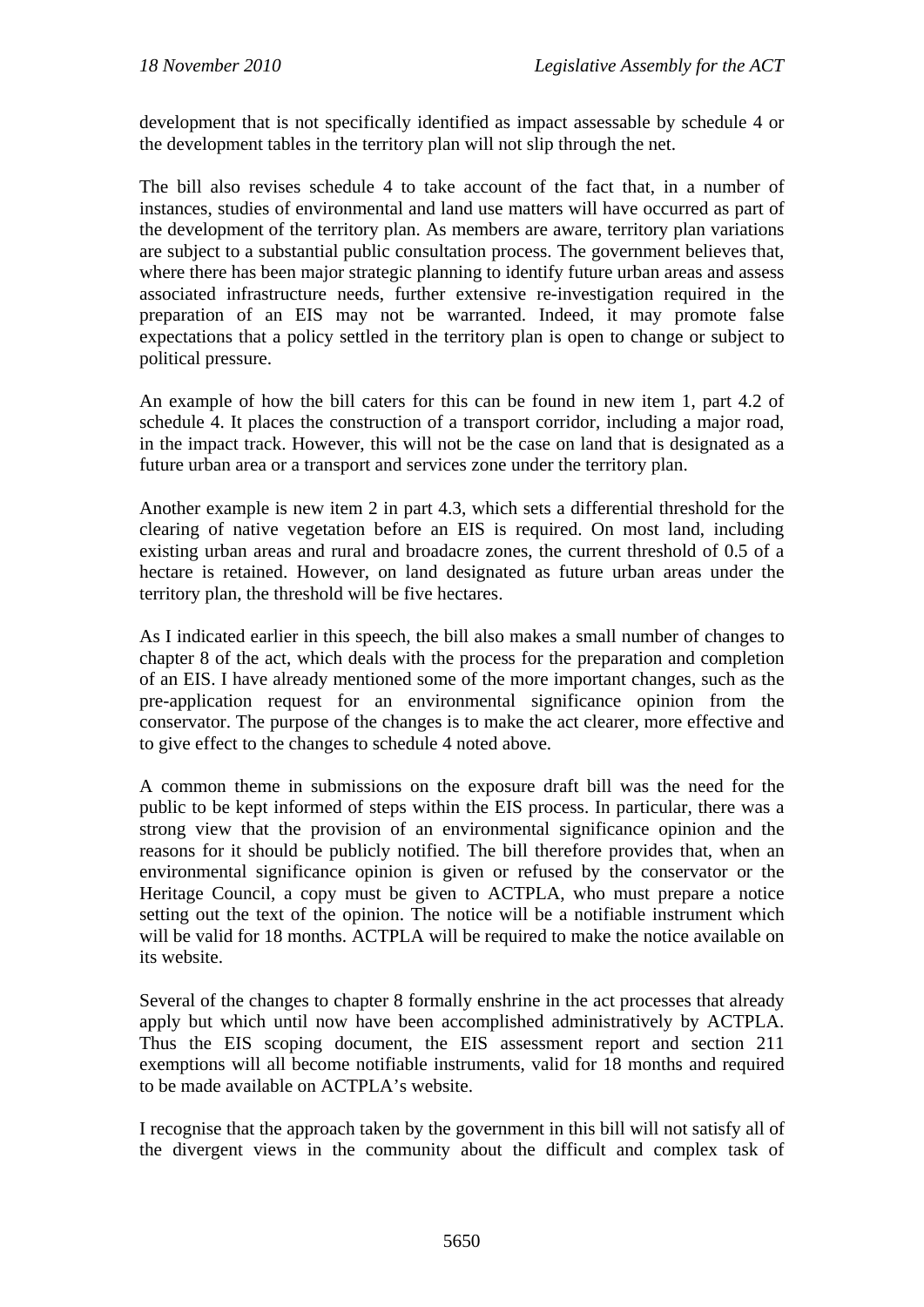development that is not specifically identified as impact assessable by schedule 4 or the development tables in the territory plan will not slip through the net.

The bill also revises schedule 4 to take account of the fact that, in a number of instances, studies of environmental and land use matters will have occurred as part of the development of the territory plan. As members are aware, territory plan variations are subject to a substantial public consultation process. The government believes that, where there has been major strategic planning to identify future urban areas and assess associated infrastructure needs, further extensive re-investigation required in the preparation of an EIS may not be warranted. Indeed, it may promote false expectations that a policy settled in the territory plan is open to change or subject to political pressure.

An example of how the bill caters for this can be found in new item 1, part 4.2 of schedule 4. It places the construction of a transport corridor, including a major road, in the impact track. However, this will not be the case on land that is designated as a future urban area or a transport and services zone under the territory plan.

Another example is new item 2 in part 4.3, which sets a differential threshold for the clearing of native vegetation before an EIS is required. On most land, including existing urban areas and rural and broadacre zones, the current threshold of 0.5 of a hectare is retained. However, on land designated as future urban areas under the territory plan, the threshold will be five hectares.

As I indicated earlier in this speech, the bill also makes a small number of changes to chapter 8 of the act, which deals with the process for the preparation and completion of an EIS. I have already mentioned some of the more important changes, such as the pre-application request for an environmental significance opinion from the conservator. The purpose of the changes is to make the act clearer, more effective and to give effect to the changes to schedule 4 noted above.

A common theme in submissions on the exposure draft bill was the need for the public to be kept informed of steps within the EIS process. In particular, there was a strong view that the provision of an environmental significance opinion and the reasons for it should be publicly notified. The bill therefore provides that, when an environmental significance opinion is given or refused by the conservator or the Heritage Council, a copy must be given to ACTPLA, who must prepare a notice setting out the text of the opinion. The notice will be a notifiable instrument which will be valid for 18 months. ACTPLA will be required to make the notice available on its website.

Several of the changes to chapter 8 formally enshrine in the act processes that already apply but which until now have been accomplished administratively by ACTPLA. Thus the EIS scoping document, the EIS assessment report and section 211 exemptions will all become notifiable instruments, valid for 18 months and required to be made available on ACTPLA's website.

I recognise that the approach taken by the government in this bill will not satisfy all of the divergent views in the community about the difficult and complex task of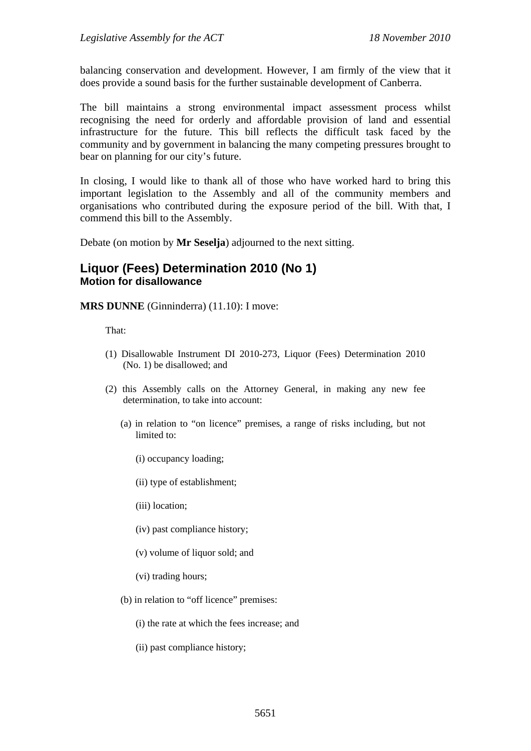balancing conservation and development. However, I am firmly of the view that it does provide a sound basis for the further sustainable development of Canberra.

The bill maintains a strong environmental impact assessment process whilst recognising the need for orderly and affordable provision of land and essential infrastructure for the future. This bill reflects the difficult task faced by the community and by government in balancing the many competing pressures brought to bear on planning for our city's future.

In closing, I would like to thank all of those who have worked hard to bring this important legislation to the Assembly and all of the community members and organisations who contributed during the exposure period of the bill. With that, I commend this bill to the Assembly.

Debate (on motion by **Mr Seselja**) adjourned to the next sitting.

## Liquor (Fees) Determination 2010 (No 1)
### Motion for disallowance

**MRS DUNNE** (Ginninderra) (11.10): I move:

> That:
>
> (1) Disallowable Instrument DI 2010-273, Liquor (Fees) Determination 2010 (No. 1) be disallowed; and
>
> (2) this Assembly calls on the Attorney General, in making any new fee determination, to take into account:
>
> (a) in relation to "on licence" premises, a range of risks including, but not limited to:
>
> (i) occupancy loading;
>
> (ii) type of establishment;
>
> (iii) location;
>
> (iv) past compliance history;
>
> (v) volume of liquor sold; and
>
> (vi) trading hours;
>
> (b) in relation to "off licence" premises:
>
> (i) the rate at which the fees increase; and
>
> (ii) past compliance history;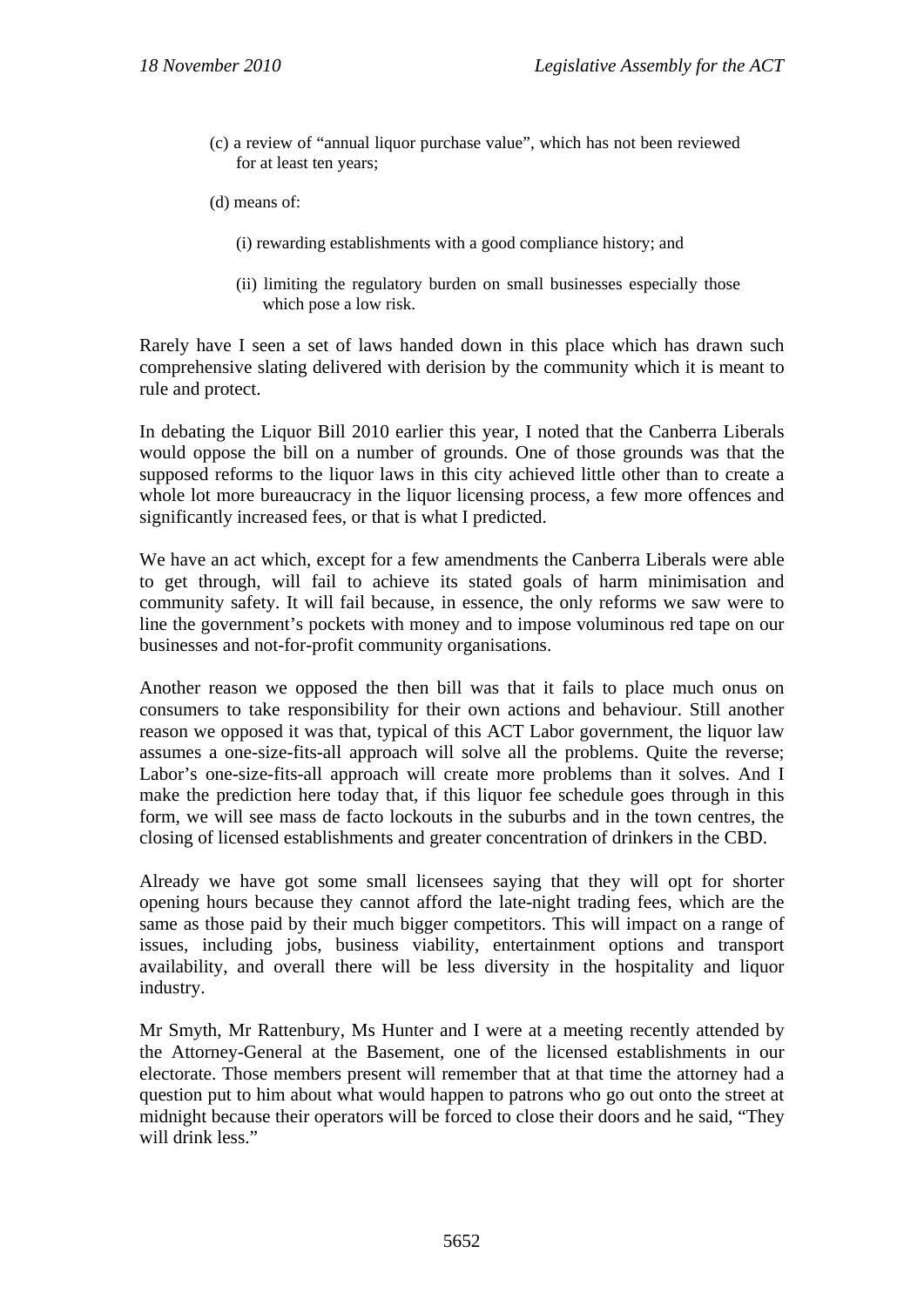(c) a review of "annual liquor purchase value", which has not been reviewed for at least ten years;

(d) means of:

(i) rewarding establishments with a good compliance history; and

(ii) limiting the regulatory burden on small businesses especially those which pose a low risk.

Rarely have I seen a set of laws handed down in this place which has drawn such comprehensive slating delivered with derision by the community which it is meant to rule and protect.

In debating the Liquor Bill 2010 earlier this year, I noted that the Canberra Liberals would oppose the bill on a number of grounds. One of those grounds was that the supposed reforms to the liquor laws in this city achieved little other than to create a whole lot more bureaucracy in the liquor licensing process, a few more offences and significantly increased fees, or that is what I predicted.

We have an act which, except for a few amendments the Canberra Liberals were able to get through, will fail to achieve its stated goals of harm minimisation and community safety. It will fail because, in essence, the only reforms we saw were to line the government's pockets with money and to impose voluminous red tape on our businesses and not-for-profit community organisations.

Another reason we opposed the then bill was that it fails to place much onus on consumers to take responsibility for their own actions and behaviour. Still another reason we opposed it was that, typical of this ACT Labor government, the liquor law assumes a one-size-fits-all approach will solve all the problems. Quite the reverse; Labor's one-size-fits-all approach will create more problems than it solves. And I make the prediction here today that, if this liquor fee schedule goes through in this form, we will see mass de facto lockouts in the suburbs and in the town centres, the closing of licensed establishments and greater concentration of drinkers in the CBD.

Already we have got some small licensees saying that they will opt for shorter opening hours because they cannot afford the late-night trading fees, which are the same as those paid by their much bigger competitors. This will impact on a range of issues, including jobs, business viability, entertainment options and transport availability, and overall there will be less diversity in the hospitality and liquor industry.

Mr Smyth, Mr Rattenbury, Ms Hunter and I were at a meeting recently attended by the Attorney-General at the Basement, one of the licensed establishments in our electorate. Those members present will remember that at that time the attorney had a question put to him about what would happen to patrons who go out onto the street at midnight because their operators will be forced to close their doors and he said, "They will drink less."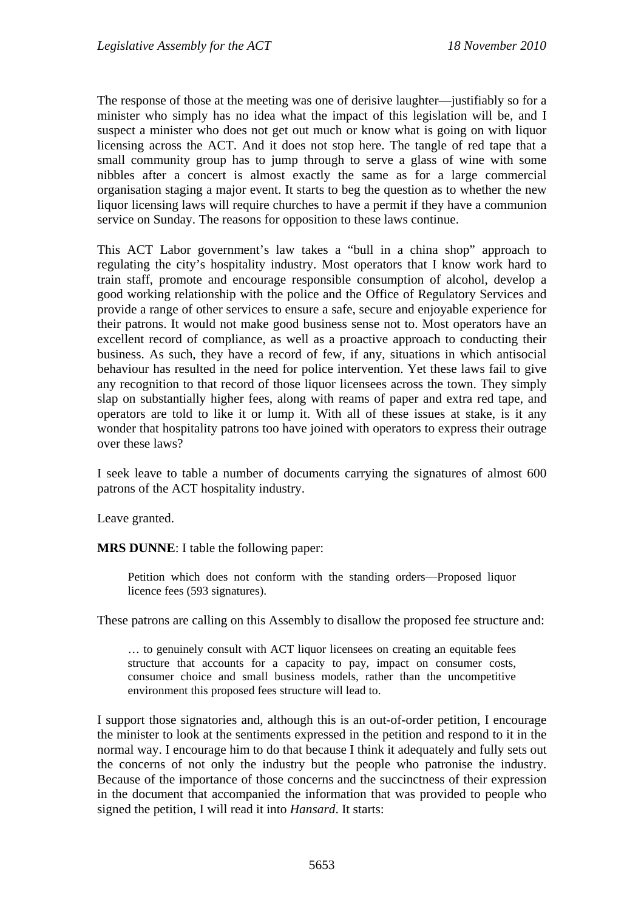The response of those at the meeting was one of derisive laughter—justifiably so for a minister who simply has no idea what the impact of this legislation will be, and I suspect a minister who does not get out much or know what is going on with liquor licensing across the ACT. And it does not stop here. The tangle of red tape that a small community group has to jump through to serve a glass of wine with some nibbles after a concert is almost exactly the same as for a large commercial organisation staging a major event. It starts to beg the question as to whether the new liquor licensing laws will require churches to have a permit if they have a communion service on Sunday. The reasons for opposition to these laws continue.

This ACT Labor government's law takes a "bull in a china shop" approach to regulating the city's hospitality industry. Most operators that I know work hard to train staff, promote and encourage responsible consumption of alcohol, develop a good working relationship with the police and the Office of Regulatory Services and provide a range of other services to ensure a safe, secure and enjoyable experience for their patrons. It would not make good business sense not to. Most operators have an excellent record of compliance, as well as a proactive approach to conducting their business. As such, they have a record of few, if any, situations in which antisocial behaviour has resulted in the need for police intervention. Yet these laws fail to give any recognition to that record of those liquor licensees across the town. They simply slap on substantially higher fees, along with reams of paper and extra red tape, and operators are told to like it or lump it. With all of these issues at stake, is it any wonder that hospitality patrons too have joined with operators to express their outrage over these laws?

I seek leave to table a number of documents carrying the signatures of almost 600 patrons of the ACT hospitality industry.

Leave granted.

**MRS DUNNE**: I table the following paper:

> Petition which does not conform with the standing orders—Proposed liquor licence fees (593 signatures).

These patrons are calling on this Assembly to disallow the proposed fee structure and:

> … to genuinely consult with ACT liquor licensees on creating an equitable fees structure that accounts for a capacity to pay, impact on consumer costs, consumer choice and small business models, rather than the uncompetitive environment this proposed fees structure will lead to.

I support those signatories and, although this is an out-of-order petition, I encourage the minister to look at the sentiments expressed in the petition and respond to it in the normal way. I encourage him to do that because I think it adequately and fully sets out the concerns of not only the industry but the people who patronise the industry. Because of the importance of those concerns and the succinctness of their expression in the document that accompanied the information that was provided to people who signed the petition, I will read it into *Hansard*. It starts: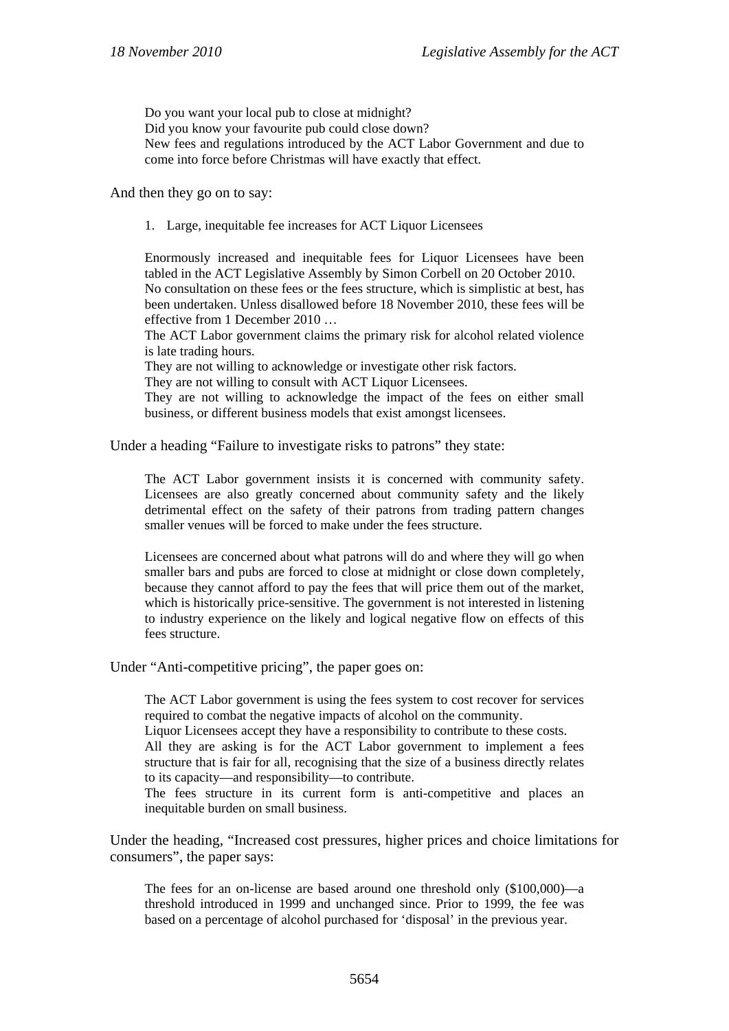> Do you want your local pub to close at midnight?
> Did you know your favourite pub could close down?
> New fees and regulations introduced by the ACT Labor Government and due to come into force before Christmas will have exactly that effect.

And then they go on to say:

> 1. Large, inequitable fee increases for ACT Liquor Licensees
>
> Enormously increased and inequitable fees for Liquor Licensees have been tabled in the ACT Legislative Assembly by Simon Corbell on 20 October 2010.
> No consultation on these fees or the fees structure, which is simplistic at best, has been undertaken. Unless disallowed before 18 November 2010, these fees will be effective from 1 December 2010 …
> The ACT Labor government claims the primary risk for alcohol related violence is late trading hours.
> They are not willing to acknowledge or investigate other risk factors.
> They are not willing to consult with ACT Liquor Licensees.
> They are not willing to acknowledge the impact of the fees on either small business, or different business models that exist amongst licensees.

Under a heading "Failure to investigate risks to patrons" they state:

> The ACT Labor government insists it is concerned with community safety. Licensees are also greatly concerned about community safety and the likely detrimental effect on the safety of their patrons from trading pattern changes smaller venues will be forced to make under the fees structure.
>
> Licensees are concerned about what patrons will do and where they will go when smaller bars and pubs are forced to close at midnight or close down completely, because they cannot afford to pay the fees that will price them out of the market, which is historically price-sensitive. The government is not interested in listening to industry experience on the likely and logical negative flow on effects of this fees structure.

Under "Anti-competitive pricing", the paper goes on:

> The ACT Labor government is using the fees system to cost recover for services required to combat the negative impacts of alcohol on the community.
> Liquor Licensees accept they have a responsibility to contribute to these costs.
> All they are asking is for the ACT Labor government to implement a fees structure that is fair for all, recognising that the size of a business directly relates to its capacity—and responsibility—to contribute.
> The fees structure in its current form is anti-competitive and places an inequitable burden on small business.

Under the heading, "Increased cost pressures, higher prices and choice limitations for consumers", the paper says:

> The fees for an on-license are based around one threshold only ($100,000)—a threshold introduced in 1999 and unchanged since. Prior to 1999, the fee was based on a percentage of alcohol purchased for 'disposal' in the previous year.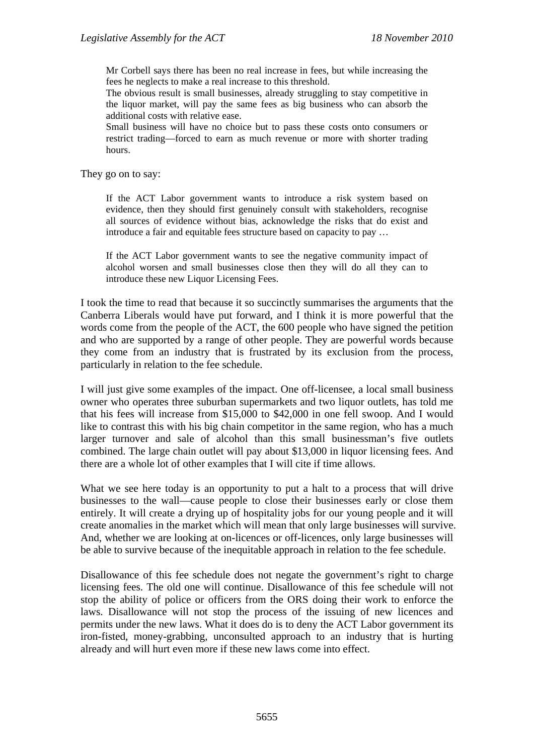> Mr Corbell says there has been no real increase in fees, but while increasing the fees he neglects to make a real increase to this threshold.
>
> The obvious result is small businesses, already struggling to stay competitive in the liquor market, will pay the same fees as big business who can absorb the additional costs with relative ease.
>
> Small business will have no choice but to pass these costs onto consumers or restrict trading—forced to earn as much revenue or more with shorter trading hours.

They go on to say:

> If the ACT Labor government wants to introduce a risk system based on evidence, then they should first genuinely consult with stakeholders, recognise all sources of evidence without bias, acknowledge the risks that do exist and introduce a fair and equitable fees structure based on capacity to pay …
>
> If the ACT Labor government wants to see the negative community impact of alcohol worsen and small businesses close then they will do all they can to introduce these new Liquor Licensing Fees.

I took the time to read that because it so succinctly summarises the arguments that the Canberra Liberals would have put forward, and I think it is more powerful that the words come from the people of the ACT, the 600 people who have signed the petition and who are supported by a range of other people. They are powerful words because they come from an industry that is frustrated by its exclusion from the process, particularly in relation to the fee schedule.

I will just give some examples of the impact. One off-licensee, a local small business owner who operates three suburban supermarkets and two liquor outlets, has told me that his fees will increase from $15,000 to $42,000 in one fell swoop. And I would like to contrast this with his big chain competitor in the same region, who has a much larger turnover and sale of alcohol than this small businessman's five outlets combined. The large chain outlet will pay about $13,000 in liquor licensing fees. And there are a whole lot of other examples that I will cite if time allows.

What we see here today is an opportunity to put a halt to a process that will drive businesses to the wall—cause people to close their businesses early or close them entirely. It will create a drying up of hospitality jobs for our young people and it will create anomalies in the market which will mean that only large businesses will survive. And, whether we are looking at on-licences or off-licences, only large businesses will be able to survive because of the inequitable approach in relation to the fee schedule.

Disallowance of this fee schedule does not negate the government's right to charge licensing fees. The old one will continue. Disallowance of this fee schedule will not stop the ability of police or officers from the ORS doing their work to enforce the laws. Disallowance will not stop the process of the issuing of new licences and permits under the new laws. What it does do is to deny the ACT Labor government its iron-fisted, money-grabbing, unconsulted approach to an industry that is hurting already and will hurt even more if these new laws come into effect.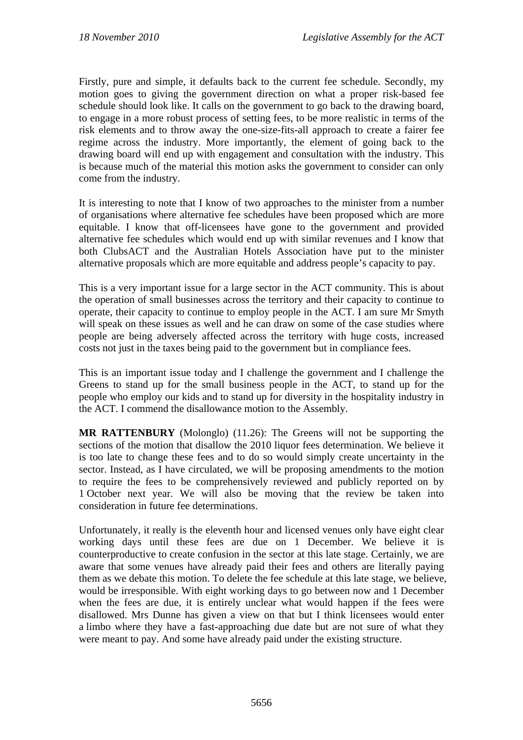Firstly, pure and simple, it defaults back to the current fee schedule. Secondly, my motion goes to giving the government direction on what a proper risk-based fee schedule should look like. It calls on the government to go back to the drawing board, to engage in a more robust process of setting fees, to be more realistic in terms of the risk elements and to throw away the one-size-fits-all approach to create a fairer fee regime across the industry. More importantly, the element of going back to the drawing board will end up with engagement and consultation with the industry. This is because much of the material this motion asks the government to consider can only come from the industry.

It is interesting to note that I know of two approaches to the minister from a number of organisations where alternative fee schedules have been proposed which are more equitable. I know that off-licensees have gone to the government and provided alternative fee schedules which would end up with similar revenues and I know that both ClubsACT and the Australian Hotels Association have put to the minister alternative proposals which are more equitable and address people's capacity to pay.

This is a very important issue for a large sector in the ACT community. This is about the operation of small businesses across the territory and their capacity to continue to operate, their capacity to continue to employ people in the ACT. I am sure Mr Smyth will speak on these issues as well and he can draw on some of the case studies where people are being adversely affected across the territory with huge costs, increased costs not just in the taxes being paid to the government but in compliance fees.

This is an important issue today and I challenge the government and I challenge the Greens to stand up for the small business people in the ACT, to stand up for the people who employ our kids and to stand up for diversity in the hospitality industry in the ACT. I commend the disallowance motion to the Assembly.

**MR RATTENBURY** (Molonglo) (11.26): The Greens will not be supporting the sections of the motion that disallow the 2010 liquor fees determination. We believe it is too late to change these fees and to do so would simply create uncertainty in the sector. Instead, as I have circulated, we will be proposing amendments to the motion to require the fees to be comprehensively reviewed and publicly reported on by 1 October next year. We will also be moving that the review be taken into consideration in future fee determinations.

Unfortunately, it really is the eleventh hour and licensed venues only have eight clear working days until these fees are due on 1 December. We believe it is counterproductive to create confusion in the sector at this late stage. Certainly, we are aware that some venues have already paid their fees and others are literally paying them as we debate this motion. To delete the fee schedule at this late stage, we believe, would be irresponsible. With eight working days to go between now and 1 December when the fees are due, it is entirely unclear what would happen if the fees were disallowed. Mrs Dunne has given a view on that but I think licensees would enter a limbo where they have a fast-approaching due date but are not sure of what they were meant to pay. And some have already paid under the existing structure.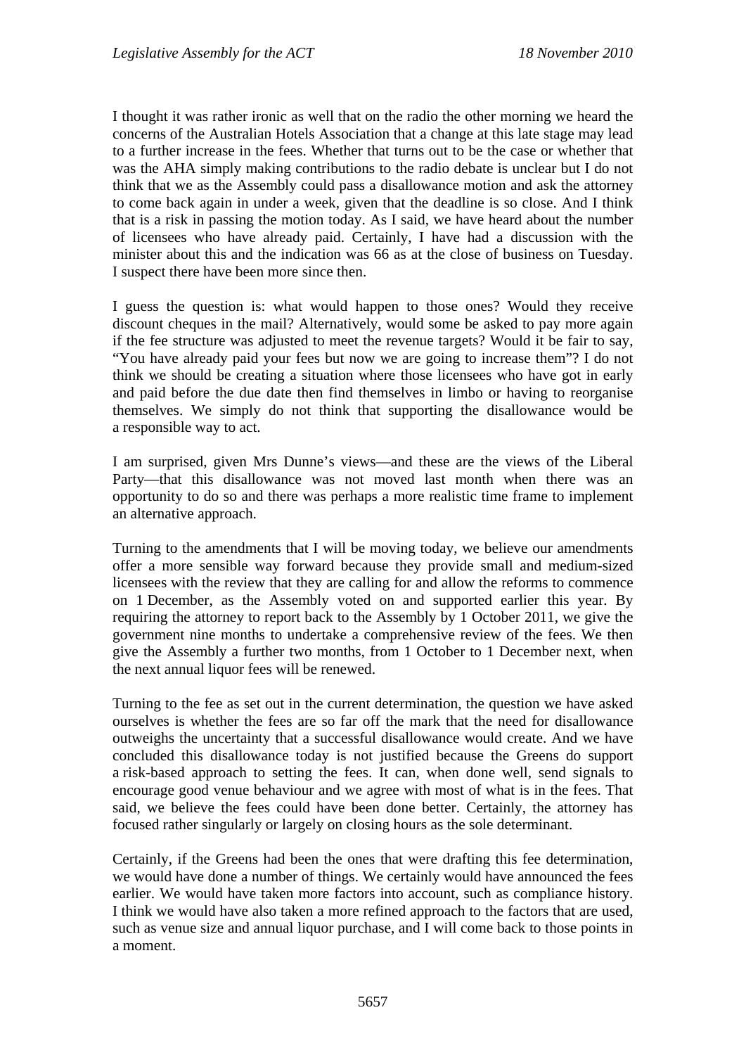I thought it was rather ironic as well that on the radio the other morning we heard the concerns of the Australian Hotels Association that a change at this late stage may lead to a further increase in the fees. Whether that turns out to be the case or whether that was the AHA simply making contributions to the radio debate is unclear but I do not think that we as the Assembly could pass a disallowance motion and ask the attorney to come back again in under a week, given that the deadline is so close. And I think that is a risk in passing the motion today. As I said, we have heard about the number of licensees who have already paid. Certainly, I have had a discussion with the minister about this and the indication was 66 as at the close of business on Tuesday. I suspect there have been more since then.

I guess the question is: what would happen to those ones? Would they receive discount cheques in the mail? Alternatively, would some be asked to pay more again if the fee structure was adjusted to meet the revenue targets? Would it be fair to say, "You have already paid your fees but now we are going to increase them"? I do not think we should be creating a situation where those licensees who have got in early and paid before the due date then find themselves in limbo or having to reorganise themselves. We simply do not think that supporting the disallowance would be a responsible way to act.

I am surprised, given Mrs Dunne's views—and these are the views of the Liberal Party—that this disallowance was not moved last month when there was an opportunity to do so and there was perhaps a more realistic time frame to implement an alternative approach.

Turning to the amendments that I will be moving today, we believe our amendments offer a more sensible way forward because they provide small and medium-sized licensees with the review that they are calling for and allow the reforms to commence on 1 December, as the Assembly voted on and supported earlier this year. By requiring the attorney to report back to the Assembly by 1 October 2011, we give the government nine months to undertake a comprehensive review of the fees. We then give the Assembly a further two months, from 1 October to 1 December next, when the next annual liquor fees will be renewed.

Turning to the fee as set out in the current determination, the question we have asked ourselves is whether the fees are so far off the mark that the need for disallowance outweighs the uncertainty that a successful disallowance would create. And we have concluded this disallowance today is not justified because the Greens do support a risk-based approach to setting the fees. It can, when done well, send signals to encourage good venue behaviour and we agree with most of what is in the fees. That said, we believe the fees could have been done better. Certainly, the attorney has focused rather singularly or largely on closing hours as the sole determinant.

Certainly, if the Greens had been the ones that were drafting this fee determination, we would have done a number of things. We certainly would have announced the fees earlier. We would have taken more factors into account, such as compliance history. I think we would have also taken a more refined approach to the factors that are used, such as venue size and annual liquor purchase, and I will come back to those points in a moment.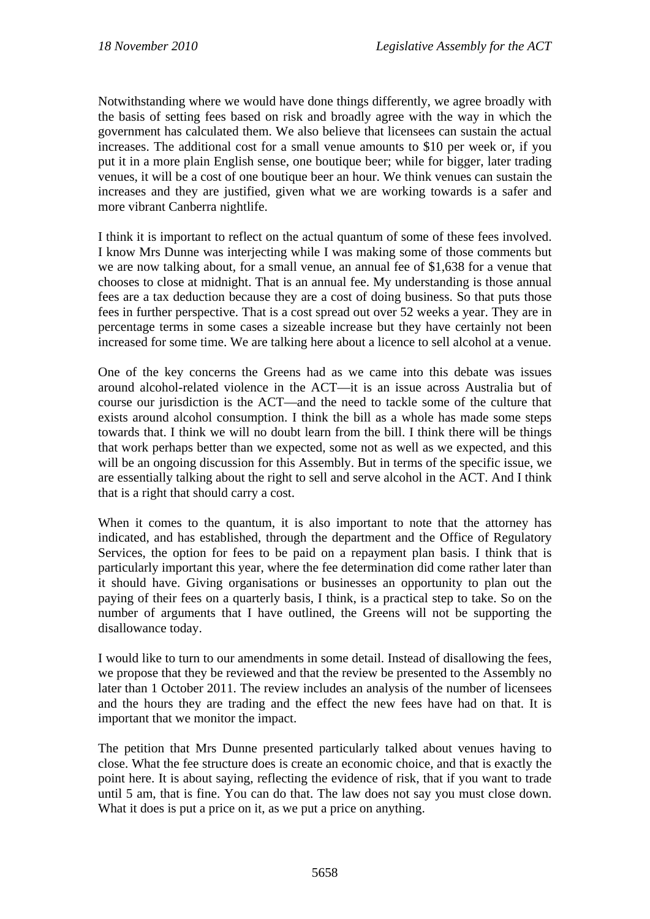Notwithstanding where we would have done things differently, we agree broadly with the basis of setting fees based on risk and broadly agree with the way in which the government has calculated them. We also believe that licensees can sustain the actual increases. The additional cost for a small venue amounts to $10 per week or, if you put it in a more plain English sense, one boutique beer; while for bigger, later trading venues, it will be a cost of one boutique beer an hour. We think venues can sustain the increases and they are justified, given what we are working towards is a safer and more vibrant Canberra nightlife.

I think it is important to reflect on the actual quantum of some of these fees involved. I know Mrs Dunne was interjecting while I was making some of those comments but we are now talking about, for a small venue, an annual fee of $1,638 for a venue that chooses to close at midnight. That is an annual fee. My understanding is those annual fees are a tax deduction because they are a cost of doing business. So that puts those fees in further perspective. That is a cost spread out over 52 weeks a year. They are in percentage terms in some cases a sizeable increase but they have certainly not been increased for some time. We are talking here about a licence to sell alcohol at a venue.

One of the key concerns the Greens had as we came into this debate was issues around alcohol-related violence in the ACT—it is an issue across Australia but of course our jurisdiction is the ACT—and the need to tackle some of the culture that exists around alcohol consumption. I think the bill as a whole has made some steps towards that. I think we will no doubt learn from the bill. I think there will be things that work perhaps better than we expected, some not as well as we expected, and this will be an ongoing discussion for this Assembly. But in terms of the specific issue, we are essentially talking about the right to sell and serve alcohol in the ACT. And I think that is a right that should carry a cost.

When it comes to the quantum, it is also important to note that the attorney has indicated, and has established, through the department and the Office of Regulatory Services, the option for fees to be paid on a repayment plan basis. I think that is particularly important this year, where the fee determination did come rather later than it should have. Giving organisations or businesses an opportunity to plan out the paying of their fees on a quarterly basis, I think, is a practical step to take. So on the number of arguments that I have outlined, the Greens will not be supporting the disallowance today.

I would like to turn to our amendments in some detail. Instead of disallowing the fees, we propose that they be reviewed and that the review be presented to the Assembly no later than 1 October 2011. The review includes an analysis of the number of licensees and the hours they are trading and the effect the new fees have had on that. It is important that we monitor the impact.

The petition that Mrs Dunne presented particularly talked about venues having to close. What the fee structure does is create an economic choice, and that is exactly the point here. It is about saying, reflecting the evidence of risk, that if you want to trade until 5 am, that is fine. You can do that. The law does not say you must close down. What it does is put a price on it, as we put a price on anything.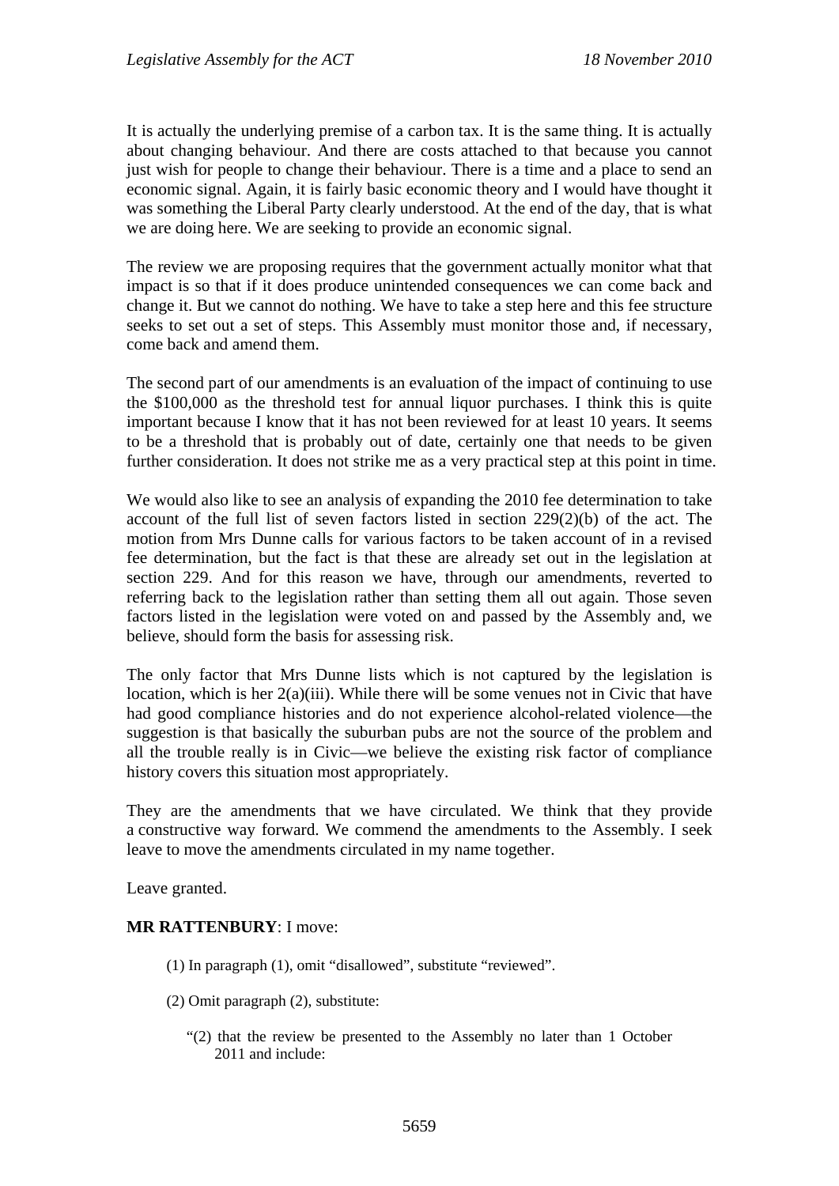It is actually the underlying premise of a carbon tax. It is the same thing. It is actually about changing behaviour. And there are costs attached to that because you cannot just wish for people to change their behaviour. There is a time and a place to send an economic signal. Again, it is fairly basic economic theory and I would have thought it was something the Liberal Party clearly understood. At the end of the day, that is what we are doing here. We are seeking to provide an economic signal.

The review we are proposing requires that the government actually monitor what that impact is so that if it does produce unintended consequences we can come back and change it. But we cannot do nothing. We have to take a step here and this fee structure seeks to set out a set of steps. This Assembly must monitor those and, if necessary, come back and amend them.

The second part of our amendments is an evaluation of the impact of continuing to use the $100,000 as the threshold test for annual liquor purchases. I think this is quite important because I know that it has not been reviewed for at least 10 years. It seems to be a threshold that is probably out of date, certainly one that needs to be given further consideration. It does not strike me as a very practical step at this point in time.

We would also like to see an analysis of expanding the 2010 fee determination to take account of the full list of seven factors listed in section 229(2)(b) of the act. The motion from Mrs Dunne calls for various factors to be taken account of in a revised fee determination, but the fact is that these are already set out in the legislation at section 229. And for this reason we have, through our amendments, reverted to referring back to the legislation rather than setting them all out again. Those seven factors listed in the legislation were voted on and passed by the Assembly and, we believe, should form the basis for assessing risk.

The only factor that Mrs Dunne lists which is not captured by the legislation is location, which is her 2(a)(iii). While there will be some venues not in Civic that have had good compliance histories and do not experience alcohol-related violence—the suggestion is that basically the suburban pubs are not the source of the problem and all the trouble really is in Civic—we believe the existing risk factor of compliance history covers this situation most appropriately.

They are the amendments that we have circulated. We think that they provide a constructive way forward. We commend the amendments to the Assembly. I seek leave to move the amendments circulated in my name together.

Leave granted.

**MR RATTENBURY**: I move:

(1) In paragraph (1), omit "disallowed", substitute "reviewed".

(2) Omit paragraph (2), substitute:

"(2) that the review be presented to the Assembly no later than 1 October 2011 and include: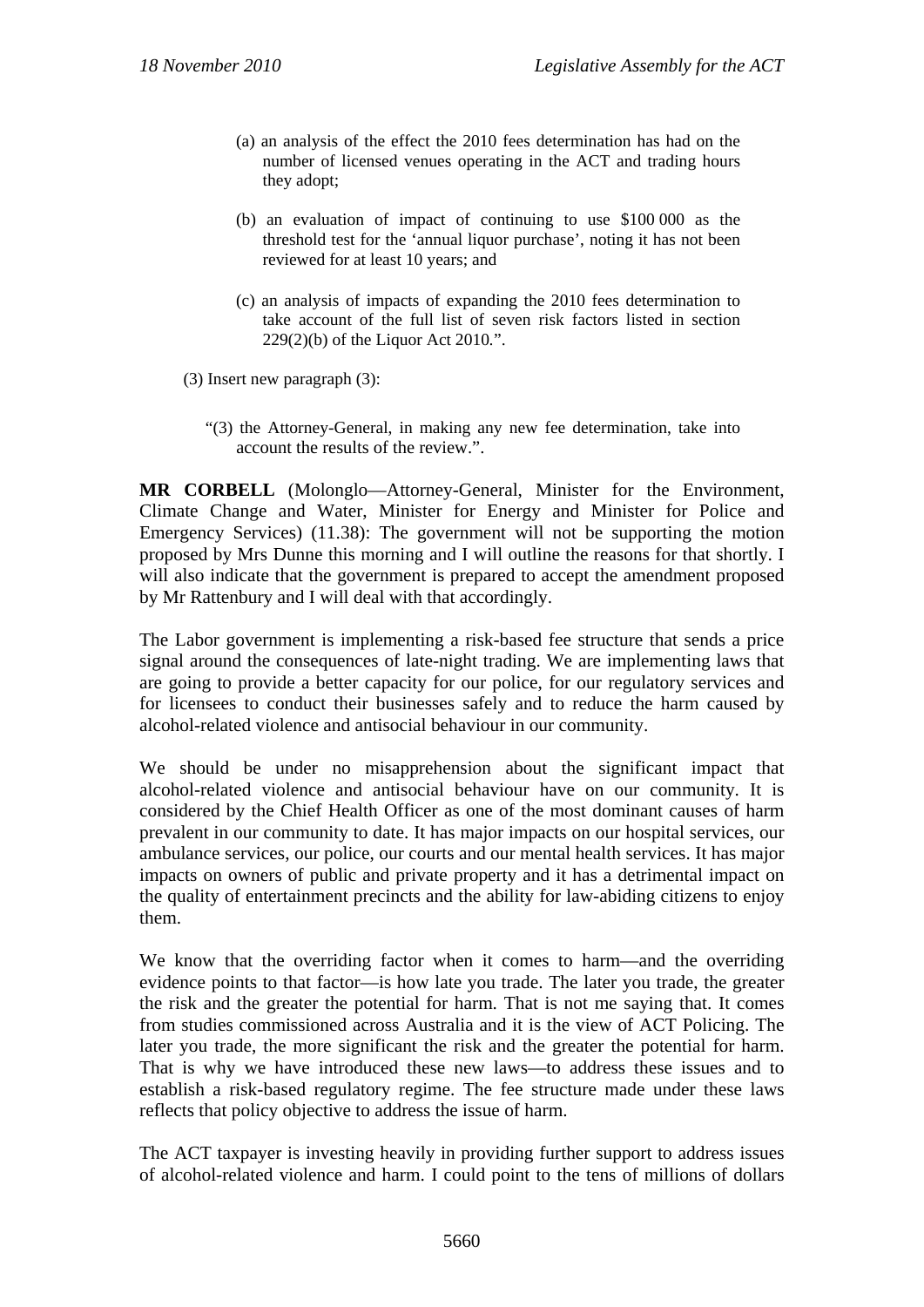(a) an analysis of the effect the 2010 fees determination has had on the number of licensed venues operating in the ACT and trading hours they adopt;

(b) an evaluation of impact of continuing to use $100 000 as the threshold test for the 'annual liquor purchase', noting it has not been reviewed for at least 10 years; and

(c) an analysis of impacts of expanding the 2010 fees determination to take account of the full list of seven risk factors listed in section 229(2)(b) of the Liquor Act 2010.".

(3) Insert new paragraph (3):

"(3) the Attorney-General, in making any new fee determination, take into account the results of the review.".

**MR CORBELL** (Molonglo—Attorney-General, Minister for the Environment, Climate Change and Water, Minister for Energy and Minister for Police and Emergency Services) (11.38): The government will not be supporting the motion proposed by Mrs Dunne this morning and I will outline the reasons for that shortly. I will also indicate that the government is prepared to accept the amendment proposed by Mr Rattenbury and I will deal with that accordingly.

The Labor government is implementing a risk-based fee structure that sends a price signal around the consequences of late-night trading. We are implementing laws that are going to provide a better capacity for our police, for our regulatory services and for licensees to conduct their businesses safely and to reduce the harm caused by alcohol-related violence and antisocial behaviour in our community.

We should be under no misapprehension about the significant impact that alcohol-related violence and antisocial behaviour have on our community. It is considered by the Chief Health Officer as one of the most dominant causes of harm prevalent in our community to date. It has major impacts on our hospital services, our ambulance services, our police, our courts and our mental health services. It has major impacts on owners of public and private property and it has a detrimental impact on the quality of entertainment precincts and the ability for law-abiding citizens to enjoy them.

We know that the overriding factor when it comes to harm—and the overriding evidence points to that factor—is how late you trade. The later you trade, the greater the risk and the greater the potential for harm. That is not me saying that. It comes from studies commissioned across Australia and it is the view of ACT Policing. The later you trade, the more significant the risk and the greater the potential for harm. That is why we have introduced these new laws—to address these issues and to establish a risk-based regulatory regime. The fee structure made under these laws reflects that policy objective to address the issue of harm.

The ACT taxpayer is investing heavily in providing further support to address issues of alcohol-related violence and harm. I could point to the tens of millions of dollars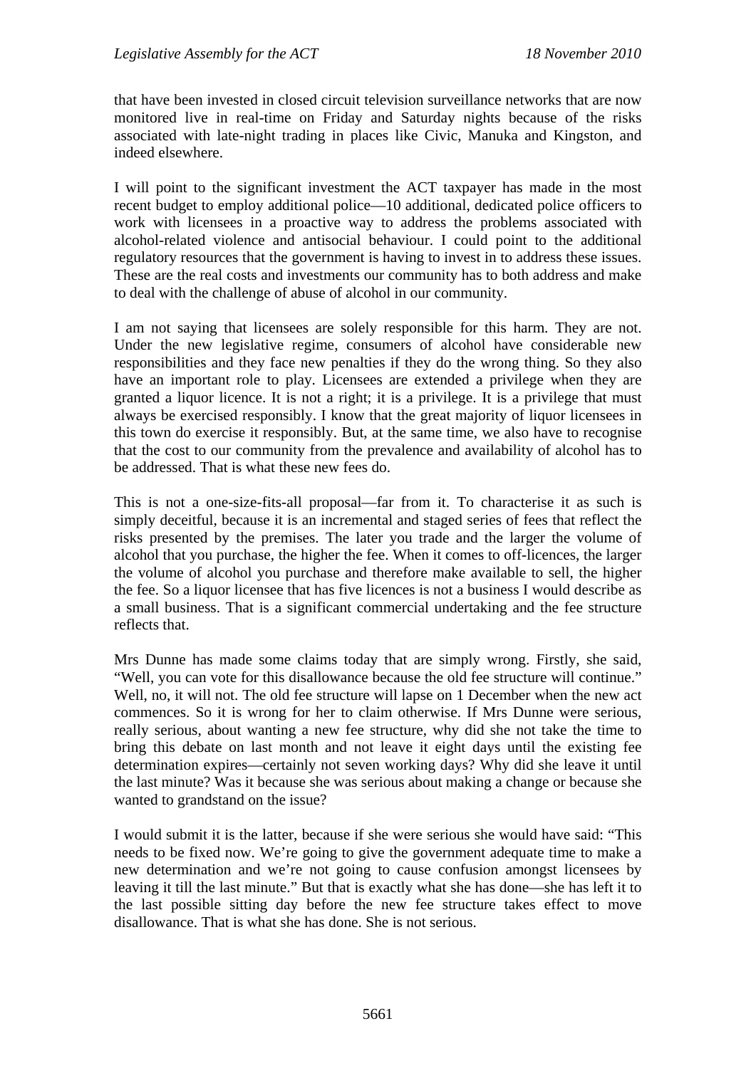that have been invested in closed circuit television surveillance networks that are now monitored live in real-time on Friday and Saturday nights because of the risks associated with late-night trading in places like Civic, Manuka and Kingston, and indeed elsewhere.

I will point to the significant investment the ACT taxpayer has made in the most recent budget to employ additional police—10 additional, dedicated police officers to work with licensees in a proactive way to address the problems associated with alcohol-related violence and antisocial behaviour. I could point to the additional regulatory resources that the government is having to invest in to address these issues. These are the real costs and investments our community has to both address and make to deal with the challenge of abuse of alcohol in our community.

I am not saying that licensees are solely responsible for this harm. They are not. Under the new legislative regime, consumers of alcohol have considerable new responsibilities and they face new penalties if they do the wrong thing. So they also have an important role to play. Licensees are extended a privilege when they are granted a liquor licence. It is not a right; it is a privilege. It is a privilege that must always be exercised responsibly. I know that the great majority of liquor licensees in this town do exercise it responsibly. But, at the same time, we also have to recognise that the cost to our community from the prevalence and availability of alcohol has to be addressed. That is what these new fees do.

This is not a one-size-fits-all proposal—far from it. To characterise it as such is simply deceitful, because it is an incremental and staged series of fees that reflect the risks presented by the premises. The later you trade and the larger the volume of alcohol that you purchase, the higher the fee. When it comes to off-licences, the larger the volume of alcohol you purchase and therefore make available to sell, the higher the fee. So a liquor licensee that has five licences is not a business I would describe as a small business. That is a significant commercial undertaking and the fee structure reflects that.

Mrs Dunne has made some claims today that are simply wrong. Firstly, she said, "Well, you can vote for this disallowance because the old fee structure will continue." Well, no, it will not. The old fee structure will lapse on 1 December when the new act commences. So it is wrong for her to claim otherwise. If Mrs Dunne were serious, really serious, about wanting a new fee structure, why did she not take the time to bring this debate on last month and not leave it eight days until the existing fee determination expires—certainly not seven working days? Why did she leave it until the last minute? Was it because she was serious about making a change or because she wanted to grandstand on the issue?

I would submit it is the latter, because if she were serious she would have said: "This needs to be fixed now. We're going to give the government adequate time to make a new determination and we're not going to cause confusion amongst licensees by leaving it till the last minute." But that is exactly what she has done—she has left it to the last possible sitting day before the new fee structure takes effect to move disallowance. That is what she has done. She is not serious.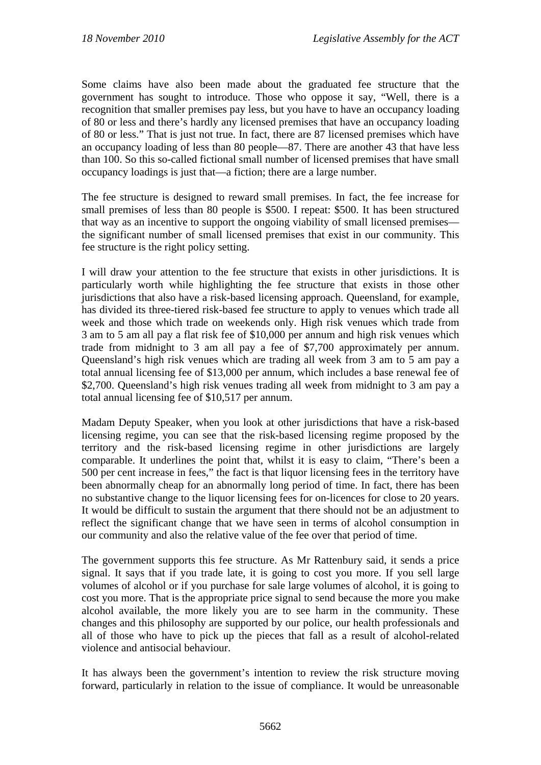Some claims have also been made about the graduated fee structure that the government has sought to introduce. Those who oppose it say, "Well, there is a recognition that smaller premises pay less, but you have to have an occupancy loading of 80 or less and there's hardly any licensed premises that have an occupancy loading of 80 or less." That is just not true. In fact, there are 87 licensed premises which have an occupancy loading of less than 80 people—87. There are another 43 that have less than 100. So this so-called fictional small number of licensed premises that have small occupancy loadings is just that—a fiction; there are a large number.

The fee structure is designed to reward small premises. In fact, the fee increase for small premises of less than 80 people is $500. I repeat: $500. It has been structured that way as an incentive to support the ongoing viability of small licensed premises—the significant number of small licensed premises that exist in our community. This fee structure is the right policy setting.

I will draw your attention to the fee structure that exists in other jurisdictions. It is particularly worth while highlighting the fee structure that exists in those other jurisdictions that also have a risk-based licensing approach. Queensland, for example, has divided its three-tiered risk-based fee structure to apply to venues which trade all week and those which trade on weekends only. High risk venues which trade from 3 am to 5 am all pay a flat risk fee of $10,000 per annum and high risk venues which trade from midnight to 3 am all pay a fee of $7,700 approximately per annum. Queensland's high risk venues which are trading all week from 3 am to 5 am pay a total annual licensing fee of $13,000 per annum, which includes a base renewal fee of $2,700. Queensland's high risk venues trading all week from midnight to 3 am pay a total annual licensing fee of $10,517 per annum.

Madam Deputy Speaker, when you look at other jurisdictions that have a risk-based licensing regime, you can see that the risk-based licensing regime proposed by the territory and the risk-based licensing regime in other jurisdictions are largely comparable. It underlines the point that, whilst it is easy to claim, "There's been a 500 per cent increase in fees," the fact is that liquor licensing fees in the territory have been abnormally cheap for an abnormally long period of time. In fact, there has been no substantive change to the liquor licensing fees for on-licences for close to 20 years. It would be difficult to sustain the argument that there should not be an adjustment to reflect the significant change that we have seen in terms of alcohol consumption in our community and also the relative value of the fee over that period of time.

The government supports this fee structure. As Mr Rattenbury said, it sends a price signal. It says that if you trade late, it is going to cost you more. If you sell large volumes of alcohol or if you purchase for sale large volumes of alcohol, it is going to cost you more. That is the appropriate price signal to send because the more you make alcohol available, the more likely you are to see harm in the community. These changes and this philosophy are supported by our police, our health professionals and all of those who have to pick up the pieces that fall as a result of alcohol-related violence and antisocial behaviour.

It has always been the government's intention to review the risk structure moving forward, particularly in relation to the issue of compliance. It would be unreasonable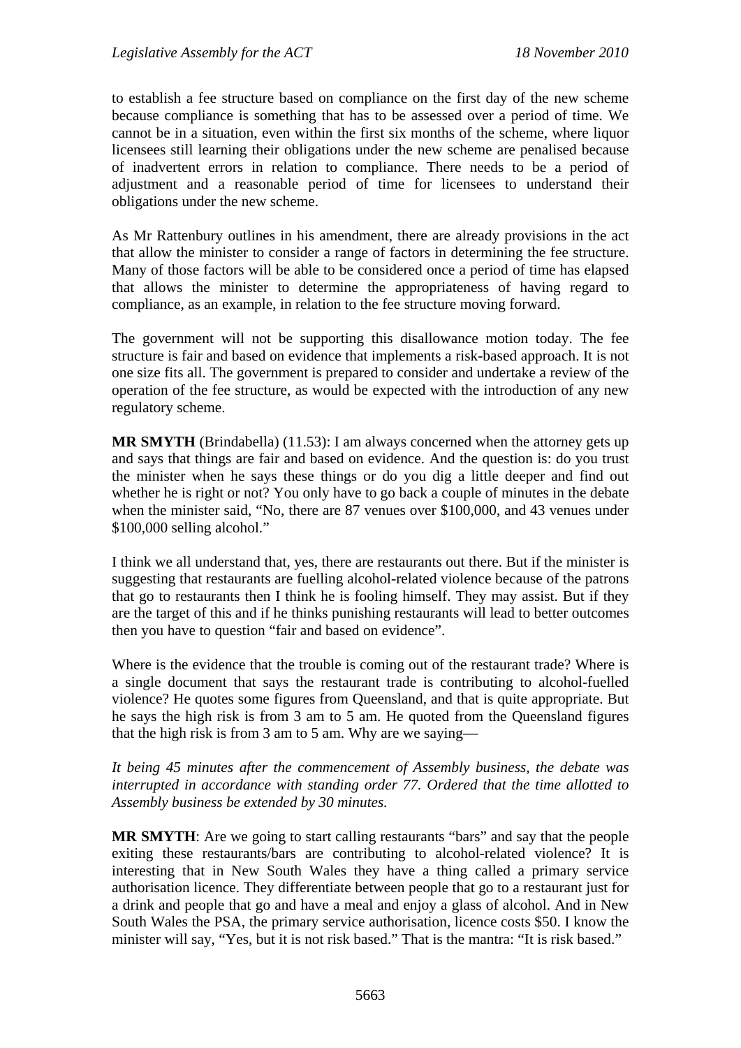to establish a fee structure based on compliance on the first day of the new scheme because compliance is something that has to be assessed over a period of time. We cannot be in a situation, even within the first six months of the scheme, where liquor licensees still learning their obligations under the new scheme are penalised because of inadvertent errors in relation to compliance. There needs to be a period of adjustment and a reasonable period of time for licensees to understand their obligations under the new scheme.

As Mr Rattenbury outlines in his amendment, there are already provisions in the act that allow the minister to consider a range of factors in determining the fee structure. Many of those factors will be able to be considered once a period of time has elapsed that allows the minister to determine the appropriateness of having regard to compliance, as an example, in relation to the fee structure moving forward.

The government will not be supporting this disallowance motion today. The fee structure is fair and based on evidence that implements a risk-based approach. It is not one size fits all. The government is prepared to consider and undertake a review of the operation of the fee structure, as would be expected with the introduction of any new regulatory scheme.

**MR SMYTH** (Brindabella) (11.53): I am always concerned when the attorney gets up and says that things are fair and based on evidence. And the question is: do you trust the minister when he says these things or do you dig a little deeper and find out whether he is right or not? You only have to go back a couple of minutes in the debate when the minister said, "No, there are 87 venues over $100,000, and 43 venues under $100,000 selling alcohol."

I think we all understand that, yes, there are restaurants out there. But if the minister is suggesting that restaurants are fuelling alcohol-related violence because of the patrons that go to restaurants then I think he is fooling himself. They may assist. But if they are the target of this and if he thinks punishing restaurants will lead to better outcomes then you have to question "fair and based on evidence".

Where is the evidence that the trouble is coming out of the restaurant trade? Where is a single document that says the restaurant trade is contributing to alcohol-fuelled violence? He quotes some figures from Queensland, and that is quite appropriate. But he says the high risk is from 3 am to 5 am. He quoted from the Queensland figures that the high risk is from 3 am to 5 am. Why are we saying—

*It being 45 minutes after the commencement of Assembly business, the debate was interrupted in accordance with standing order 77. Ordered that the time allotted to Assembly business be extended by 30 minutes.*

**MR SMYTH**: Are we going to start calling restaurants "bars" and say that the people exiting these restaurants/bars are contributing to alcohol-related violence? It is interesting that in New South Wales they have a thing called a primary service authorisation licence. They differentiate between people that go to a restaurant just for a drink and people that go and have a meal and enjoy a glass of alcohol. And in New South Wales the PSA, the primary service authorisation, licence costs $50. I know the minister will say, "Yes, but it is not risk based." That is the mantra: "It is risk based."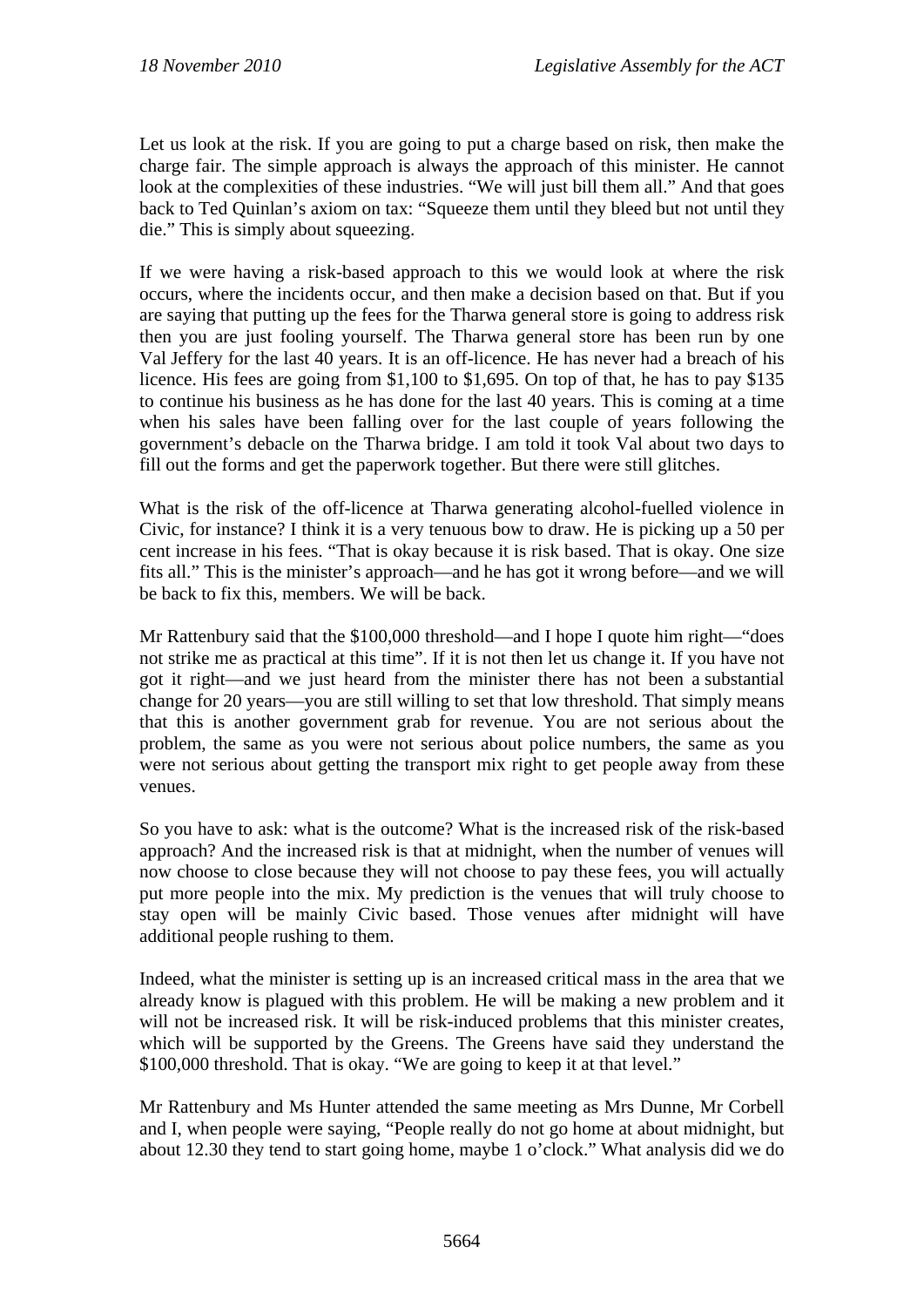Let us look at the risk. If you are going to put a charge based on risk, then make the charge fair. The simple approach is always the approach of this minister. He cannot look at the complexities of these industries. "We will just bill them all." And that goes back to Ted Quinlan's axiom on tax: "Squeeze them until they bleed but not until they die." This is simply about squeezing.

If we were having a risk-based approach to this we would look at where the risk occurs, where the incidents occur, and then make a decision based on that. But if you are saying that putting up the fees for the Tharwa general store is going to address risk then you are just fooling yourself. The Tharwa general store has been run by one Val Jeffery for the last 40 years. It is an off-licence. He has never had a breach of his licence. His fees are going from $1,100 to $1,695. On top of that, he has to pay $135 to continue his business as he has done for the last 40 years. This is coming at a time when his sales have been falling over for the last couple of years following the government's debacle on the Tharwa bridge. I am told it took Val about two days to fill out the forms and get the paperwork together. But there were still glitches.

What is the risk of the off-licence at Tharwa generating alcohol-fuelled violence in Civic, for instance? I think it is a very tenuous bow to draw. He is picking up a 50 per cent increase in his fees. "That is okay because it is risk based. That is okay. One size fits all." This is the minister's approach—and he has got it wrong before—and we will be back to fix this, members. We will be back.

Mr Rattenbury said that the $100,000 threshold—and I hope I quote him right—"does not strike me as practical at this time". If it is not then let us change it. If you have not got it right—and we just heard from the minister there has not been a substantial change for 20 years—you are still willing to set that low threshold. That simply means that this is another government grab for revenue. You are not serious about the problem, the same as you were not serious about police numbers, the same as you were not serious about getting the transport mix right to get people away from these venues.

So you have to ask: what is the outcome? What is the increased risk of the risk-based approach? And the increased risk is that at midnight, when the number of venues will now choose to close because they will not choose to pay these fees, you will actually put more people into the mix. My prediction is the venues that will truly choose to stay open will be mainly Civic based. Those venues after midnight will have additional people rushing to them.

Indeed, what the minister is setting up is an increased critical mass in the area that we already know is plagued with this problem. He will be making a new problem and it will not be increased risk. It will be risk-induced problems that this minister creates, which will be supported by the Greens. The Greens have said they understand the $100,000 threshold. That is okay. "We are going to keep it at that level."

Mr Rattenbury and Ms Hunter attended the same meeting as Mrs Dunne, Mr Corbell and I, when people were saying, "People really do not go home at about midnight, but about 12.30 they tend to start going home, maybe 1 o'clock." What analysis did we do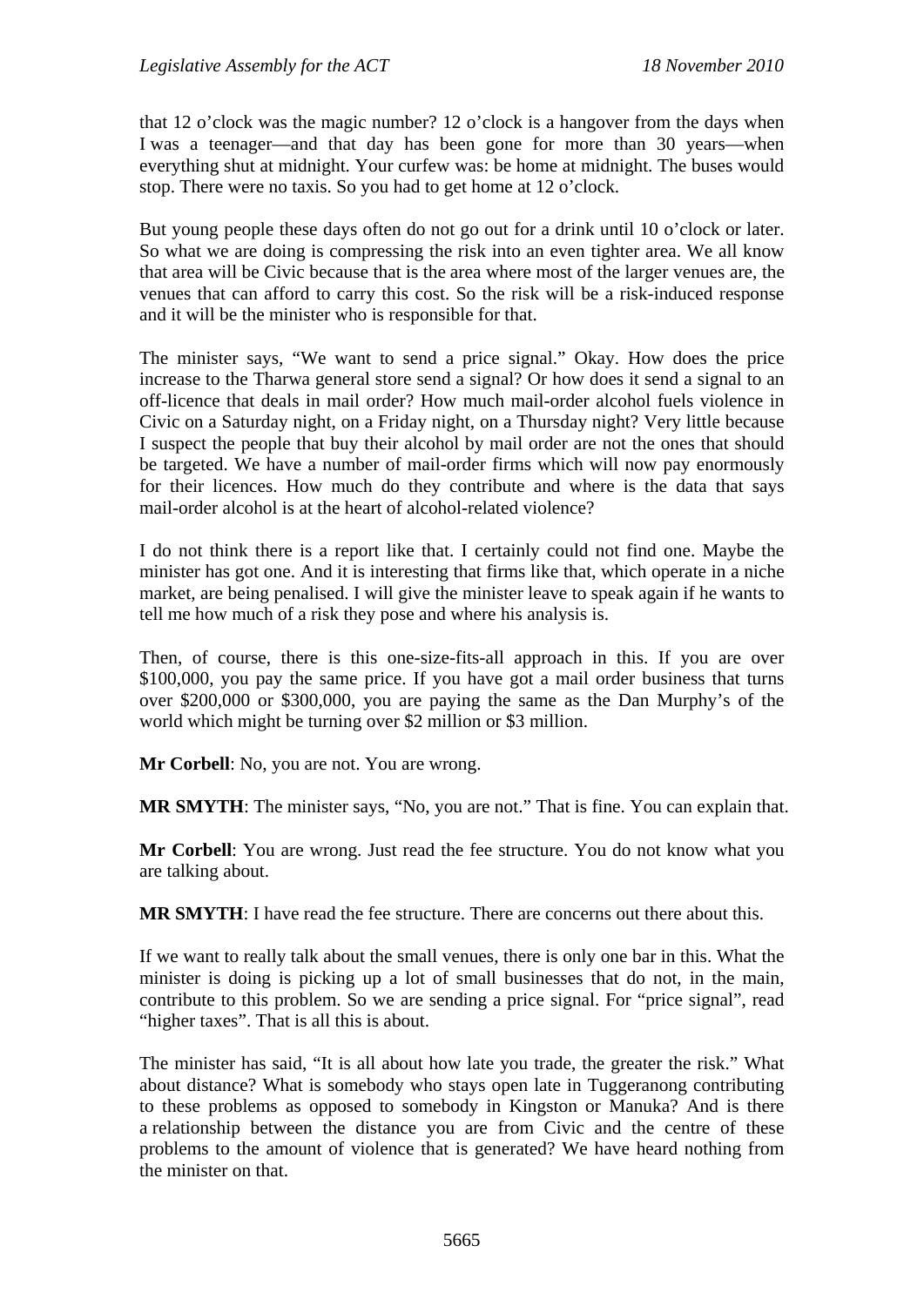that 12 o'clock was the magic number? 12 o'clock is a hangover from the days when I was a teenager—and that day has been gone for more than 30 years—when everything shut at midnight. Your curfew was: be home at midnight. The buses would stop. There were no taxis. So you had to get home at 12 o'clock.

But young people these days often do not go out for a drink until 10 o'clock or later. So what we are doing is compressing the risk into an even tighter area. We all know that area will be Civic because that is the area where most of the larger venues are, the venues that can afford to carry this cost. So the risk will be a risk-induced response and it will be the minister who is responsible for that.

The minister says, "We want to send a price signal." Okay. How does the price increase to the Tharwa general store send a signal? Or how does it send a signal to an off-licence that deals in mail order? How much mail-order alcohol fuels violence in Civic on a Saturday night, on a Friday night, on a Thursday night? Very little because I suspect the people that buy their alcohol by mail order are not the ones that should be targeted. We have a number of mail-order firms which will now pay enormously for their licences. How much do they contribute and where is the data that says mail-order alcohol is at the heart of alcohol-related violence?

I do not think there is a report like that. I certainly could not find one. Maybe the minister has got one. And it is interesting that firms like that, which operate in a niche market, are being penalised. I will give the minister leave to speak again if he wants to tell me how much of a risk they pose and where his analysis is.

Then, of course, there is this one-size-fits-all approach in this. If you are over $100,000, you pay the same price. If you have got a mail order business that turns over $200,000 or $300,000, you are paying the same as the Dan Murphy's of the world which might be turning over $2 million or $3 million.

**Mr Corbell**: No, you are not. You are wrong.

**MR SMYTH**: The minister says, "No, you are not." That is fine. You can explain that.

**Mr Corbell**: You are wrong. Just read the fee structure. You do not know what you are talking about.

**MR SMYTH**: I have read the fee structure. There are concerns out there about this.

If we want to really talk about the small venues, there is only one bar in this. What the minister is doing is picking up a lot of small businesses that do not, in the main, contribute to this problem. So we are sending a price signal. For "price signal", read "higher taxes". That is all this is about.

The minister has said, "It is all about how late you trade, the greater the risk." What about distance? What is somebody who stays open late in Tuggeranong contributing to these problems as opposed to somebody in Kingston or Manuka? And is there a relationship between the distance you are from Civic and the centre of these problems to the amount of violence that is generated? We have heard nothing from the minister on that.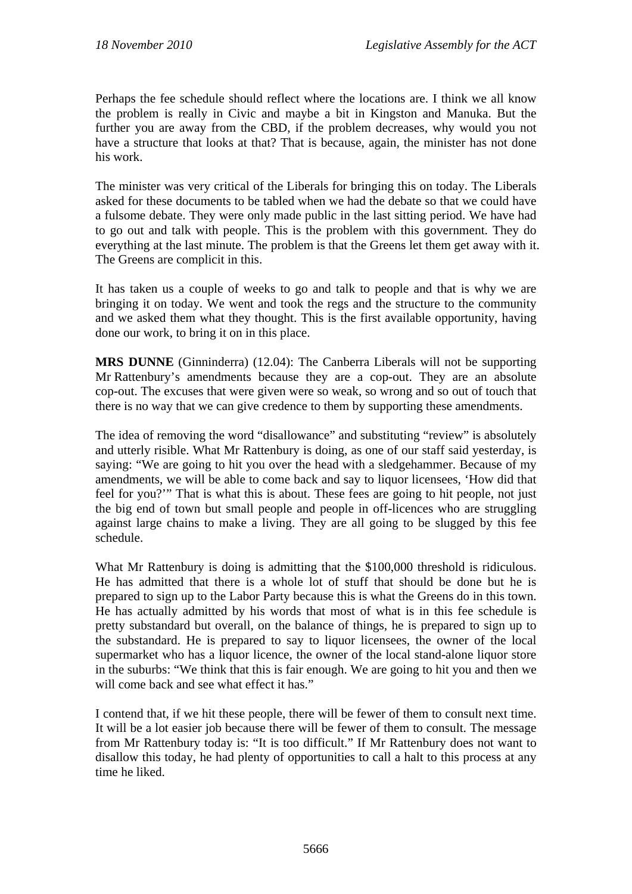Perhaps the fee schedule should reflect where the locations are. I think we all know the problem is really in Civic and maybe a bit in Kingston and Manuka. But the further you are away from the CBD, if the problem decreases, why would you not have a structure that looks at that? That is because, again, the minister has not done his work.

The minister was very critical of the Liberals for bringing this on today. The Liberals asked for these documents to be tabled when we had the debate so that we could have a fulsome debate. They were only made public in the last sitting period. We have had to go out and talk with people. This is the problem with this government. They do everything at the last minute. The problem is that the Greens let them get away with it. The Greens are complicit in this.

It has taken us a couple of weeks to go and talk to people and that is why we are bringing it on today. We went and took the regs and the structure to the community and we asked them what they thought. This is the first available opportunity, having done our work, to bring it on in this place.

**MRS DUNNE** (Ginninderra) (12.04): The Canberra Liberals will not be supporting Mr Rattenbury's amendments because they are a cop-out. They are an absolute cop-out. The excuses that were given were so weak, so wrong and so out of touch that there is no way that we can give credence to them by supporting these amendments.

The idea of removing the word "disallowance" and substituting "review" is absolutely and utterly risible. What Mr Rattenbury is doing, as one of our staff said yesterday, is saying: "We are going to hit you over the head with a sledgehammer. Because of my amendments, we will be able to come back and say to liquor licensees, 'How did that feel for you?'" That is what this is about. These fees are going to hit people, not just the big end of town but small people and people in off-licences who are struggling against large chains to make a living. They are all going to be slugged by this fee schedule.

What Mr Rattenbury is doing is admitting that the $100,000 threshold is ridiculous. He has admitted that there is a whole lot of stuff that should be done but he is prepared to sign up to the Labor Party because this is what the Greens do in this town. He has actually admitted by his words that most of what is in this fee schedule is pretty substandard but overall, on the balance of things, he is prepared to sign up to the substandard. He is prepared to say to liquor licensees, the owner of the local supermarket who has a liquor licence, the owner of the local stand-alone liquor store in the suburbs: "We think that this is fair enough. We are going to hit you and then we will come back and see what effect it has."

I contend that, if we hit these people, there will be fewer of them to consult next time. It will be a lot easier job because there will be fewer of them to consult. The message from Mr Rattenbury today is: "It is too difficult." If Mr Rattenbury does not want to disallow this today, he had plenty of opportunities to call a halt to this process at any time he liked.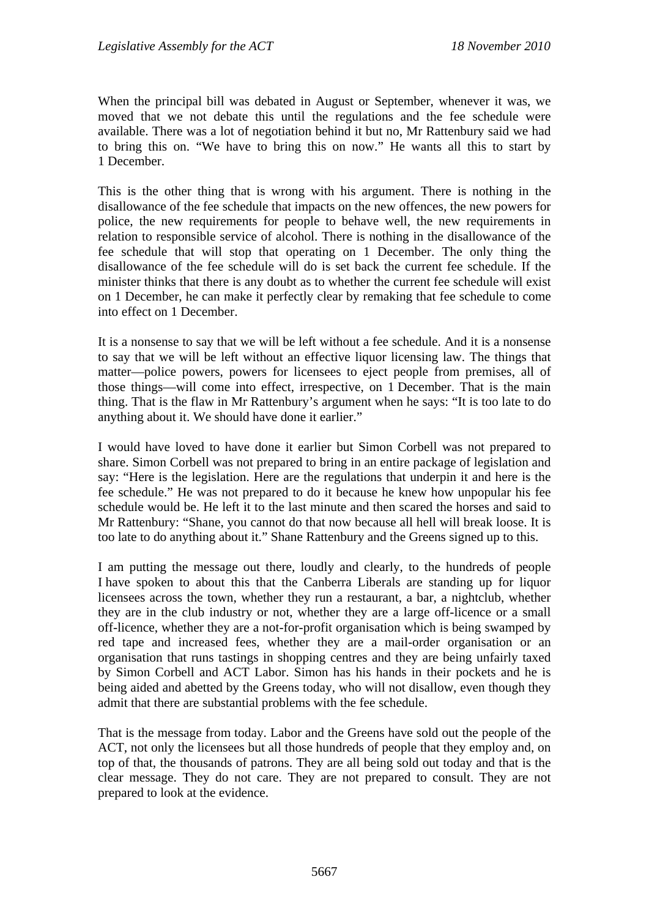When the principal bill was debated in August or September, whenever it was, we moved that we not debate this until the regulations and the fee schedule were available. There was a lot of negotiation behind it but no, Mr Rattenbury said we had to bring this on. "We have to bring this on now." He wants all this to start by 1 December.

This is the other thing that is wrong with his argument. There is nothing in the disallowance of the fee schedule that impacts on the new offences, the new powers for police, the new requirements for people to behave well, the new requirements in relation to responsible service of alcohol. There is nothing in the disallowance of the fee schedule that will stop that operating on 1 December. The only thing the disallowance of the fee schedule will do is set back the current fee schedule. If the minister thinks that there is any doubt as to whether the current fee schedule will exist on 1 December, he can make it perfectly clear by remaking that fee schedule to come into effect on 1 December.

It is a nonsense to say that we will be left without a fee schedule. And it is a nonsense to say that we will be left without an effective liquor licensing law. The things that matter—police powers, powers for licensees to eject people from premises, all of those things—will come into effect, irrespective, on 1 December. That is the main thing. That is the flaw in Mr Rattenbury's argument when he says: "It is too late to do anything about it. We should have done it earlier."

I would have loved to have done it earlier but Simon Corbell was not prepared to share. Simon Corbell was not prepared to bring in an entire package of legislation and say: "Here is the legislation. Here are the regulations that underpin it and here is the fee schedule." He was not prepared to do it because he knew how unpopular his fee schedule would be. He left it to the last minute and then scared the horses and said to Mr Rattenbury: "Shane, you cannot do that now because all hell will break loose. It is too late to do anything about it." Shane Rattenbury and the Greens signed up to this.

I am putting the message out there, loudly and clearly, to the hundreds of people I have spoken to about this that the Canberra Liberals are standing up for liquor licensees across the town, whether they run a restaurant, a bar, a nightclub, whether they are in the club industry or not, whether they are a large off-licence or a small off-licence, whether they are a not-for-profit organisation which is being swamped by red tape and increased fees, whether they are a mail-order organisation or an organisation that runs tastings in shopping centres and they are being unfairly taxed by Simon Corbell and ACT Labor. Simon has his hands in their pockets and he is being aided and abetted by the Greens today, who will not disallow, even though they admit that there are substantial problems with the fee schedule.

That is the message from today. Labor and the Greens have sold out the people of the ACT, not only the licensees but all those hundreds of people that they employ and, on top of that, the thousands of patrons. They are all being sold out today and that is the clear message. They do not care. They are not prepared to consult. They are not prepared to look at the evidence.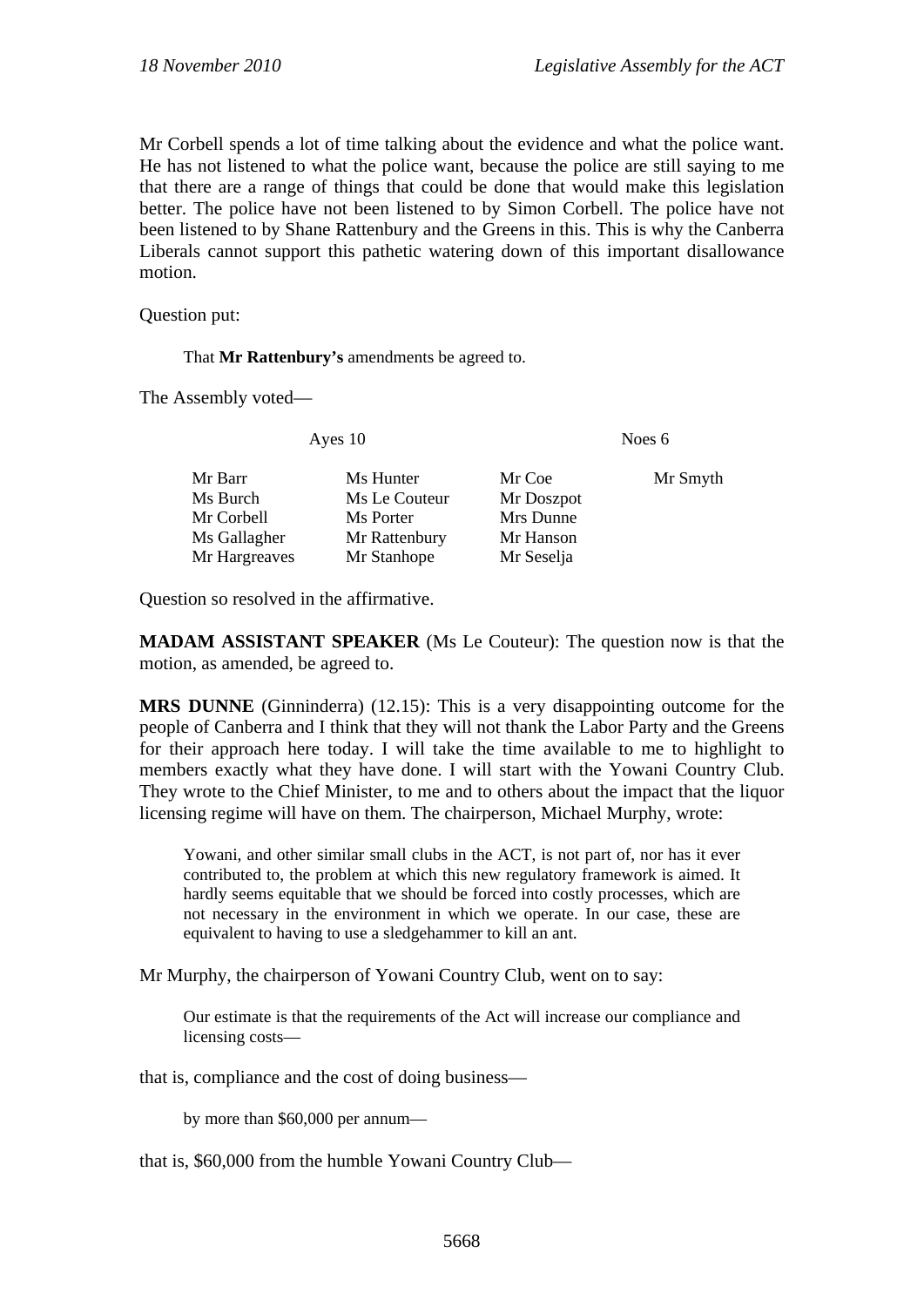Mr Corbell spends a lot of time talking about the evidence and what the police want. He has not listened to what the police want, because the police are still saying to me that there are a range of things that could be done that would make this legislation better. The police have not been listened to by Simon Corbell. The police have not been listened to by Shane Rattenbury and the Greens in this. This is why the Canberra Liberals cannot support this pathetic watering down of this important disallowance motion.

Question put:

> That **Mr Rattenbury's** amendments be agreed to.

The Assembly voted—

| Ayes 10 | | Noes 6 | |
|---|---|---|---|
| Mr Barr | Ms Hunter | Mr Coe | Mr Smyth |
| Ms Burch | Ms Le Couteur | Mr Doszpot | |
| Mr Corbell | Ms Porter | Mrs Dunne | |
| Ms Gallagher | Mr Rattenbury | Mr Hanson | |
| Mr Hargreaves | Mr Stanhope | Mr Seselja | |

Question so resolved in the affirmative.

**MADAM ASSISTANT SPEAKER** (Ms Le Couteur): The question now is that the motion, as amended, be agreed to.

**MRS DUNNE** (Ginninderra) (12.15): This is a very disappointing outcome for the people of Canberra and I think that they will not thank the Labor Party and the Greens for their approach here today. I will take the time available to me to highlight to members exactly what they have done. I will start with the Yowani Country Club. They wrote to the Chief Minister, to me and to others about the impact that the liquor licensing regime will have on them. The chairperson, Michael Murphy, wrote:

> Yowani, and other similar small clubs in the ACT, is not part of, nor has it ever contributed to, the problem at which this new regulatory framework is aimed. It hardly seems equitable that we should be forced into costly processes, which are not necessary in the environment in which we operate. In our case, these are equivalent to having to use a sledgehammer to kill an ant.

Mr Murphy, the chairperson of Yowani Country Club, went on to say:

> Our estimate is that the requirements of the Act will increase our compliance and licensing costs—

that is, compliance and the cost of doing business—

> by more than $60,000 per annum—

that is, $60,000 from the humble Yowani Country Club—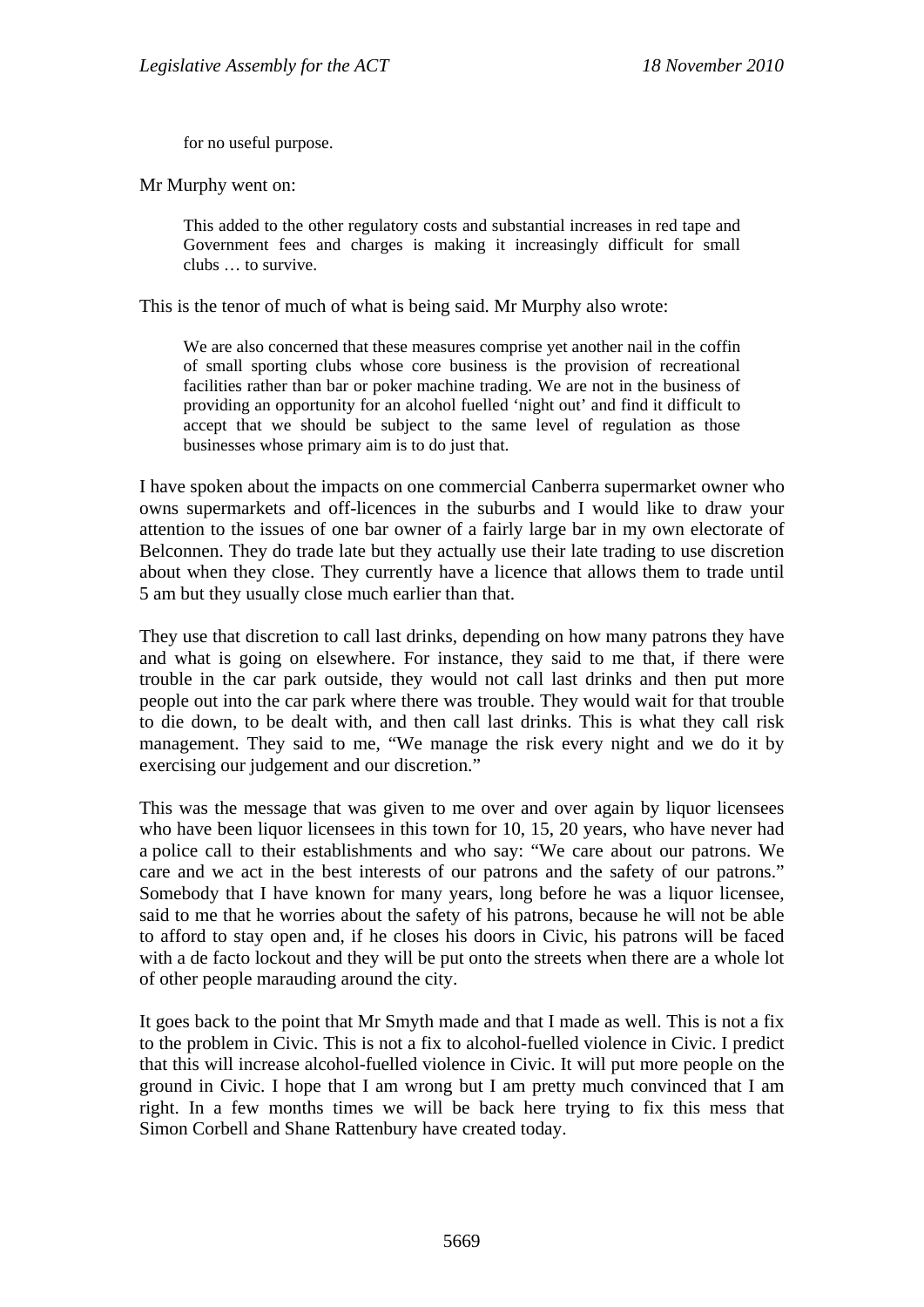> for no useful purpose.

Mr Murphy went on:

> This added to the other regulatory costs and substantial increases in red tape and Government fees and charges is making it increasingly difficult for small clubs … to survive.

This is the tenor of much of what is being said. Mr Murphy also wrote:

> We are also concerned that these measures comprise yet another nail in the coffin of small sporting clubs whose core business is the provision of recreational facilities rather than bar or poker machine trading. We are not in the business of providing an opportunity for an alcohol fuelled 'night out' and find it difficult to accept that we should be subject to the same level of regulation as those businesses whose primary aim is to do just that.

I have spoken about the impacts on one commercial Canberra supermarket owner who owns supermarkets and off-licences in the suburbs and I would like to draw your attention to the issues of one bar owner of a fairly large bar in my own electorate of Belconnen. They do trade late but they actually use their late trading to use discretion about when they close. They currently have a licence that allows them to trade until 5 am but they usually close much earlier than that.

They use that discretion to call last drinks, depending on how many patrons they have and what is going on elsewhere. For instance, they said to me that, if there were trouble in the car park outside, they would not call last drinks and then put more people out into the car park where there was trouble. They would wait for that trouble to die down, to be dealt with, and then call last drinks. This is what they call risk management. They said to me, "We manage the risk every night and we do it by exercising our judgement and our discretion."

This was the message that was given to me over and over again by liquor licensees who have been liquor licensees in this town for 10, 15, 20 years, who have never had a police call to their establishments and who say: "We care about our patrons. We care and we act in the best interests of our patrons and the safety of our patrons." Somebody that I have known for many years, long before he was a liquor licensee, said to me that he worries about the safety of his patrons, because he will not be able to afford to stay open and, if he closes his doors in Civic, his patrons will be faced with a de facto lockout and they will be put onto the streets when there are a whole lot of other people marauding around the city.

It goes back to the point that Mr Smyth made and that I made as well. This is not a fix to the problem in Civic. This is not a fix to alcohol-fuelled violence in Civic. I predict that this will increase alcohol-fuelled violence in Civic. It will put more people on the ground in Civic. I hope that I am wrong but I am pretty much convinced that I am right. In a few months times we will be back here trying to fix this mess that Simon Corbell and Shane Rattenbury have created today.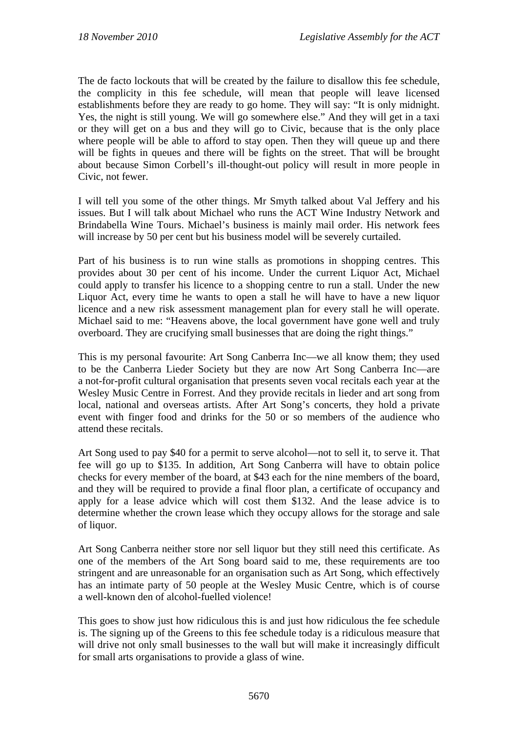The de facto lockouts that will be created by the failure to disallow this fee schedule, the complicity in this fee schedule, will mean that people will leave licensed establishments before they are ready to go home. They will say: "It is only midnight. Yes, the night is still young. We will go somewhere else." And they will get in a taxi or they will get on a bus and they will go to Civic, because that is the only place where people will be able to afford to stay open. Then they will queue up and there will be fights in queues and there will be fights on the street. That will be brought about because Simon Corbell's ill-thought-out policy will result in more people in Civic, not fewer.

I will tell you some of the other things. Mr Smyth talked about Val Jeffery and his issues. But I will talk about Michael who runs the ACT Wine Industry Network and Brindabella Wine Tours. Michael's business is mainly mail order. His network fees will increase by 50 per cent but his business model will be severely curtailed.

Part of his business is to run wine stalls as promotions in shopping centres. This provides about 30 per cent of his income. Under the current Liquor Act, Michael could apply to transfer his licence to a shopping centre to run a stall. Under the new Liquor Act, every time he wants to open a stall he will have to have a new liquor licence and a new risk assessment management plan for every stall he will operate. Michael said to me: "Heavens above, the local government have gone well and truly overboard. They are crucifying small businesses that are doing the right things."

This is my personal favourite: Art Song Canberra Inc—we all know them; they used to be the Canberra Lieder Society but they are now Art Song Canberra Inc—are a not-for-profit cultural organisation that presents seven vocal recitals each year at the Wesley Music Centre in Forrest. And they provide recitals in lieder and art song from local, national and overseas artists. After Art Song's concerts, they hold a private event with finger food and drinks for the 50 or so members of the audience who attend these recitals.

Art Song used to pay $40 for a permit to serve alcohol—not to sell it, to serve it. That fee will go up to $135. In addition, Art Song Canberra will have to obtain police checks for every member of the board, at $43 each for the nine members of the board, and they will be required to provide a final floor plan, a certificate of occupancy and apply for a lease advice which will cost them $132. And the lease advice is to determine whether the crown lease which they occupy allows for the storage and sale of liquor.

Art Song Canberra neither store nor sell liquor but they still need this certificate. As one of the members of the Art Song board said to me, these requirements are too stringent and are unreasonable for an organisation such as Art Song, which effectively has an intimate party of 50 people at the Wesley Music Centre, which is of course a well-known den of alcohol-fuelled violence!

This goes to show just how ridiculous this is and just how ridiculous the fee schedule is. The signing up of the Greens to this fee schedule today is a ridiculous measure that will drive not only small businesses to the wall but will make it increasingly difficult for small arts organisations to provide a glass of wine.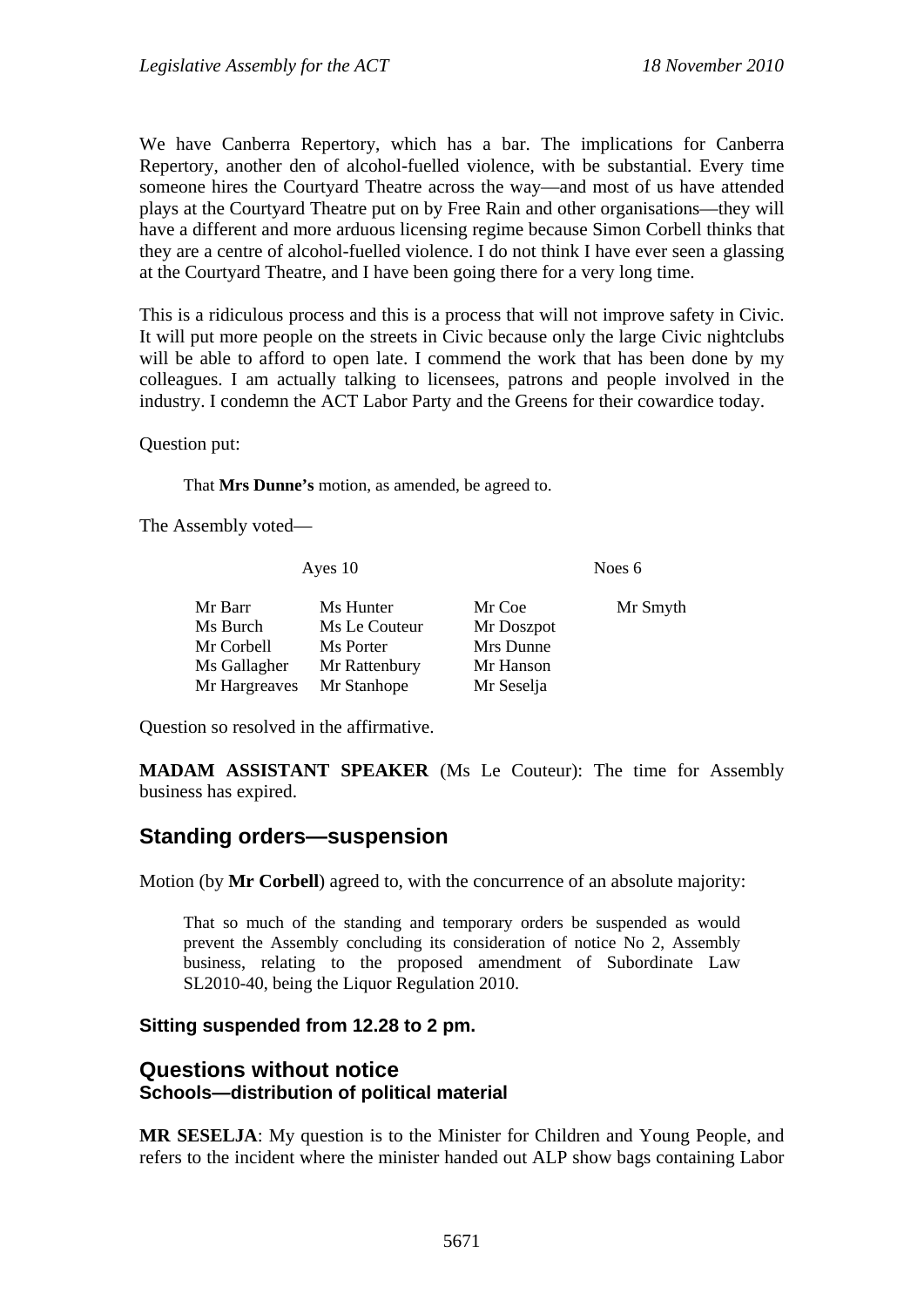We have Canberra Repertory, which has a bar. The implications for Canberra Repertory, another den of alcohol-fuelled violence, with be substantial. Every time someone hires the Courtyard Theatre across the way—and most of us have attended plays at the Courtyard Theatre put on by Free Rain and other organisations—they will have a different and more arduous licensing regime because Simon Corbell thinks that they are a centre of alcohol-fuelled violence. I do not think I have ever seen a glassing at the Courtyard Theatre, and I have been going there for a very long time.

This is a ridiculous process and this is a process that will not improve safety in Civic. It will put more people on the streets in Civic because only the large Civic nightclubs will be able to afford to open late. I commend the work that has been done by my colleagues. I am actually talking to licensees, patrons and people involved in the industry. I condemn the ACT Labor Party and the Greens for their cowardice today.

Question put:

> That **Mrs Dunne's** motion, as amended, be agreed to.

The Assembly voted—

| Ayes 10 | | Noes 6 | |
|---|---|---|---|
| Mr Barr | Ms Hunter | Mr Coe | Mr Smyth |
| Ms Burch | Ms Le Couteur | Mr Doszpot | |
| Mr Corbell | Ms Porter | Mrs Dunne | |
| Ms Gallagher | Mr Rattenbury | Mr Hanson | |
| Mr Hargreaves | Mr Stanhope | Mr Seselja | |

Question so resolved in the affirmative.

**MADAM ASSISTANT SPEAKER** (Ms Le Couteur): The time for Assembly business has expired.

## Standing orders—suspension

Motion (by **Mr Corbell**) agreed to, with the concurrence of an absolute majority:

> That so much of the standing and temporary orders be suspended as would prevent the Assembly concluding its consideration of notice No 2, Assembly business, relating to the proposed amendment of Subordinate Law SL2010-40, being the Liquor Regulation 2010.

**Sitting suspended from 12.28 to 2 pm.**

## Questions without notice

### Schools—distribution of political material

**MR SESELJA**: My question is to the Minister for Children and Young People, and refers to the incident where the minister handed out ALP show bags containing Labor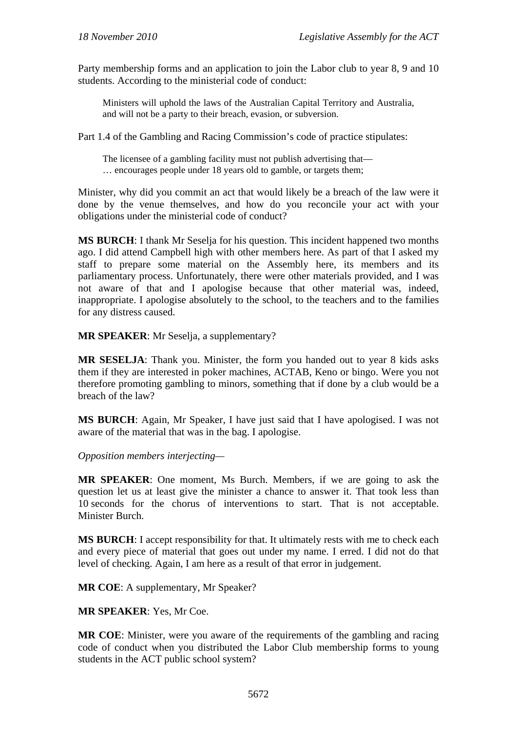Party membership forms and an application to join the Labor club to year 8, 9 and 10 students. According to the ministerial code of conduct:

> Ministers will uphold the laws of the Australian Capital Territory and Australia, and will not be a party to their breach, evasion, or subversion.

Part 1.4 of the Gambling and Racing Commission's code of practice stipulates:

> The licensee of a gambling facility must not publish advertising that—
> … encourages people under 18 years old to gamble, or targets them;

Minister, why did you commit an act that would likely be a breach of the law were it done by the venue themselves, and how do you reconcile your act with your obligations under the ministerial code of conduct?

**MS BURCH**: I thank Mr Seselja for his question. This incident happened two months ago. I did attend Campbell high with other members here. As part of that I asked my staff to prepare some material on the Assembly here, its members and its parliamentary process. Unfortunately, there were other materials provided, and I was not aware of that and I apologise because that other material was, indeed, inappropriate. I apologise absolutely to the school, to the teachers and to the families for any distress caused.

**MR SPEAKER**: Mr Seselja, a supplementary?

**MR SESELJA**: Thank you. Minister, the form you handed out to year 8 kids asks them if they are interested in poker machines, ACTAB, Keno or bingo. Were you not therefore promoting gambling to minors, something that if done by a club would be a breach of the law?

**MS BURCH**: Again, Mr Speaker, I have just said that I have apologised. I was not aware of the material that was in the bag. I apologise.

*Opposition members interjecting*—

**MR SPEAKER**: One moment, Ms Burch. Members, if we are going to ask the question let us at least give the minister a chance to answer it. That took less than 10 seconds for the chorus of interventions to start. That is not acceptable. Minister Burch.

**MS BURCH**: I accept responsibility for that. It ultimately rests with me to check each and every piece of material that goes out under my name. I erred. I did not do that level of checking. Again, I am here as a result of that error in judgement.

**MR COE**: A supplementary, Mr Speaker?

**MR SPEAKER**: Yes, Mr Coe.

**MR COE**: Minister, were you aware of the requirements of the gambling and racing code of conduct when you distributed the Labor Club membership forms to young students in the ACT public school system?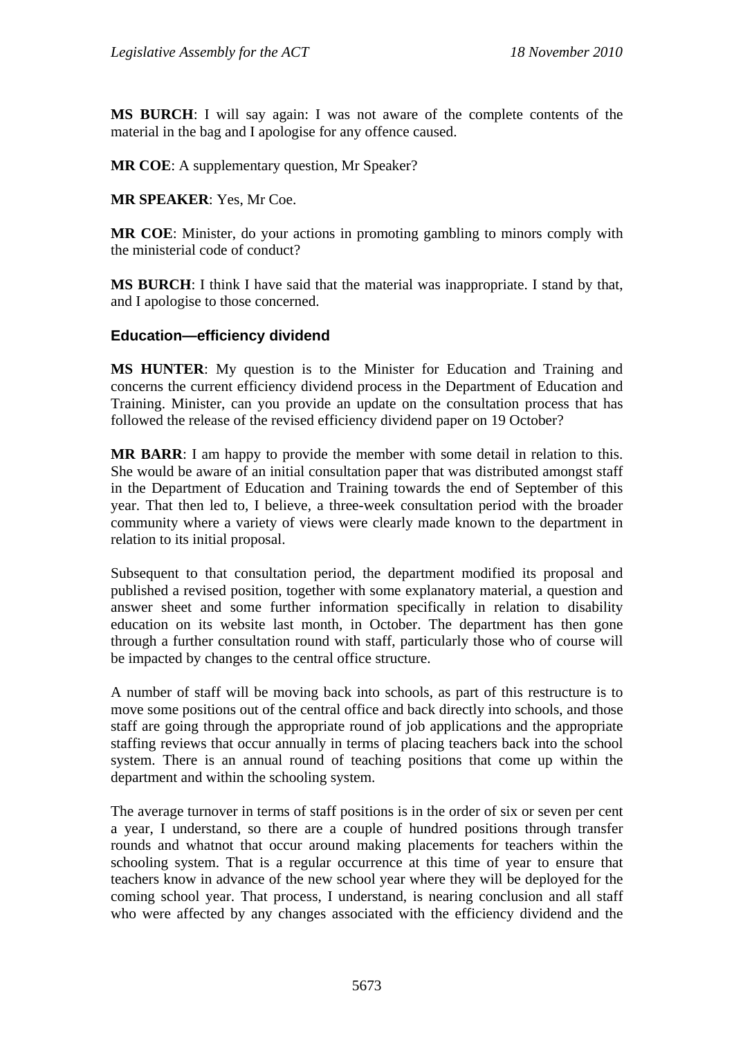**MS BURCH**: I will say again: I was not aware of the complete contents of the material in the bag and I apologise for any offence caused.

**MR COE**: A supplementary question, Mr Speaker?

**MR SPEAKER**: Yes, Mr Coe.

**MR COE**: Minister, do your actions in promoting gambling to minors comply with the ministerial code of conduct?

**MS BURCH**: I think I have said that the material was inappropriate. I stand by that, and I apologise to those concerned.

### Education—efficiency dividend

**MS HUNTER**: My question is to the Minister for Education and Training and concerns the current efficiency dividend process in the Department of Education and Training. Minister, can you provide an update on the consultation process that has followed the release of the revised efficiency dividend paper on 19 October?

**MR BARR**: I am happy to provide the member with some detail in relation to this. She would be aware of an initial consultation paper that was distributed amongst staff in the Department of Education and Training towards the end of September of this year. That then led to, I believe, a three-week consultation period with the broader community where a variety of views were clearly made known to the department in relation to its initial proposal.

Subsequent to that consultation period, the department modified its proposal and published a revised position, together with some explanatory material, a question and answer sheet and some further information specifically in relation to disability education on its website last month, in October. The department has then gone through a further consultation round with staff, particularly those who of course will be impacted by changes to the central office structure.

A number of staff will be moving back into schools, as part of this restructure is to move some positions out of the central office and back directly into schools, and those staff are going through the appropriate round of job applications and the appropriate staffing reviews that occur annually in terms of placing teachers back into the school system. There is an annual round of teaching positions that come up within the department and within the schooling system.

The average turnover in terms of staff positions is in the order of six or seven per cent a year, I understand, so there are a couple of hundred positions through transfer rounds and whatnot that occur around making placements for teachers within the schooling system. That is a regular occurrence at this time of year to ensure that teachers know in advance of the new school year where they will be deployed for the coming school year. That process, I understand, is nearing conclusion and all staff who were affected by any changes associated with the efficiency dividend and the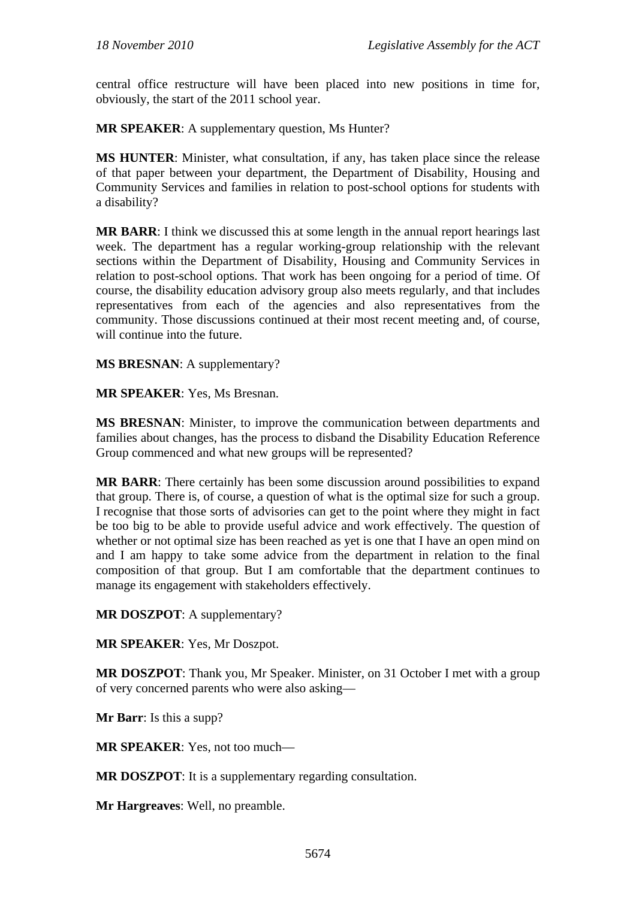central office restructure will have been placed into new positions in time for, obviously, the start of the 2011 school year.

**MR SPEAKER**: A supplementary question, Ms Hunter?

**MS HUNTER**: Minister, what consultation, if any, has taken place since the release of that paper between your department, the Department of Disability, Housing and Community Services and families in relation to post-school options for students with a disability?

**MR BARR**: I think we discussed this at some length in the annual report hearings last week. The department has a regular working-group relationship with the relevant sections within the Department of Disability, Housing and Community Services in relation to post-school options. That work has been ongoing for a period of time. Of course, the disability education advisory group also meets regularly, and that includes representatives from each of the agencies and also representatives from the community. Those discussions continued at their most recent meeting and, of course, will continue into the future.

**MS BRESNAN**: A supplementary?

**MR SPEAKER**: Yes, Ms Bresnan.

**MS BRESNAN**: Minister, to improve the communication between departments and families about changes, has the process to disband the Disability Education Reference Group commenced and what new groups will be represented?

**MR BARR**: There certainly has been some discussion around possibilities to expand that group. There is, of course, a question of what is the optimal size for such a group. I recognise that those sorts of advisories can get to the point where they might in fact be too big to be able to provide useful advice and work effectively. The question of whether or not optimal size has been reached as yet is one that I have an open mind on and I am happy to take some advice from the department in relation to the final composition of that group. But I am comfortable that the department continues to manage its engagement with stakeholders effectively.

**MR DOSZPOT**: A supplementary?

**MR SPEAKER**: Yes, Mr Doszpot.

**MR DOSZPOT**: Thank you, Mr Speaker. Minister, on 31 October I met with a group of very concerned parents who were also asking—

**Mr Barr**: Is this a supp?

**MR SPEAKER**: Yes, not too much—

**MR DOSZPOT**: It is a supplementary regarding consultation.

**Mr Hargreaves**: Well, no preamble.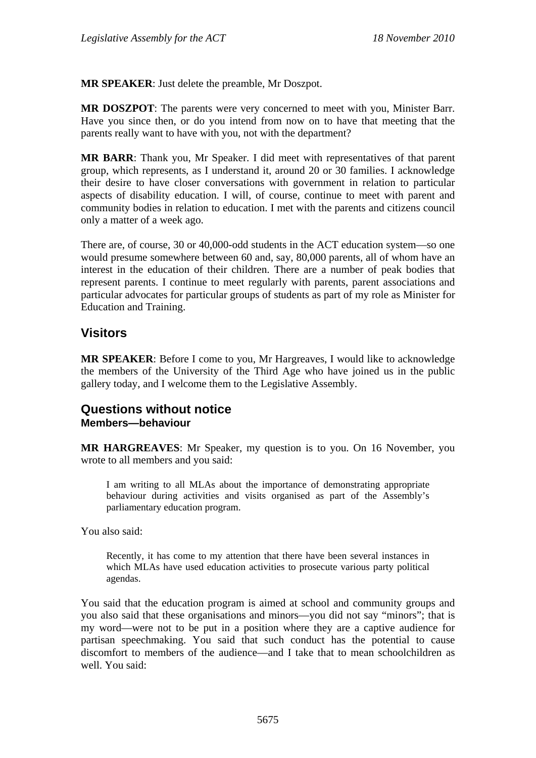**MR SPEAKER**: Just delete the preamble, Mr Doszpot.

**MR DOSZPOT**: The parents were very concerned to meet with you, Minister Barr. Have you since then, or do you intend from now on to have that meeting that the parents really want to have with you, not with the department?

**MR BARR**: Thank you, Mr Speaker. I did meet with representatives of that parent group, which represents, as I understand it, around 20 or 30 families. I acknowledge their desire to have closer conversations with government in relation to particular aspects of disability education. I will, of course, continue to meet with parent and community bodies in relation to education. I met with the parents and citizens council only a matter of a week ago.

There are, of course, 30 or 40,000-odd students in the ACT education system—so one would presume somewhere between 60 and, say, 80,000 parents, all of whom have an interest in the education of their children. There are a number of peak bodies that represent parents. I continue to meet regularly with parents, parent associations and particular advocates for particular groups of students as part of my role as Minister for Education and Training.

## Visitors

**MR SPEAKER**: Before I come to you, Mr Hargreaves, I would like to acknowledge the members of the University of the Third Age who have joined us in the public gallery today, and I welcome them to the Legislative Assembly.

## Questions without notice
### Members—behaviour

**MR HARGREAVES**: Mr Speaker, my question is to you. On 16 November, you wrote to all members and you said:

> I am writing to all MLAs about the importance of demonstrating appropriate behaviour during activities and visits organised as part of the Assembly's parliamentary education program.

You also said:

> Recently, it has come to my attention that there have been several instances in which MLAs have used education activities to prosecute various party political agendas.

You said that the education program is aimed at school and community groups and you also said that these organisations and minors—you did not say "minors"; that is my word—were not to be put in a position where they are a captive audience for partisan speechmaking. You said that such conduct has the potential to cause discomfort to members of the audience—and I take that to mean schoolchildren as well. You said: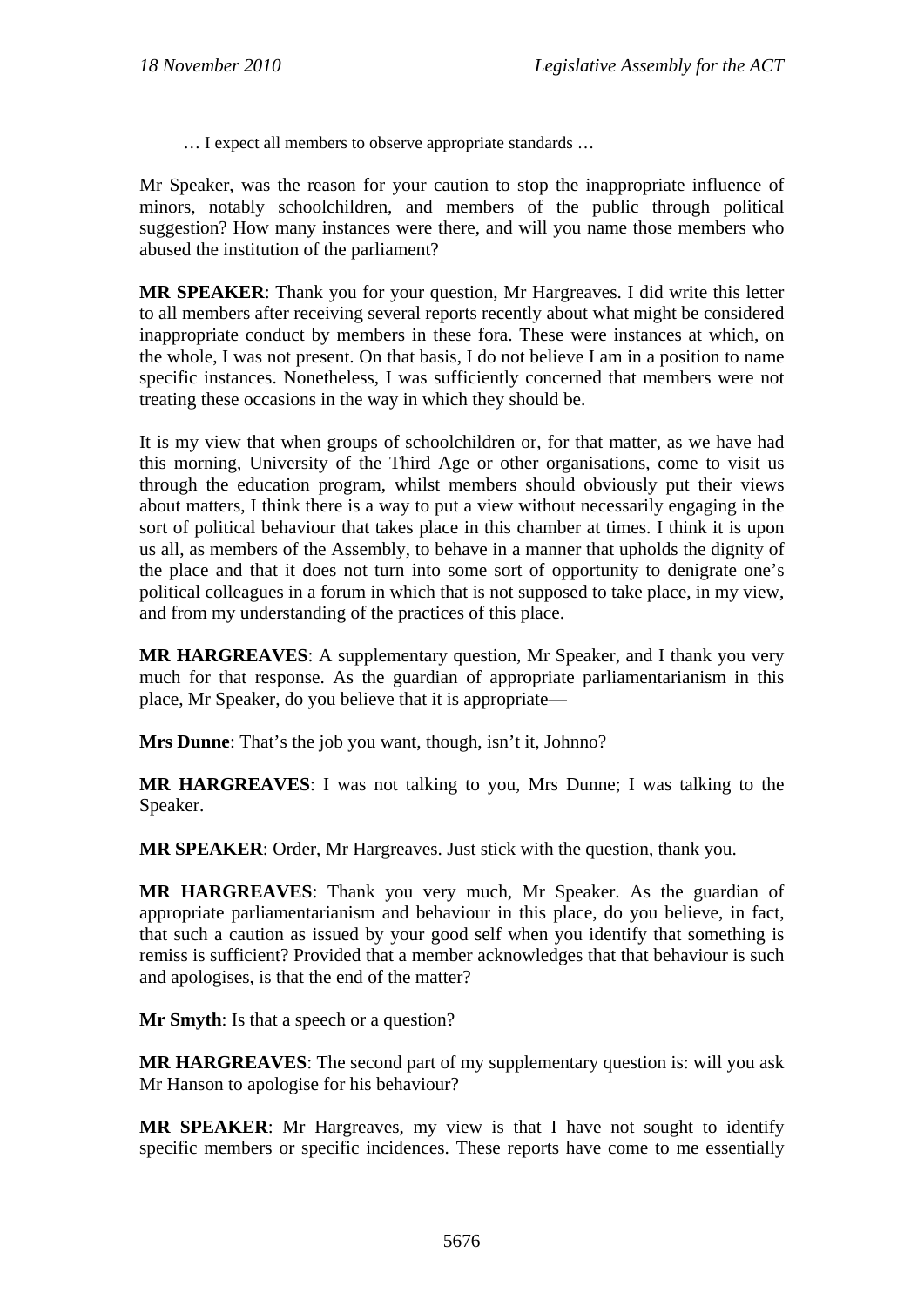… I expect all members to observe appropriate standards …

Mr Speaker, was the reason for your caution to stop the inappropriate influence of minors, notably schoolchildren, and members of the public through political suggestion? How many instances were there, and will you name those members who abused the institution of the parliament?

**MR SPEAKER**: Thank you for your question, Mr Hargreaves. I did write this letter to all members after receiving several reports recently about what might be considered inappropriate conduct by members in these fora. These were instances at which, on the whole, I was not present. On that basis, I do not believe I am in a position to name specific instances. Nonetheless, I was sufficiently concerned that members were not treating these occasions in the way in which they should be.

It is my view that when groups of schoolchildren or, for that matter, as we have had this morning, University of the Third Age or other organisations, come to visit us through the education program, whilst members should obviously put their views about matters, I think there is a way to put a view without necessarily engaging in the sort of political behaviour that takes place in this chamber at times. I think it is upon us all, as members of the Assembly, to behave in a manner that upholds the dignity of the place and that it does not turn into some sort of opportunity to denigrate one's political colleagues in a forum in which that is not supposed to take place, in my view, and from my understanding of the practices of this place.

**MR HARGREAVES**: A supplementary question, Mr Speaker, and I thank you very much for that response. As the guardian of appropriate parliamentarianism in this place, Mr Speaker, do you believe that it is appropriate—

**Mrs Dunne**: That's the job you want, though, isn't it, Johnno?

**MR HARGREAVES**: I was not talking to you, Mrs Dunne; I was talking to the Speaker.

**MR SPEAKER**: Order, Mr Hargreaves. Just stick with the question, thank you.

**MR HARGREAVES**: Thank you very much, Mr Speaker. As the guardian of appropriate parliamentarianism and behaviour in this place, do you believe, in fact, that such a caution as issued by your good self when you identify that something is remiss is sufficient? Provided that a member acknowledges that that behaviour is such and apologises, is that the end of the matter?

**Mr Smyth**: Is that a speech or a question?

**MR HARGREAVES**: The second part of my supplementary question is: will you ask Mr Hanson to apologise for his behaviour?

**MR SPEAKER**: Mr Hargreaves, my view is that I have not sought to identify specific members or specific incidences. These reports have come to me essentially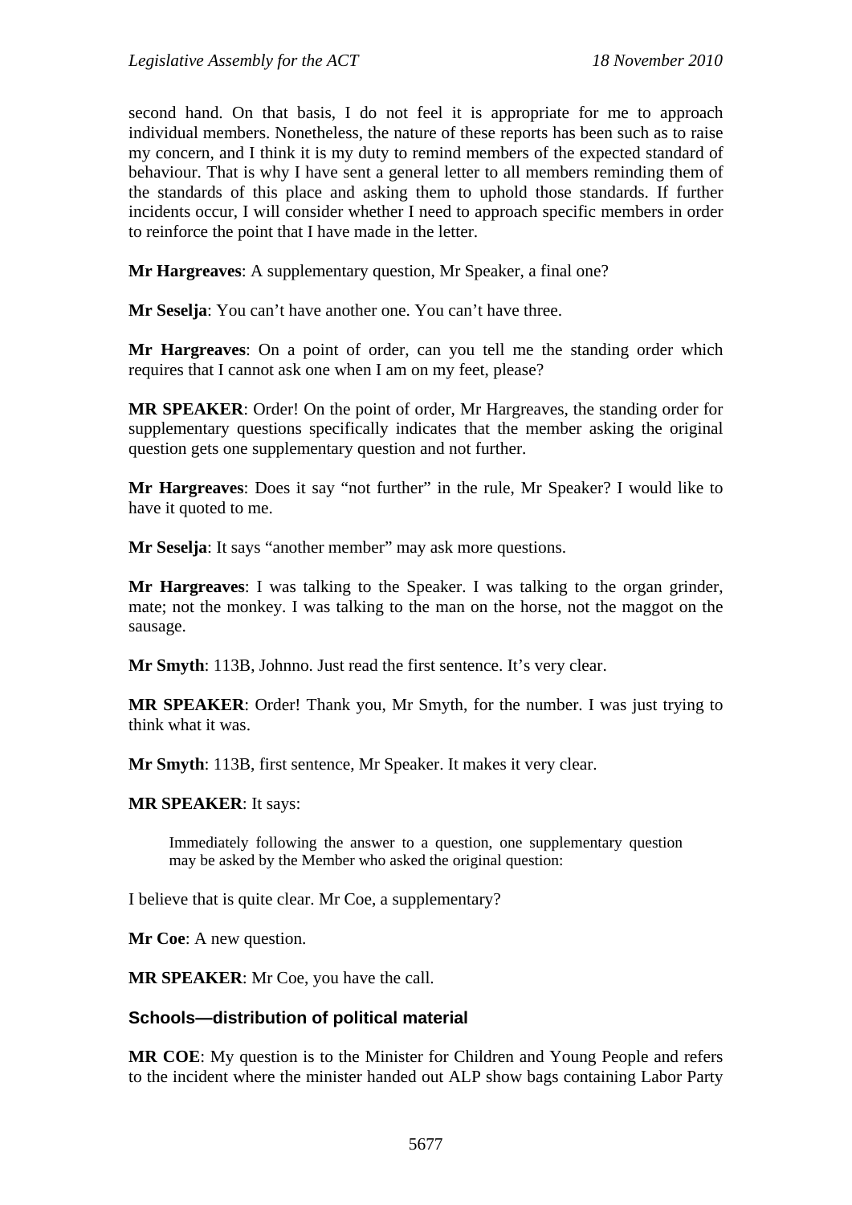second hand. On that basis, I do not feel it is appropriate for me to approach individual members. Nonetheless, the nature of these reports has been such as to raise my concern, and I think it is my duty to remind members of the expected standard of behaviour. That is why I have sent a general letter to all members reminding them of the standards of this place and asking them to uphold those standards. If further incidents occur, I will consider whether I need to approach specific members in order to reinforce the point that I have made in the letter.

**Mr Hargreaves**: A supplementary question, Mr Speaker, a final one?

**Mr Seselja**: You can't have another one. You can't have three.

**Mr Hargreaves**: On a point of order, can you tell me the standing order which requires that I cannot ask one when I am on my feet, please?

**MR SPEAKER**: Order! On the point of order, Mr Hargreaves, the standing order for supplementary questions specifically indicates that the member asking the original question gets one supplementary question and not further.

**Mr Hargreaves**: Does it say "not further" in the rule, Mr Speaker? I would like to have it quoted to me.

**Mr Seselja**: It says "another member" may ask more questions.

**Mr Hargreaves**: I was talking to the Speaker. I was talking to the organ grinder, mate; not the monkey. I was talking to the man on the horse, not the maggot on the sausage.

**Mr Smyth**: 113B, Johnno. Just read the first sentence. It's very clear.

**MR SPEAKER**: Order! Thank you, Mr Smyth, for the number. I was just trying to think what it was.

**Mr Smyth**: 113B, first sentence, Mr Speaker. It makes it very clear.

**MR SPEAKER**: It says:

> Immediately following the answer to a question, one supplementary question may be asked by the Member who asked the original question:

I believe that is quite clear. Mr Coe, a supplementary?

**Mr Coe**: A new question.

**MR SPEAKER**: Mr Coe, you have the call.

### Schools—distribution of political material

**MR COE**: My question is to the Minister for Children and Young People and refers to the incident where the minister handed out ALP show bags containing Labor Party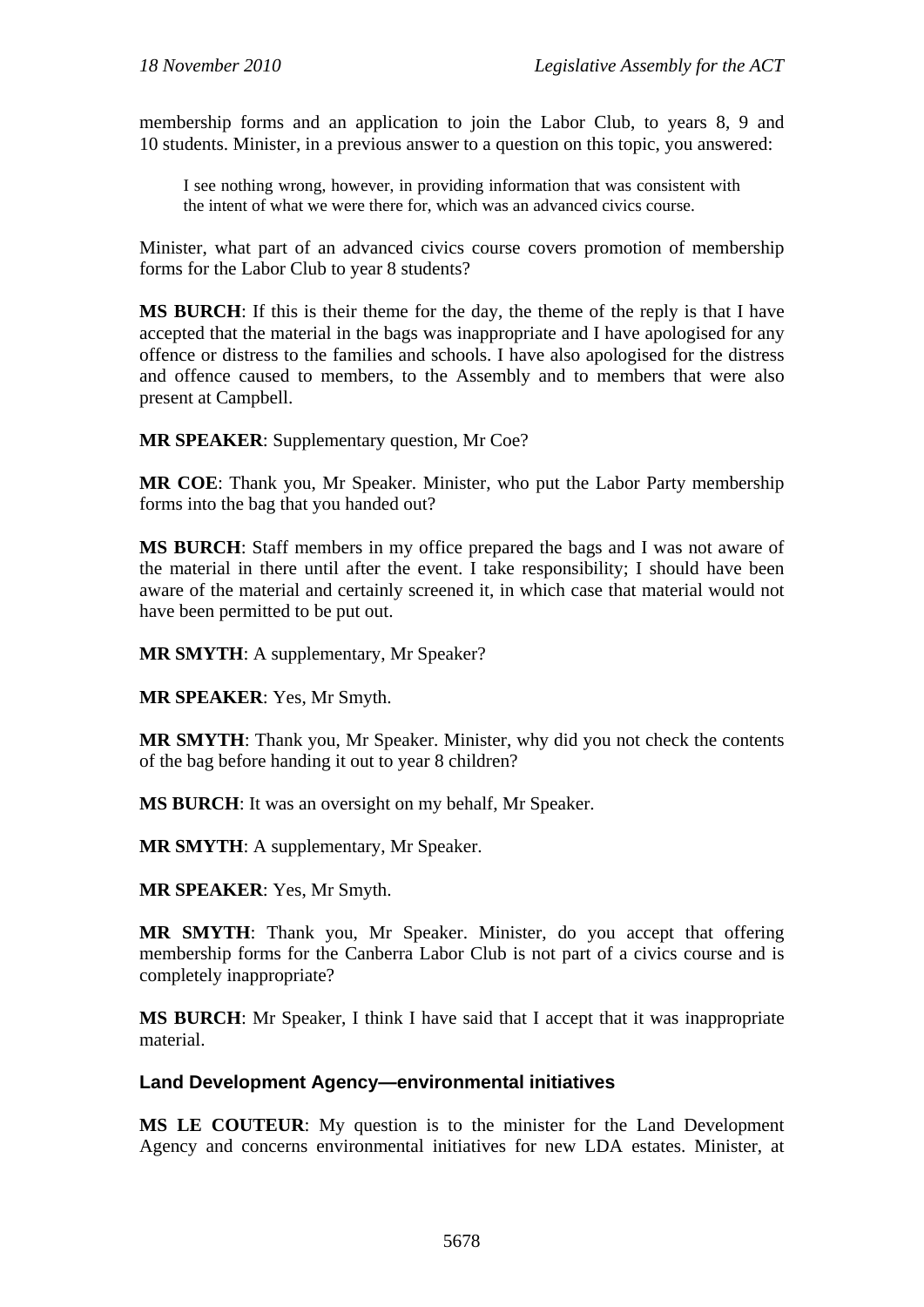membership forms and an application to join the Labor Club, to years 8, 9 and 10 students. Minister, in a previous answer to a question on this topic, you answered:

> I see nothing wrong, however, in providing information that was consistent with the intent of what we were there for, which was an advanced civics course.

Minister, what part of an advanced civics course covers promotion of membership forms for the Labor Club to year 8 students?

**MS BURCH**: If this is their theme for the day, the theme of the reply is that I have accepted that the material in the bags was inappropriate and I have apologised for any offence or distress to the families and schools. I have also apologised for the distress and offence caused to members, to the Assembly and to members that were also present at Campbell.

**MR SPEAKER**: Supplementary question, Mr Coe?

**MR COE**: Thank you, Mr Speaker. Minister, who put the Labor Party membership forms into the bag that you handed out?

**MS BURCH**: Staff members in my office prepared the bags and I was not aware of the material in there until after the event. I take responsibility; I should have been aware of the material and certainly screened it, in which case that material would not have been permitted to be put out.

**MR SMYTH**: A supplementary, Mr Speaker?

**MR SPEAKER**: Yes, Mr Smyth.

**MR SMYTH**: Thank you, Mr Speaker. Minister, why did you not check the contents of the bag before handing it out to year 8 children?

**MS BURCH**: It was an oversight on my behalf, Mr Speaker.

**MR SMYTH**: A supplementary, Mr Speaker.

**MR SPEAKER**: Yes, Mr Smyth.

**MR SMYTH**: Thank you, Mr Speaker. Minister, do you accept that offering membership forms for the Canberra Labor Club is not part of a civics course and is completely inappropriate?

**MS BURCH**: Mr Speaker, I think I have said that I accept that it was inappropriate material.

### Land Development Agency—environmental initiatives

**MS LE COUTEUR**: My question is to the minister for the Land Development Agency and concerns environmental initiatives for new LDA estates. Minister, at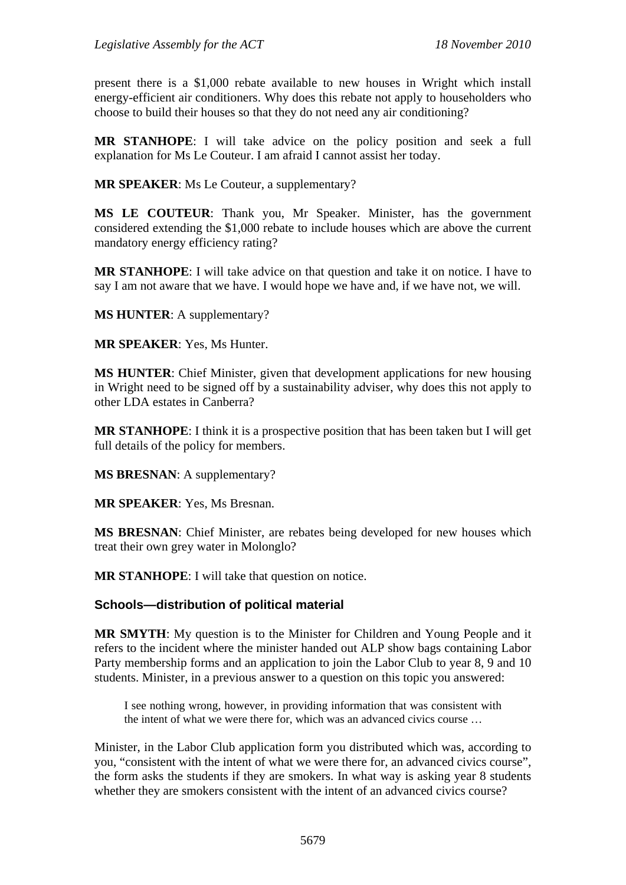present there is a $1,000 rebate available to new houses in Wright which install energy-efficient air conditioners. Why does this rebate not apply to householders who choose to build their houses so that they do not need any air conditioning?

**MR STANHOPE**: I will take advice on the policy position and seek a full explanation for Ms Le Couteur. I am afraid I cannot assist her today.

**MR SPEAKER**: Ms Le Couteur, a supplementary?

**MS LE COUTEUR**: Thank you, Mr Speaker. Minister, has the government considered extending the $1,000 rebate to include houses which are above the current mandatory energy efficiency rating?

**MR STANHOPE**: I will take advice on that question and take it on notice. I have to say I am not aware that we have. I would hope we have and, if we have not, we will.

**MS HUNTER**: A supplementary?

**MR SPEAKER**: Yes, Ms Hunter.

**MS HUNTER**: Chief Minister, given that development applications for new housing in Wright need to be signed off by a sustainability adviser, why does this not apply to other LDA estates in Canberra?

**MR STANHOPE**: I think it is a prospective position that has been taken but I will get full details of the policy for members.

**MS BRESNAN**: A supplementary?

**MR SPEAKER**: Yes, Ms Bresnan.

**MS BRESNAN**: Chief Minister, are rebates being developed for new houses which treat their own grey water in Molonglo?

**MR STANHOPE**: I will take that question on notice.

### Schools—distribution of political material

**MR SMYTH**: My question is to the Minister for Children and Young People and it refers to the incident where the minister handed out ALP show bags containing Labor Party membership forms and an application to join the Labor Club to year 8, 9 and 10 students. Minister, in a previous answer to a question on this topic you answered:

> I see nothing wrong, however, in providing information that was consistent with the intent of what we were there for, which was an advanced civics course …

Minister, in the Labor Club application form you distributed which was, according to you, "consistent with the intent of what we were there for, an advanced civics course", the form asks the students if they are smokers. In what way is asking year 8 students whether they are smokers consistent with the intent of an advanced civics course?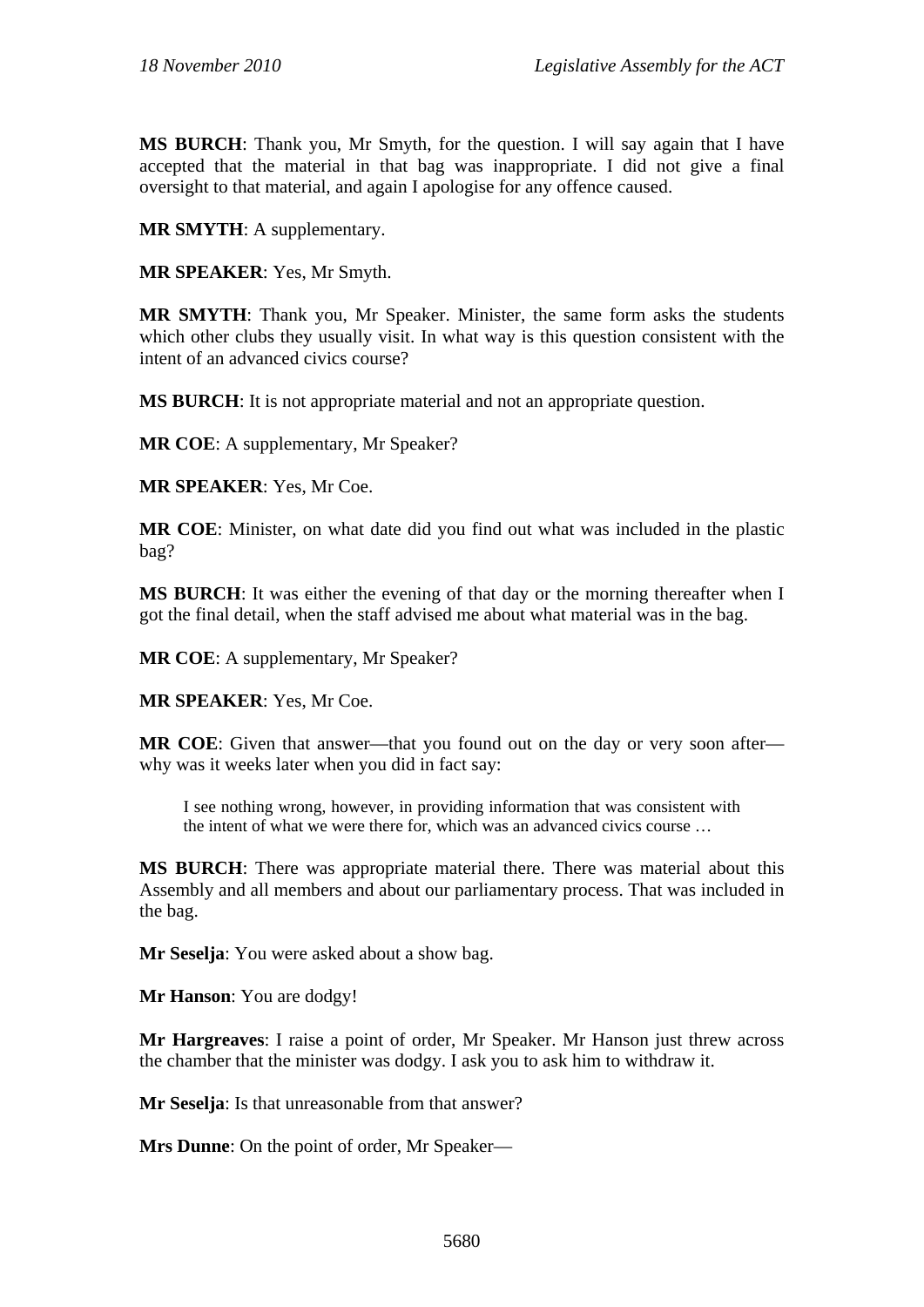**MS BURCH**: Thank you, Mr Smyth, for the question. I will say again that I have accepted that the material in that bag was inappropriate. I did not give a final oversight to that material, and again I apologise for any offence caused.

**MR SMYTH**: A supplementary.

**MR SPEAKER**: Yes, Mr Smyth.

**MR SMYTH**: Thank you, Mr Speaker. Minister, the same form asks the students which other clubs they usually visit. In what way is this question consistent with the intent of an advanced civics course?

**MS BURCH**: It is not appropriate material and not an appropriate question.

**MR COE**: A supplementary, Mr Speaker?

**MR SPEAKER**: Yes, Mr Coe.

**MR COE**: Minister, on what date did you find out what was included in the plastic bag?

**MS BURCH**: It was either the evening of that day or the morning thereafter when I got the final detail, when the staff advised me about what material was in the bag.

**MR COE**: A supplementary, Mr Speaker?

**MR SPEAKER**: Yes, Mr Coe.

**MR COE**: Given that answer—that you found out on the day or very soon after—why was it weeks later when you did in fact say:

> I see nothing wrong, however, in providing information that was consistent with the intent of what we were there for, which was an advanced civics course …

**MS BURCH**: There was appropriate material there. There was material about this Assembly and all members and about our parliamentary process. That was included in the bag.

**Mr Seselja**: You were asked about a show bag.

**Mr Hanson**: You are dodgy!

**Mr Hargreaves**: I raise a point of order, Mr Speaker. Mr Hanson just threw across the chamber that the minister was dodgy. I ask you to ask him to withdraw it.

**Mr Seselja**: Is that unreasonable from that answer?

**Mrs Dunne**: On the point of order, Mr Speaker—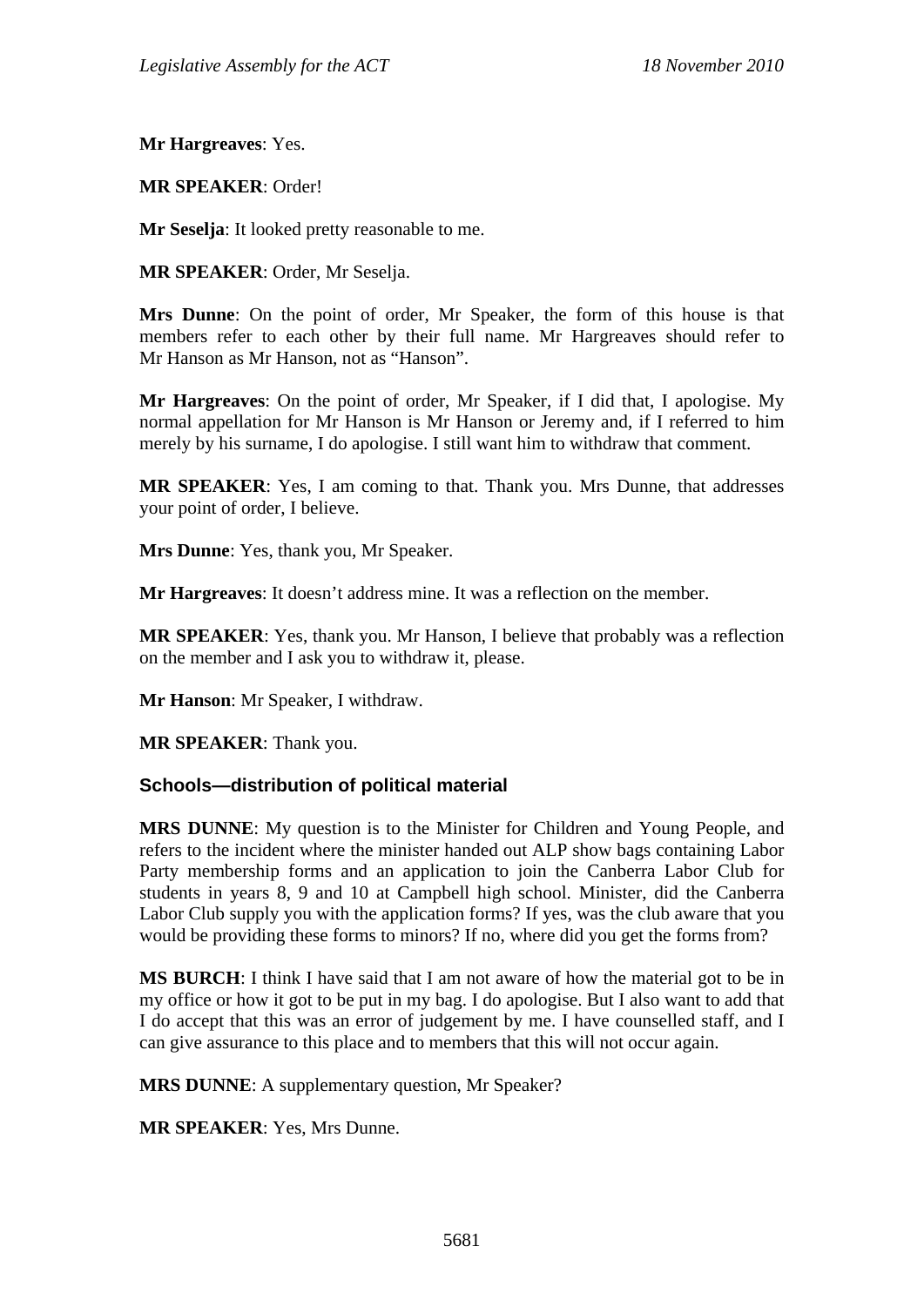**Mr Hargreaves**: Yes.

**MR SPEAKER**: Order!

**Mr Seselja**: It looked pretty reasonable to me.

**MR SPEAKER**: Order, Mr Seselja.

**Mrs Dunne**: On the point of order, Mr Speaker, the form of this house is that members refer to each other by their full name. Mr Hargreaves should refer to Mr Hanson as Mr Hanson, not as "Hanson".

**Mr Hargreaves**: On the point of order, Mr Speaker, if I did that, I apologise. My normal appellation for Mr Hanson is Mr Hanson or Jeremy and, if I referred to him merely by his surname, I do apologise. I still want him to withdraw that comment.

**MR SPEAKER**: Yes, I am coming to that. Thank you. Mrs Dunne, that addresses your point of order, I believe.

**Mrs Dunne**: Yes, thank you, Mr Speaker.

**Mr Hargreaves**: It doesn't address mine. It was a reflection on the member.

**MR SPEAKER**: Yes, thank you. Mr Hanson, I believe that probably was a reflection on the member and I ask you to withdraw it, please.

**Mr Hanson**: Mr Speaker, I withdraw.

**MR SPEAKER**: Thank you.

### Schools—distribution of political material

**MRS DUNNE**: My question is to the Minister for Children and Young People, and refers to the incident where the minister handed out ALP show bags containing Labor Party membership forms and an application to join the Canberra Labor Club for students in years 8, 9 and 10 at Campbell high school. Minister, did the Canberra Labor Club supply you with the application forms? If yes, was the club aware that you would be providing these forms to minors? If no, where did you get the forms from?

**MS BURCH**: I think I have said that I am not aware of how the material got to be in my office or how it got to be put in my bag. I do apologise. But I also want to add that I do accept that this was an error of judgement by me. I have counselled staff, and I can give assurance to this place and to members that this will not occur again.

**MRS DUNNE**: A supplementary question, Mr Speaker?

**MR SPEAKER**: Yes, Mrs Dunne.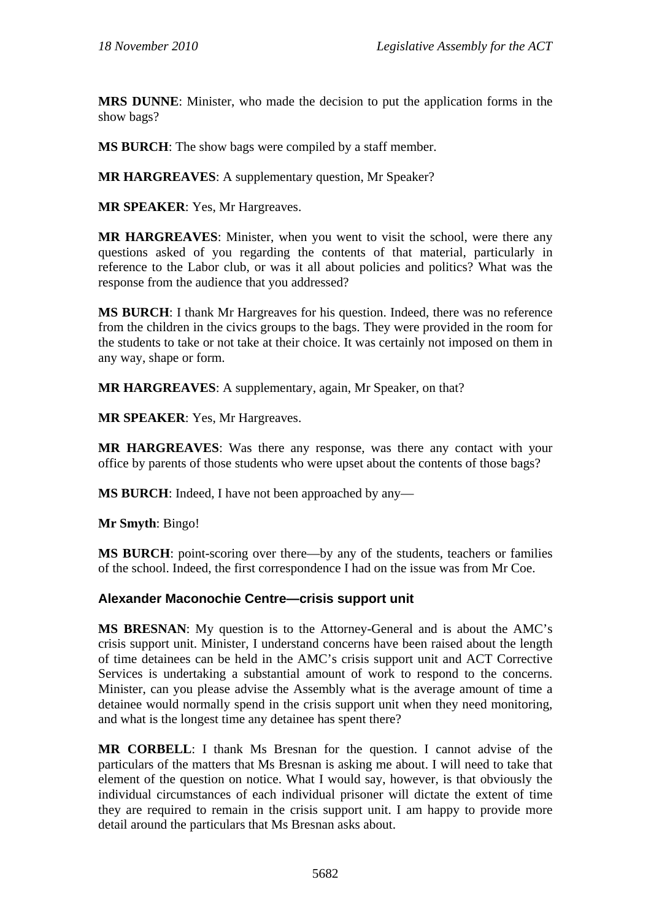**MRS DUNNE**: Minister, who made the decision to put the application forms in the show bags?

**MS BURCH**: The show bags were compiled by a staff member.

**MR HARGREAVES**: A supplementary question, Mr Speaker?

**MR SPEAKER**: Yes, Mr Hargreaves.

**MR HARGREAVES**: Minister, when you went to visit the school, were there any questions asked of you regarding the contents of that material, particularly in reference to the Labor club, or was it all about policies and politics? What was the response from the audience that you addressed?

**MS BURCH**: I thank Mr Hargreaves for his question. Indeed, there was no reference from the children in the civics groups to the bags. They were provided in the room for the students to take or not take at their choice. It was certainly not imposed on them in any way, shape or form.

**MR HARGREAVES**: A supplementary, again, Mr Speaker, on that?

**MR SPEAKER**: Yes, Mr Hargreaves.

**MR HARGREAVES**: Was there any response, was there any contact with your office by parents of those students who were upset about the contents of those bags?

**MS BURCH**: Indeed, I have not been approached by any—

**Mr Smyth**: Bingo!

**MS BURCH**: point-scoring over there—by any of the students, teachers or families of the school. Indeed, the first correspondence I had on the issue was from Mr Coe.

### Alexander Maconochie Centre—crisis support unit

**MS BRESNAN**: My question is to the Attorney-General and is about the AMC's crisis support unit. Minister, I understand concerns have been raised about the length of time detainees can be held in the AMC's crisis support unit and ACT Corrective Services is undertaking a substantial amount of work to respond to the concerns. Minister, can you please advise the Assembly what is the average amount of time a detainee would normally spend in the crisis support unit when they need monitoring, and what is the longest time any detainee has spent there?

**MR CORBELL**: I thank Ms Bresnan for the question. I cannot advise of the particulars of the matters that Ms Bresnan is asking me about. I will need to take that element of the question on notice. What I would say, however, is that obviously the individual circumstances of each individual prisoner will dictate the extent of time they are required to remain in the crisis support unit. I am happy to provide more detail around the particulars that Ms Bresnan asks about.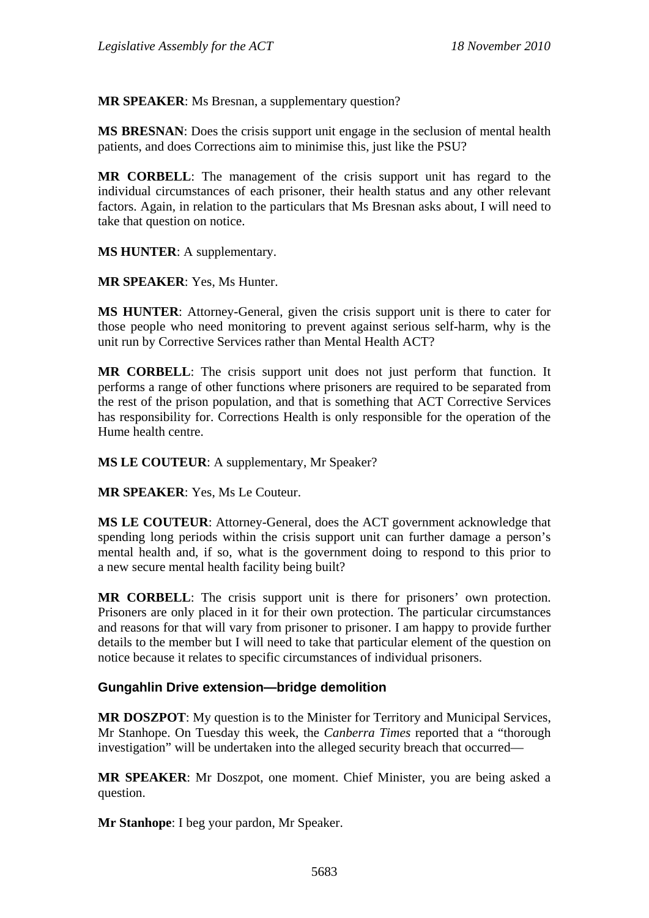**MR SPEAKER**: Ms Bresnan, a supplementary question?

**MS BRESNAN**: Does the crisis support unit engage in the seclusion of mental health patients, and does Corrections aim to minimise this, just like the PSU?

**MR CORBELL**: The management of the crisis support unit has regard to the individual circumstances of each prisoner, their health status and any other relevant factors. Again, in relation to the particulars that Ms Bresnan asks about, I will need to take that question on notice.

**MS HUNTER**: A supplementary.

**MR SPEAKER**: Yes, Ms Hunter.

**MS HUNTER**: Attorney-General, given the crisis support unit is there to cater for those people who need monitoring to prevent against serious self-harm, why is the unit run by Corrective Services rather than Mental Health ACT?

**MR CORBELL**: The crisis support unit does not just perform that function. It performs a range of other functions where prisoners are required to be separated from the rest of the prison population, and that is something that ACT Corrective Services has responsibility for. Corrections Health is only responsible for the operation of the Hume health centre.

**MS LE COUTEUR**: A supplementary, Mr Speaker?

**MR SPEAKER**: Yes, Ms Le Couteur.

**MS LE COUTEUR**: Attorney-General, does the ACT government acknowledge that spending long periods within the crisis support unit can further damage a person's mental health and, if so, what is the government doing to respond to this prior to a new secure mental health facility being built?

**MR CORBELL**: The crisis support unit is there for prisoners' own protection. Prisoners are only placed in it for their own protection. The particular circumstances and reasons for that will vary from prisoner to prisoner. I am happy to provide further details to the member but I will need to take that particular element of the question on notice because it relates to specific circumstances of individual prisoners.

### Gungahlin Drive extension—bridge demolition

**MR DOSZPOT**: My question is to the Minister for Territory and Municipal Services, Mr Stanhope. On Tuesday this week, the *Canberra Times* reported that a "thorough investigation" will be undertaken into the alleged security breach that occurred—

**MR SPEAKER**: Mr Doszpot, one moment. Chief Minister, you are being asked a question.

**Mr Stanhope**: I beg your pardon, Mr Speaker.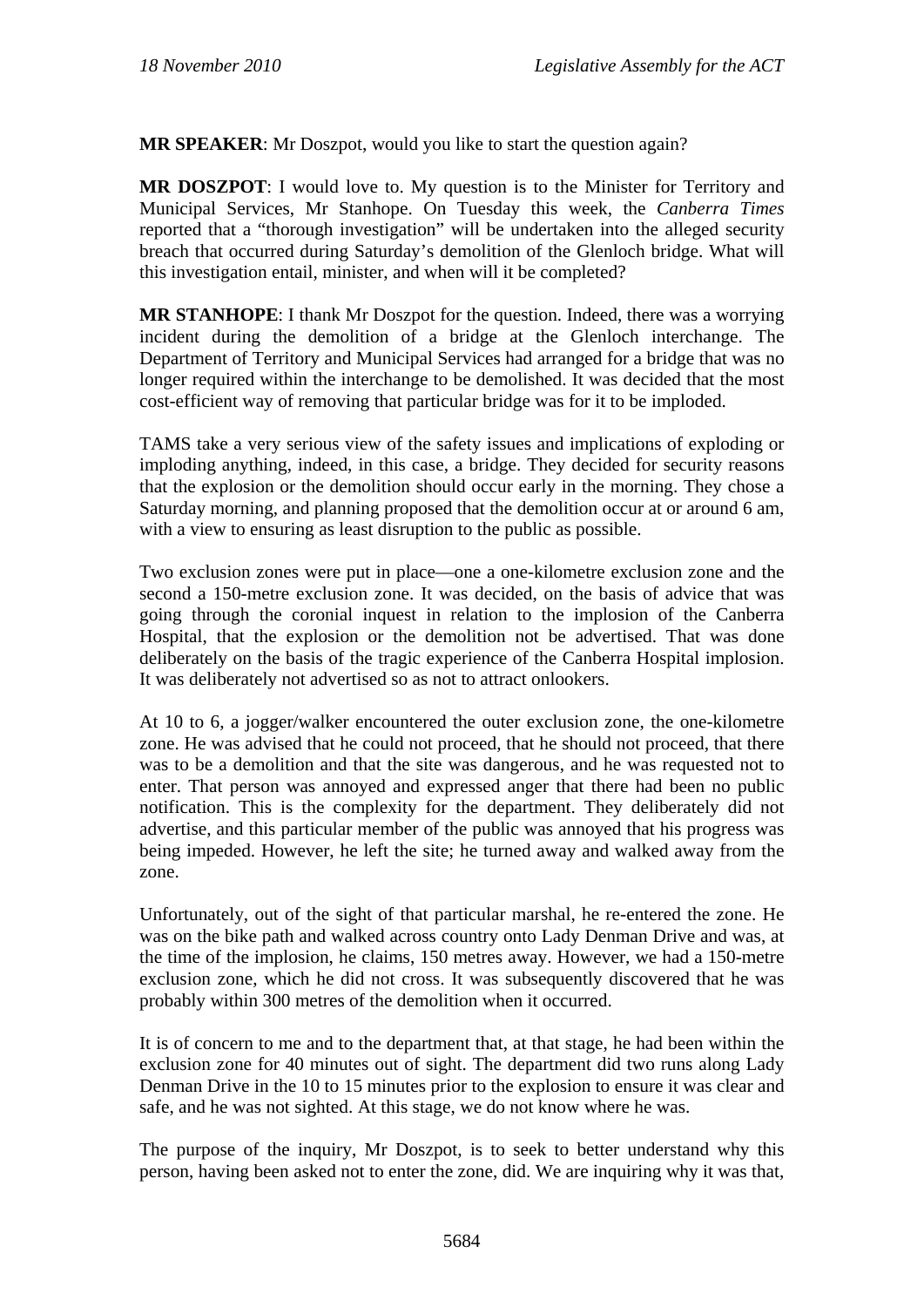**MR SPEAKER**: Mr Doszpot, would you like to start the question again?

**MR DOSZPOT**: I would love to. My question is to the Minister for Territory and Municipal Services, Mr Stanhope. On Tuesday this week, the *Canberra Times* reported that a "thorough investigation" will be undertaken into the alleged security breach that occurred during Saturday's demolition of the Glenloch bridge. What will this investigation entail, minister, and when will it be completed?

**MR STANHOPE**: I thank Mr Doszpot for the question. Indeed, there was a worrying incident during the demolition of a bridge at the Glenloch interchange. The Department of Territory and Municipal Services had arranged for a bridge that was no longer required within the interchange to be demolished. It was decided that the most cost-efficient way of removing that particular bridge was for it to be imploded.

TAMS take a very serious view of the safety issues and implications of exploding or imploding anything, indeed, in this case, a bridge. They decided for security reasons that the explosion or the demolition should occur early in the morning. They chose a Saturday morning, and planning proposed that the demolition occur at or around 6 am, with a view to ensuring as least disruption to the public as possible.

Two exclusion zones were put in place—one a one-kilometre exclusion zone and the second a 150-metre exclusion zone. It was decided, on the basis of advice that was going through the coronial inquest in relation to the implosion of the Canberra Hospital, that the explosion or the demolition not be advertised. That was done deliberately on the basis of the tragic experience of the Canberra Hospital implosion. It was deliberately not advertised so as not to attract onlookers.

At 10 to 6, a jogger/walker encountered the outer exclusion zone, the one-kilometre zone. He was advised that he could not proceed, that he should not proceed, that there was to be a demolition and that the site was dangerous, and he was requested not to enter. That person was annoyed and expressed anger that there had been no public notification. This is the complexity for the department. They deliberately did not advertise, and this particular member of the public was annoyed that his progress was being impeded. However, he left the site; he turned away and walked away from the zone.

Unfortunately, out of the sight of that particular marshal, he re-entered the zone. He was on the bike path and walked across country onto Lady Denman Drive and was, at the time of the implosion, he claims, 150 metres away. However, we had a 150-metre exclusion zone, which he did not cross. It was subsequently discovered that he was probably within 300 metres of the demolition when it occurred.

It is of concern to me and to the department that, at that stage, he had been within the exclusion zone for 40 minutes out of sight. The department did two runs along Lady Denman Drive in the 10 to 15 minutes prior to the explosion to ensure it was clear and safe, and he was not sighted. At this stage, we do not know where he was.

The purpose of the inquiry, Mr Doszpot, is to seek to better understand why this person, having been asked not to enter the zone, did. We are inquiring why it was that,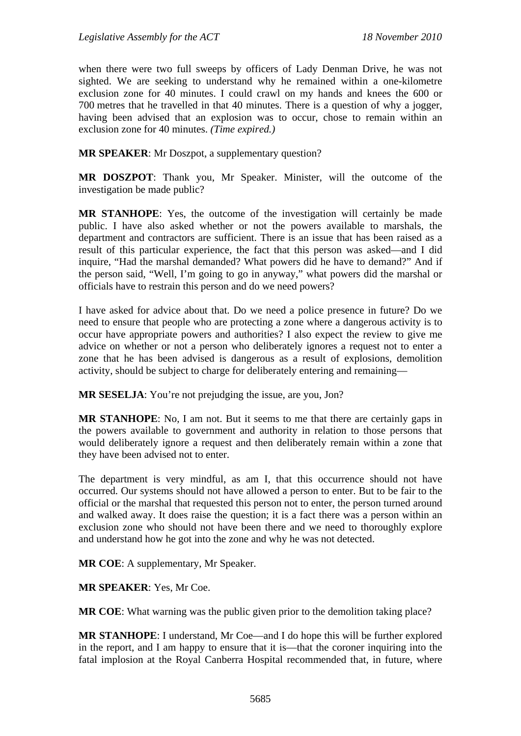when there were two full sweeps by officers of Lady Denman Drive, he was not sighted. We are seeking to understand why he remained within a one-kilometre exclusion zone for 40 minutes. I could crawl on my hands and knees the 600 or 700 metres that he travelled in that 40 minutes. There is a question of why a jogger, having been advised that an explosion was to occur, chose to remain within an exclusion zone for 40 minutes. *(Time expired.)*

**MR SPEAKER**: Mr Doszpot, a supplementary question?

**MR DOSZPOT**: Thank you, Mr Speaker. Minister, will the outcome of the investigation be made public?

**MR STANHOPE**: Yes, the outcome of the investigation will certainly be made public. I have also asked whether or not the powers available to marshals, the department and contractors are sufficient. There is an issue that has been raised as a result of this particular experience, the fact that this person was asked—and I did inquire, "Had the marshal demanded? What powers did he have to demand?" And if the person said, "Well, I'm going to go in anyway," what powers did the marshal or officials have to restrain this person and do we need powers?

I have asked for advice about that. Do we need a police presence in future? Do we need to ensure that people who are protecting a zone where a dangerous activity is to occur have appropriate powers and authorities? I also expect the review to give me advice on whether or not a person who deliberately ignores a request not to enter a zone that he has been advised is dangerous as a result of explosions, demolition activity, should be subject to charge for deliberately entering and remaining—

**MR SESELJA**: You're not prejudging the issue, are you, Jon?

**MR STANHOPE**: No, I am not. But it seems to me that there are certainly gaps in the powers available to government and authority in relation to those persons that would deliberately ignore a request and then deliberately remain within a zone that they have been advised not to enter.

The department is very mindful, as am I, that this occurrence should not have occurred. Our systems should not have allowed a person to enter. But to be fair to the official or the marshal that requested this person not to enter, the person turned around and walked away. It does raise the question; it is a fact there was a person within an exclusion zone who should not have been there and we need to thoroughly explore and understand how he got into the zone and why he was not detected.

**MR COE**: A supplementary, Mr Speaker.

**MR SPEAKER**: Yes, Mr Coe.

**MR COE**: What warning was the public given prior to the demolition taking place?

**MR STANHOPE**: I understand, Mr Coe—and I do hope this will be further explored in the report, and I am happy to ensure that it is—that the coroner inquiring into the fatal implosion at the Royal Canberra Hospital recommended that, in future, where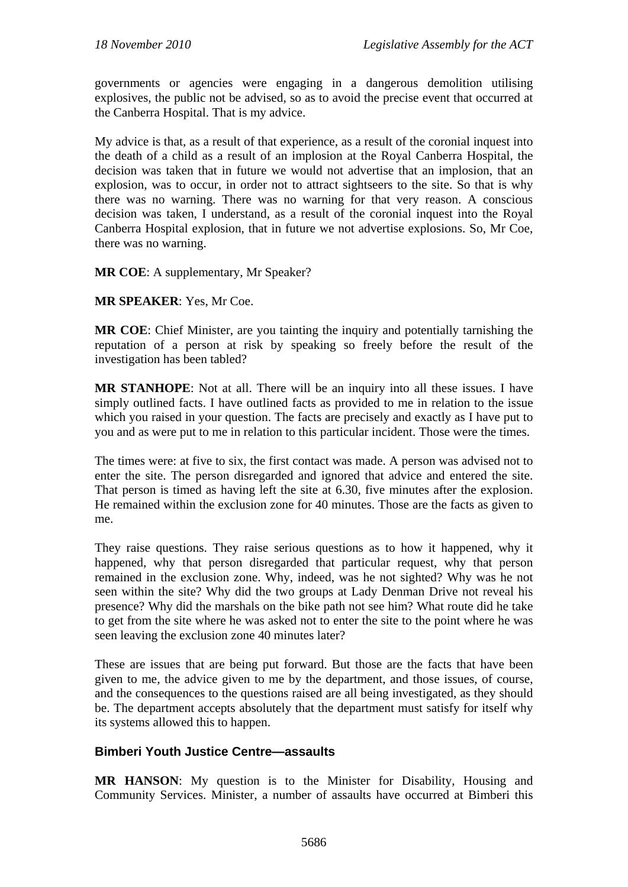governments or agencies were engaging in a dangerous demolition utilising explosives, the public not be advised, so as to avoid the precise event that occurred at the Canberra Hospital. That is my advice.

My advice is that, as a result of that experience, as a result of the coronial inquest into the death of a child as a result of an implosion at the Royal Canberra Hospital, the decision was taken that in future we would not advertise that an implosion, that an explosion, was to occur, in order not to attract sightseers to the site. So that is why there was no warning. There was no warning for that very reason. A conscious decision was taken, I understand, as a result of the coronial inquest into the Royal Canberra Hospital explosion, that in future we not advertise explosions. So, Mr Coe, there was no warning.

**MR COE**: A supplementary, Mr Speaker?

**MR SPEAKER**: Yes, Mr Coe.

**MR COE**: Chief Minister, are you tainting the inquiry and potentially tarnishing the reputation of a person at risk by speaking so freely before the result of the investigation has been tabled?

**MR STANHOPE**: Not at all. There will be an inquiry into all these issues. I have simply outlined facts. I have outlined facts as provided to me in relation to the issue which you raised in your question. The facts are precisely and exactly as I have put to you and as were put to me in relation to this particular incident. Those were the times.

The times were: at five to six, the first contact was made. A person was advised not to enter the site. The person disregarded and ignored that advice and entered the site. That person is timed as having left the site at 6.30, five minutes after the explosion. He remained within the exclusion zone for 40 minutes. Those are the facts as given to me.

They raise questions. They raise serious questions as to how it happened, why it happened, why that person disregarded that particular request, why that person remained in the exclusion zone. Why, indeed, was he not sighted? Why was he not seen within the site? Why did the two groups at Lady Denman Drive not reveal his presence? Why did the marshals on the bike path not see him? What route did he take to get from the site where he was asked not to enter the site to the point where he was seen leaving the exclusion zone 40 minutes later?

These are issues that are being put forward. But those are the facts that have been given to me, the advice given to me by the department, and those issues, of course, and the consequences to the questions raised are all being investigated, as they should be. The department accepts absolutely that the department must satisfy for itself why its systems allowed this to happen.

### Bimberi Youth Justice Centre—assaults

**MR HANSON**: My question is to the Minister for Disability, Housing and Community Services. Minister, a number of assaults have occurred at Bimberi this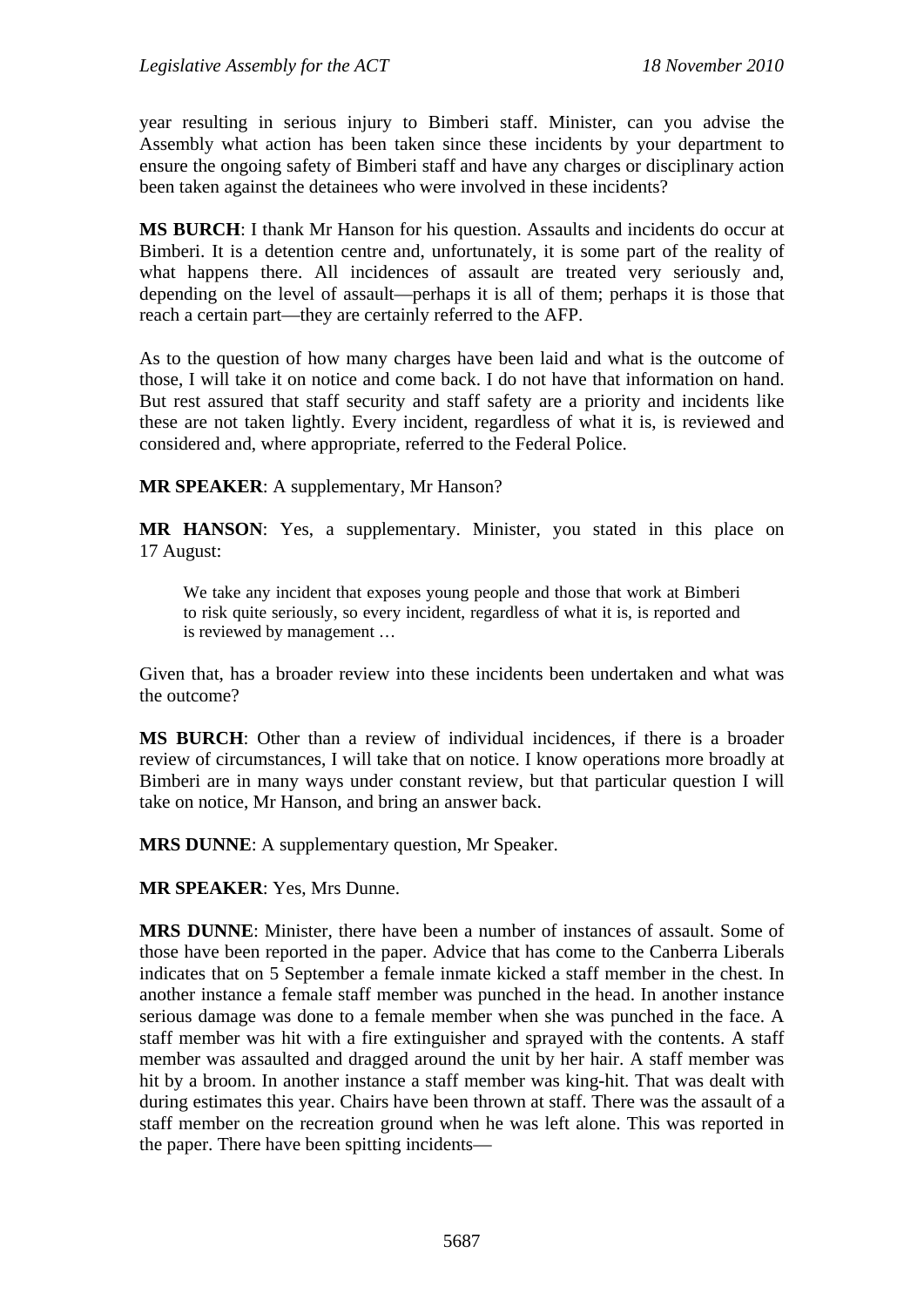year resulting in serious injury to Bimberi staff. Minister, can you advise the Assembly what action has been taken since these incidents by your department to ensure the ongoing safety of Bimberi staff and have any charges or disciplinary action been taken against the detainees who were involved in these incidents?

**MS BURCH**: I thank Mr Hanson for his question. Assaults and incidents do occur at Bimberi. It is a detention centre and, unfortunately, it is some part of the reality of what happens there. All incidences of assault are treated very seriously and, depending on the level of assault—perhaps it is all of them; perhaps it is those that reach a certain part—they are certainly referred to the AFP.

As to the question of how many charges have been laid and what is the outcome of those, I will take it on notice and come back. I do not have that information on hand. But rest assured that staff security and staff safety are a priority and incidents like these are not taken lightly. Every incident, regardless of what it is, is reviewed and considered and, where appropriate, referred to the Federal Police.

**MR SPEAKER**: A supplementary, Mr Hanson?

**MR HANSON**: Yes, a supplementary. Minister, you stated in this place on 17 August:

> We take any incident that exposes young people and those that work at Bimberi to risk quite seriously, so every incident, regardless of what it is, is reported and is reviewed by management …

Given that, has a broader review into these incidents been undertaken and what was the outcome?

**MS BURCH**: Other than a review of individual incidences, if there is a broader review of circumstances, I will take that on notice. I know operations more broadly at Bimberi are in many ways under constant review, but that particular question I will take on notice, Mr Hanson, and bring an answer back.

**MRS DUNNE**: A supplementary question, Mr Speaker.

**MR SPEAKER**: Yes, Mrs Dunne.

**MRS DUNNE**: Minister, there have been a number of instances of assault. Some of those have been reported in the paper. Advice that has come to the Canberra Liberals indicates that on 5 September a female inmate kicked a staff member in the chest. In another instance a female staff member was punched in the head. In another instance serious damage was done to a female member when she was punched in the face. A staff member was hit with a fire extinguisher and sprayed with the contents. A staff member was assaulted and dragged around the unit by her hair. A staff member was hit by a broom. In another instance a staff member was king-hit. That was dealt with during estimates this year. Chairs have been thrown at staff. There was the assault of a staff member on the recreation ground when he was left alone. This was reported in the paper. There have been spitting incidents—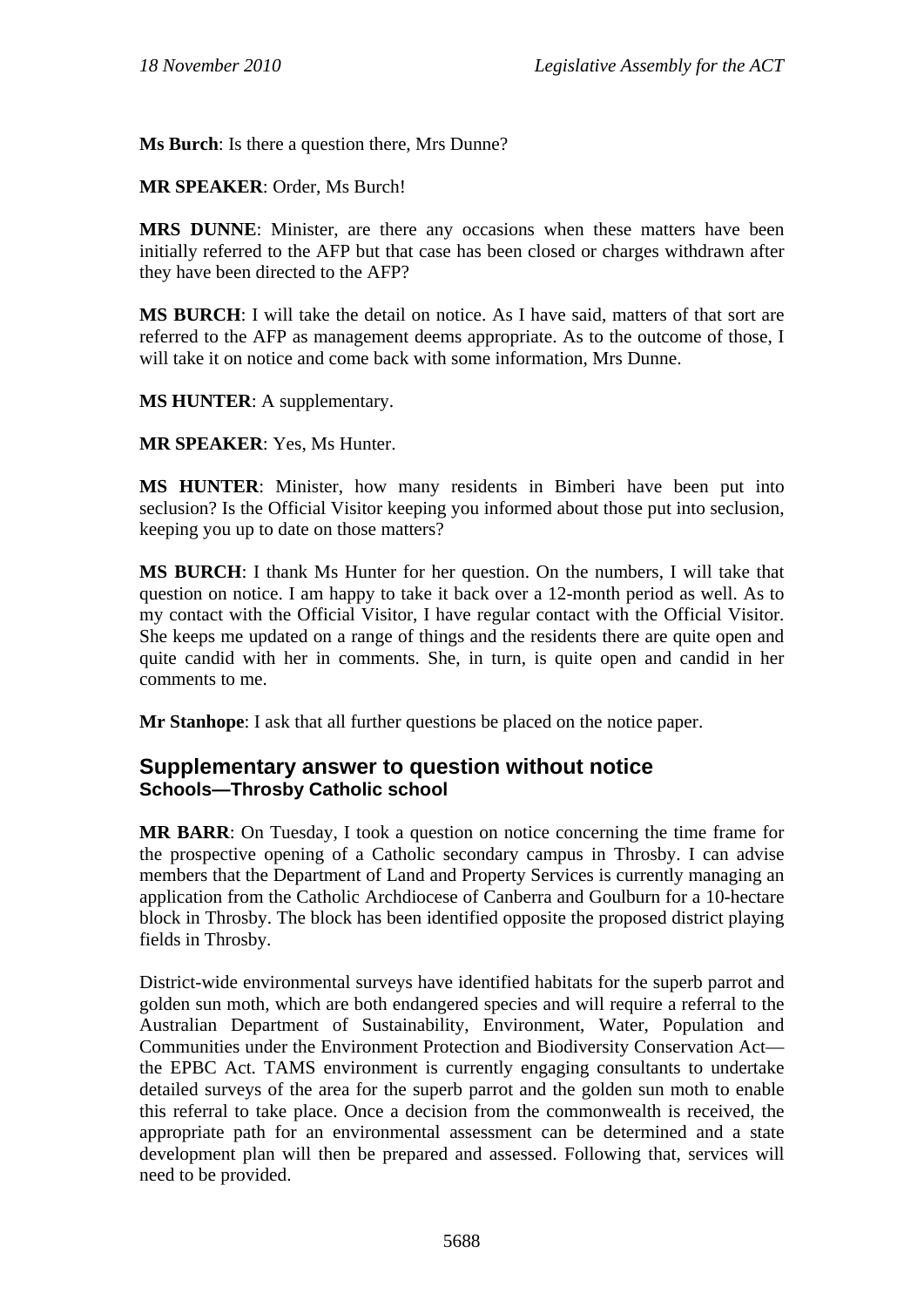**Ms Burch**: Is there a question there, Mrs Dunne?

**MR SPEAKER**: Order, Ms Burch!

**MRS DUNNE**: Minister, are there any occasions when these matters have been initially referred to the AFP but that case has been closed or charges withdrawn after they have been directed to the AFP?

**MS BURCH**: I will take the detail on notice. As I have said, matters of that sort are referred to the AFP as management deems appropriate. As to the outcome of those, I will take it on notice and come back with some information, Mrs Dunne.

**MS HUNTER**: A supplementary.

**MR SPEAKER**: Yes, Ms Hunter.

**MS HUNTER**: Minister, how many residents in Bimberi have been put into seclusion? Is the Official Visitor keeping you informed about those put into seclusion, keeping you up to date on those matters?

**MS BURCH**: I thank Ms Hunter for her question. On the numbers, I will take that question on notice. I am happy to take it back over a 12-month period as well. As to my contact with the Official Visitor, I have regular contact with the Official Visitor. She keeps me updated on a range of things and the residents there are quite open and quite candid with her in comments. She, in turn, is quite open and candid in her comments to me.

**Mr Stanhope**: I ask that all further questions be placed on the notice paper.

## Supplementary answer to question without notice

### Schools—Throsby Catholic school

**MR BARR**: On Tuesday, I took a question on notice concerning the time frame for the prospective opening of a Catholic secondary campus in Throsby. I can advise members that the Department of Land and Property Services is currently managing an application from the Catholic Archdiocese of Canberra and Goulburn for a 10-hectare block in Throsby. The block has been identified opposite the proposed district playing fields in Throsby.

District-wide environmental surveys have identified habitats for the superb parrot and golden sun moth, which are both endangered species and will require a referral to the Australian Department of Sustainability, Environment, Water, Population and Communities under the Environment Protection and Biodiversity Conservation Act—the EPBC Act. TAMS environment is currently engaging consultants to undertake detailed surveys of the area for the superb parrot and the golden sun moth to enable this referral to take place. Once a decision from the commonwealth is received, the appropriate path for an environmental assessment can be determined and a state development plan will then be prepared and assessed. Following that, services will need to be provided.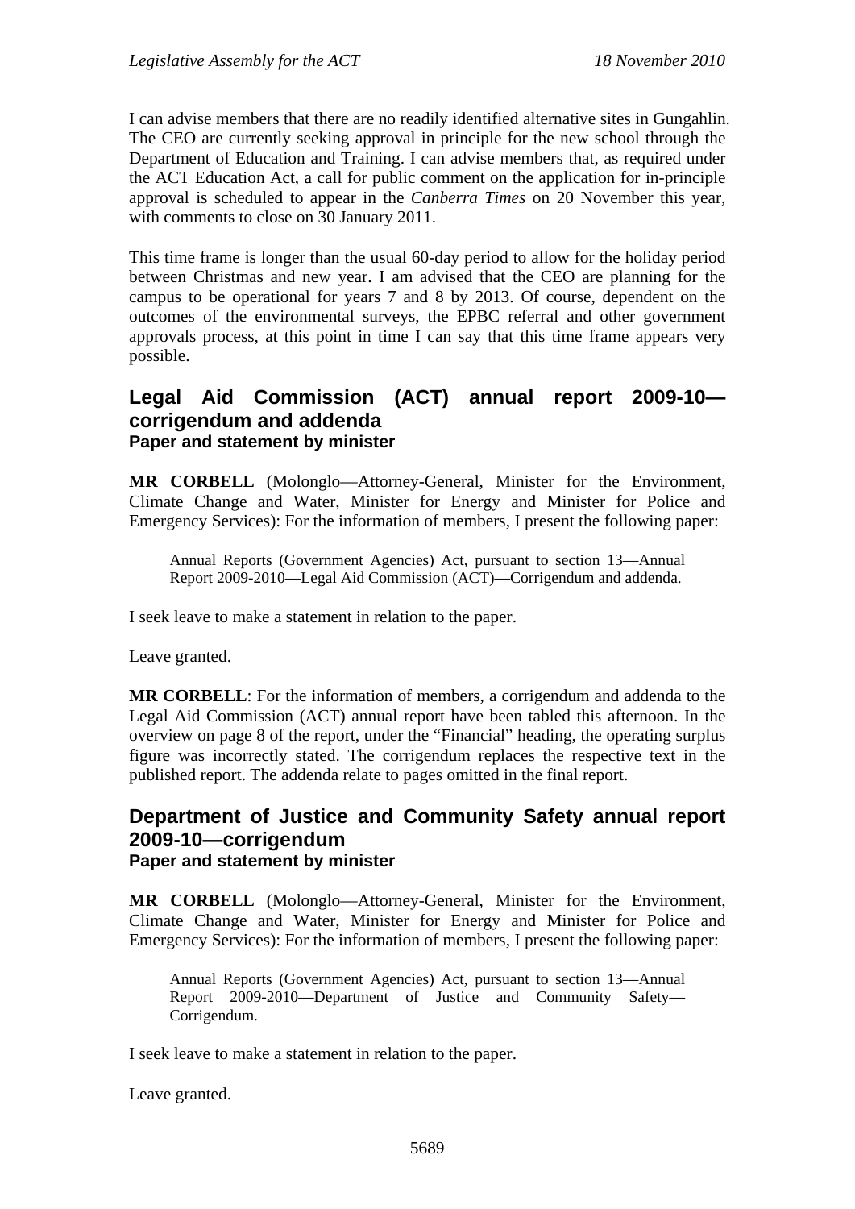I can advise members that there are no readily identified alternative sites in Gungahlin. The CEO are currently seeking approval in principle for the new school through the Department of Education and Training. I can advise members that, as required under the ACT Education Act, a call for public comment on the application for in-principle approval is scheduled to appear in the *Canberra Times* on 20 November this year, with comments to close on 30 January 2011.

This time frame is longer than the usual 60-day period to allow for the holiday period between Christmas and new year. I am advised that the CEO are planning for the campus to be operational for years 7 and 8 by 2013. Of course, dependent on the outcomes of the environmental surveys, the EPBC referral and other government approvals process, at this point in time I can say that this time frame appears very possible.

## Legal Aid Commission (ACT) annual report 2009-10—corrigendum and addenda

### Paper and statement by minister

**MR CORBELL** (Molonglo—Attorney-General, Minister for the Environment, Climate Change and Water, Minister for Energy and Minister for Police and Emergency Services): For the information of members, I present the following paper:

> Annual Reports (Government Agencies) Act, pursuant to section 13—Annual Report 2009-2010—Legal Aid Commission (ACT)—Corrigendum and addenda.

I seek leave to make a statement in relation to the paper.

Leave granted.

**MR CORBELL**: For the information of members, a corrigendum and addenda to the Legal Aid Commission (ACT) annual report have been tabled this afternoon. In the overview on page 8 of the report, under the "Financial" heading, the operating surplus figure was incorrectly stated. The corrigendum replaces the respective text in the published report. The addenda relate to pages omitted in the final report.

## Department of Justice and Community Safety annual report 2009-10—corrigendum

### Paper and statement by minister

**MR CORBELL** (Molonglo—Attorney-General, Minister for the Environment, Climate Change and Water, Minister for Energy and Minister for Police and Emergency Services): For the information of members, I present the following paper:

> Annual Reports (Government Agencies) Act, pursuant to section 13—Annual Report 2009-2010—Department of Justice and Community Safety—Corrigendum.

I seek leave to make a statement in relation to the paper.

Leave granted.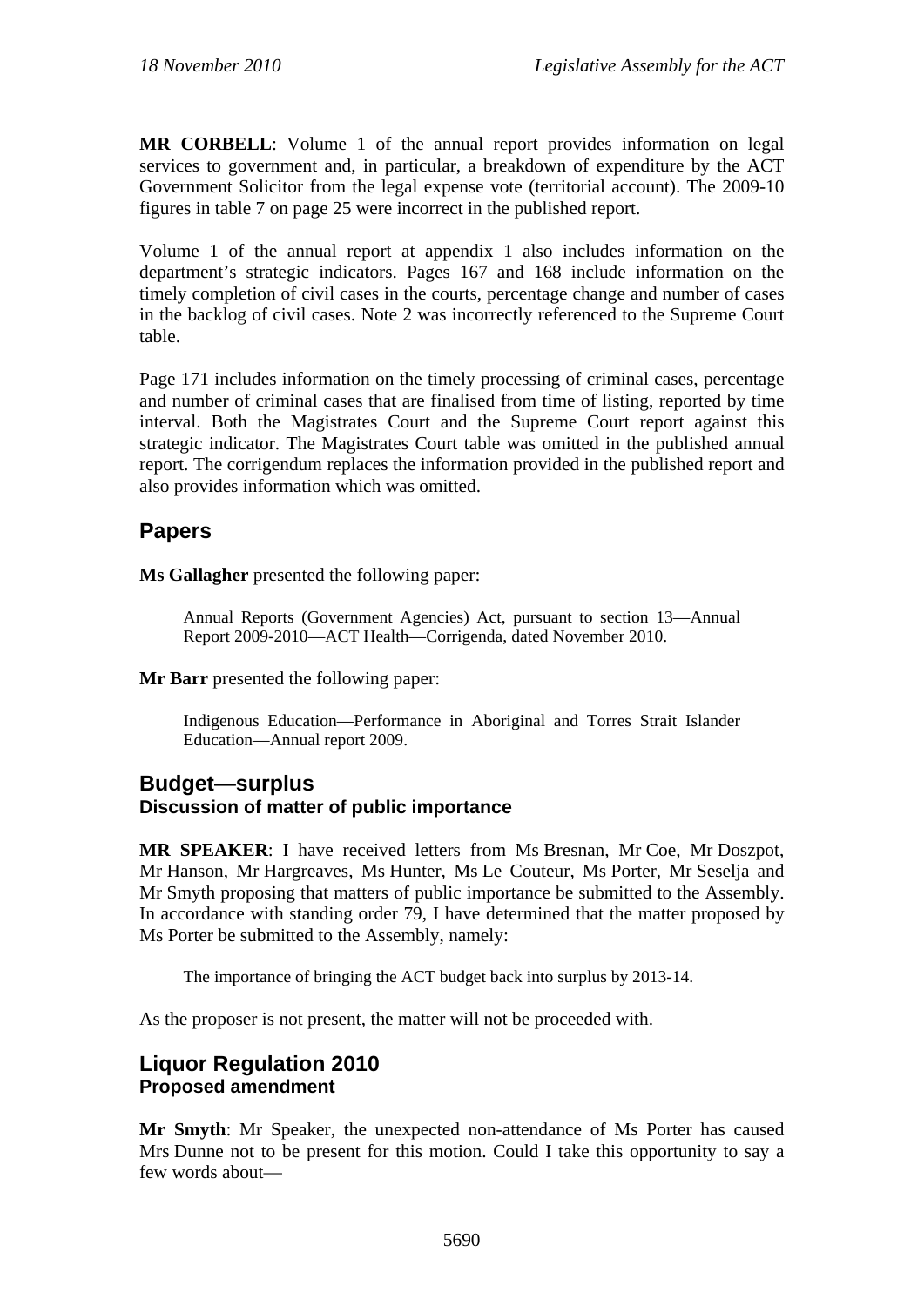**MR CORBELL**: Volume 1 of the annual report provides information on legal services to government and, in particular, a breakdown of expenditure by the ACT Government Solicitor from the legal expense vote (territorial account). The 2009-10 figures in table 7 on page 25 were incorrect in the published report.

Volume 1 of the annual report at appendix 1 also includes information on the department's strategic indicators. Pages 167 and 168 include information on the timely completion of civil cases in the courts, percentage change and number of cases in the backlog of civil cases. Note 2 was incorrectly referenced to the Supreme Court table.

Page 171 includes information on the timely processing of criminal cases, percentage and number of criminal cases that are finalised from time of listing, reported by time interval. Both the Magistrates Court and the Supreme Court report against this strategic indicator. The Magistrates Court table was omitted in the published annual report. The corrigendum replaces the information provided in the published report and also provides information which was omitted.

## Papers

**Ms Gallagher** presented the following paper:

> Annual Reports (Government Agencies) Act, pursuant to section 13—Annual Report 2009-2010—ACT Health—Corrigenda, dated November 2010.

**Mr Barr** presented the following paper:

> Indigenous Education—Performance in Aboriginal and Torres Strait Islander Education—Annual report 2009.

## Budget—surplus
### Discussion of matter of public importance

**MR SPEAKER**: I have received letters from Ms Bresnan, Mr Coe, Mr Doszpot, Mr Hanson, Mr Hargreaves, Ms Hunter, Ms Le Couteur, Ms Porter, Mr Seselja and Mr Smyth proposing that matters of public importance be submitted to the Assembly. In accordance with standing order 79, I have determined that the matter proposed by Ms Porter be submitted to the Assembly, namely:

> The importance of bringing the ACT budget back into surplus by 2013-14.

As the proposer is not present, the matter will not be proceeded with.

## Liquor Regulation 2010
### Proposed amendment

**Mr Smyth**: Mr Speaker, the unexpected non-attendance of Ms Porter has caused Mrs Dunne not to be present for this motion. Could I take this opportunity to say a few words about—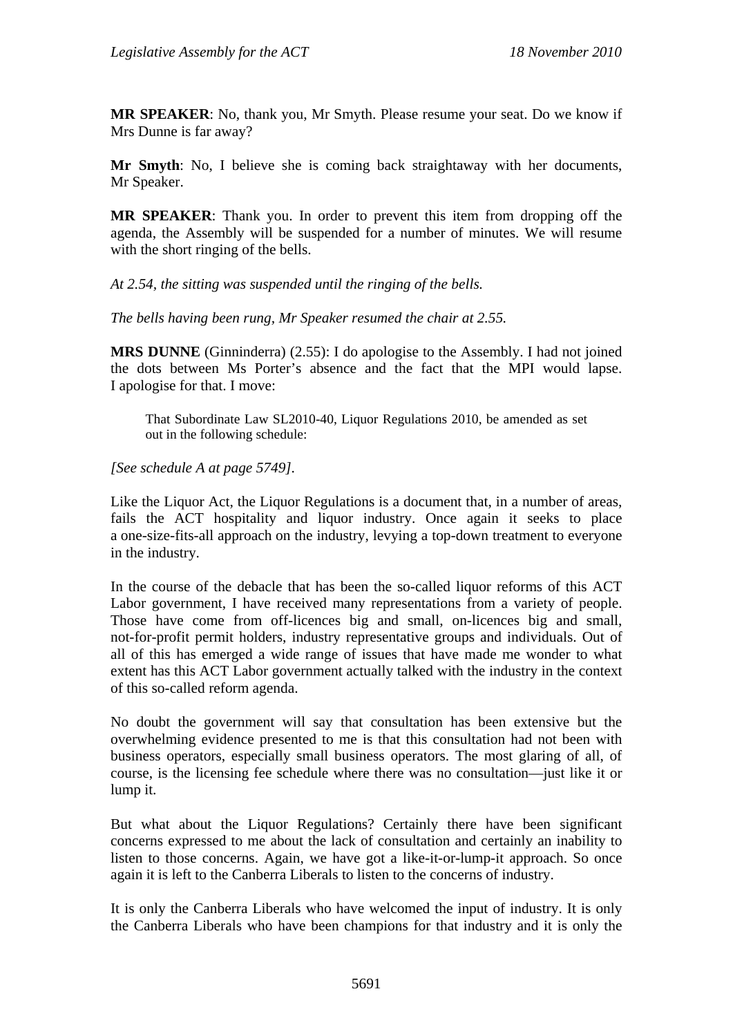**MR SPEAKER**: No, thank you, Mr Smyth. Please resume your seat. Do we know if Mrs Dunne is far away?

**Mr Smyth**: No, I believe she is coming back straightaway with her documents, Mr Speaker.

**MR SPEAKER**: Thank you. In order to prevent this item from dropping off the agenda, the Assembly will be suspended for a number of minutes. We will resume with the short ringing of the bells.

*At 2.54, the sitting was suspended until the ringing of the bells.*

*The bells having been rung, Mr Speaker resumed the chair at 2.55.*

**MRS DUNNE** (Ginninderra) (2.55): I do apologise to the Assembly. I had not joined the dots between Ms Porter's absence and the fact that the MPI would lapse. I apologise for that. I move:

> That Subordinate Law SL2010-40, Liquor Regulations 2010, be amended as set out in the following schedule:

*[See schedule A at page 5749].*

Like the Liquor Act, the Liquor Regulations is a document that, in a number of areas, fails the ACT hospitality and liquor industry. Once again it seeks to place a one-size-fits-all approach on the industry, levying a top-down treatment to everyone in the industry.

In the course of the debacle that has been the so-called liquor reforms of this ACT Labor government, I have received many representations from a variety of people. Those have come from off-licences big and small, on-licences big and small, not-for-profit permit holders, industry representative groups and individuals. Out of all of this has emerged a wide range of issues that have made me wonder to what extent has this ACT Labor government actually talked with the industry in the context of this so-called reform agenda.

No doubt the government will say that consultation has been extensive but the overwhelming evidence presented to me is that this consultation had not been with business operators, especially small business operators. The most glaring of all, of course, is the licensing fee schedule where there was no consultation—just like it or lump it.

But what about the Liquor Regulations? Certainly there have been significant concerns expressed to me about the lack of consultation and certainly an inability to listen to those concerns. Again, we have got a like-it-or-lump-it approach. So once again it is left to the Canberra Liberals to listen to the concerns of industry.

It is only the Canberra Liberals who have welcomed the input of industry. It is only the Canberra Liberals who have been champions for that industry and it is only the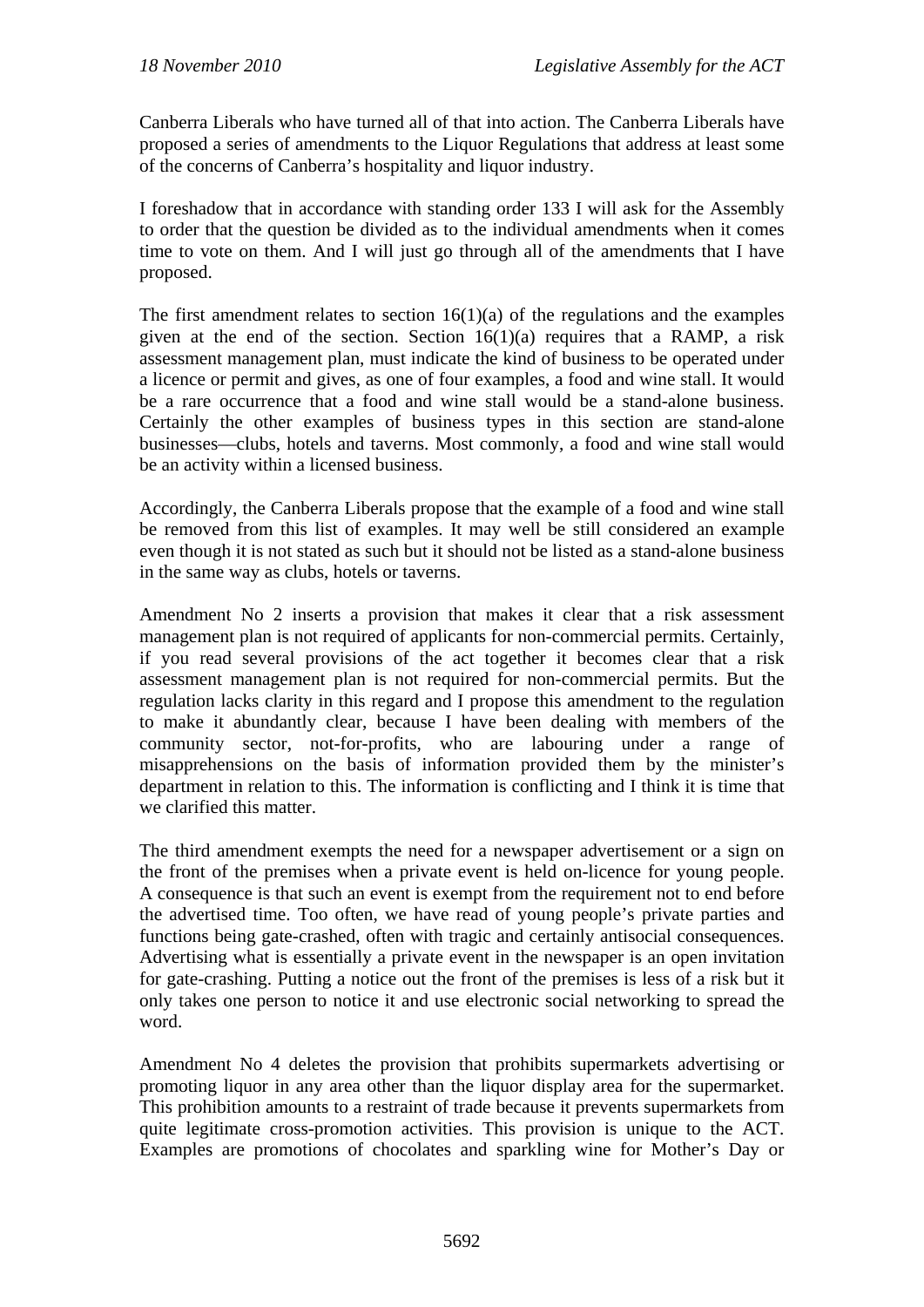Canberra Liberals who have turned all of that into action. The Canberra Liberals have proposed a series of amendments to the Liquor Regulations that address at least some of the concerns of Canberra's hospitality and liquor industry.

I foreshadow that in accordance with standing order 133 I will ask for the Assembly to order that the question be divided as to the individual amendments when it comes time to vote on them. And I will just go through all of the amendments that I have proposed.

The first amendment relates to section 16(1)(a) of the regulations and the examples given at the end of the section. Section 16(1)(a) requires that a RAMP, a risk assessment management plan, must indicate the kind of business to be operated under a licence or permit and gives, as one of four examples, a food and wine stall. It would be a rare occurrence that a food and wine stall would be a stand-alone business. Certainly the other examples of business types in this section are stand-alone businesses—clubs, hotels and taverns. Most commonly, a food and wine stall would be an activity within a licensed business.

Accordingly, the Canberra Liberals propose that the example of a food and wine stall be removed from this list of examples. It may well be still considered an example even though it is not stated as such but it should not be listed as a stand-alone business in the same way as clubs, hotels or taverns.

Amendment No 2 inserts a provision that makes it clear that a risk assessment management plan is not required of applicants for non-commercial permits. Certainly, if you read several provisions of the act together it becomes clear that a risk assessment management plan is not required for non-commercial permits. But the regulation lacks clarity in this regard and I propose this amendment to the regulation to make it abundantly clear, because I have been dealing with members of the community sector, not-for-profits, who are labouring under a range of misapprehensions on the basis of information provided them by the minister's department in relation to this. The information is conflicting and I think it is time that we clarified this matter.

The third amendment exempts the need for a newspaper advertisement or a sign on the front of the premises when a private event is held on-licence for young people. A consequence is that such an event is exempt from the requirement not to end before the advertised time. Too often, we have read of young people's private parties and functions being gate-crashed, often with tragic and certainly antisocial consequences. Advertising what is essentially a private event in the newspaper is an open invitation for gate-crashing. Putting a notice out the front of the premises is less of a risk but it only takes one person to notice it and use electronic social networking to spread the word.

Amendment No 4 deletes the provision that prohibits supermarkets advertising or promoting liquor in any area other than the liquor display area for the supermarket. This prohibition amounts to a restraint of trade because it prevents supermarkets from quite legitimate cross-promotion activities. This provision is unique to the ACT. Examples are promotions of chocolates and sparkling wine for Mother's Day or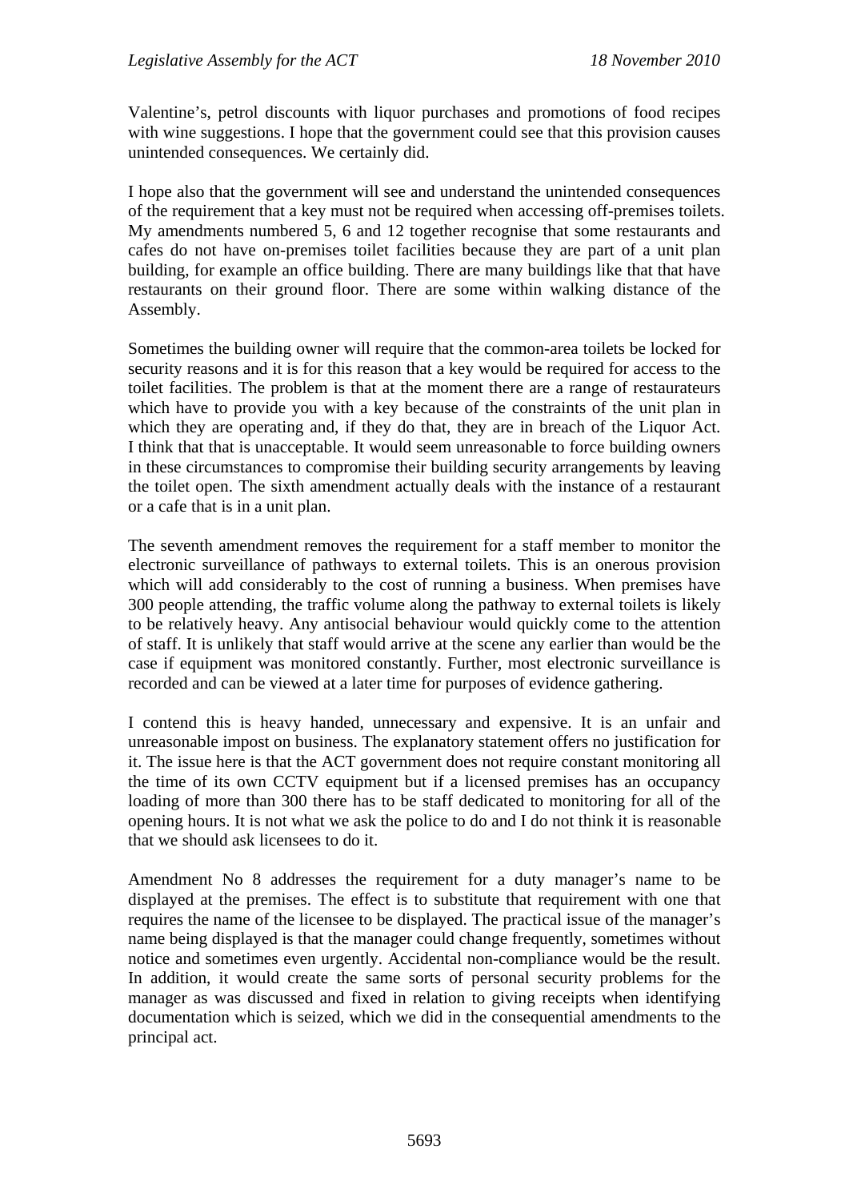Valentine's, petrol discounts with liquor purchases and promotions of food recipes with wine suggestions. I hope that the government could see that this provision causes unintended consequences. We certainly did.

I hope also that the government will see and understand the unintended consequences of the requirement that a key must not be required when accessing off-premises toilets. My amendments numbered 5, 6 and 12 together recognise that some restaurants and cafes do not have on-premises toilet facilities because they are part of a unit plan building, for example an office building. There are many buildings like that that have restaurants on their ground floor. There are some within walking distance of the Assembly.

Sometimes the building owner will require that the common-area toilets be locked for security reasons and it is for this reason that a key would be required for access to the toilet facilities. The problem is that at the moment there are a range of restaurateurs which have to provide you with a key because of the constraints of the unit plan in which they are operating and, if they do that, they are in breach of the Liquor Act. I think that that is unacceptable. It would seem unreasonable to force building owners in these circumstances to compromise their building security arrangements by leaving the toilet open. The sixth amendment actually deals with the instance of a restaurant or a cafe that is in a unit plan.

The seventh amendment removes the requirement for a staff member to monitor the electronic surveillance of pathways to external toilets. This is an onerous provision which will add considerably to the cost of running a business. When premises have 300 people attending, the traffic volume along the pathway to external toilets is likely to be relatively heavy. Any antisocial behaviour would quickly come to the attention of staff. It is unlikely that staff would arrive at the scene any earlier than would be the case if equipment was monitored constantly. Further, most electronic surveillance is recorded and can be viewed at a later time for purposes of evidence gathering.

I contend this is heavy handed, unnecessary and expensive. It is an unfair and unreasonable impost on business. The explanatory statement offers no justification for it. The issue here is that the ACT government does not require constant monitoring all the time of its own CCTV equipment but if a licensed premises has an occupancy loading of more than 300 there has to be staff dedicated to monitoring for all of the opening hours. It is not what we ask the police to do and I do not think it is reasonable that we should ask licensees to do it.

Amendment No 8 addresses the requirement for a duty manager's name to be displayed at the premises. The effect is to substitute that requirement with one that requires the name of the licensee to be displayed. The practical issue of the manager's name being displayed is that the manager could change frequently, sometimes without notice and sometimes even urgently. Accidental non-compliance would be the result. In addition, it would create the same sorts of personal security problems for the manager as was discussed and fixed in relation to giving receipts when identifying documentation which is seized, which we did in the consequential amendments to the principal act.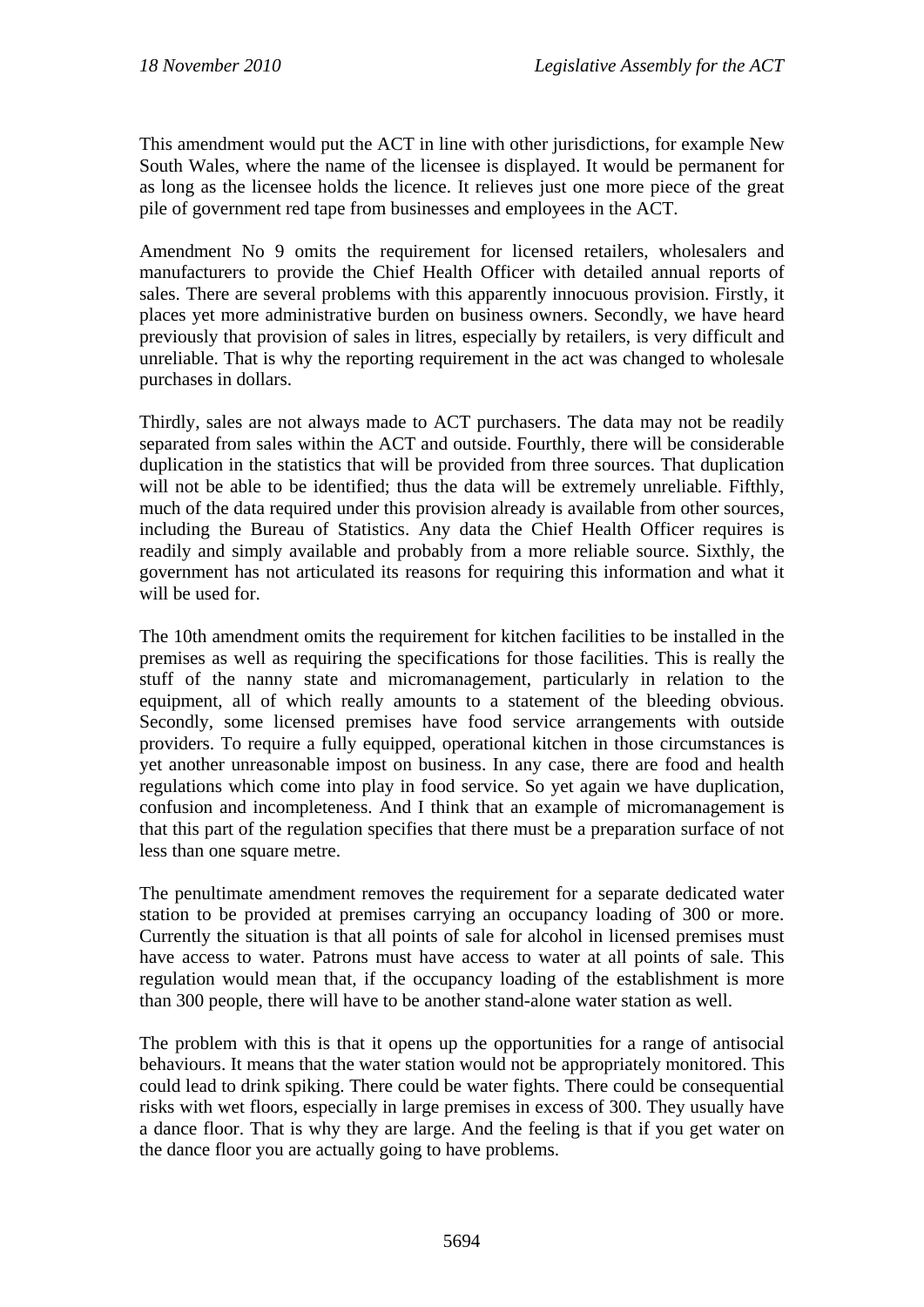This amendment would put the ACT in line with other jurisdictions, for example New South Wales, where the name of the licensee is displayed. It would be permanent for as long as the licensee holds the licence. It relieves just one more piece of the great pile of government red tape from businesses and employees in the ACT.

Amendment No 9 omits the requirement for licensed retailers, wholesalers and manufacturers to provide the Chief Health Officer with detailed annual reports of sales. There are several problems with this apparently innocuous provision. Firstly, it places yet more administrative burden on business owners. Secondly, we have heard previously that provision of sales in litres, especially by retailers, is very difficult and unreliable. That is why the reporting requirement in the act was changed to wholesale purchases in dollars.

Thirdly, sales are not always made to ACT purchasers. The data may not be readily separated from sales within the ACT and outside. Fourthly, there will be considerable duplication in the statistics that will be provided from three sources. That duplication will not be able to be identified; thus the data will be extremely unreliable. Fifthly, much of the data required under this provision already is available from other sources, including the Bureau of Statistics. Any data the Chief Health Officer requires is readily and simply available and probably from a more reliable source. Sixthly, the government has not articulated its reasons for requiring this information and what it will be used for.

The 10th amendment omits the requirement for kitchen facilities to be installed in the premises as well as requiring the specifications for those facilities. This is really the stuff of the nanny state and micromanagement, particularly in relation to the equipment, all of which really amounts to a statement of the bleeding obvious. Secondly, some licensed premises have food service arrangements with outside providers. To require a fully equipped, operational kitchen in those circumstances is yet another unreasonable impost on business. In any case, there are food and health regulations which come into play in food service. So yet again we have duplication, confusion and incompleteness. And I think that an example of micromanagement is that this part of the regulation specifies that there must be a preparation surface of not less than one square metre.

The penultimate amendment removes the requirement for a separate dedicated water station to be provided at premises carrying an occupancy loading of 300 or more. Currently the situation is that all points of sale for alcohol in licensed premises must have access to water. Patrons must have access to water at all points of sale. This regulation would mean that, if the occupancy loading of the establishment is more than 300 people, there will have to be another stand-alone water station as well.

The problem with this is that it opens up the opportunities for a range of antisocial behaviours. It means that the water station would not be appropriately monitored. This could lead to drink spiking. There could be water fights. There could be consequential risks with wet floors, especially in large premises in excess of 300. They usually have a dance floor. That is why they are large. And the feeling is that if you get water on the dance floor you are actually going to have problems.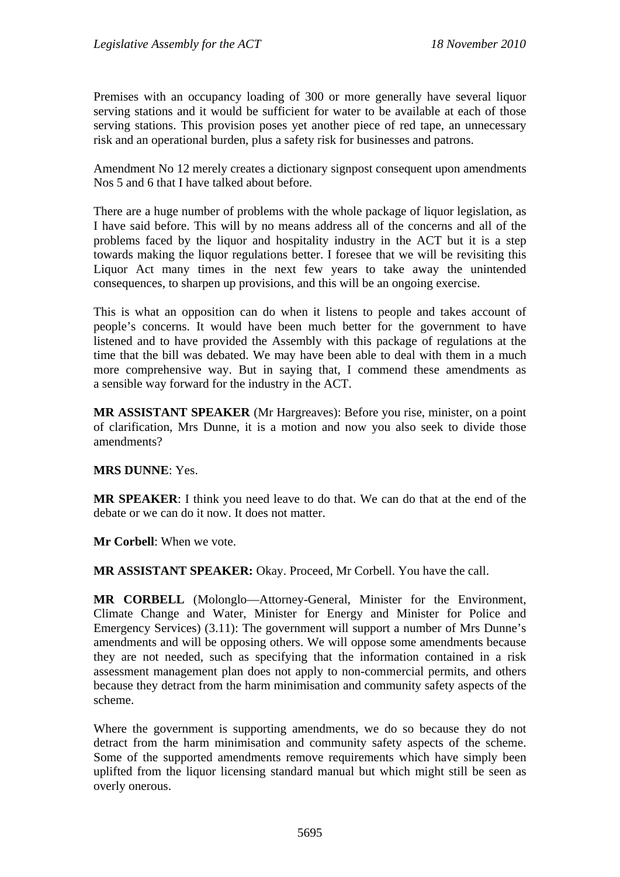Premises with an occupancy loading of 300 or more generally have several liquor serving stations and it would be sufficient for water to be available at each of those serving stations. This provision poses yet another piece of red tape, an unnecessary risk and an operational burden, plus a safety risk for businesses and patrons.

Amendment No 12 merely creates a dictionary signpost consequent upon amendments Nos 5 and 6 that I have talked about before.

There are a huge number of problems with the whole package of liquor legislation, as I have said before. This will by no means address all of the concerns and all of the problems faced by the liquor and hospitality industry in the ACT but it is a step towards making the liquor regulations better. I foresee that we will be revisiting this Liquor Act many times in the next few years to take away the unintended consequences, to sharpen up provisions, and this will be an ongoing exercise.

This is what an opposition can do when it listens to people and takes account of people's concerns. It would have been much better for the government to have listened and to have provided the Assembly with this package of regulations at the time that the bill was debated. We may have been able to deal with them in a much more comprehensive way. But in saying that, I commend these amendments as a sensible way forward for the industry in the ACT.

**MR ASSISTANT SPEAKER** (Mr Hargreaves): Before you rise, minister, on a point of clarification, Mrs Dunne, it is a motion and now you also seek to divide those amendments?

**MRS DUNNE**: Yes.

**MR SPEAKER**: I think you need leave to do that. We can do that at the end of the debate or we can do it now. It does not matter.

**Mr Corbell**: When we vote.

**MR ASSISTANT SPEAKER:** Okay. Proceed, Mr Corbell. You have the call.

**MR CORBELL** (Molonglo—Attorney-General, Minister for the Environment, Climate Change and Water, Minister for Energy and Minister for Police and Emergency Services) (3.11): The government will support a number of Mrs Dunne's amendments and will be opposing others. We will oppose some amendments because they are not needed, such as specifying that the information contained in a risk assessment management plan does not apply to non-commercial permits, and others because they detract from the harm minimisation and community safety aspects of the scheme.

Where the government is supporting amendments, we do so because they do not detract from the harm minimisation and community safety aspects of the scheme. Some of the supported amendments remove requirements which have simply been uplifted from the liquor licensing standard manual but which might still be seen as overly onerous.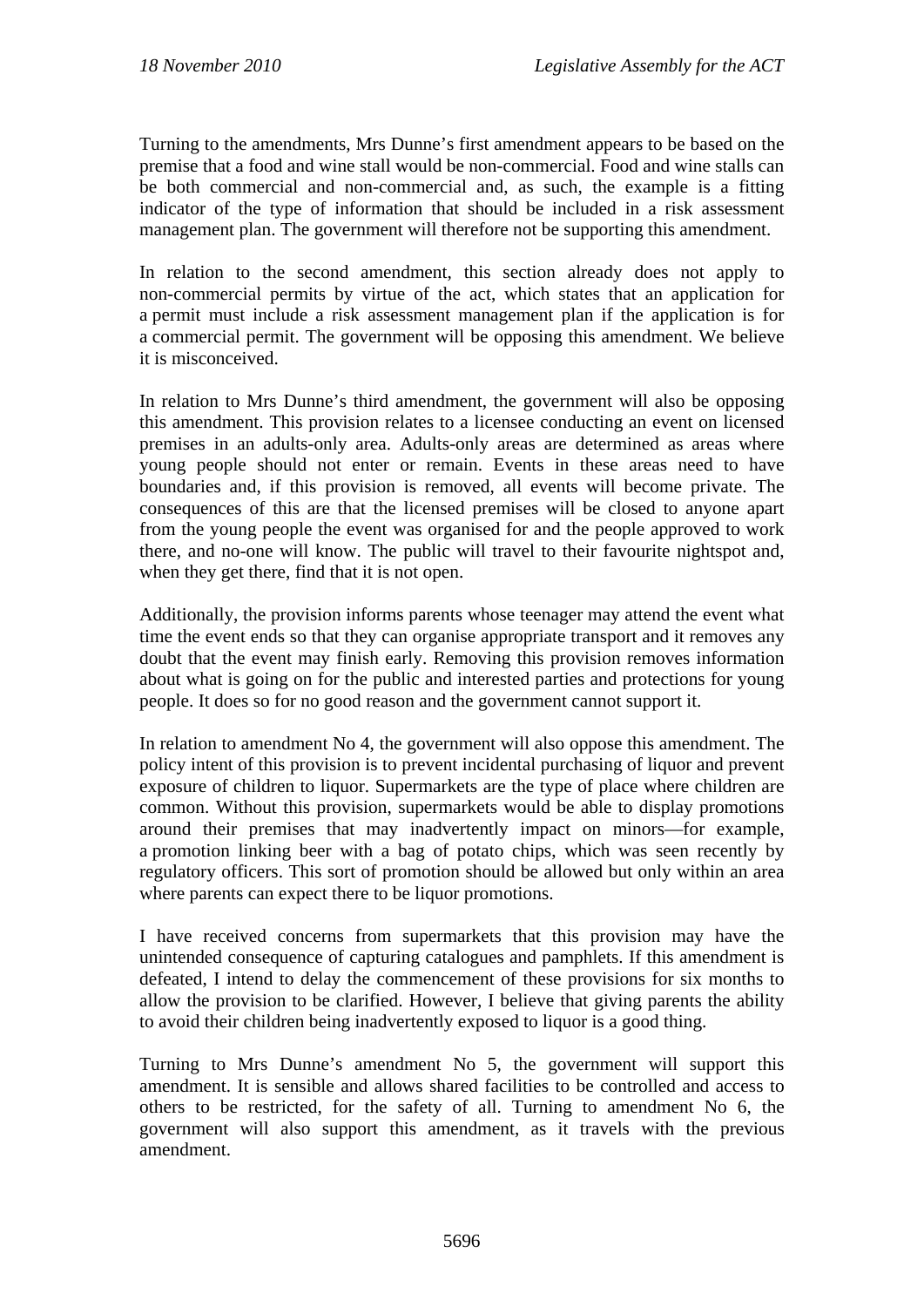Turning to the amendments, Mrs Dunne's first amendment appears to be based on the premise that a food and wine stall would be non-commercial. Food and wine stalls can be both commercial and non-commercial and, as such, the example is a fitting indicator of the type of information that should be included in a risk assessment management plan. The government will therefore not be supporting this amendment.

In relation to the second amendment, this section already does not apply to non-commercial permits by virtue of the act, which states that an application for a permit must include a risk assessment management plan if the application is for a commercial permit. The government will be opposing this amendment. We believe it is misconceived.

In relation to Mrs Dunne's third amendment, the government will also be opposing this amendment. This provision relates to a licensee conducting an event on licensed premises in an adults-only area. Adults-only areas are determined as areas where young people should not enter or remain. Events in these areas need to have boundaries and, if this provision is removed, all events will become private. The consequences of this are that the licensed premises will be closed to anyone apart from the young people the event was organised for and the people approved to work there, and no-one will know. The public will travel to their favourite nightspot and, when they get there, find that it is not open.

Additionally, the provision informs parents whose teenager may attend the event what time the event ends so that they can organise appropriate transport and it removes any doubt that the event may finish early. Removing this provision removes information about what is going on for the public and interested parties and protections for young people. It does so for no good reason and the government cannot support it.

In relation to amendment No 4, the government will also oppose this amendment. The policy intent of this provision is to prevent incidental purchasing of liquor and prevent exposure of children to liquor. Supermarkets are the type of place where children are common. Without this provision, supermarkets would be able to display promotions around their premises that may inadvertently impact on minors—for example, a promotion linking beer with a bag of potato chips, which was seen recently by regulatory officers. This sort of promotion should be allowed but only within an area where parents can expect there to be liquor promotions.

I have received concerns from supermarkets that this provision may have the unintended consequence of capturing catalogues and pamphlets. If this amendment is defeated, I intend to delay the commencement of these provisions for six months to allow the provision to be clarified. However, I believe that giving parents the ability to avoid their children being inadvertently exposed to liquor is a good thing.

Turning to Mrs Dunne's amendment No 5, the government will support this amendment. It is sensible and allows shared facilities to be controlled and access to others to be restricted, for the safety of all. Turning to amendment No 6, the government will also support this amendment, as it travels with the previous amendment.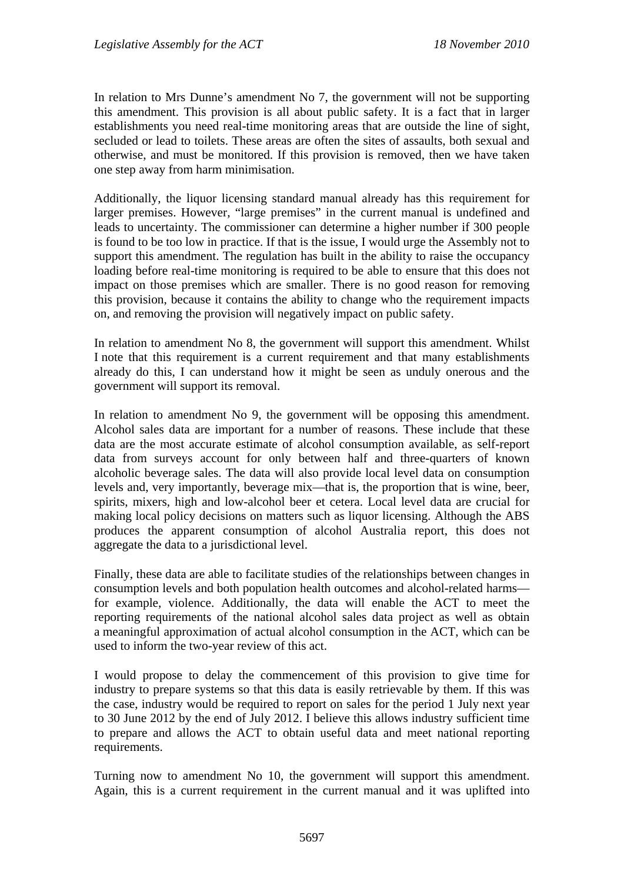In relation to Mrs Dunne's amendment No 7, the government will not be supporting this amendment. This provision is all about public safety. It is a fact that in larger establishments you need real-time monitoring areas that are outside the line of sight, secluded or lead to toilets. These areas are often the sites of assaults, both sexual and otherwise, and must be monitored. If this provision is removed, then we have taken one step away from harm minimisation.

Additionally, the liquor licensing standard manual already has this requirement for larger premises. However, "large premises" in the current manual is undefined and leads to uncertainty. The commissioner can determine a higher number if 300 people is found to be too low in practice. If that is the issue, I would urge the Assembly not to support this amendment. The regulation has built in the ability to raise the occupancy loading before real-time monitoring is required to be able to ensure that this does not impact on those premises which are smaller. There is no good reason for removing this provision, because it contains the ability to change who the requirement impacts on, and removing the provision will negatively impact on public safety.

In relation to amendment No 8, the government will support this amendment. Whilst I note that this requirement is a current requirement and that many establishments already do this, I can understand how it might be seen as unduly onerous and the government will support its removal.

In relation to amendment No 9, the government will be opposing this amendment. Alcohol sales data are important for a number of reasons. These include that these data are the most accurate estimate of alcohol consumption available, as self-report data from surveys account for only between half and three-quarters of known alcoholic beverage sales. The data will also provide local level data on consumption levels and, very importantly, beverage mix—that is, the proportion that is wine, beer, spirits, mixers, high and low-alcohol beer et cetera. Local level data are crucial for making local policy decisions on matters such as liquor licensing. Although the ABS produces the apparent consumption of alcohol Australia report, this does not aggregate the data to a jurisdictional level.

Finally, these data are able to facilitate studies of the relationships between changes in consumption levels and both population health outcomes and alcohol-related harms—for example, violence. Additionally, the data will enable the ACT to meet the reporting requirements of the national alcohol sales data project as well as obtain a meaningful approximation of actual alcohol consumption in the ACT, which can be used to inform the two-year review of this act.

I would propose to delay the commencement of this provision to give time for industry to prepare systems so that this data is easily retrievable by them. If this was the case, industry would be required to report on sales for the period 1 July next year to 30 June 2012 by the end of July 2012. I believe this allows industry sufficient time to prepare and allows the ACT to obtain useful data and meet national reporting requirements.

Turning now to amendment No 10, the government will support this amendment. Again, this is a current requirement in the current manual and it was uplifted into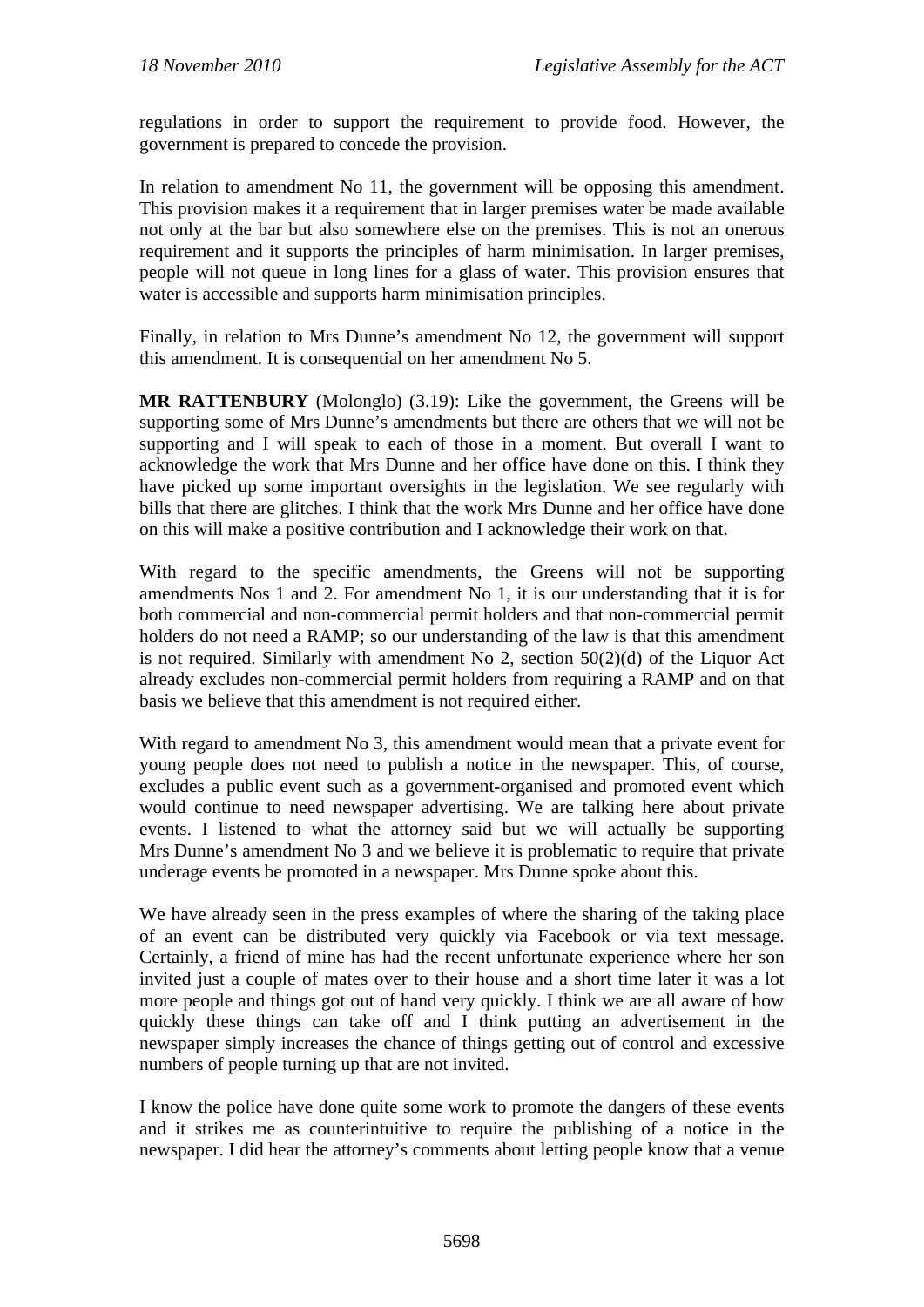regulations in order to support the requirement to provide food. However, the government is prepared to concede the provision.

In relation to amendment No 11, the government will be opposing this amendment. This provision makes it a requirement that in larger premises water be made available not only at the bar but also somewhere else on the premises. This is not an onerous requirement and it supports the principles of harm minimisation. In larger premises, people will not queue in long lines for a glass of water. This provision ensures that water is accessible and supports harm minimisation principles.

Finally, in relation to Mrs Dunne's amendment No 12, the government will support this amendment. It is consequential on her amendment No 5.

**MR RATTENBURY** (Molonglo) (3.19): Like the government, the Greens will be supporting some of Mrs Dunne's amendments but there are others that we will not be supporting and I will speak to each of those in a moment. But overall I want to acknowledge the work that Mrs Dunne and her office have done on this. I think they have picked up some important oversights in the legislation. We see regularly with bills that there are glitches. I think that the work Mrs Dunne and her office have done on this will make a positive contribution and I acknowledge their work on that.

With regard to the specific amendments, the Greens will not be supporting amendments Nos 1 and 2. For amendment No 1, it is our understanding that it is for both commercial and non-commercial permit holders and that non-commercial permit holders do not need a RAMP; so our understanding of the law is that this amendment is not required. Similarly with amendment No 2, section 50(2)(d) of the Liquor Act already excludes non-commercial permit holders from requiring a RAMP and on that basis we believe that this amendment is not required either.

With regard to amendment No 3, this amendment would mean that a private event for young people does not need to publish a notice in the newspaper. This, of course, excludes a public event such as a government-organised and promoted event which would continue to need newspaper advertising. We are talking here about private events. I listened to what the attorney said but we will actually be supporting Mrs Dunne's amendment No 3 and we believe it is problematic to require that private underage events be promoted in a newspaper. Mrs Dunne spoke about this.

We have already seen in the press examples of where the sharing of the taking place of an event can be distributed very quickly via Facebook or via text message. Certainly, a friend of mine has had the recent unfortunate experience where her son invited just a couple of mates over to their house and a short time later it was a lot more people and things got out of hand very quickly. I think we are all aware of how quickly these things can take off and I think putting an advertisement in the newspaper simply increases the chance of things getting out of control and excessive numbers of people turning up that are not invited.

I know the police have done quite some work to promote the dangers of these events and it strikes me as counterintuitive to require the publishing of a notice in the newspaper. I did hear the attorney's comments about letting people know that a venue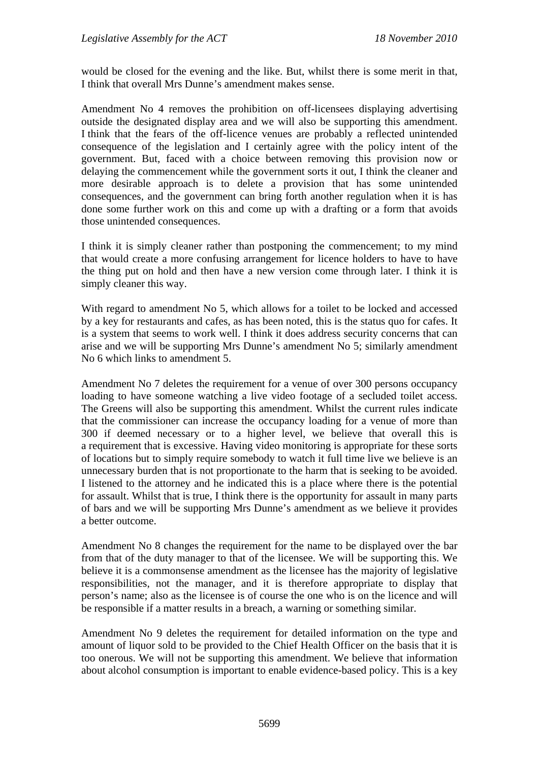would be closed for the evening and the like. But, whilst there is some merit in that, I think that overall Mrs Dunne's amendment makes sense.

Amendment No 4 removes the prohibition on off-licensees displaying advertising outside the designated display area and we will also be supporting this amendment. I think that the fears of the off-licence venues are probably a reflected unintended consequence of the legislation and I certainly agree with the policy intent of the government. But, faced with a choice between removing this provision now or delaying the commencement while the government sorts it out, I think the cleaner and more desirable approach is to delete a provision that has some unintended consequences, and the government can bring forth another regulation when it is has done some further work on this and come up with a drafting or a form that avoids those unintended consequences.

I think it is simply cleaner rather than postponing the commencement; to my mind that would create a more confusing arrangement for licence holders to have to have the thing put on hold and then have a new version come through later. I think it is simply cleaner this way.

With regard to amendment No 5, which allows for a toilet to be locked and accessed by a key for restaurants and cafes, as has been noted, this is the status quo for cafes. It is a system that seems to work well. I think it does address security concerns that can arise and we will be supporting Mrs Dunne's amendment No 5; similarly amendment No 6 which links to amendment 5.

Amendment No 7 deletes the requirement for a venue of over 300 persons occupancy loading to have someone watching a live video footage of a secluded toilet access. The Greens will also be supporting this amendment. Whilst the current rules indicate that the commissioner can increase the occupancy loading for a venue of more than 300 if deemed necessary or to a higher level, we believe that overall this is a requirement that is excessive. Having video monitoring is appropriate for these sorts of locations but to simply require somebody to watch it full time live we believe is an unnecessary burden that is not proportionate to the harm that is seeking to be avoided. I listened to the attorney and he indicated this is a place where there is the potential for assault. Whilst that is true, I think there is the opportunity for assault in many parts of bars and we will be supporting Mrs Dunne's amendment as we believe it provides a better outcome.

Amendment No 8 changes the requirement for the name to be displayed over the bar from that of the duty manager to that of the licensee. We will be supporting this. We believe it is a commonsense amendment as the licensee has the majority of legislative responsibilities, not the manager, and it is therefore appropriate to display that person's name; also as the licensee is of course the one who is on the licence and will be responsible if a matter results in a breach, a warning or something similar.

Amendment No 9 deletes the requirement for detailed information on the type and amount of liquor sold to be provided to the Chief Health Officer on the basis that it is too onerous. We will not be supporting this amendment. We believe that information about alcohol consumption is important to enable evidence-based policy. This is a key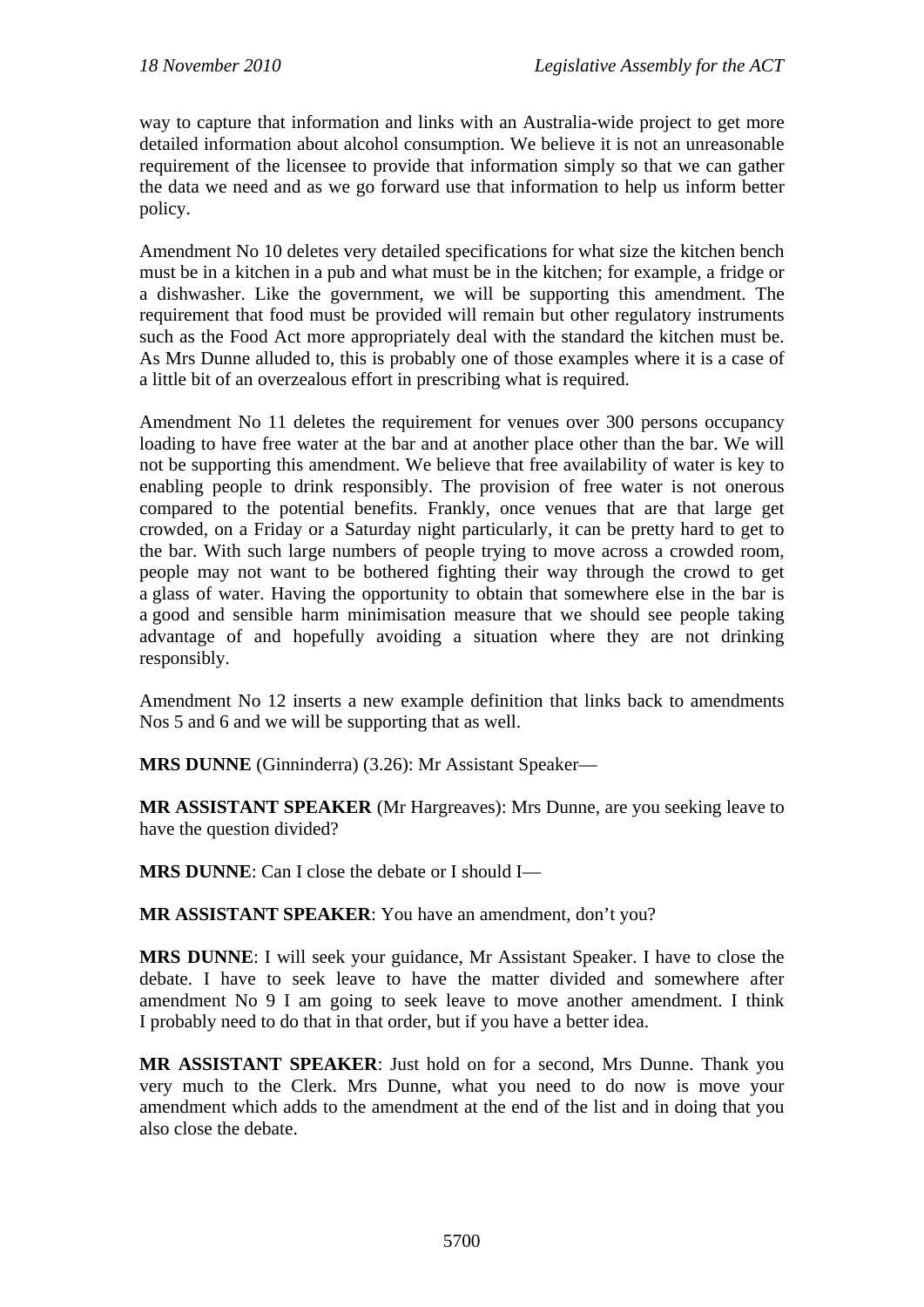way to capture that information and links with an Australia-wide project to get more detailed information about alcohol consumption. We believe it is not an unreasonable requirement of the licensee to provide that information simply so that we can gather the data we need and as we go forward use that information to help us inform better policy.

Amendment No 10 deletes very detailed specifications for what size the kitchen bench must be in a kitchen in a pub and what must be in the kitchen; for example, a fridge or a dishwasher. Like the government, we will be supporting this amendment. The requirement that food must be provided will remain but other regulatory instruments such as the Food Act more appropriately deal with the standard the kitchen must be. As Mrs Dunne alluded to, this is probably one of those examples where it is a case of a little bit of an overzealous effort in prescribing what is required.

Amendment No 11 deletes the requirement for venues over 300 persons occupancy loading to have free water at the bar and at another place other than the bar. We will not be supporting this amendment. We believe that free availability of water is key to enabling people to drink responsibly. The provision of free water is not onerous compared to the potential benefits. Frankly, once venues that are that large get crowded, on a Friday or a Saturday night particularly, it can be pretty hard to get to the bar. With such large numbers of people trying to move across a crowded room, people may not want to be bothered fighting their way through the crowd to get a glass of water. Having the opportunity to obtain that somewhere else in the bar is a good and sensible harm minimisation measure that we should see people taking advantage of and hopefully avoiding a situation where they are not drinking responsibly.

Amendment No 12 inserts a new example definition that links back to amendments Nos 5 and 6 and we will be supporting that as well.

**MRS DUNNE** (Ginninderra) (3.26): Mr Assistant Speaker—

**MR ASSISTANT SPEAKER** (Mr Hargreaves): Mrs Dunne, are you seeking leave to have the question divided?

**MRS DUNNE**: Can I close the debate or I should I—

**MR ASSISTANT SPEAKER**: You have an amendment, don't you?

**MRS DUNNE**: I will seek your guidance, Mr Assistant Speaker. I have to close the debate. I have to seek leave to have the matter divided and somewhere after amendment No 9 I am going to seek leave to move another amendment. I think I probably need to do that in that order, but if you have a better idea.

**MR ASSISTANT SPEAKER**: Just hold on for a second, Mrs Dunne. Thank you very much to the Clerk. Mrs Dunne, what you need to do now is move your amendment which adds to the amendment at the end of the list and in doing that you also close the debate.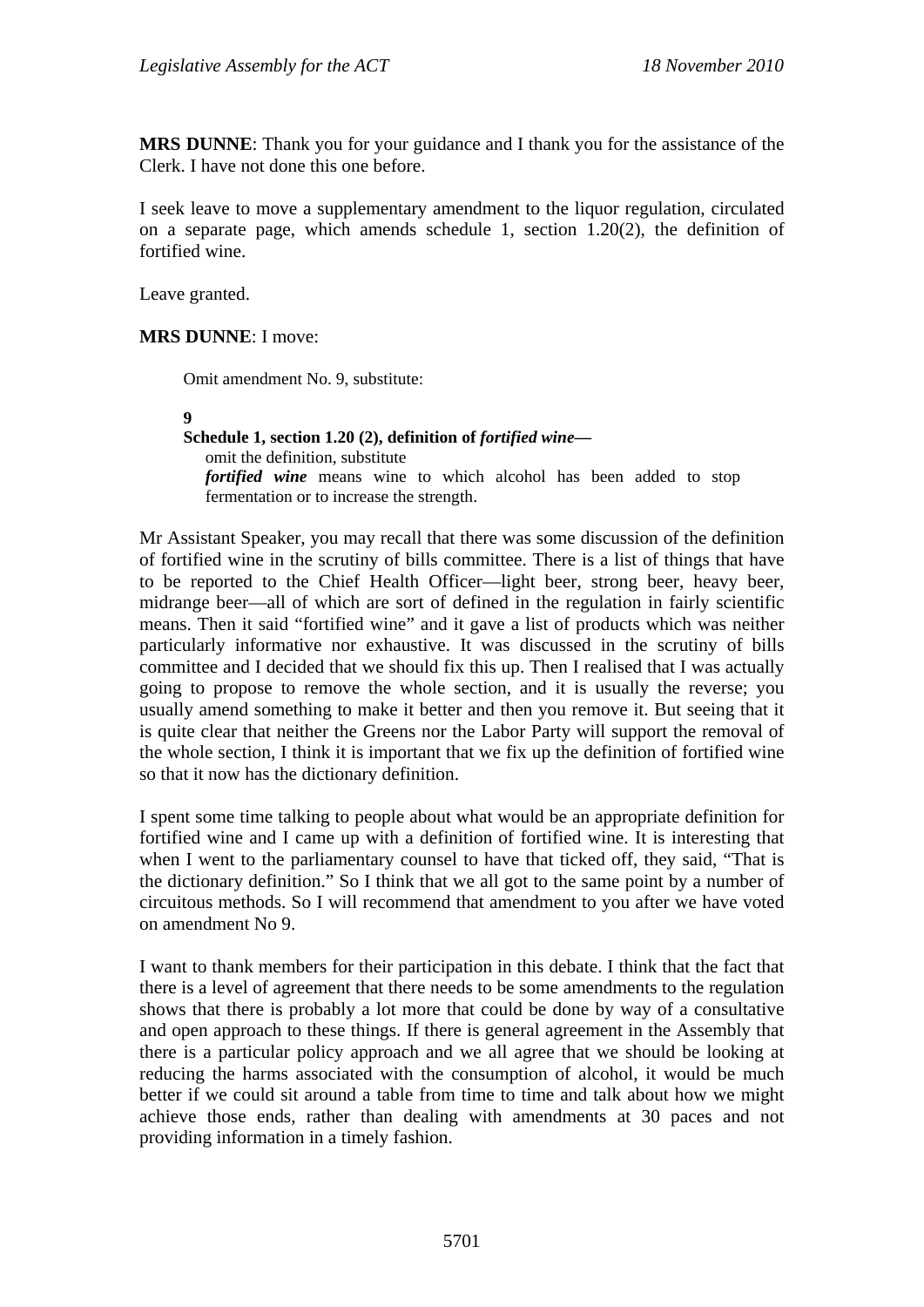**MRS DUNNE**: Thank you for your guidance and I thank you for the assistance of the Clerk. I have not done this one before.

I seek leave to move a supplementary amendment to the liquor regulation, circulated on a separate page, which amends schedule 1, section 1.20(2), the definition of fortified wine.

Leave granted.

**MRS DUNNE**: I move:

> Omit amendment No. 9, substitute:
>
> **9**
>
> **Schedule 1, section 1.20 (2), definition of *fortified wine*—**
>
> omit the definition, substitute
>
> ***fortified wine*** means wine to which alcohol has been added to stop fermentation or to increase the strength.

Mr Assistant Speaker, you may recall that there was some discussion of the definition of fortified wine in the scrutiny of bills committee. There is a list of things that have to be reported to the Chief Health Officer—light beer, strong beer, heavy beer, midrange beer—all of which are sort of defined in the regulation in fairly scientific means. Then it said "fortified wine" and it gave a list of products which was neither particularly informative nor exhaustive. It was discussed in the scrutiny of bills committee and I decided that we should fix this up. Then I realised that I was actually going to propose to remove the whole section, and it is usually the reverse; you usually amend something to make it better and then you remove it. But seeing that it is quite clear that neither the Greens nor the Labor Party will support the removal of the whole section, I think it is important that we fix up the definition of fortified wine so that it now has the dictionary definition.

I spent some time talking to people about what would be an appropriate definition for fortified wine and I came up with a definition of fortified wine. It is interesting that when I went to the parliamentary counsel to have that ticked off, they said, "That is the dictionary definition." So I think that we all got to the same point by a number of circuitous methods. So I will recommend that amendment to you after we have voted on amendment No 9.

I want to thank members for their participation in this debate. I think that the fact that there is a level of agreement that there needs to be some amendments to the regulation shows that there is probably a lot more that could be done by way of a consultative and open approach to these things. If there is general agreement in the Assembly that there is a particular policy approach and we all agree that we should be looking at reducing the harms associated with the consumption of alcohol, it would be much better if we could sit around a table from time to time and talk about how we might achieve those ends, rather than dealing with amendments at 30 paces and not providing information in a timely fashion.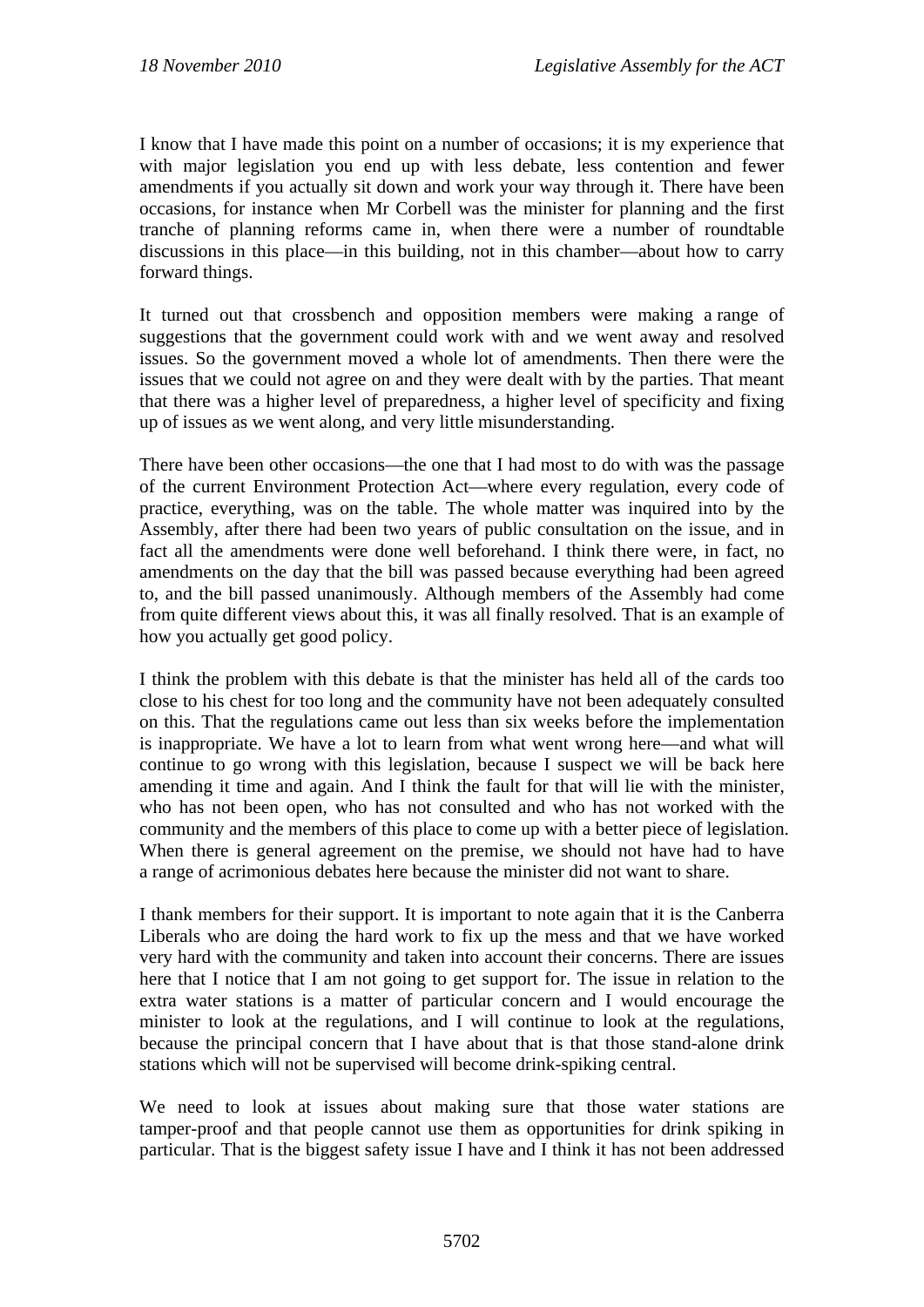I know that I have made this point on a number of occasions; it is my experience that with major legislation you end up with less debate, less contention and fewer amendments if you actually sit down and work your way through it. There have been occasions, for instance when Mr Corbell was the minister for planning and the first tranche of planning reforms came in, when there were a number of roundtable discussions in this place—in this building, not in this chamber—about how to carry forward things.

It turned out that crossbench and opposition members were making a range of suggestions that the government could work with and we went away and resolved issues. So the government moved a whole lot of amendments. Then there were the issues that we could not agree on and they were dealt with by the parties. That meant that there was a higher level of preparedness, a higher level of specificity and fixing up of issues as we went along, and very little misunderstanding.

There have been other occasions—the one that I had most to do with was the passage of the current Environment Protection Act—where every regulation, every code of practice, everything, was on the table. The whole matter was inquired into by the Assembly, after there had been two years of public consultation on the issue, and in fact all the amendments were done well beforehand. I think there were, in fact, no amendments on the day that the bill was passed because everything had been agreed to, and the bill passed unanimously. Although members of the Assembly had come from quite different views about this, it was all finally resolved. That is an example of how you actually get good policy.

I think the problem with this debate is that the minister has held all of the cards too close to his chest for too long and the community have not been adequately consulted on this. That the regulations came out less than six weeks before the implementation is inappropriate. We have a lot to learn from what went wrong here—and what will continue to go wrong with this legislation, because I suspect we will be back here amending it time and again. And I think the fault for that will lie with the minister, who has not been open, who has not consulted and who has not worked with the community and the members of this place to come up with a better piece of legislation. When there is general agreement on the premise, we should not have had to have a range of acrimonious debates here because the minister did not want to share.

I thank members for their support. It is important to note again that it is the Canberra Liberals who are doing the hard work to fix up the mess and that we have worked very hard with the community and taken into account their concerns. There are issues here that I notice that I am not going to get support for. The issue in relation to the extra water stations is a matter of particular concern and I would encourage the minister to look at the regulations, and I will continue to look at the regulations, because the principal concern that I have about that is that those stand-alone drink stations which will not be supervised will become drink-spiking central.

We need to look at issues about making sure that those water stations are tamper-proof and that people cannot use them as opportunities for drink spiking in particular. That is the biggest safety issue I have and I think it has not been addressed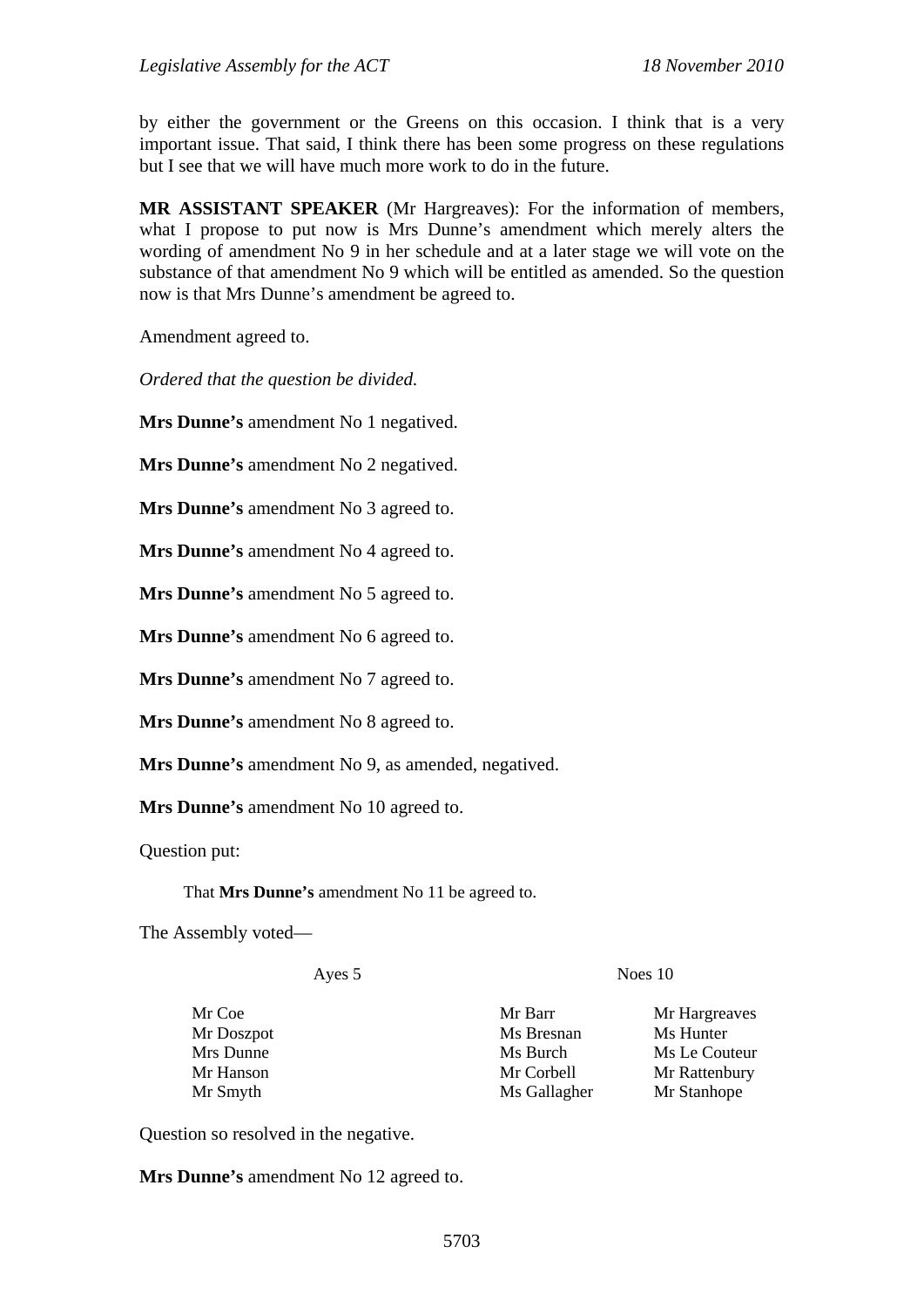by either the government or the Greens on this occasion. I think that is a very important issue. That said, I think there has been some progress on these regulations but I see that we will have much more work to do in the future.

**MR ASSISTANT SPEAKER** (Mr Hargreaves): For the information of members, what I propose to put now is Mrs Dunne's amendment which merely alters the wording of amendment No 9 in her schedule and at a later stage we will vote on the substance of that amendment No 9 which will be entitled as amended. So the question now is that Mrs Dunne's amendment be agreed to.

Amendment agreed to.

*Ordered that the question be divided.*

**Mrs Dunne's** amendment No 1 negatived.

**Mrs Dunne's** amendment No 2 negatived.

**Mrs Dunne's** amendment No 3 agreed to.

**Mrs Dunne's** amendment No 4 agreed to.

**Mrs Dunne's** amendment No 5 agreed to.

**Mrs Dunne's** amendment No 6 agreed to.

**Mrs Dunne's** amendment No 7 agreed to.

**Mrs Dunne's** amendment No 8 agreed to.

**Mrs Dunne's** amendment No 9, as amended, negatived.

**Mrs Dunne's** amendment No 10 agreed to.

Question put:

> That **Mrs Dunne's** amendment No 11 be agreed to.

The Assembly voted—

| Ayes 5 | Noes 10 | |
|---|---|---|
| Mr Coe | Mr Barr | Mr Hargreaves |
| Mr Doszpot | Ms Bresnan | Ms Hunter |
| Mrs Dunne | Ms Burch | Ms Le Couteur |
| Mr Hanson | Mr Corbell | Mr Rattenbury |
| Mr Smyth | Ms Gallagher | Mr Stanhope |

Question so resolved in the negative.

**Mrs Dunne's** amendment No 12 agreed to.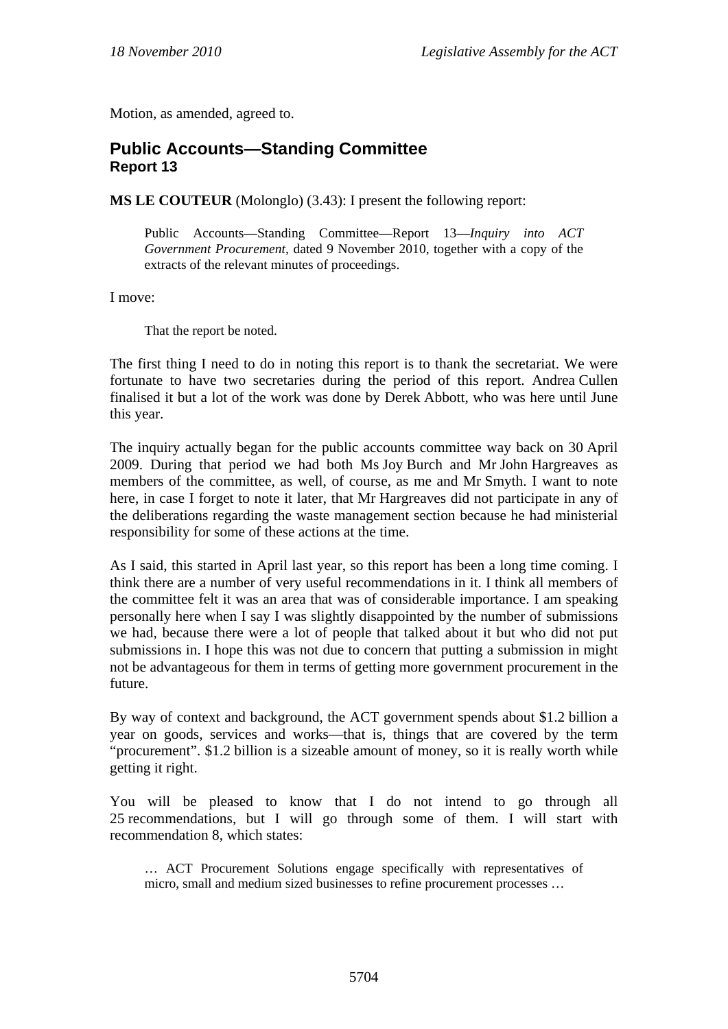Motion, as amended, agreed to.

## Public Accounts—Standing Committee
### Report 13

**MS LE COUTEUR** (Molonglo) (3.43): I present the following report:

> Public Accounts—Standing Committee—Report 13—*Inquiry into ACT Government Procurement,* dated 9 November 2010, together with a copy of the extracts of the relevant minutes of proceedings.

I move:

> That the report be noted.

The first thing I need to do in noting this report is to thank the secretariat. We were fortunate to have two secretaries during the period of this report. Andrea Cullen finalised it but a lot of the work was done by Derek Abbott, who was here until June this year.

The inquiry actually began for the public accounts committee way back on 30 April 2009. During that period we had both Ms Joy Burch and Mr John Hargreaves as members of the committee, as well, of course, as me and Mr Smyth. I want to note here, in case I forget to note it later, that Mr Hargreaves did not participate in any of the deliberations regarding the waste management section because he had ministerial responsibility for some of these actions at the time.

As I said, this started in April last year, so this report has been a long time coming. I think there are a number of very useful recommendations in it. I think all members of the committee felt it was an area that was of considerable importance. I am speaking personally here when I say I was slightly disappointed by the number of submissions we had, because there were a lot of people that talked about it but who did not put submissions in. I hope this was not due to concern that putting a submission in might not be advantageous for them in terms of getting more government procurement in the future.

By way of context and background, the ACT government spends about $1.2 billion a year on goods, services and works—that is, things that are covered by the term "procurement". $1.2 billion is a sizeable amount of money, so it is really worth while getting it right.

You will be pleased to know that I do not intend to go through all 25 recommendations, but I will go through some of them. I will start with recommendation 8, which states:

> … ACT Procurement Solutions engage specifically with representatives of micro, small and medium sized businesses to refine procurement processes …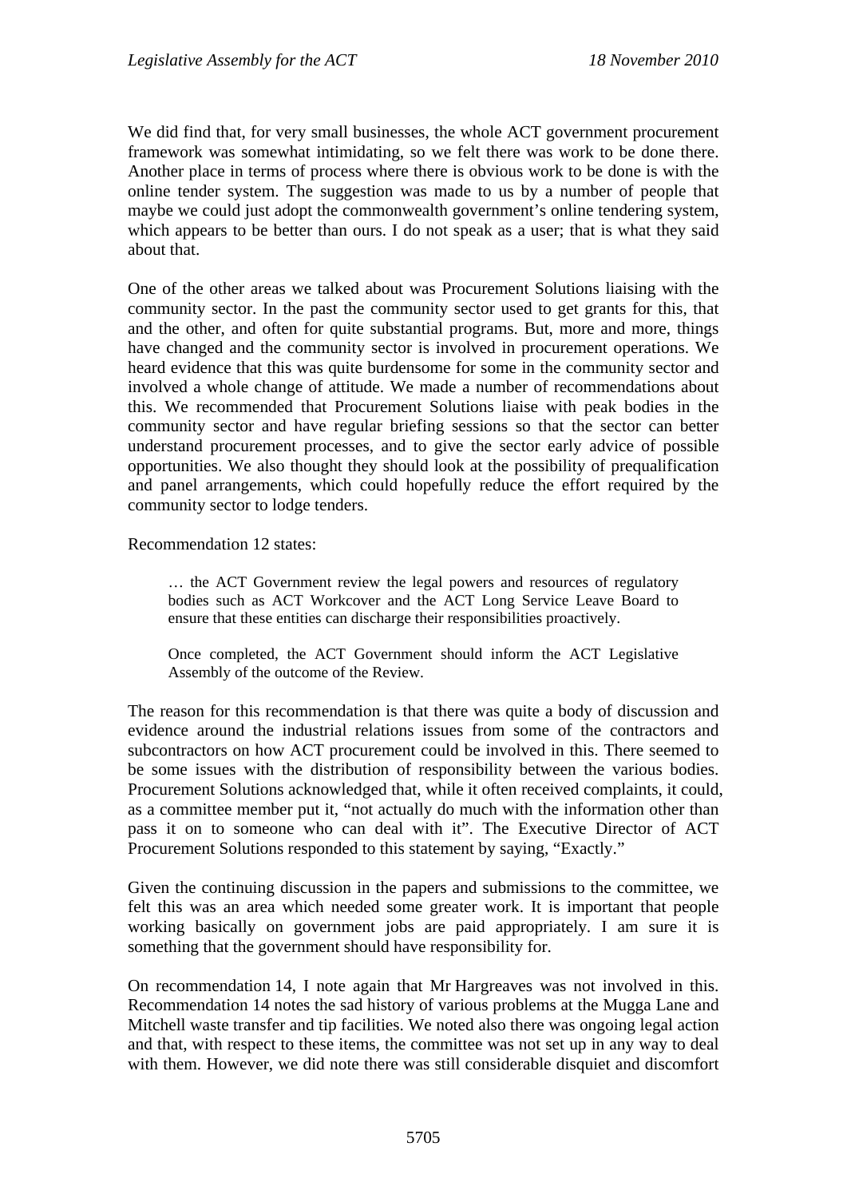We did find that, for very small businesses, the whole ACT government procurement framework was somewhat intimidating, so we felt there was work to be done there. Another place in terms of process where there is obvious work to be done is with the online tender system. The suggestion was made to us by a number of people that maybe we could just adopt the commonwealth government's online tendering system, which appears to be better than ours. I do not speak as a user; that is what they said about that.

One of the other areas we talked about was Procurement Solutions liaising with the community sector. In the past the community sector used to get grants for this, that and the other, and often for quite substantial programs. But, more and more, things have changed and the community sector is involved in procurement operations. We heard evidence that this was quite burdensome for some in the community sector and involved a whole change of attitude. We made a number of recommendations about this. We recommended that Procurement Solutions liaise with peak bodies in the community sector and have regular briefing sessions so that the sector can better understand procurement processes, and to give the sector early advice of possible opportunities. We also thought they should look at the possibility of prequalification and panel arrangements, which could hopefully reduce the effort required by the community sector to lodge tenders.

Recommendation 12 states:

> … the ACT Government review the legal powers and resources of regulatory bodies such as ACT Workcover and the ACT Long Service Leave Board to ensure that these entities can discharge their responsibilities proactively.
>
> Once completed, the ACT Government should inform the ACT Legislative Assembly of the outcome of the Review.

The reason for this recommendation is that there was quite a body of discussion and evidence around the industrial relations issues from some of the contractors and subcontractors on how ACT procurement could be involved in this. There seemed to be some issues with the distribution of responsibility between the various bodies. Procurement Solutions acknowledged that, while it often received complaints, it could, as a committee member put it, "not actually do much with the information other than pass it on to someone who can deal with it". The Executive Director of ACT Procurement Solutions responded to this statement by saying, "Exactly."

Given the continuing discussion in the papers and submissions to the committee, we felt this was an area which needed some greater work. It is important that people working basically on government jobs are paid appropriately. I am sure it is something that the government should have responsibility for.

On recommendation 14, I note again that Mr Hargreaves was not involved in this. Recommendation 14 notes the sad history of various problems at the Mugga Lane and Mitchell waste transfer and tip facilities. We noted also there was ongoing legal action and that, with respect to these items, the committee was not set up in any way to deal with them. However, we did note there was still considerable disquiet and discomfort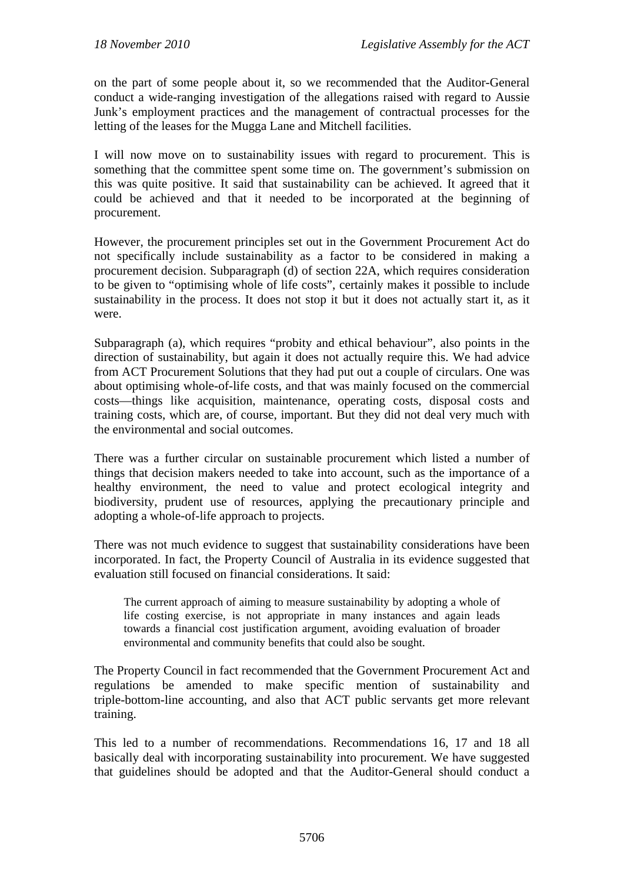on the part of some people about it, so we recommended that the Auditor-General conduct a wide-ranging investigation of the allegations raised with regard to Aussie Junk's employment practices and the management of contractual processes for the letting of the leases for the Mugga Lane and Mitchell facilities.

I will now move on to sustainability issues with regard to procurement. This is something that the committee spent some time on. The government's submission on this was quite positive. It said that sustainability can be achieved. It agreed that it could be achieved and that it needed to be incorporated at the beginning of procurement.

However, the procurement principles set out in the Government Procurement Act do not specifically include sustainability as a factor to be considered in making a procurement decision. Subparagraph (d) of section 22A, which requires consideration to be given to "optimising whole of life costs", certainly makes it possible to include sustainability in the process. It does not stop it but it does not actually start it, as it were.

Subparagraph (a), which requires "probity and ethical behaviour", also points in the direction of sustainability, but again it does not actually require this. We had advice from ACT Procurement Solutions that they had put out a couple of circulars. One was about optimising whole-of-life costs, and that was mainly focused on the commercial costs—things like acquisition, maintenance, operating costs, disposal costs and training costs, which are, of course, important. But they did not deal very much with the environmental and social outcomes.

There was a further circular on sustainable procurement which listed a number of things that decision makers needed to take into account, such as the importance of a healthy environment, the need to value and protect ecological integrity and biodiversity, prudent use of resources, applying the precautionary principle and adopting a whole-of-life approach to projects.

There was not much evidence to suggest that sustainability considerations have been incorporated. In fact, the Property Council of Australia in its evidence suggested that evaluation still focused on financial considerations. It said:

> The current approach of aiming to measure sustainability by adopting a whole of life costing exercise, is not appropriate in many instances and again leads towards a financial cost justification argument, avoiding evaluation of broader environmental and community benefits that could also be sought.

The Property Council in fact recommended that the Government Procurement Act and regulations be amended to make specific mention of sustainability and triple-bottom-line accounting, and also that ACT public servants get more relevant training.

This led to a number of recommendations. Recommendations 16, 17 and 18 all basically deal with incorporating sustainability into procurement. We have suggested that guidelines should be adopted and that the Auditor-General should conduct a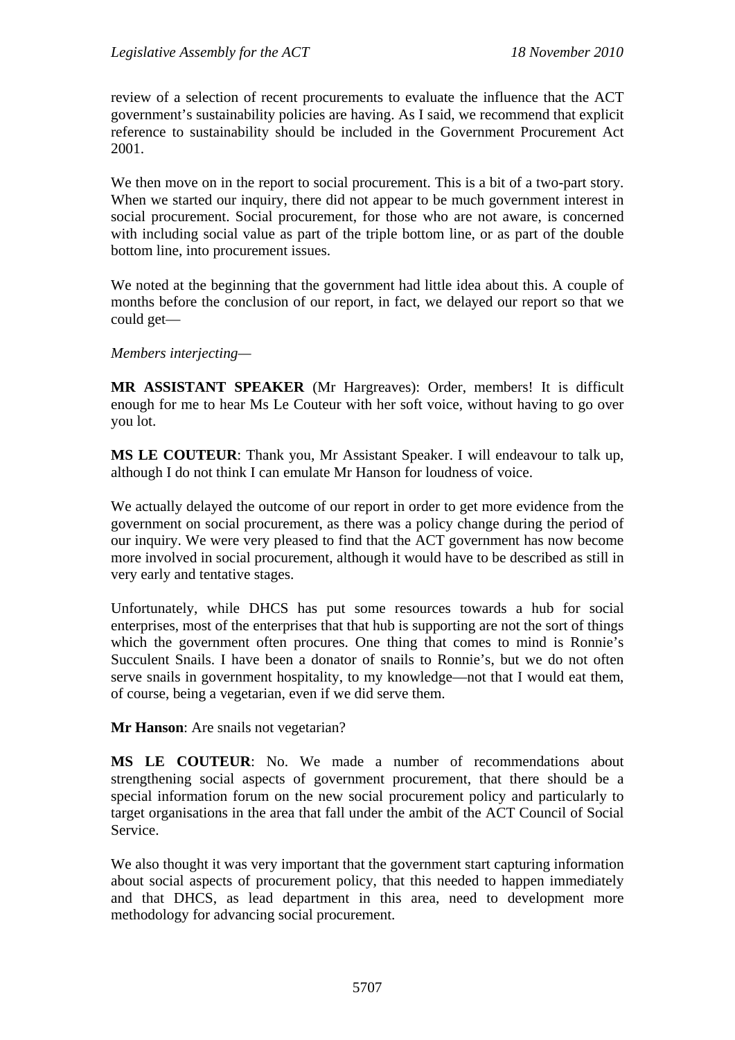review of a selection of recent procurements to evaluate the influence that the ACT government's sustainability policies are having. As I said, we recommend that explicit reference to sustainability should be included in the Government Procurement Act 2001.

We then move on in the report to social procurement. This is a bit of a two-part story. When we started our inquiry, there did not appear to be much government interest in social procurement. Social procurement, for those who are not aware, is concerned with including social value as part of the triple bottom line, or as part of the double bottom line, into procurement issues.

We noted at the beginning that the government had little idea about this. A couple of months before the conclusion of our report, in fact, we delayed our report so that we could get—

*Members interjecting*—

**MR ASSISTANT SPEAKER** (Mr Hargreaves): Order, members! It is difficult enough for me to hear Ms Le Couteur with her soft voice, without having to go over you lot.

**MS LE COUTEUR**: Thank you, Mr Assistant Speaker. I will endeavour to talk up, although I do not think I can emulate Mr Hanson for loudness of voice.

We actually delayed the outcome of our report in order to get more evidence from the government on social procurement, as there was a policy change during the period of our inquiry. We were very pleased to find that the ACT government has now become more involved in social procurement, although it would have to be described as still in very early and tentative stages.

Unfortunately, while DHCS has put some resources towards a hub for social enterprises, most of the enterprises that that hub is supporting are not the sort of things which the government often procures. One thing that comes to mind is Ronnie's Succulent Snails. I have been a donator of snails to Ronnie's, but we do not often serve snails in government hospitality, to my knowledge—not that I would eat them, of course, being a vegetarian, even if we did serve them.

**Mr Hanson**: Are snails not vegetarian?

**MS LE COUTEUR**: No. We made a number of recommendations about strengthening social aspects of government procurement, that there should be a special information forum on the new social procurement policy and particularly to target organisations in the area that fall under the ambit of the ACT Council of Social Service.

We also thought it was very important that the government start capturing information about social aspects of procurement policy, that this needed to happen immediately and that DHCS, as lead department in this area, need to development more methodology for advancing social procurement.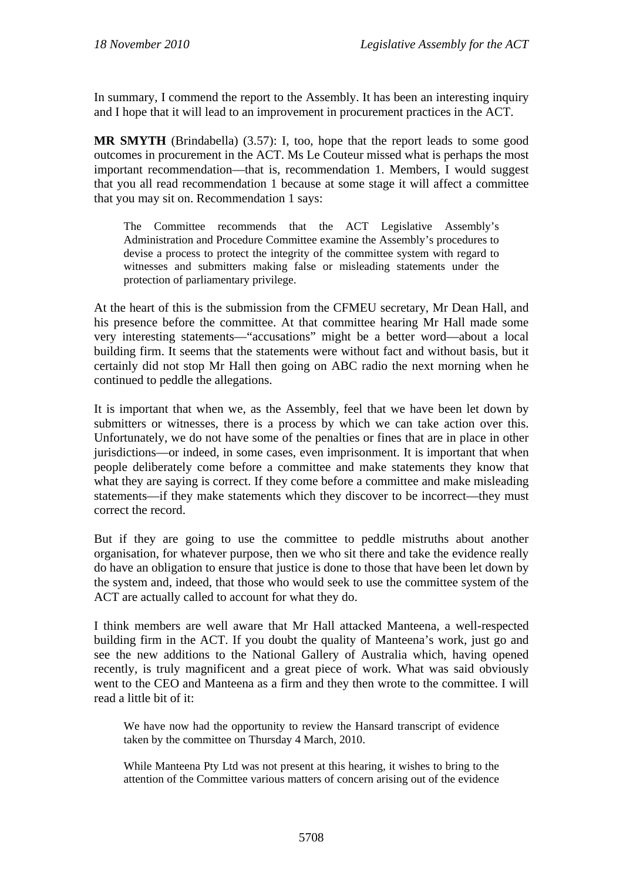In summary, I commend the report to the Assembly. It has been an interesting inquiry and I hope that it will lead to an improvement in procurement practices in the ACT.

**MR SMYTH** (Brindabella) (3.57): I, too, hope that the report leads to some good outcomes in procurement in the ACT. Ms Le Couteur missed what is perhaps the most important recommendation—that is, recommendation 1. Members, I would suggest that you all read recommendation 1 because at some stage it will affect a committee that you may sit on. Recommendation 1 says:

> The Committee recommends that the ACT Legislative Assembly's Administration and Procedure Committee examine the Assembly's procedures to devise a process to protect the integrity of the committee system with regard to witnesses and submitters making false or misleading statements under the protection of parliamentary privilege.

At the heart of this is the submission from the CFMEU secretary, Mr Dean Hall, and his presence before the committee. At that committee hearing Mr Hall made some very interesting statements—"accusations" might be a better word—about a local building firm. It seems that the statements were without fact and without basis, but it certainly did not stop Mr Hall then going on ABC radio the next morning when he continued to peddle the allegations.

It is important that when we, as the Assembly, feel that we have been let down by submitters or witnesses, there is a process by which we can take action over this. Unfortunately, we do not have some of the penalties or fines that are in place in other jurisdictions—or indeed, in some cases, even imprisonment. It is important that when people deliberately come before a committee and make statements they know that what they are saying is correct. If they come before a committee and make misleading statements—if they make statements which they discover to be incorrect—they must correct the record.

But if they are going to use the committee to peddle mistruths about another organisation, for whatever purpose, then we who sit there and take the evidence really do have an obligation to ensure that justice is done to those that have been let down by the system and, indeed, that those who would seek to use the committee system of the ACT are actually called to account for what they do.

I think members are well aware that Mr Hall attacked Manteena, a well-respected building firm in the ACT. If you doubt the quality of Manteena's work, just go and see the new additions to the National Gallery of Australia which, having opened recently, is truly magnificent and a great piece of work. What was said obviously went to the CEO and Manteena as a firm and they then wrote to the committee. I will read a little bit of it:

> We have now had the opportunity to review the Hansard transcript of evidence taken by the committee on Thursday 4 March, 2010.
>
> While Manteena Pty Ltd was not present at this hearing, it wishes to bring to the attention of the Committee various matters of concern arising out of the evidence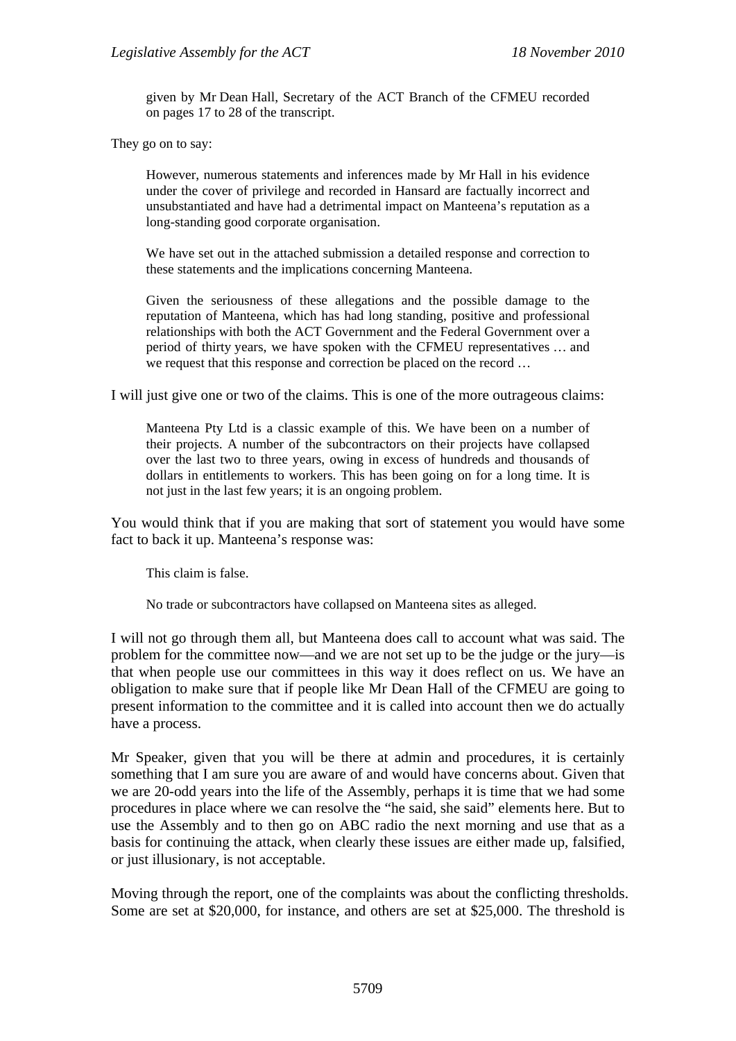> given by Mr Dean Hall, Secretary of the ACT Branch of the CFMEU recorded on pages 17 to 28 of the transcript.

They go on to say:

> However, numerous statements and inferences made by Mr Hall in his evidence under the cover of privilege and recorded in Hansard are factually incorrect and unsubstantiated and have had a detrimental impact on Manteena's reputation as a long-standing good corporate organisation.
>
> We have set out in the attached submission a detailed response and correction to these statements and the implications concerning Manteena.
>
> Given the seriousness of these allegations and the possible damage to the reputation of Manteena, which has had long standing, positive and professional relationships with both the ACT Government and the Federal Government over a period of thirty years, we have spoken with the CFMEU representatives … and we request that this response and correction be placed on the record …

I will just give one or two of the claims. This is one of the more outrageous claims:

> Manteena Pty Ltd is a classic example of this. We have been on a number of their projects. A number of the subcontractors on their projects have collapsed over the last two to three years, owing in excess of hundreds and thousands of dollars in entitlements to workers. This has been going on for a long time. It is not just in the last few years; it is an ongoing problem.

You would think that if you are making that sort of statement you would have some fact to back it up. Manteena's response was:

> This claim is false.
>
> No trade or subcontractors have collapsed on Manteena sites as alleged.

I will not go through them all, but Manteena does call to account what was said. The problem for the committee now—and we are not set up to be the judge or the jury—is that when people use our committees in this way it does reflect on us. We have an obligation to make sure that if people like Mr Dean Hall of the CFMEU are going to present information to the committee and it is called into account then we do actually have a process.

Mr Speaker, given that you will be there at admin and procedures, it is certainly something that I am sure you are aware of and would have concerns about. Given that we are 20-odd years into the life of the Assembly, perhaps it is time that we had some procedures in place where we can resolve the "he said, she said" elements here. But to use the Assembly and to then go on ABC radio the next morning and use that as a basis for continuing the attack, when clearly these issues are either made up, falsified, or just illusionary, is not acceptable.

Moving through the report, one of the complaints was about the conflicting thresholds. Some are set at $20,000, for instance, and others are set at $25,000. The threshold is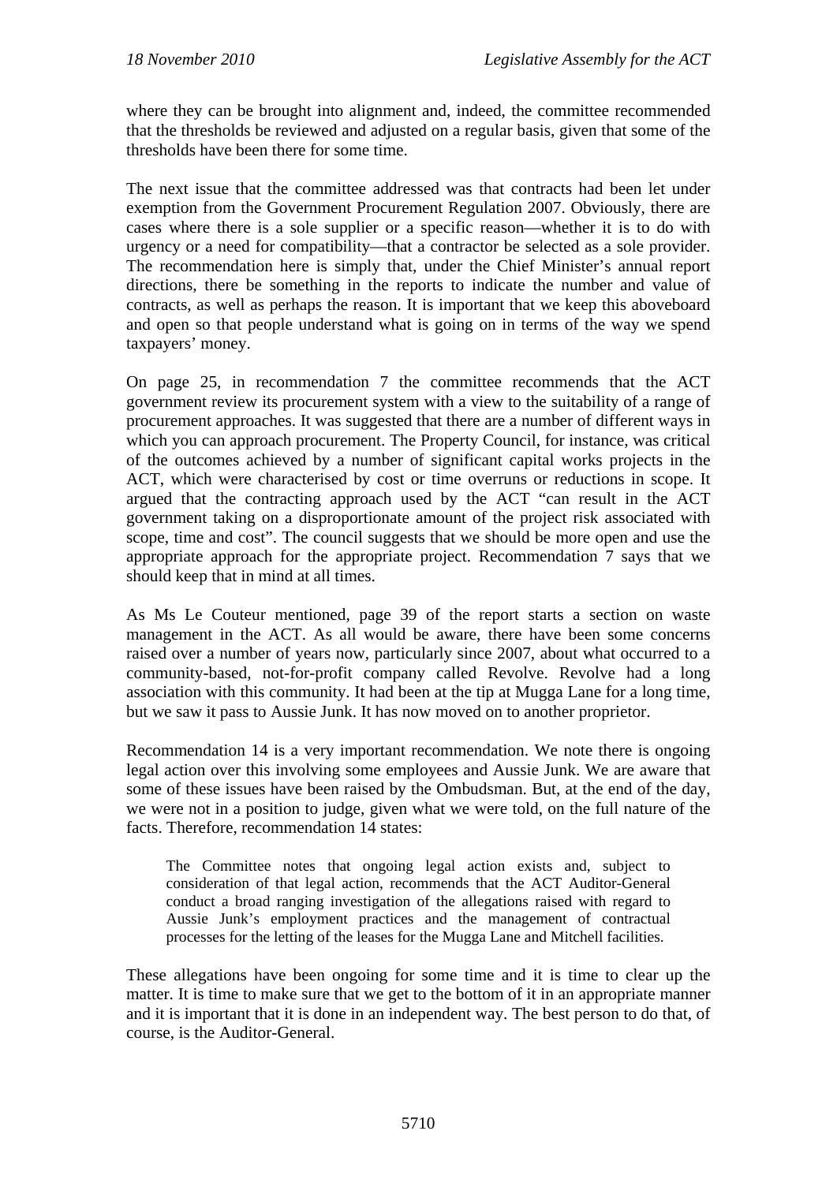where they can be brought into alignment and, indeed, the committee recommended that the thresholds be reviewed and adjusted on a regular basis, given that some of the thresholds have been there for some time.

The next issue that the committee addressed was that contracts had been let under exemption from the Government Procurement Regulation 2007. Obviously, there are cases where there is a sole supplier or a specific reason—whether it is to do with urgency or a need for compatibility—that a contractor be selected as a sole provider. The recommendation here is simply that, under the Chief Minister's annual report directions, there be something in the reports to indicate the number and value of contracts, as well as perhaps the reason. It is important that we keep this aboveboard and open so that people understand what is going on in terms of the way we spend taxpayers' money.

On page 25, in recommendation 7 the committee recommends that the ACT government review its procurement system with a view to the suitability of a range of procurement approaches. It was suggested that there are a number of different ways in which you can approach procurement. The Property Council, for instance, was critical of the outcomes achieved by a number of significant capital works projects in the ACT, which were characterised by cost or time overruns or reductions in scope. It argued that the contracting approach used by the ACT "can result in the ACT government taking on a disproportionate amount of the project risk associated with scope, time and cost". The council suggests that we should be more open and use the appropriate approach for the appropriate project. Recommendation 7 says that we should keep that in mind at all times.

As Ms Le Couteur mentioned, page 39 of the report starts a section on waste management in the ACT. As all would be aware, there have been some concerns raised over a number of years now, particularly since 2007, about what occurred to a community-based, not-for-profit company called Revolve. Revolve had a long association with this community. It had been at the tip at Mugga Lane for a long time, but we saw it pass to Aussie Junk. It has now moved on to another proprietor.

Recommendation 14 is a very important recommendation. We note there is ongoing legal action over this involving some employees and Aussie Junk. We are aware that some of these issues have been raised by the Ombudsman. But, at the end of the day, we were not in a position to judge, given what we were told, on the full nature of the facts. Therefore, recommendation 14 states:

> The Committee notes that ongoing legal action exists and, subject to consideration of that legal action, recommends that the ACT Auditor-General conduct a broad ranging investigation of the allegations raised with regard to Aussie Junk's employment practices and the management of contractual processes for the letting of the leases for the Mugga Lane and Mitchell facilities.

These allegations have been ongoing for some time and it is time to clear up the matter. It is time to make sure that we get to the bottom of it in an appropriate manner and it is important that it is done in an independent way. The best person to do that, of course, is the Auditor-General.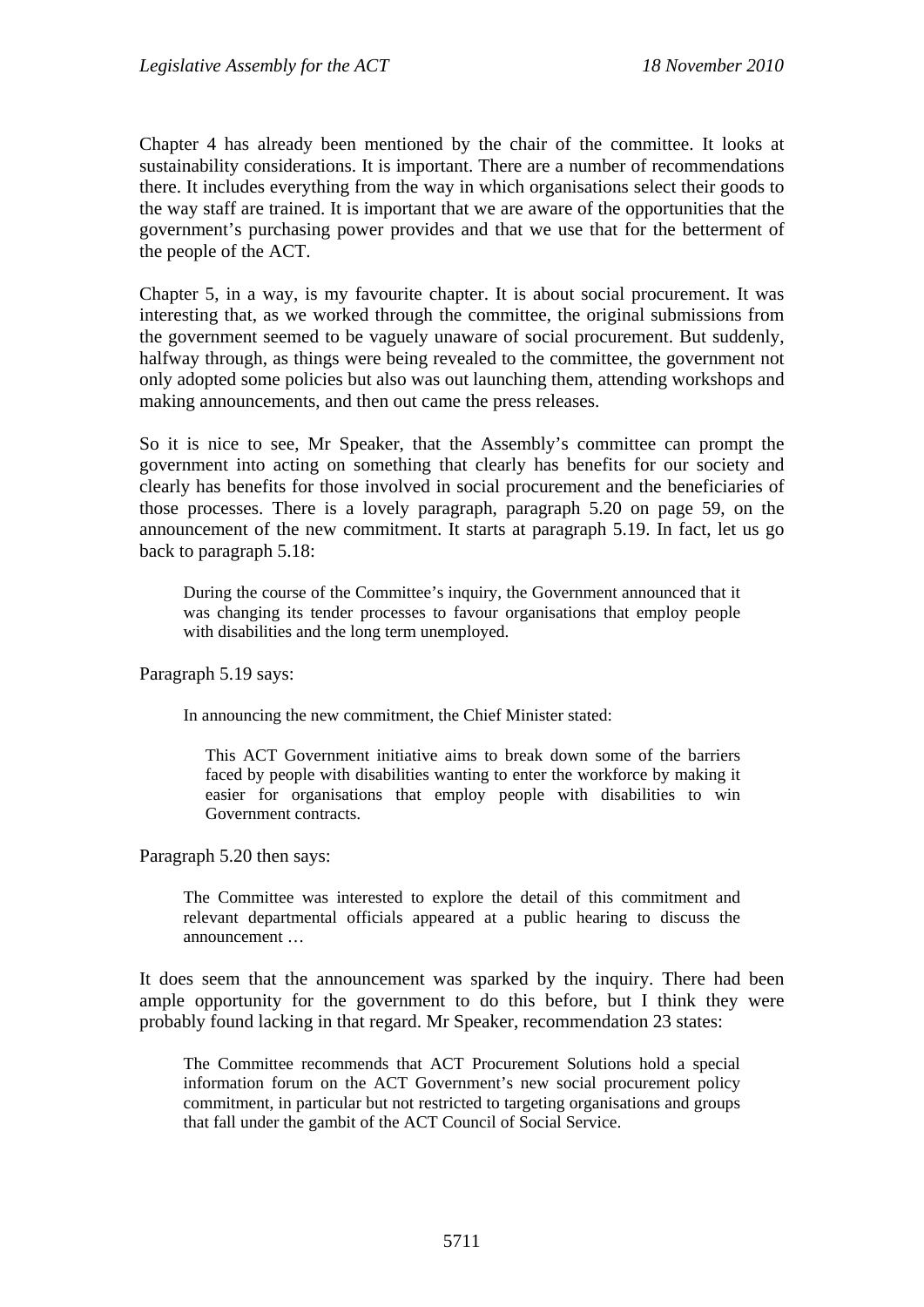Chapter 4 has already been mentioned by the chair of the committee. It looks at sustainability considerations. It is important. There are a number of recommendations there. It includes everything from the way in which organisations select their goods to the way staff are trained. It is important that we are aware of the opportunities that the government's purchasing power provides and that we use that for the betterment of the people of the ACT.

Chapter 5, in a way, is my favourite chapter. It is about social procurement. It was interesting that, as we worked through the committee, the original submissions from the government seemed to be vaguely unaware of social procurement. But suddenly, halfway through, as things were being revealed to the committee, the government not only adopted some policies but also was out launching them, attending workshops and making announcements, and then out came the press releases.

So it is nice to see, Mr Speaker, that the Assembly's committee can prompt the government into acting on something that clearly has benefits for our society and clearly has benefits for those involved in social procurement and the beneficiaries of those processes. There is a lovely paragraph, paragraph 5.20 on page 59, on the announcement of the new commitment. It starts at paragraph 5.19. In fact, let us go back to paragraph 5.18:

> During the course of the Committee's inquiry, the Government announced that it was changing its tender processes to favour organisations that employ people with disabilities and the long term unemployed.

Paragraph 5.19 says:

> In announcing the new commitment, the Chief Minister stated:
>
> > This ACT Government initiative aims to break down some of the barriers faced by people with disabilities wanting to enter the workforce by making it easier for organisations that employ people with disabilities to win Government contracts.

Paragraph 5.20 then says:

> The Committee was interested to explore the detail of this commitment and relevant departmental officials appeared at a public hearing to discuss the announcement …

It does seem that the announcement was sparked by the inquiry. There had been ample opportunity for the government to do this before, but I think they were probably found lacking in that regard. Mr Speaker, recommendation 23 states:

> The Committee recommends that ACT Procurement Solutions hold a special information forum on the ACT Government's new social procurement policy commitment, in particular but not restricted to targeting organisations and groups that fall under the gambit of the ACT Council of Social Service.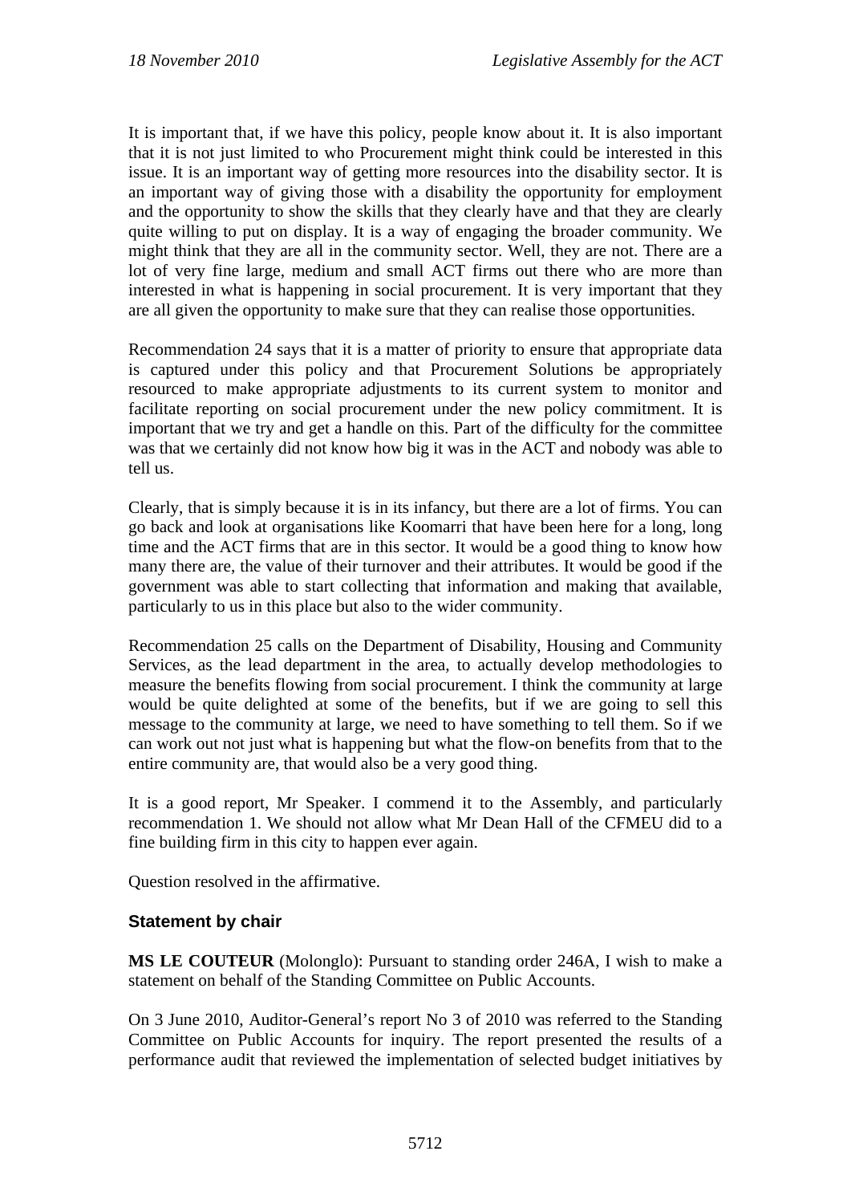It is important that, if we have this policy, people know about it. It is also important that it is not just limited to who Procurement might think could be interested in this issue. It is an important way of getting more resources into the disability sector. It is an important way of giving those with a disability the opportunity for employment and the opportunity to show the skills that they clearly have and that they are clearly quite willing to put on display. It is a way of engaging the broader community. We might think that they are all in the community sector. Well, they are not. There are a lot of very fine large, medium and small ACT firms out there who are more than interested in what is happening in social procurement. It is very important that they are all given the opportunity to make sure that they can realise those opportunities.

Recommendation 24 says that it is a matter of priority to ensure that appropriate data is captured under this policy and that Procurement Solutions be appropriately resourced to make appropriate adjustments to its current system to monitor and facilitate reporting on social procurement under the new policy commitment. It is important that we try and get a handle on this. Part of the difficulty for the committee was that we certainly did not know how big it was in the ACT and nobody was able to tell us.

Clearly, that is simply because it is in its infancy, but there are a lot of firms. You can go back and look at organisations like Koomarri that have been here for a long, long time and the ACT firms that are in this sector. It would be a good thing to know how many there are, the value of their turnover and their attributes. It would be good if the government was able to start collecting that information and making that available, particularly to us in this place but also to the wider community.

Recommendation 25 calls on the Department of Disability, Housing and Community Services, as the lead department in the area, to actually develop methodologies to measure the benefits flowing from social procurement. I think the community at large would be quite delighted at some of the benefits, but if we are going to sell this message to the community at large, we need to have something to tell them. So if we can work out not just what is happening but what the flow-on benefits from that to the entire community are, that would also be a very good thing.

It is a good report, Mr Speaker. I commend it to the Assembly, and particularly recommendation 1. We should not allow what Mr Dean Hall of the CFMEU did to a fine building firm in this city to happen ever again.

Question resolved in the affirmative.

### Statement by chair

**MS LE COUTEUR** (Molonglo): Pursuant to standing order 246A, I wish to make a statement on behalf of the Standing Committee on Public Accounts.

On 3 June 2010, Auditor-General's report No 3 of 2010 was referred to the Standing Committee on Public Accounts for inquiry. The report presented the results of a performance audit that reviewed the implementation of selected budget initiatives by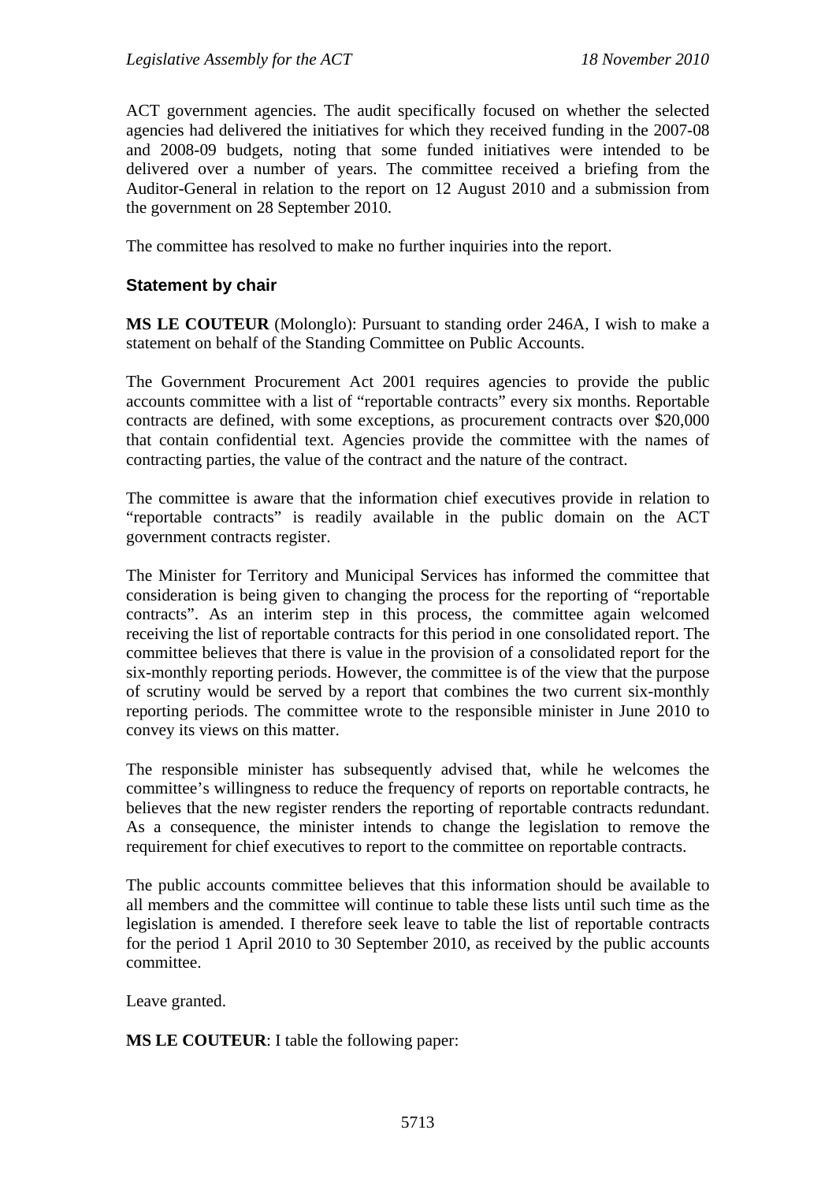ACT government agencies. The audit specifically focused on whether the selected agencies had delivered the initiatives for which they received funding in the 2007-08 and 2008-09 budgets, noting that some funded initiatives were intended to be delivered over a number of years. The committee received a briefing from the Auditor-General in relation to the report on 12 August 2010 and a submission from the government on 28 September 2010.

The committee has resolved to make no further inquiries into the report.

### Statement by chair

**MS LE COUTEUR** (Molonglo): Pursuant to standing order 246A, I wish to make a statement on behalf of the Standing Committee on Public Accounts.

The Government Procurement Act 2001 requires agencies to provide the public accounts committee with a list of "reportable contracts" every six months. Reportable contracts are defined, with some exceptions, as procurement contracts over $20,000 that contain confidential text. Agencies provide the committee with the names of contracting parties, the value of the contract and the nature of the contract.

The committee is aware that the information chief executives provide in relation to "reportable contracts" is readily available in the public domain on the ACT government contracts register.

The Minister for Territory and Municipal Services has informed the committee that consideration is being given to changing the process for the reporting of "reportable contracts". As an interim step in this process, the committee again welcomed receiving the list of reportable contracts for this period in one consolidated report. The committee believes that there is value in the provision of a consolidated report for the six-monthly reporting periods. However, the committee is of the view that the purpose of scrutiny would be served by a report that combines the two current six-monthly reporting periods. The committee wrote to the responsible minister in June 2010 to convey its views on this matter.

The responsible minister has subsequently advised that, while he welcomes the committee's willingness to reduce the frequency of reports on reportable contracts, he believes that the new register renders the reporting of reportable contracts redundant. As a consequence, the minister intends to change the legislation to remove the requirement for chief executives to report to the committee on reportable contracts.

The public accounts committee believes that this information should be available to all members and the committee will continue to table these lists until such time as the legislation is amended. I therefore seek leave to table the list of reportable contracts for the period 1 April 2010 to 30 September 2010, as received by the public accounts committee.

Leave granted.

**MS LE COUTEUR**: I table the following paper: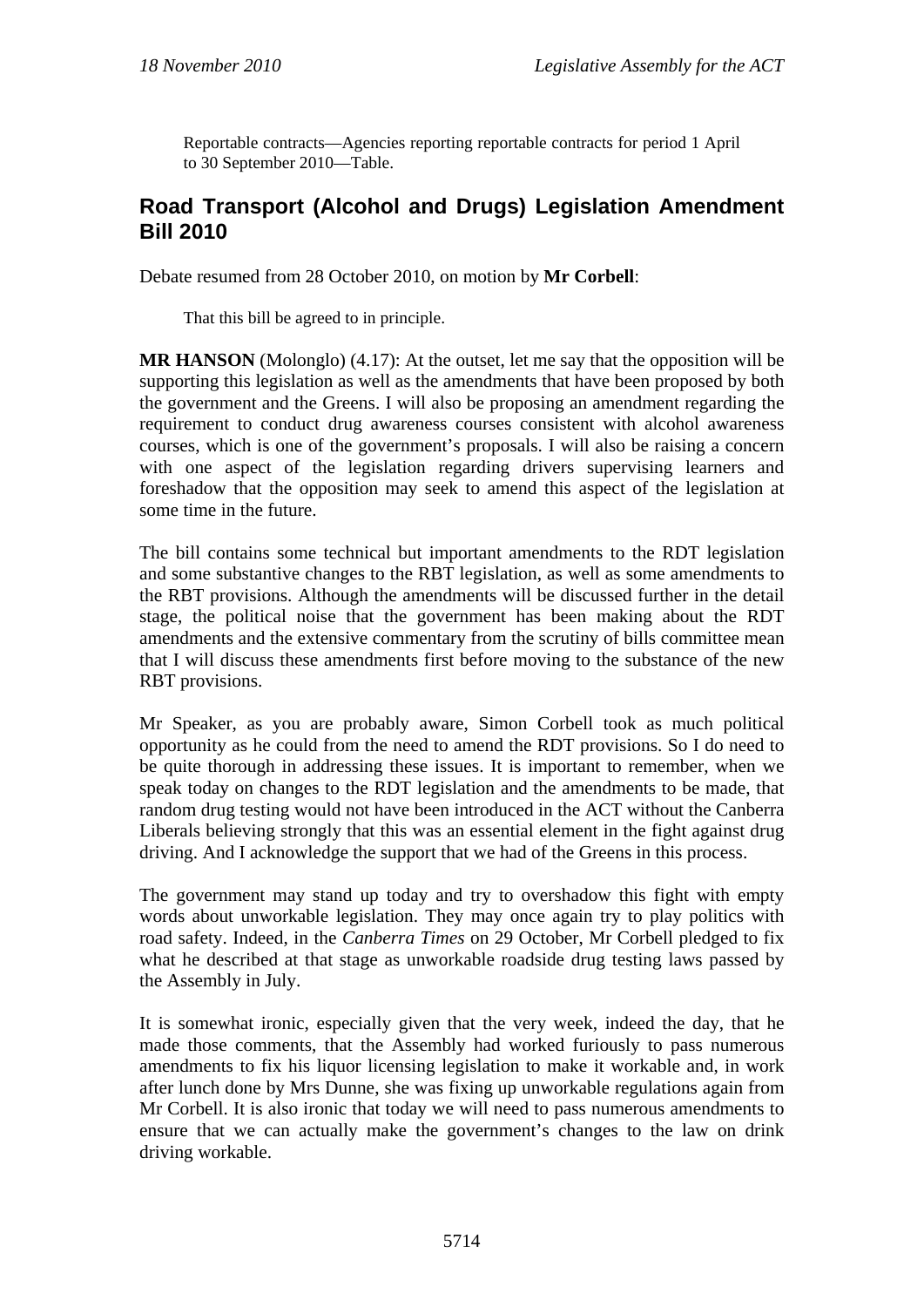Reportable contracts—Agencies reporting reportable contracts for period 1 April to 30 September 2010—Table.

## Road Transport (Alcohol and Drugs) Legislation Amendment Bill 2010

Debate resumed from 28 October 2010, on motion by **Mr Corbell**:

That this bill be agreed to in principle.

**MR HANSON** (Molonglo) (4.17): At the outset, let me say that the opposition will be supporting this legislation as well as the amendments that have been proposed by both the government and the Greens. I will also be proposing an amendment regarding the requirement to conduct drug awareness courses consistent with alcohol awareness courses, which is one of the government's proposals. I will also be raising a concern with one aspect of the legislation regarding drivers supervising learners and foreshadow that the opposition may seek to amend this aspect of the legislation at some time in the future.

The bill contains some technical but important amendments to the RDT legislation and some substantive changes to the RBT legislation, as well as some amendments to the RBT provisions. Although the amendments will be discussed further in the detail stage, the political noise that the government has been making about the RDT amendments and the extensive commentary from the scrutiny of bills committee mean that I will discuss these amendments first before moving to the substance of the new RBT provisions.

Mr Speaker, as you are probably aware, Simon Corbell took as much political opportunity as he could from the need to amend the RDT provisions. So I do need to be quite thorough in addressing these issues. It is important to remember, when we speak today on changes to the RDT legislation and the amendments to be made, that random drug testing would not have been introduced in the ACT without the Canberra Liberals believing strongly that this was an essential element in the fight against drug driving. And I acknowledge the support that we had of the Greens in this process.

The government may stand up today and try to overshadow this fight with empty words about unworkable legislation. They may once again try to play politics with road safety. Indeed, in the *Canberra Times* on 29 October, Mr Corbell pledged to fix what he described at that stage as unworkable roadside drug testing laws passed by the Assembly in July.

It is somewhat ironic, especially given that the very week, indeed the day, that he made those comments, that the Assembly had worked furiously to pass numerous amendments to fix his liquor licensing legislation to make it workable and, in work after lunch done by Mrs Dunne, she was fixing up unworkable regulations again from Mr Corbell. It is also ironic that today we will need to pass numerous amendments to ensure that we can actually make the government's changes to the law on drink driving workable.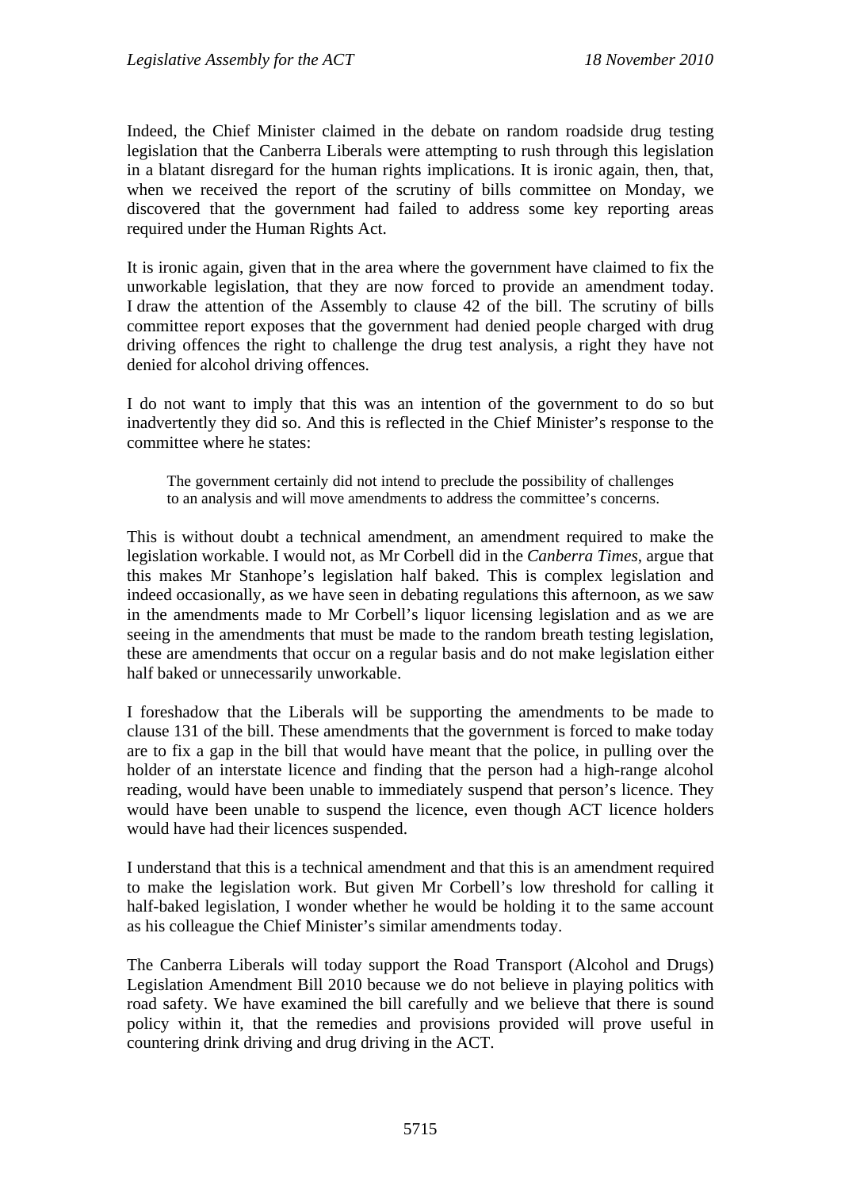Indeed, the Chief Minister claimed in the debate on random roadside drug testing legislation that the Canberra Liberals were attempting to rush through this legislation in a blatant disregard for the human rights implications. It is ironic again, then, that, when we received the report of the scrutiny of bills committee on Monday, we discovered that the government had failed to address some key reporting areas required under the Human Rights Act.

It is ironic again, given that in the area where the government have claimed to fix the unworkable legislation, that they are now forced to provide an amendment today. I draw the attention of the Assembly to clause 42 of the bill. The scrutiny of bills committee report exposes that the government had denied people charged with drug driving offences the right to challenge the drug test analysis, a right they have not denied for alcohol driving offences.

I do not want to imply that this was an intention of the government to do so but inadvertently they did so. And this is reflected in the Chief Minister's response to the committee where he states:

> The government certainly did not intend to preclude the possibility of challenges to an analysis and will move amendments to address the committee's concerns.

This is without doubt a technical amendment, an amendment required to make the legislation workable. I would not, as Mr Corbell did in the *Canberra Times*, argue that this makes Mr Stanhope's legislation half baked. This is complex legislation and indeed occasionally, as we have seen in debating regulations this afternoon, as we saw in the amendments made to Mr Corbell's liquor licensing legislation and as we are seeing in the amendments that must be made to the random breath testing legislation, these are amendments that occur on a regular basis and do not make legislation either half baked or unnecessarily unworkable.

I foreshadow that the Liberals will be supporting the amendments to be made to clause 131 of the bill. These amendments that the government is forced to make today are to fix a gap in the bill that would have meant that the police, in pulling over the holder of an interstate licence and finding that the person had a high-range alcohol reading, would have been unable to immediately suspend that person's licence. They would have been unable to suspend the licence, even though ACT licence holders would have had their licences suspended.

I understand that this is a technical amendment and that this is an amendment required to make the legislation work. But given Mr Corbell's low threshold for calling it half-baked legislation, I wonder whether he would be holding it to the same account as his colleague the Chief Minister's similar amendments today.

The Canberra Liberals will today support the Road Transport (Alcohol and Drugs) Legislation Amendment Bill 2010 because we do not believe in playing politics with road safety. We have examined the bill carefully and we believe that there is sound policy within it, that the remedies and provisions provided will prove useful in countering drink driving and drug driving in the ACT.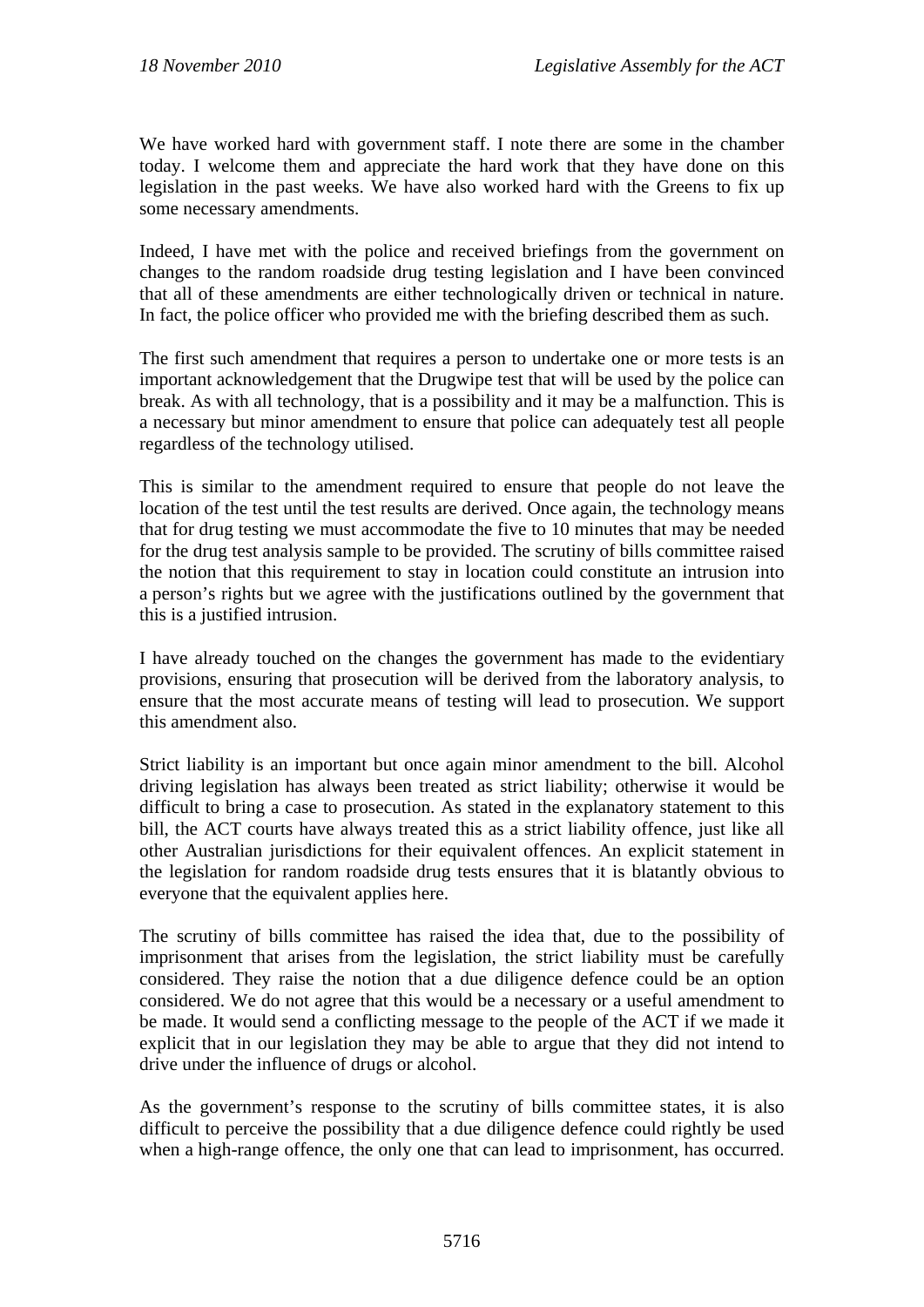We have worked hard with government staff. I note there are some in the chamber today. I welcome them and appreciate the hard work that they have done on this legislation in the past weeks. We have also worked hard with the Greens to fix up some necessary amendments.

Indeed, I have met with the police and received briefings from the government on changes to the random roadside drug testing legislation and I have been convinced that all of these amendments are either technologically driven or technical in nature. In fact, the police officer who provided me with the briefing described them as such.

The first such amendment that requires a person to undertake one or more tests is an important acknowledgement that the Drugwipe test that will be used by the police can break. As with all technology, that is a possibility and it may be a malfunction. This is a necessary but minor amendment to ensure that police can adequately test all people regardless of the technology utilised.

This is similar to the amendment required to ensure that people do not leave the location of the test until the test results are derived. Once again, the technology means that for drug testing we must accommodate the five to 10 minutes that may be needed for the drug test analysis sample to be provided. The scrutiny of bills committee raised the notion that this requirement to stay in location could constitute an intrusion into a person's rights but we agree with the justifications outlined by the government that this is a justified intrusion.

I have already touched on the changes the government has made to the evidentiary provisions, ensuring that prosecution will be derived from the laboratory analysis, to ensure that the most accurate means of testing will lead to prosecution. We support this amendment also.

Strict liability is an important but once again minor amendment to the bill. Alcohol driving legislation has always been treated as strict liability; otherwise it would be difficult to bring a case to prosecution. As stated in the explanatory statement to this bill, the ACT courts have always treated this as a strict liability offence, just like all other Australian jurisdictions for their equivalent offences. An explicit statement in the legislation for random roadside drug tests ensures that it is blatantly obvious to everyone that the equivalent applies here.

The scrutiny of bills committee has raised the idea that, due to the possibility of imprisonment that arises from the legislation, the strict liability must be carefully considered. They raise the notion that a due diligence defence could be an option considered. We do not agree that this would be a necessary or a useful amendment to be made. It would send a conflicting message to the people of the ACT if we made it explicit that in our legislation they may be able to argue that they did not intend to drive under the influence of drugs or alcohol.

As the government's response to the scrutiny of bills committee states, it is also difficult to perceive the possibility that a due diligence defence could rightly be used when a high-range offence, the only one that can lead to imprisonment, has occurred.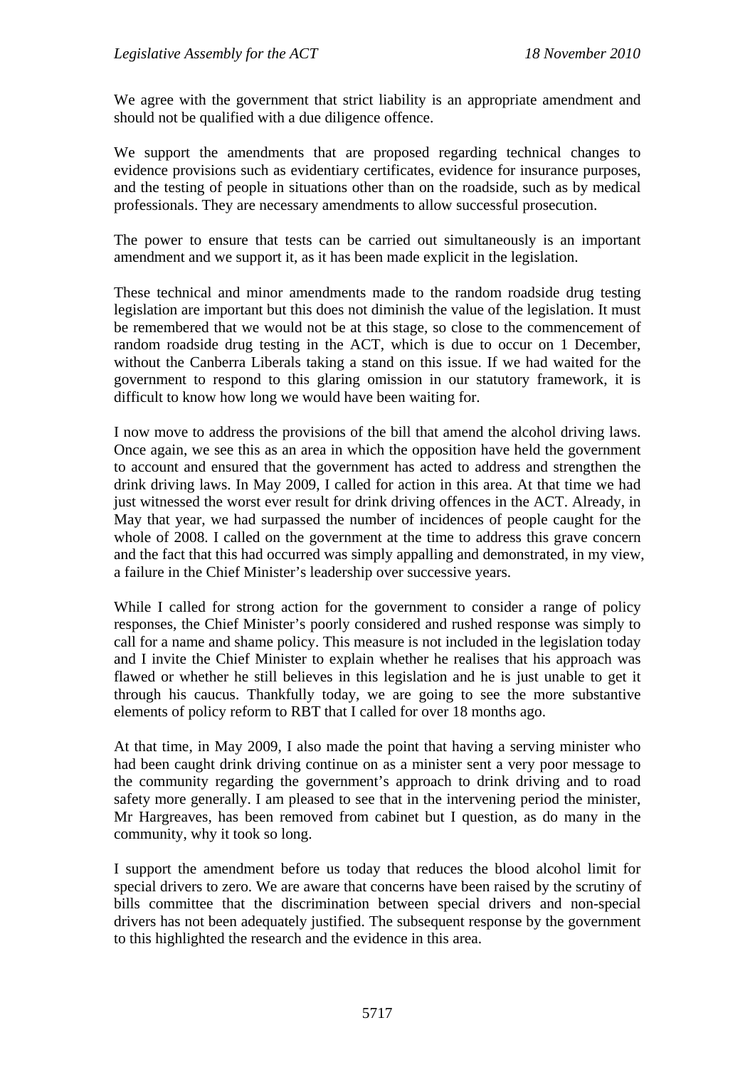We agree with the government that strict liability is an appropriate amendment and should not be qualified with a due diligence offence.

We support the amendments that are proposed regarding technical changes to evidence provisions such as evidentiary certificates, evidence for insurance purposes, and the testing of people in situations other than on the roadside, such as by medical professionals. They are necessary amendments to allow successful prosecution.

The power to ensure that tests can be carried out simultaneously is an important amendment and we support it, as it has been made explicit in the legislation.

These technical and minor amendments made to the random roadside drug testing legislation are important but this does not diminish the value of the legislation. It must be remembered that we would not be at this stage, so close to the commencement of random roadside drug testing in the ACT, which is due to occur on 1 December, without the Canberra Liberals taking a stand on this issue. If we had waited for the government to respond to this glaring omission in our statutory framework, it is difficult to know how long we would have been waiting for.

I now move to address the provisions of the bill that amend the alcohol driving laws. Once again, we see this as an area in which the opposition have held the government to account and ensured that the government has acted to address and strengthen the drink driving laws. In May 2009, I called for action in this area. At that time we had just witnessed the worst ever result for drink driving offences in the ACT. Already, in May that year, we had surpassed the number of incidences of people caught for the whole of 2008. I called on the government at the time to address this grave concern and the fact that this had occurred was simply appalling and demonstrated, in my view, a failure in the Chief Minister's leadership over successive years.

While I called for strong action for the government to consider a range of policy responses, the Chief Minister's poorly considered and rushed response was simply to call for a name and shame policy. This measure is not included in the legislation today and I invite the Chief Minister to explain whether he realises that his approach was flawed or whether he still believes in this legislation and he is just unable to get it through his caucus. Thankfully today, we are going to see the more substantive elements of policy reform to RBT that I called for over 18 months ago.

At that time, in May 2009, I also made the point that having a serving minister who had been caught drink driving continue on as a minister sent a very poor message to the community regarding the government's approach to drink driving and to road safety more generally. I am pleased to see that in the intervening period the minister, Mr Hargreaves, has been removed from cabinet but I question, as do many in the community, why it took so long.

I support the amendment before us today that reduces the blood alcohol limit for special drivers to zero. We are aware that concerns have been raised by the scrutiny of bills committee that the discrimination between special drivers and non-special drivers has not been adequately justified. The subsequent response by the government to this highlighted the research and the evidence in this area.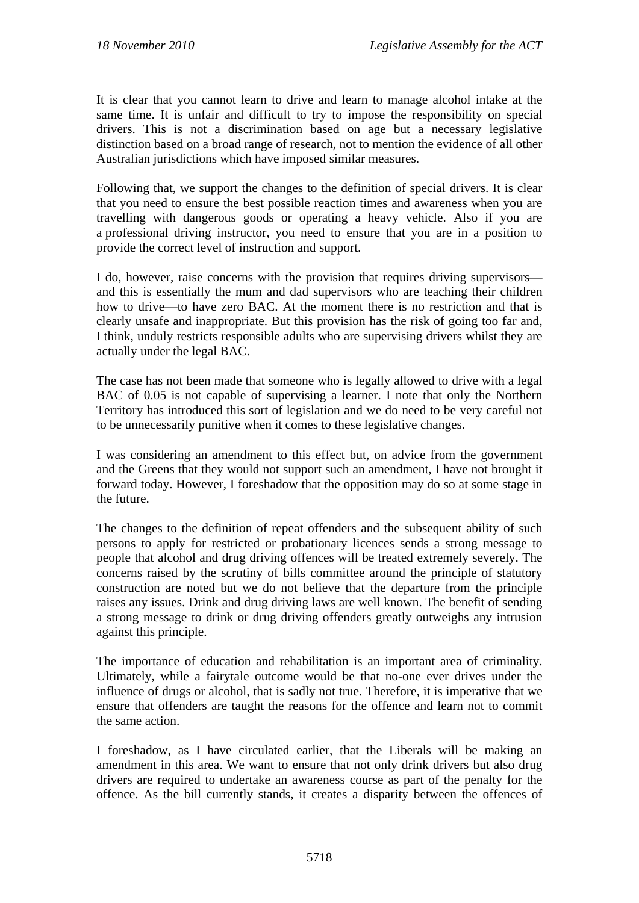It is clear that you cannot learn to drive and learn to manage alcohol intake at the same time. It is unfair and difficult to try to impose the responsibility on special drivers. This is not a discrimination based on age but a necessary legislative distinction based on a broad range of research, not to mention the evidence of all other Australian jurisdictions which have imposed similar measures.

Following that, we support the changes to the definition of special drivers. It is clear that you need to ensure the best possible reaction times and awareness when you are travelling with dangerous goods or operating a heavy vehicle. Also if you are a professional driving instructor, you need to ensure that you are in a position to provide the correct level of instruction and support.

I do, however, raise concerns with the provision that requires driving supervisors—and this is essentially the mum and dad supervisors who are teaching their children how to drive—to have zero BAC. At the moment there is no restriction and that is clearly unsafe and inappropriate. But this provision has the risk of going too far and, I think, unduly restricts responsible adults who are supervising drivers whilst they are actually under the legal BAC.

The case has not been made that someone who is legally allowed to drive with a legal BAC of 0.05 is not capable of supervising a learner. I note that only the Northern Territory has introduced this sort of legislation and we do need to be very careful not to be unnecessarily punitive when it comes to these legislative changes.

I was considering an amendment to this effect but, on advice from the government and the Greens that they would not support such an amendment, I have not brought it forward today. However, I foreshadow that the opposition may do so at some stage in the future.

The changes to the definition of repeat offenders and the subsequent ability of such persons to apply for restricted or probationary licences sends a strong message to people that alcohol and drug driving offences will be treated extremely severely. The concerns raised by the scrutiny of bills committee around the principle of statutory construction are noted but we do not believe that the departure from the principle raises any issues. Drink and drug driving laws are well known. The benefit of sending a strong message to drink or drug driving offenders greatly outweighs any intrusion against this principle.

The importance of education and rehabilitation is an important area of criminality. Ultimately, while a fairytale outcome would be that no-one ever drives under the influence of drugs or alcohol, that is sadly not true. Therefore, it is imperative that we ensure that offenders are taught the reasons for the offence and learn not to commit the same action.

I foreshadow, as I have circulated earlier, that the Liberals will be making an amendment in this area. We want to ensure that not only drink drivers but also drug drivers are required to undertake an awareness course as part of the penalty for the offence. As the bill currently stands, it creates a disparity between the offences of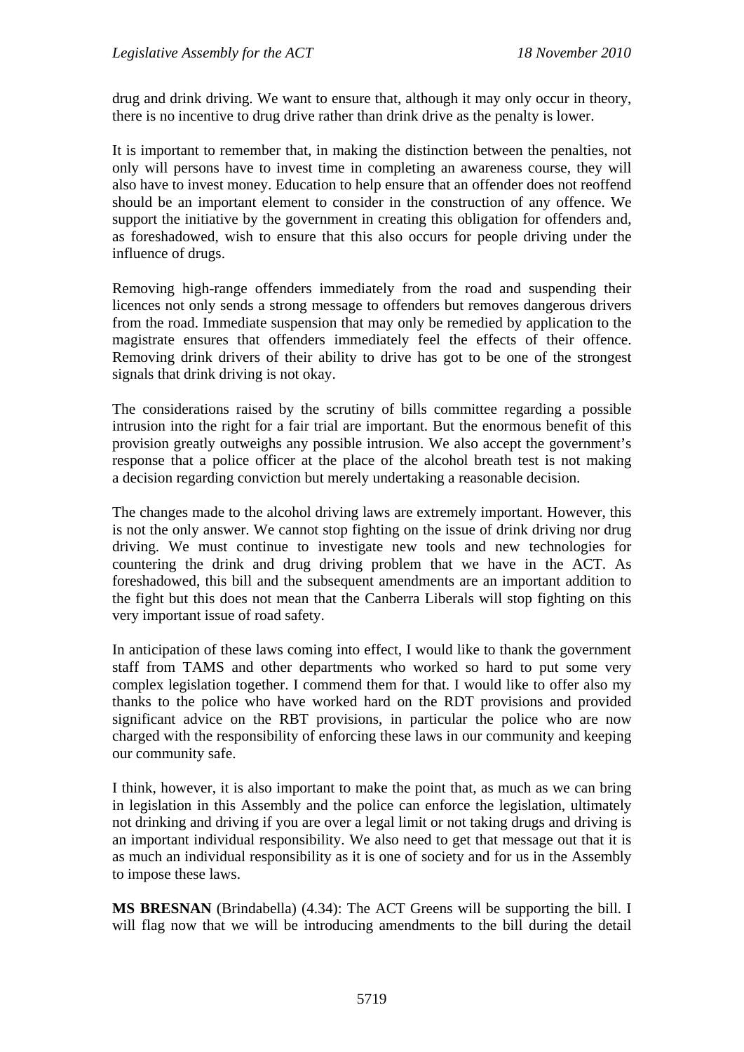drug and drink driving. We want to ensure that, although it may only occur in theory, there is no incentive to drug drive rather than drink drive as the penalty is lower.

It is important to remember that, in making the distinction between the penalties, not only will persons have to invest time in completing an awareness course, they will also have to invest money. Education to help ensure that an offender does not reoffend should be an important element to consider in the construction of any offence. We support the initiative by the government in creating this obligation for offenders and, as foreshadowed, wish to ensure that this also occurs for people driving under the influence of drugs.

Removing high-range offenders immediately from the road and suspending their licences not only sends a strong message to offenders but removes dangerous drivers from the road. Immediate suspension that may only be remedied by application to the magistrate ensures that offenders immediately feel the effects of their offence. Removing drink drivers of their ability to drive has got to be one of the strongest signals that drink driving is not okay.

The considerations raised by the scrutiny of bills committee regarding a possible intrusion into the right for a fair trial are important. But the enormous benefit of this provision greatly outweighs any possible intrusion. We also accept the government's response that a police officer at the place of the alcohol breath test is not making a decision regarding conviction but merely undertaking a reasonable decision.

The changes made to the alcohol driving laws are extremely important. However, this is not the only answer. We cannot stop fighting on the issue of drink driving nor drug driving. We must continue to investigate new tools and new technologies for countering the drink and drug driving problem that we have in the ACT. As foreshadowed, this bill and the subsequent amendments are an important addition to the fight but this does not mean that the Canberra Liberals will stop fighting on this very important issue of road safety.

In anticipation of these laws coming into effect, I would like to thank the government staff from TAMS and other departments who worked so hard to put some very complex legislation together. I commend them for that. I would like to offer also my thanks to the police who have worked hard on the RDT provisions and provided significant advice on the RBT provisions, in particular the police who are now charged with the responsibility of enforcing these laws in our community and keeping our community safe.

I think, however, it is also important to make the point that, as much as we can bring in legislation in this Assembly and the police can enforce the legislation, ultimately not drinking and driving if you are over a legal limit or not taking drugs and driving is an important individual responsibility. We also need to get that message out that it is as much an individual responsibility as it is one of society and for us in the Assembly to impose these laws.

**MS BRESNAN** (Brindabella) (4.34): The ACT Greens will be supporting the bill. I will flag now that we will be introducing amendments to the bill during the detail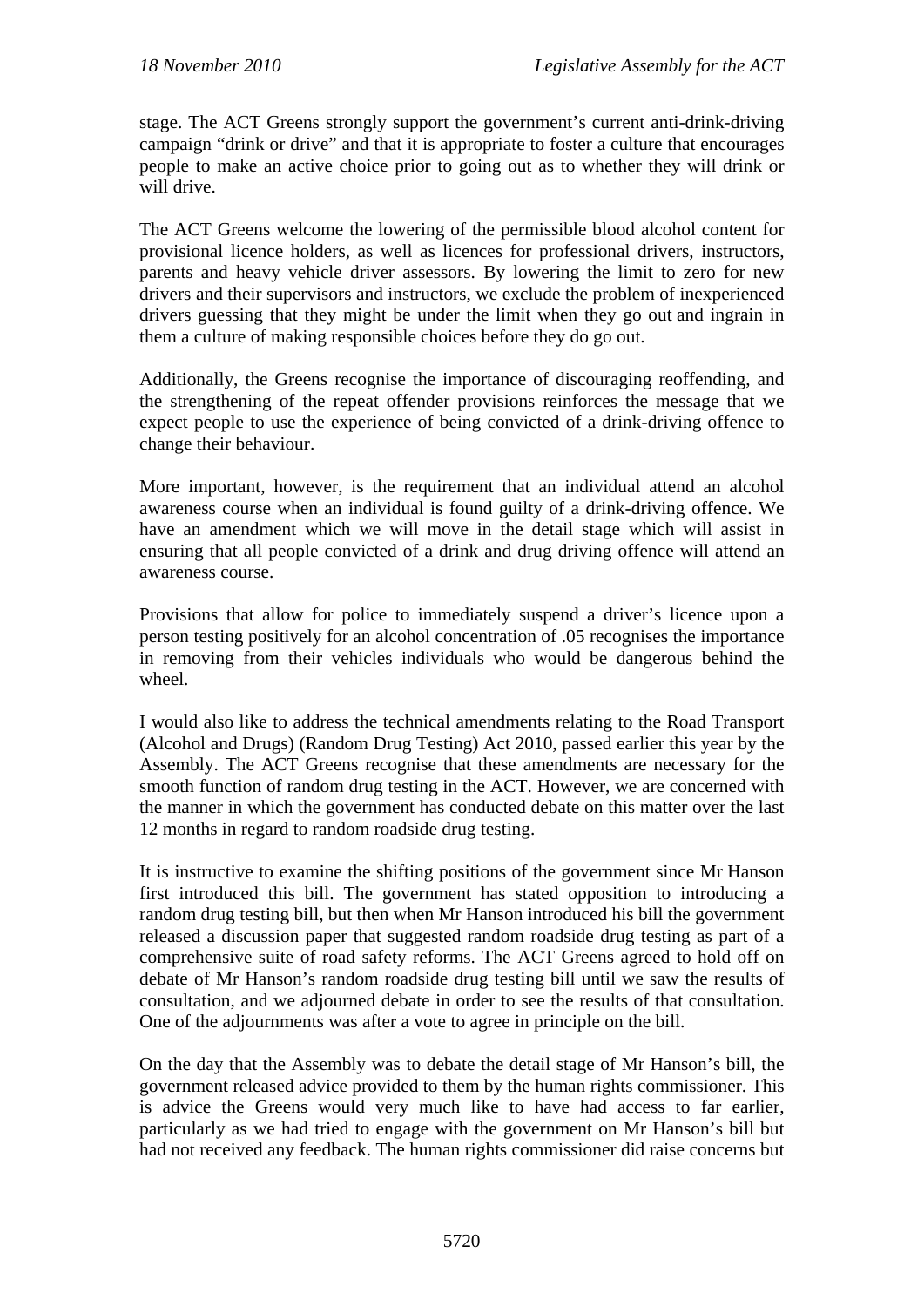stage. The ACT Greens strongly support the government's current anti-drink-driving campaign "drink or drive" and that it is appropriate to foster a culture that encourages people to make an active choice prior to going out as to whether they will drink or will drive.

The ACT Greens welcome the lowering of the permissible blood alcohol content for provisional licence holders, as well as licences for professional drivers, instructors, parents and heavy vehicle driver assessors. By lowering the limit to zero for new drivers and their supervisors and instructors, we exclude the problem of inexperienced drivers guessing that they might be under the limit when they go out and ingrain in them a culture of making responsible choices before they do go out.

Additionally, the Greens recognise the importance of discouraging reoffending, and the strengthening of the repeat offender provisions reinforces the message that we expect people to use the experience of being convicted of a drink-driving offence to change their behaviour.

More important, however, is the requirement that an individual attend an alcohol awareness course when an individual is found guilty of a drink-driving offence. We have an amendment which we will move in the detail stage which will assist in ensuring that all people convicted of a drink and drug driving offence will attend an awareness course.

Provisions that allow for police to immediately suspend a driver's licence upon a person testing positively for an alcohol concentration of .05 recognises the importance in removing from their vehicles individuals who would be dangerous behind the wheel.

I would also like to address the technical amendments relating to the Road Transport (Alcohol and Drugs) (Random Drug Testing) Act 2010, passed earlier this year by the Assembly. The ACT Greens recognise that these amendments are necessary for the smooth function of random drug testing in the ACT. However, we are concerned with the manner in which the government has conducted debate on this matter over the last 12 months in regard to random roadside drug testing.

It is instructive to examine the shifting positions of the government since Mr Hanson first introduced this bill. The government has stated opposition to introducing a random drug testing bill, but then when Mr Hanson introduced his bill the government released a discussion paper that suggested random roadside drug testing as part of a comprehensive suite of road safety reforms. The ACT Greens agreed to hold off on debate of Mr Hanson's random roadside drug testing bill until we saw the results of consultation, and we adjourned debate in order to see the results of that consultation. One of the adjournments was after a vote to agree in principle on the bill.

On the day that the Assembly was to debate the detail stage of Mr Hanson's bill, the government released advice provided to them by the human rights commissioner. This is advice the Greens would very much like to have had access to far earlier, particularly as we had tried to engage with the government on Mr Hanson's bill but had not received any feedback. The human rights commissioner did raise concerns but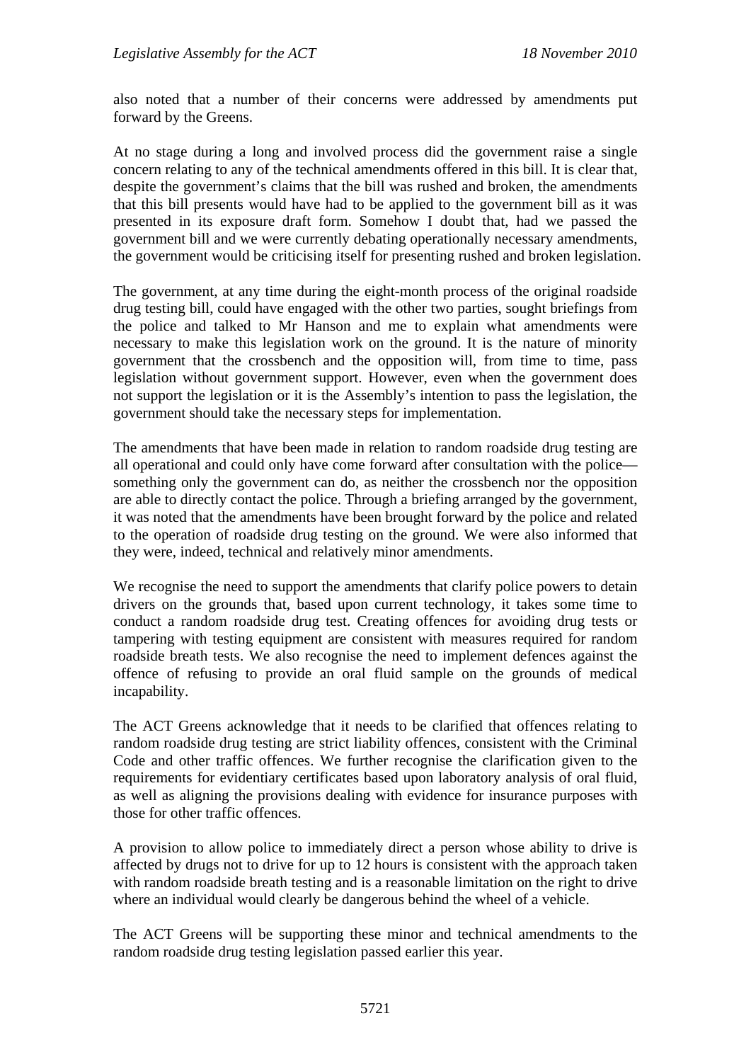also noted that a number of their concerns were addressed by amendments put forward by the Greens.

At no stage during a long and involved process did the government raise a single concern relating to any of the technical amendments offered in this bill. It is clear that, despite the government's claims that the bill was rushed and broken, the amendments that this bill presents would have had to be applied to the government bill as it was presented in its exposure draft form. Somehow I doubt that, had we passed the government bill and we were currently debating operationally necessary amendments, the government would be criticising itself for presenting rushed and broken legislation.

The government, at any time during the eight-month process of the original roadside drug testing bill, could have engaged with the other two parties, sought briefings from the police and talked to Mr Hanson and me to explain what amendments were necessary to make this legislation work on the ground. It is the nature of minority government that the crossbench and the opposition will, from time to time, pass legislation without government support. However, even when the government does not support the legislation or it is the Assembly's intention to pass the legislation, the government should take the necessary steps for implementation.

The amendments that have been made in relation to random roadside drug testing are all operational and could only have come forward after consultation with the police—something only the government can do, as neither the crossbench nor the opposition are able to directly contact the police. Through a briefing arranged by the government, it was noted that the amendments have been brought forward by the police and related to the operation of roadside drug testing on the ground. We were also informed that they were, indeed, technical and relatively minor amendments.

We recognise the need to support the amendments that clarify police powers to detain drivers on the grounds that, based upon current technology, it takes some time to conduct a random roadside drug test. Creating offences for avoiding drug tests or tampering with testing equipment are consistent with measures required for random roadside breath tests. We also recognise the need to implement defences against the offence of refusing to provide an oral fluid sample on the grounds of medical incapability.

The ACT Greens acknowledge that it needs to be clarified that offences relating to random roadside drug testing are strict liability offences, consistent with the Criminal Code and other traffic offences. We further recognise the clarification given to the requirements for evidentiary certificates based upon laboratory analysis of oral fluid, as well as aligning the provisions dealing with evidence for insurance purposes with those for other traffic offences.

A provision to allow police to immediately direct a person whose ability to drive is affected by drugs not to drive for up to 12 hours is consistent with the approach taken with random roadside breath testing and is a reasonable limitation on the right to drive where an individual would clearly be dangerous behind the wheel of a vehicle.

The ACT Greens will be supporting these minor and technical amendments to the random roadside drug testing legislation passed earlier this year.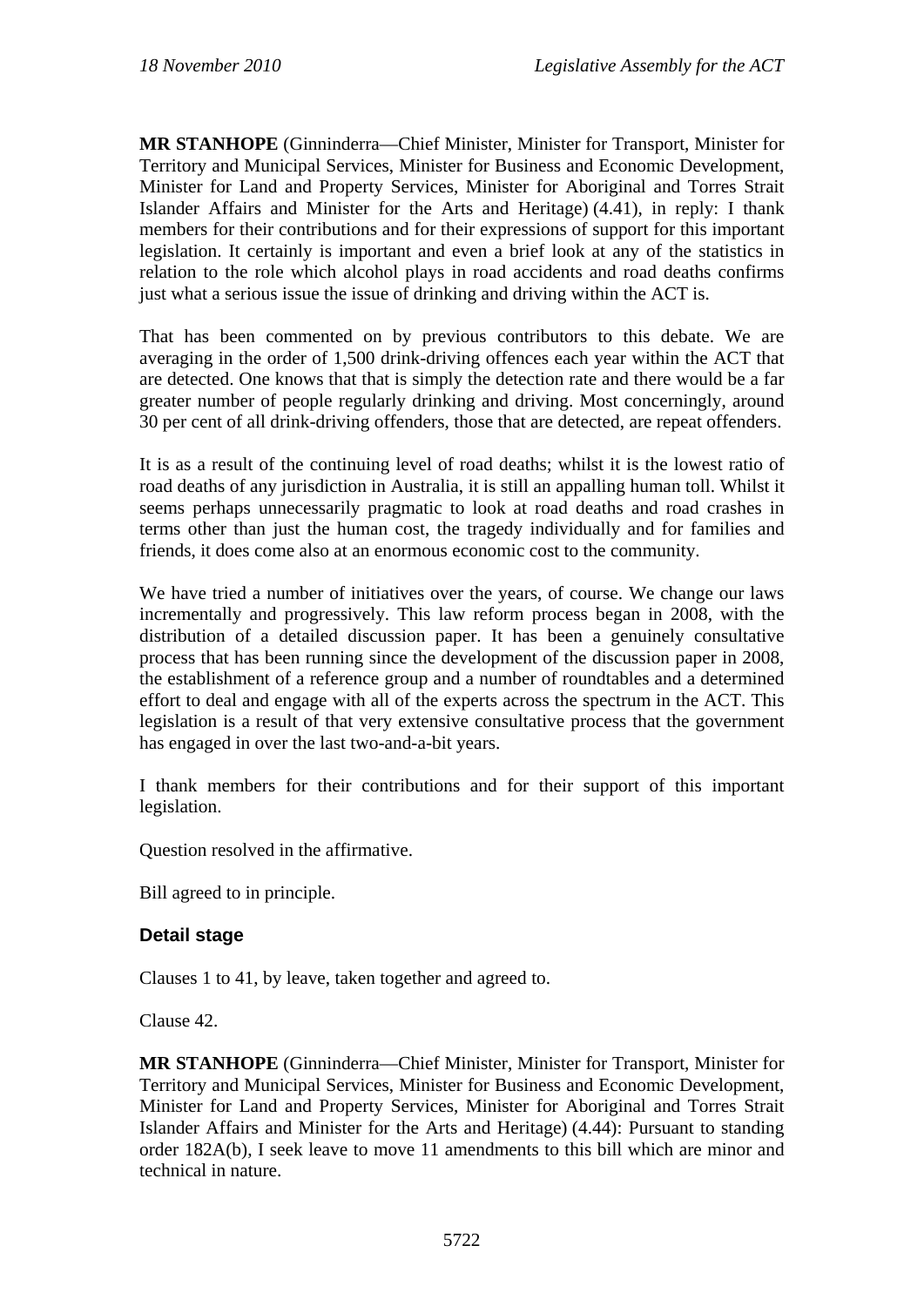**MR STANHOPE** (Ginninderra—Chief Minister, Minister for Transport, Minister for Territory and Municipal Services, Minister for Business and Economic Development, Minister for Land and Property Services, Minister for Aboriginal and Torres Strait Islander Affairs and Minister for the Arts and Heritage) (4.41), in reply: I thank members for their contributions and for their expressions of support for this important legislation. It certainly is important and even a brief look at any of the statistics in relation to the role which alcohol plays in road accidents and road deaths confirms just what a serious issue the issue of drinking and driving within the ACT is.

That has been commented on by previous contributors to this debate. We are averaging in the order of 1,500 drink-driving offences each year within the ACT that are detected. One knows that that is simply the detection rate and there would be a far greater number of people regularly drinking and driving. Most concerningly, around 30 per cent of all drink-driving offenders, those that are detected, are repeat offenders.

It is as a result of the continuing level of road deaths; whilst it is the lowest ratio of road deaths of any jurisdiction in Australia, it is still an appalling human toll. Whilst it seems perhaps unnecessarily pragmatic to look at road deaths and road crashes in terms other than just the human cost, the tragedy individually and for families and friends, it does come also at an enormous economic cost to the community.

We have tried a number of initiatives over the years, of course. We change our laws incrementally and progressively. This law reform process began in 2008, with the distribution of a detailed discussion paper. It has been a genuinely consultative process that has been running since the development of the discussion paper in 2008, the establishment of a reference group and a number of roundtables and a determined effort to deal and engage with all of the experts across the spectrum in the ACT. This legislation is a result of that very extensive consultative process that the government has engaged in over the last two-and-a-bit years.

I thank members for their contributions and for their support of this important legislation.

Question resolved in the affirmative.

Bill agreed to in principle.

### Detail stage

Clauses 1 to 41, by leave, taken together and agreed to.

Clause 42.

**MR STANHOPE** (Ginninderra—Chief Minister, Minister for Transport, Minister for Territory and Municipal Services, Minister for Business and Economic Development, Minister for Land and Property Services, Minister for Aboriginal and Torres Strait Islander Affairs and Minister for the Arts and Heritage) (4.44): Pursuant to standing order 182A(b), I seek leave to move 11 amendments to this bill which are minor and technical in nature.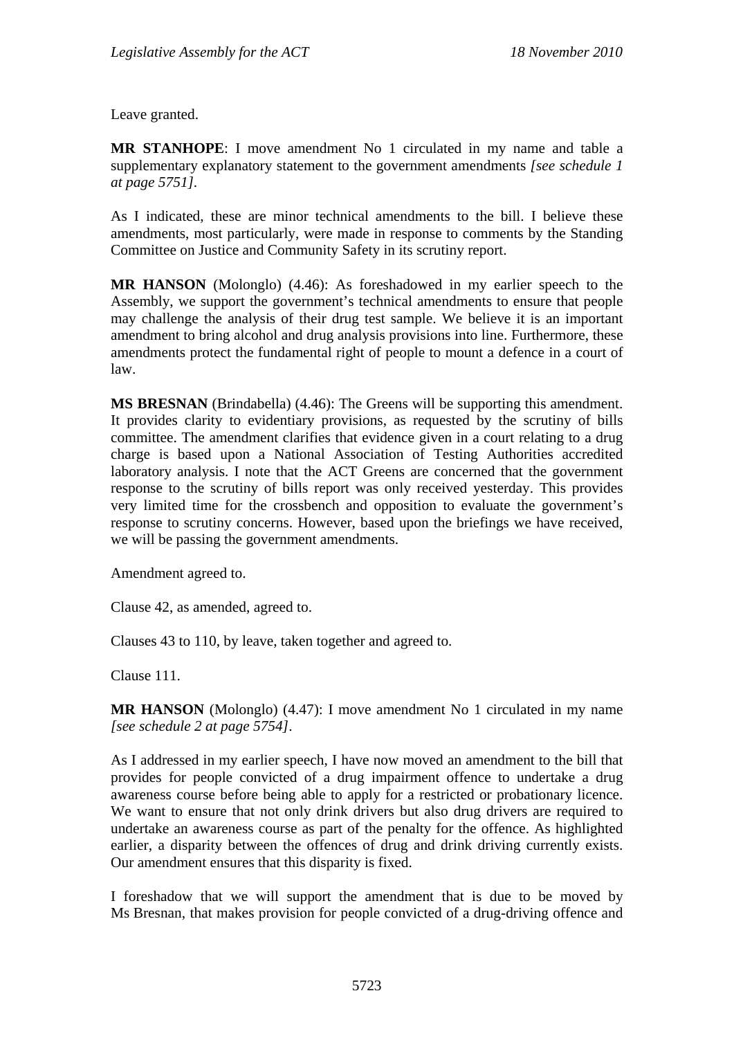Leave granted.

**MR STANHOPE**: I move amendment No 1 circulated in my name and table a supplementary explanatory statement to the government amendments *[see schedule 1 at page 5751]*.

As I indicated, these are minor technical amendments to the bill. I believe these amendments, most particularly, were made in response to comments by the Standing Committee on Justice and Community Safety in its scrutiny report.

**MR HANSON** (Molonglo) (4.46): As foreshadowed in my earlier speech to the Assembly, we support the government's technical amendments to ensure that people may challenge the analysis of their drug test sample. We believe it is an important amendment to bring alcohol and drug analysis provisions into line. Furthermore, these amendments protect the fundamental right of people to mount a defence in a court of law.

**MS BRESNAN** (Brindabella) (4.46): The Greens will be supporting this amendment. It provides clarity to evidentiary provisions, as requested by the scrutiny of bills committee. The amendment clarifies that evidence given in a court relating to a drug charge is based upon a National Association of Testing Authorities accredited laboratory analysis. I note that the ACT Greens are concerned that the government response to the scrutiny of bills report was only received yesterday. This provides very limited time for the crossbench and opposition to evaluate the government's response to scrutiny concerns. However, based upon the briefings we have received, we will be passing the government amendments.

Amendment agreed to.

Clause 42, as amended, agreed to.

Clauses 43 to 110, by leave, taken together and agreed to.

Clause 111.

**MR HANSON** (Molonglo) (4.47): I move amendment No 1 circulated in my name *[see schedule 2 at page 5754]*.

As I addressed in my earlier speech, I have now moved an amendment to the bill that provides for people convicted of a drug impairment offence to undertake a drug awareness course before being able to apply for a restricted or probationary licence. We want to ensure that not only drink drivers but also drug drivers are required to undertake an awareness course as part of the penalty for the offence. As highlighted earlier, a disparity between the offences of drug and drink driving currently exists. Our amendment ensures that this disparity is fixed.

I foreshadow that we will support the amendment that is due to be moved by Ms Bresnan, that makes provision for people convicted of a drug-driving offence and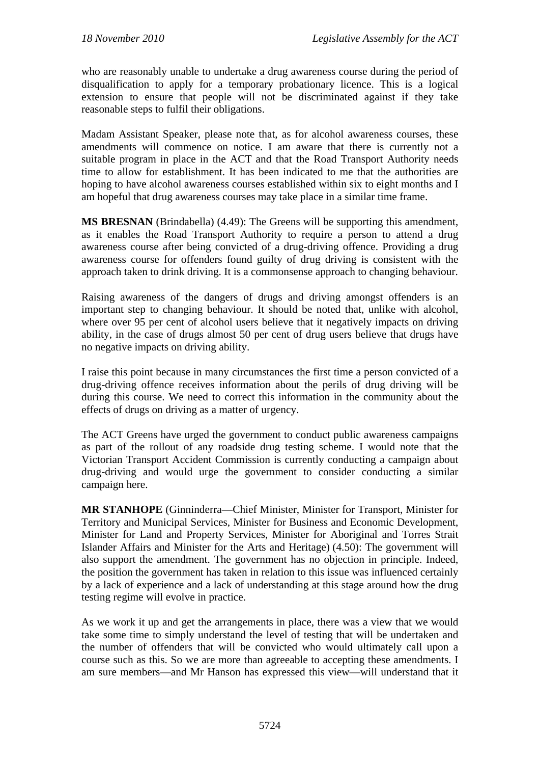who are reasonably unable to undertake a drug awareness course during the period of disqualification to apply for a temporary probationary licence. This is a logical extension to ensure that people will not be discriminated against if they take reasonable steps to fulfil their obligations.

Madam Assistant Speaker, please note that, as for alcohol awareness courses, these amendments will commence on notice. I am aware that there is currently not a suitable program in place in the ACT and that the Road Transport Authority needs time to allow for establishment. It has been indicated to me that the authorities are hoping to have alcohol awareness courses established within six to eight months and I am hopeful that drug awareness courses may take place in a similar time frame.

**MS BRESNAN** (Brindabella) (4.49): The Greens will be supporting this amendment, as it enables the Road Transport Authority to require a person to attend a drug awareness course after being convicted of a drug-driving offence. Providing a drug awareness course for offenders found guilty of drug driving is consistent with the approach taken to drink driving. It is a commonsense approach to changing behaviour.

Raising awareness of the dangers of drugs and driving amongst offenders is an important step to changing behaviour. It should be noted that, unlike with alcohol, where over 95 per cent of alcohol users believe that it negatively impacts on driving ability, in the case of drugs almost 50 per cent of drug users believe that drugs have no negative impacts on driving ability.

I raise this point because in many circumstances the first time a person convicted of a drug-driving offence receives information about the perils of drug driving will be during this course. We need to correct this information in the community about the effects of drugs on driving as a matter of urgency.

The ACT Greens have urged the government to conduct public awareness campaigns as part of the rollout of any roadside drug testing scheme. I would note that the Victorian Transport Accident Commission is currently conducting a campaign about drug-driving and would urge the government to consider conducting a similar campaign here.

**MR STANHOPE** (Ginninderra—Chief Minister, Minister for Transport, Minister for Territory and Municipal Services, Minister for Business and Economic Development, Minister for Land and Property Services, Minister for Aboriginal and Torres Strait Islander Affairs and Minister for the Arts and Heritage) (4.50): The government will also support the amendment. The government has no objection in principle. Indeed, the position the government has taken in relation to this issue was influenced certainly by a lack of experience and a lack of understanding at this stage around how the drug testing regime will evolve in practice.

As we work it up and get the arrangements in place, there was a view that we would take some time to simply understand the level of testing that will be undertaken and the number of offenders that will be convicted who would ultimately call upon a course such as this. So we are more than agreeable to accepting these amendments. I am sure members—and Mr Hanson has expressed this view—will understand that it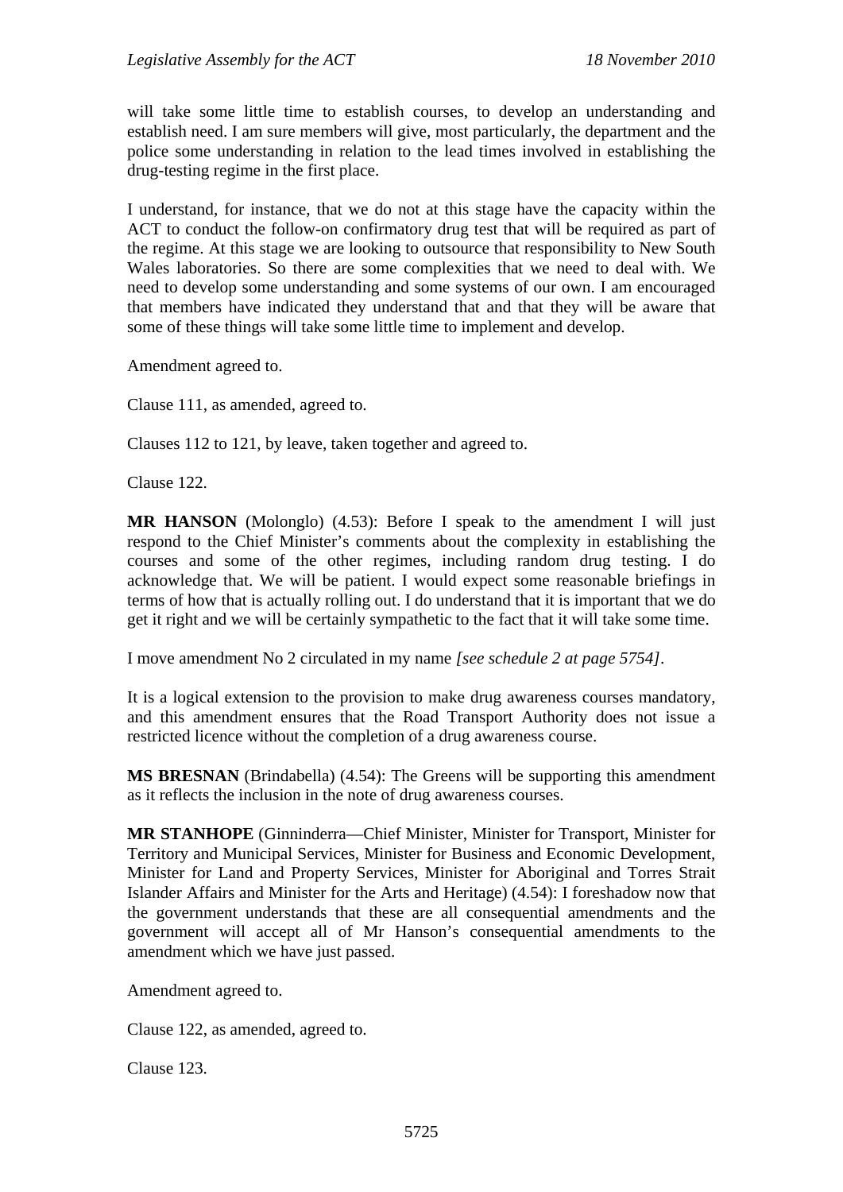will take some little time to establish courses, to develop an understanding and establish need. I am sure members will give, most particularly, the department and the police some understanding in relation to the lead times involved in establishing the drug-testing regime in the first place.

I understand, for instance, that we do not at this stage have the capacity within the ACT to conduct the follow-on confirmatory drug test that will be required as part of the regime. At this stage we are looking to outsource that responsibility to New South Wales laboratories. So there are some complexities that we need to deal with. We need to develop some understanding and some systems of our own. I am encouraged that members have indicated they understand that and that they will be aware that some of these things will take some little time to implement and develop.

Amendment agreed to.

Clause 111, as amended, agreed to.

Clauses 112 to 121, by leave, taken together and agreed to.

Clause 122.

**MR HANSON** (Molonglo) (4.53): Before I speak to the amendment I will just respond to the Chief Minister's comments about the complexity in establishing the courses and some of the other regimes, including random drug testing. I do acknowledge that. We will be patient. I would expect some reasonable briefings in terms of how that is actually rolling out. I do understand that it is important that we do get it right and we will be certainly sympathetic to the fact that it will take some time.

I move amendment No 2 circulated in my name *[see schedule 2 at page 5754]*.

It is a logical extension to the provision to make drug awareness courses mandatory, and this amendment ensures that the Road Transport Authority does not issue a restricted licence without the completion of a drug awareness course.

**MS BRESNAN** (Brindabella) (4.54): The Greens will be supporting this amendment as it reflects the inclusion in the note of drug awareness courses.

**MR STANHOPE** (Ginninderra—Chief Minister, Minister for Transport, Minister for Territory and Municipal Services, Minister for Business and Economic Development, Minister for Land and Property Services, Minister for Aboriginal and Torres Strait Islander Affairs and Minister for the Arts and Heritage) (4.54): I foreshadow now that the government understands that these are all consequential amendments and the government will accept all of Mr Hanson's consequential amendments to the amendment which we have just passed.

Amendment agreed to.

Clause 122, as amended, agreed to.

Clause 123.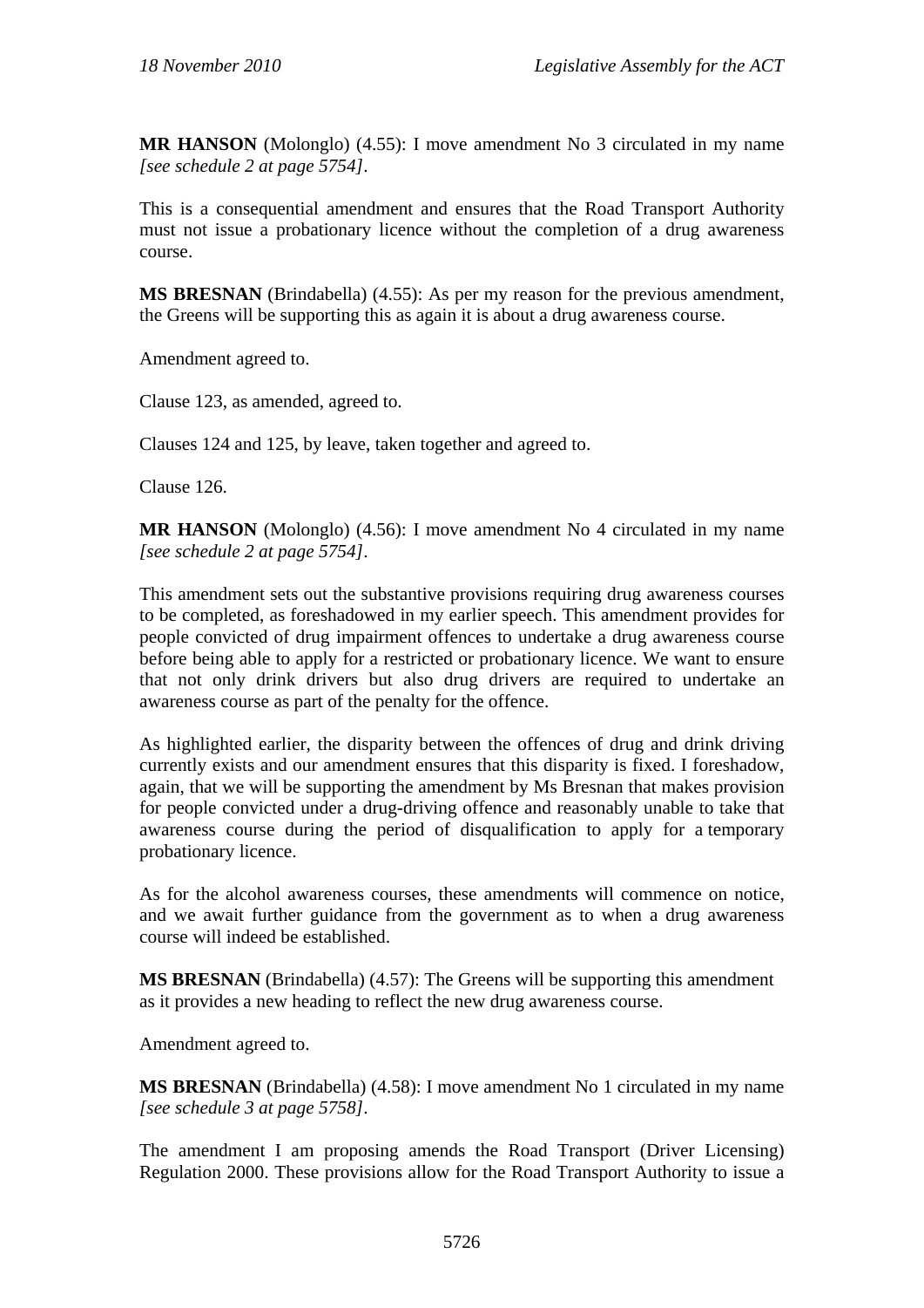**MR HANSON** (Molonglo) (4.55): I move amendment No 3 circulated in my name *[see schedule 2 at page 5754]*.

This is a consequential amendment and ensures that the Road Transport Authority must not issue a probationary licence without the completion of a drug awareness course.

**MS BRESNAN** (Brindabella) (4.55): As per my reason for the previous amendment, the Greens will be supporting this as again it is about a drug awareness course.

Amendment agreed to.

Clause 123, as amended, agreed to.

Clauses 124 and 125, by leave, taken together and agreed to.

Clause 126.

**MR HANSON** (Molonglo) (4.56): I move amendment No 4 circulated in my name *[see schedule 2 at page 5754]*.

This amendment sets out the substantive provisions requiring drug awareness courses to be completed, as foreshadowed in my earlier speech. This amendment provides for people convicted of drug impairment offences to undertake a drug awareness course before being able to apply for a restricted or probationary licence. We want to ensure that not only drink drivers but also drug drivers are required to undertake an awareness course as part of the penalty for the offence.

As highlighted earlier, the disparity between the offences of drug and drink driving currently exists and our amendment ensures that this disparity is fixed. I foreshadow, again, that we will be supporting the amendment by Ms Bresnan that makes provision for people convicted under a drug-driving offence and reasonably unable to take that awareness course during the period of disqualification to apply for a temporary probationary licence.

As for the alcohol awareness courses, these amendments will commence on notice, and we await further guidance from the government as to when a drug awareness course will indeed be established.

**MS BRESNAN** (Brindabella) (4.57): The Greens will be supporting this amendment as it provides a new heading to reflect the new drug awareness course.

Amendment agreed to.

**MS BRESNAN** (Brindabella) (4.58): I move amendment No 1 circulated in my name *[see schedule 3 at page 5758]*.

The amendment I am proposing amends the Road Transport (Driver Licensing) Regulation 2000. These provisions allow for the Road Transport Authority to issue a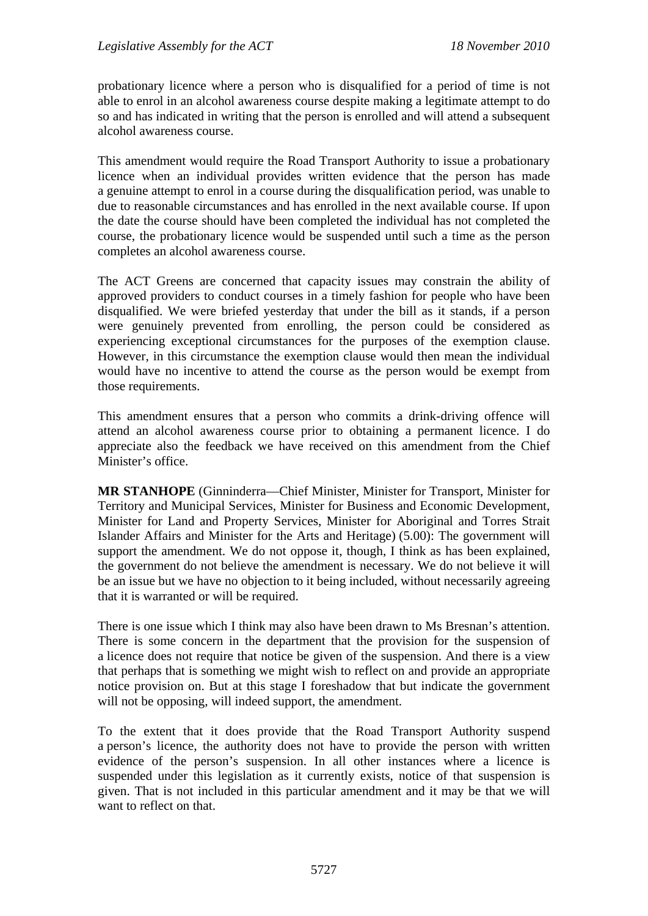probationary licence where a person who is disqualified for a period of time is not able to enrol in an alcohol awareness course despite making a legitimate attempt to do so and has indicated in writing that the person is enrolled and will attend a subsequent alcohol awareness course.

This amendment would require the Road Transport Authority to issue a probationary licence when an individual provides written evidence that the person has made a genuine attempt to enrol in a course during the disqualification period, was unable to due to reasonable circumstances and has enrolled in the next available course. If upon the date the course should have been completed the individual has not completed the course, the probationary licence would be suspended until such a time as the person completes an alcohol awareness course.

The ACT Greens are concerned that capacity issues may constrain the ability of approved providers to conduct courses in a timely fashion for people who have been disqualified. We were briefed yesterday that under the bill as it stands, if a person were genuinely prevented from enrolling, the person could be considered as experiencing exceptional circumstances for the purposes of the exemption clause. However, in this circumstance the exemption clause would then mean the individual would have no incentive to attend the course as the person would be exempt from those requirements.

This amendment ensures that a person who commits a drink-driving offence will attend an alcohol awareness course prior to obtaining a permanent licence. I do appreciate also the feedback we have received on this amendment from the Chief Minister's office.

**MR STANHOPE** (Ginninderra—Chief Minister, Minister for Transport, Minister for Territory and Municipal Services, Minister for Business and Economic Development, Minister for Land and Property Services, Minister for Aboriginal and Torres Strait Islander Affairs and Minister for the Arts and Heritage) (5.00): The government will support the amendment. We do not oppose it, though, I think as has been explained, the government do not believe the amendment is necessary. We do not believe it will be an issue but we have no objection to it being included, without necessarily agreeing that it is warranted or will be required.

There is one issue which I think may also have been drawn to Ms Bresnan's attention. There is some concern in the department that the provision for the suspension of a licence does not require that notice be given of the suspension. And there is a view that perhaps that is something we might wish to reflect on and provide an appropriate notice provision on. But at this stage I foreshadow that but indicate the government will not be opposing, will indeed support, the amendment.

To the extent that it does provide that the Road Transport Authority suspend a person's licence, the authority does not have to provide the person with written evidence of the person's suspension. In all other instances where a licence is suspended under this legislation as it currently exists, notice of that suspension is given. That is not included in this particular amendment and it may be that we will want to reflect on that.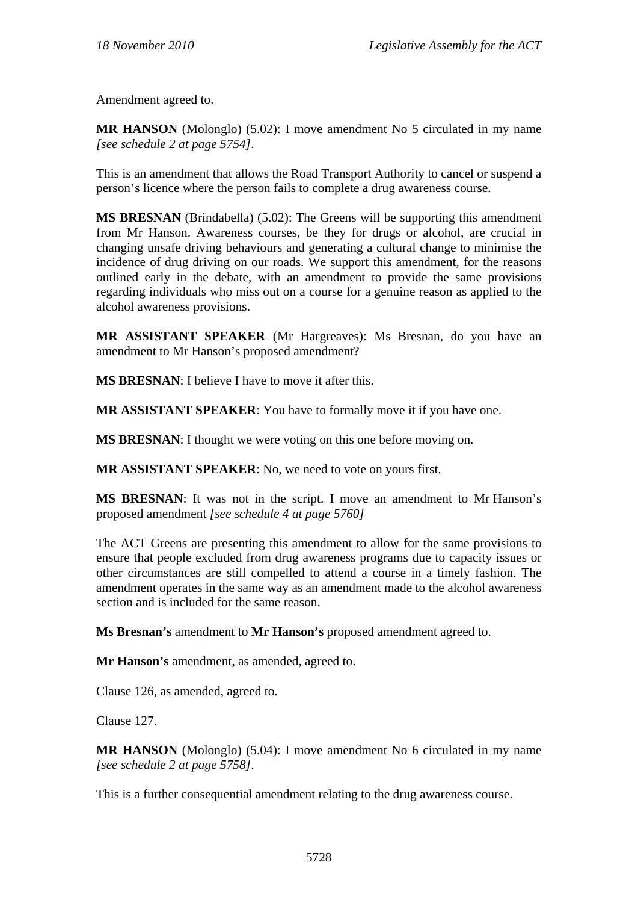Amendment agreed to.

**MR HANSON** (Molonglo) (5.02): I move amendment No 5 circulated in my name *[see schedule 2 at page 5754]*.

This is an amendment that allows the Road Transport Authority to cancel or suspend a person's licence where the person fails to complete a drug awareness course.

**MS BRESNAN** (Brindabella) (5.02): The Greens will be supporting this amendment from Mr Hanson. Awareness courses, be they for drugs or alcohol, are crucial in changing unsafe driving behaviours and generating a cultural change to minimise the incidence of drug driving on our roads. We support this amendment, for the reasons outlined early in the debate, with an amendment to provide the same provisions regarding individuals who miss out on a course for a genuine reason as applied to the alcohol awareness provisions.

**MR ASSISTANT SPEAKER** (Mr Hargreaves): Ms Bresnan, do you have an amendment to Mr Hanson's proposed amendment?

**MS BRESNAN**: I believe I have to move it after this.

**MR ASSISTANT SPEAKER**: You have to formally move it if you have one.

**MS BRESNAN**: I thought we were voting on this one before moving on.

**MR ASSISTANT SPEAKER**: No, we need to vote on yours first.

**MS BRESNAN**: It was not in the script. I move an amendment to Mr Hanson's proposed amendment *[see schedule 4 at page 5760]*

The ACT Greens are presenting this amendment to allow for the same provisions to ensure that people excluded from drug awareness programs due to capacity issues or other circumstances are still compelled to attend a course in a timely fashion. The amendment operates in the same way as an amendment made to the alcohol awareness section and is included for the same reason.

**Ms Bresnan's** amendment to **Mr Hanson's** proposed amendment agreed to.

**Mr Hanson's** amendment, as amended, agreed to.

Clause 126, as amended, agreed to.

Clause 127.

**MR HANSON** (Molonglo) (5.04): I move amendment No 6 circulated in my name *[see schedule 2 at page 5758]*.

This is a further consequential amendment relating to the drug awareness course.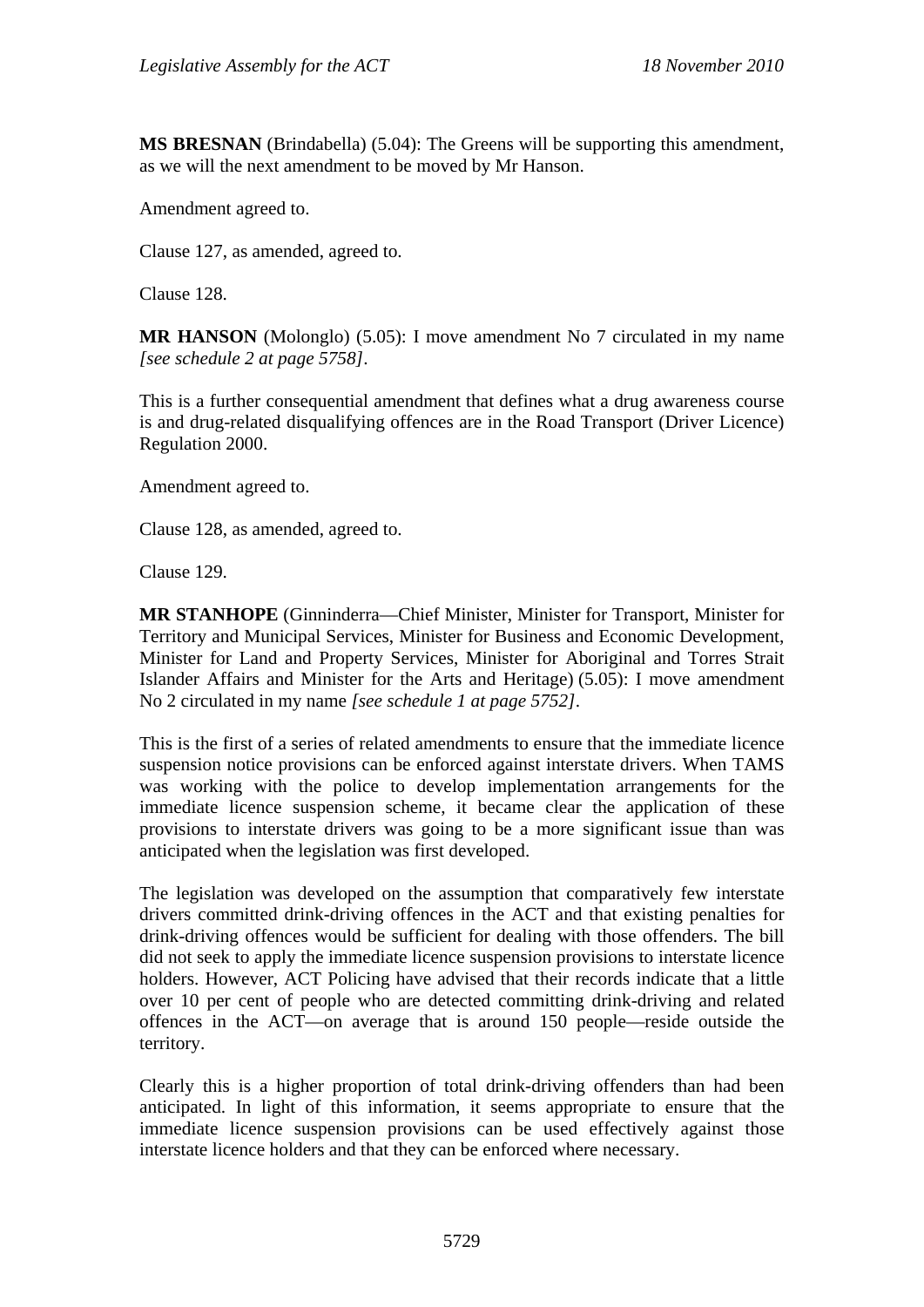**MS BRESNAN** (Brindabella) (5.04): The Greens will be supporting this amendment, as we will the next amendment to be moved by Mr Hanson.

Amendment agreed to.

Clause 127, as amended, agreed to.

Clause 128.

**MR HANSON** (Molonglo) (5.05): I move amendment No 7 circulated in my name *[see schedule 2 at page 5758]*.

This is a further consequential amendment that defines what a drug awareness course is and drug-related disqualifying offences are in the Road Transport (Driver Licence) Regulation 2000.

Amendment agreed to.

Clause 128, as amended, agreed to.

Clause 129.

**MR STANHOPE** (Ginninderra—Chief Minister, Minister for Transport, Minister for Territory and Municipal Services, Minister for Business and Economic Development, Minister for Land and Property Services, Minister for Aboriginal and Torres Strait Islander Affairs and Minister for the Arts and Heritage) (5.05): I move amendment No 2 circulated in my name *[see schedule 1 at page 5752]*.

This is the first of a series of related amendments to ensure that the immediate licence suspension notice provisions can be enforced against interstate drivers. When TAMS was working with the police to develop implementation arrangements for the immediate licence suspension scheme, it became clear the application of these provisions to interstate drivers was going to be a more significant issue than was anticipated when the legislation was first developed.

The legislation was developed on the assumption that comparatively few interstate drivers committed drink-driving offences in the ACT and that existing penalties for drink-driving offences would be sufficient for dealing with those offenders. The bill did not seek to apply the immediate licence suspension provisions to interstate licence holders. However, ACT Policing have advised that their records indicate that a little over 10 per cent of people who are detected committing drink-driving and related offences in the ACT—on average that is around 150 people—reside outside the territory.

Clearly this is a higher proportion of total drink-driving offenders than had been anticipated. In light of this information, it seems appropriate to ensure that the immediate licence suspension provisions can be used effectively against those interstate licence holders and that they can be enforced where necessary.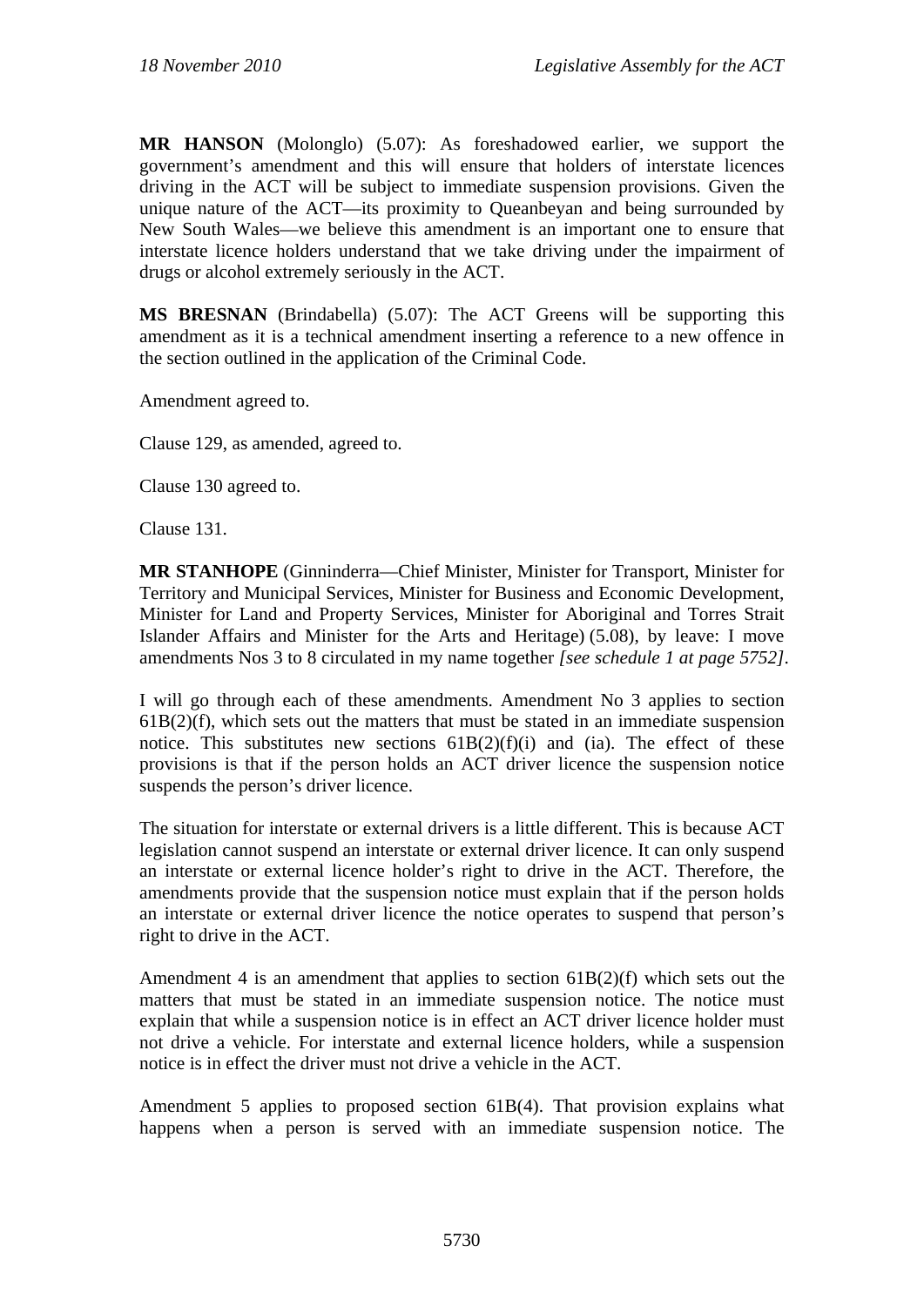**MR HANSON** (Molonglo) (5.07): As foreshadowed earlier, we support the government's amendment and this will ensure that holders of interstate licences driving in the ACT will be subject to immediate suspension provisions. Given the unique nature of the ACT—its proximity to Queanbeyan and being surrounded by New South Wales—we believe this amendment is an important one to ensure that interstate licence holders understand that we take driving under the impairment of drugs or alcohol extremely seriously in the ACT.

**MS BRESNAN** (Brindabella) (5.07): The ACT Greens will be supporting this amendment as it is a technical amendment inserting a reference to a new offence in the section outlined in the application of the Criminal Code.

Amendment agreed to.

Clause 129, as amended, agreed to.

Clause 130 agreed to.

Clause 131.

**MR STANHOPE** (Ginninderra—Chief Minister, Minister for Transport, Minister for Territory and Municipal Services, Minister for Business and Economic Development, Minister for Land and Property Services, Minister for Aboriginal and Torres Strait Islander Affairs and Minister for the Arts and Heritage) (5.08), by leave: I move amendments Nos 3 to 8 circulated in my name together *[see schedule 1 at page 5752]*.

I will go through each of these amendments. Amendment No 3 applies to section 61B(2)(f), which sets out the matters that must be stated in an immediate suspension notice. This substitutes new sections 61B(2)(f)(i) and (ia). The effect of these provisions is that if the person holds an ACT driver licence the suspension notice suspends the person's driver licence.

The situation for interstate or external drivers is a little different. This is because ACT legislation cannot suspend an interstate or external driver licence. It can only suspend an interstate or external licence holder's right to drive in the ACT. Therefore, the amendments provide that the suspension notice must explain that if the person holds an interstate or external driver licence the notice operates to suspend that person's right to drive in the ACT.

Amendment 4 is an amendment that applies to section 61B(2)(f) which sets out the matters that must be stated in an immediate suspension notice. The notice must explain that while a suspension notice is in effect an ACT driver licence holder must not drive a vehicle. For interstate and external licence holders, while a suspension notice is in effect the driver must not drive a vehicle in the ACT.

Amendment 5 applies to proposed section 61B(4). That provision explains what happens when a person is served with an immediate suspension notice. The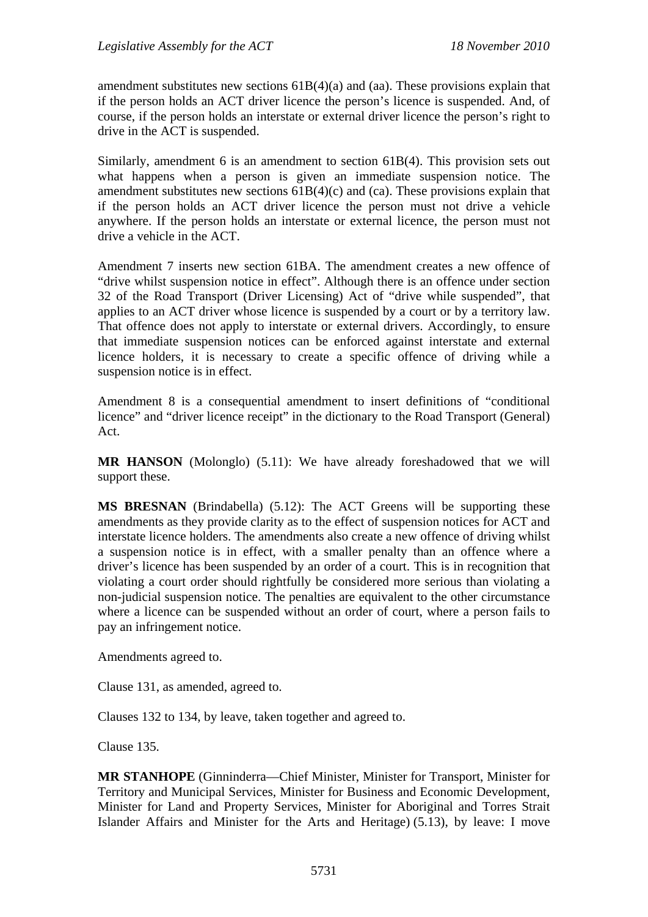amendment substitutes new sections 61B(4)(a) and (aa). These provisions explain that if the person holds an ACT driver licence the person's licence is suspended. And, of course, if the person holds an interstate or external driver licence the person's right to drive in the ACT is suspended.

Similarly, amendment 6 is an amendment to section 61B(4). This provision sets out what happens when a person is given an immediate suspension notice. The amendment substitutes new sections 61B(4)(c) and (ca). These provisions explain that if the person holds an ACT driver licence the person must not drive a vehicle anywhere. If the person holds an interstate or external licence, the person must not drive a vehicle in the ACT.

Amendment 7 inserts new section 61BA. The amendment creates a new offence of "drive whilst suspension notice in effect". Although there is an offence under section 32 of the Road Transport (Driver Licensing) Act of "drive while suspended", that applies to an ACT driver whose licence is suspended by a court or by a territory law. That offence does not apply to interstate or external drivers. Accordingly, to ensure that immediate suspension notices can be enforced against interstate and external licence holders, it is necessary to create a specific offence of driving while a suspension notice is in effect.

Amendment 8 is a consequential amendment to insert definitions of "conditional licence" and "driver licence receipt" in the dictionary to the Road Transport (General) Act.

**MR HANSON** (Molonglo) (5.11): We have already foreshadowed that we will support these.

**MS BRESNAN** (Brindabella) (5.12): The ACT Greens will be supporting these amendments as they provide clarity as to the effect of suspension notices for ACT and interstate licence holders. The amendments also create a new offence of driving whilst a suspension notice is in effect, with a smaller penalty than an offence where a driver's licence has been suspended by an order of a court. This is in recognition that violating a court order should rightfully be considered more serious than violating a non-judicial suspension notice. The penalties are equivalent to the other circumstance where a licence can be suspended without an order of court, where a person fails to pay an infringement notice.

Amendments agreed to.

Clause 131, as amended, agreed to.

Clauses 132 to 134, by leave, taken together and agreed to.

Clause 135.

**MR STANHOPE** (Ginninderra—Chief Minister, Minister for Transport, Minister for Territory and Municipal Services, Minister for Business and Economic Development, Minister for Land and Property Services, Minister for Aboriginal and Torres Strait Islander Affairs and Minister for the Arts and Heritage) (5.13), by leave: I move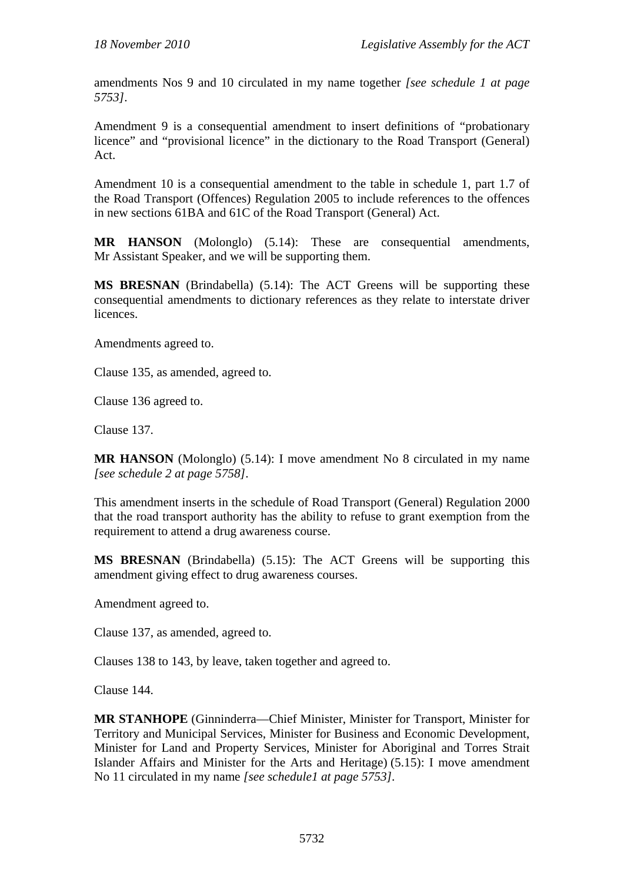amendments Nos 9 and 10 circulated in my name together *[see schedule 1 at page 5753]*.

Amendment 9 is a consequential amendment to insert definitions of "probationary licence" and "provisional licence" in the dictionary to the Road Transport (General) Act.

Amendment 10 is a consequential amendment to the table in schedule 1, part 1.7 of the Road Transport (Offences) Regulation 2005 to include references to the offences in new sections 61BA and 61C of the Road Transport (General) Act.

**MR HANSON** (Molonglo) (5.14): These are consequential amendments, Mr Assistant Speaker, and we will be supporting them.

**MS BRESNAN** (Brindabella) (5.14): The ACT Greens will be supporting these consequential amendments to dictionary references as they relate to interstate driver licences.

Amendments agreed to.

Clause 135, as amended, agreed to.

Clause 136 agreed to.

Clause 137.

**MR HANSON** (Molonglo) (5.14): I move amendment No 8 circulated in my name *[see schedule 2 at page 5758]*.

This amendment inserts in the schedule of Road Transport (General) Regulation 2000 that the road transport authority has the ability to refuse to grant exemption from the requirement to attend a drug awareness course.

**MS BRESNAN** (Brindabella) (5.15): The ACT Greens will be supporting this amendment giving effect to drug awareness courses.

Amendment agreed to.

Clause 137, as amended, agreed to.

Clauses 138 to 143, by leave, taken together and agreed to.

Clause 144.

**MR STANHOPE** (Ginninderra—Chief Minister, Minister for Transport, Minister for Territory and Municipal Services, Minister for Business and Economic Development, Minister for Land and Property Services, Minister for Aboriginal and Torres Strait Islander Affairs and Minister for the Arts and Heritage) (5.15): I move amendment No 11 circulated in my name *[see schedule1 at page 5753]*.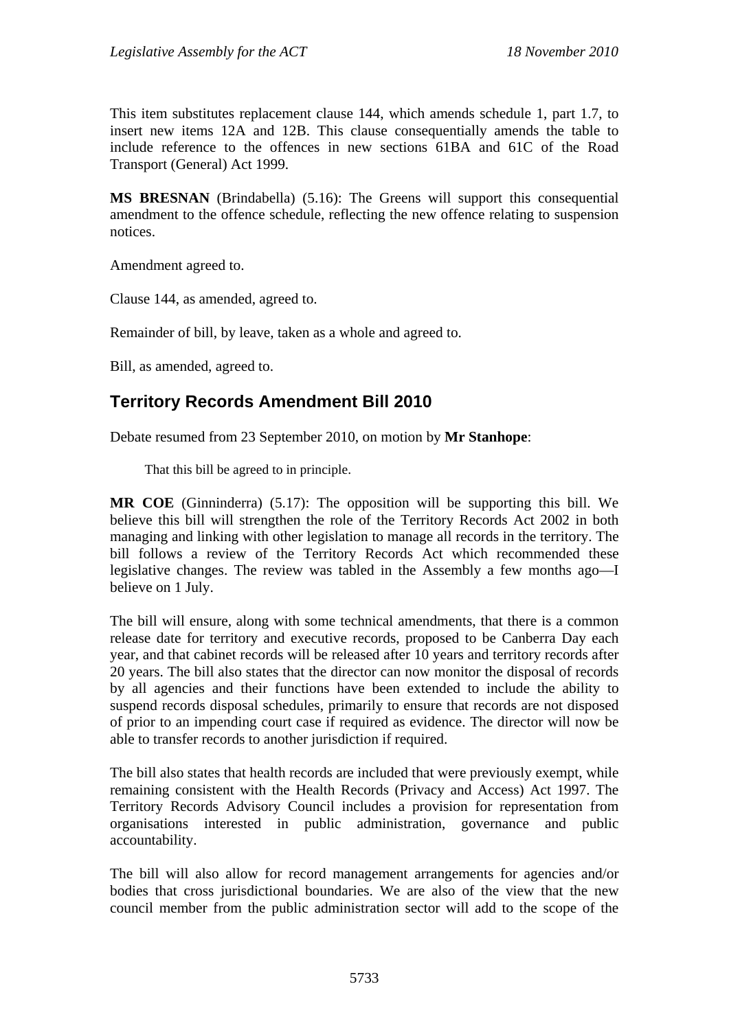This item substitutes replacement clause 144, which amends schedule 1, part 1.7, to insert new items 12A and 12B. This clause consequentially amends the table to include reference to the offences in new sections 61BA and 61C of the Road Transport (General) Act 1999.

**MS BRESNAN** (Brindabella) (5.16): The Greens will support this consequential amendment to the offence schedule, reflecting the new offence relating to suspension notices.

Amendment agreed to.

Clause 144, as amended, agreed to.

Remainder of bill, by leave, taken as a whole and agreed to.

Bill, as amended, agreed to.

## Territory Records Amendment Bill 2010

Debate resumed from 23 September 2010, on motion by **Mr Stanhope**:

> That this bill be agreed to in principle.

**MR COE** (Ginninderra) (5.17): The opposition will be supporting this bill. We believe this bill will strengthen the role of the Territory Records Act 2002 in both managing and linking with other legislation to manage all records in the territory. The bill follows a review of the Territory Records Act which recommended these legislative changes. The review was tabled in the Assembly a few months ago—I believe on 1 July.

The bill will ensure, along with some technical amendments, that there is a common release date for territory and executive records, proposed to be Canberra Day each year, and that cabinet records will be released after 10 years and territory records after 20 years. The bill also states that the director can now monitor the disposal of records by all agencies and their functions have been extended to include the ability to suspend records disposal schedules, primarily to ensure that records are not disposed of prior to an impending court case if required as evidence. The director will now be able to transfer records to another jurisdiction if required.

The bill also states that health records are included that were previously exempt, while remaining consistent with the Health Records (Privacy and Access) Act 1997. The Territory Records Advisory Council includes a provision for representation from organisations interested in public administration, governance and public accountability.

The bill will also allow for record management arrangements for agencies and/or bodies that cross jurisdictional boundaries. We are also of the view that the new council member from the public administration sector will add to the scope of the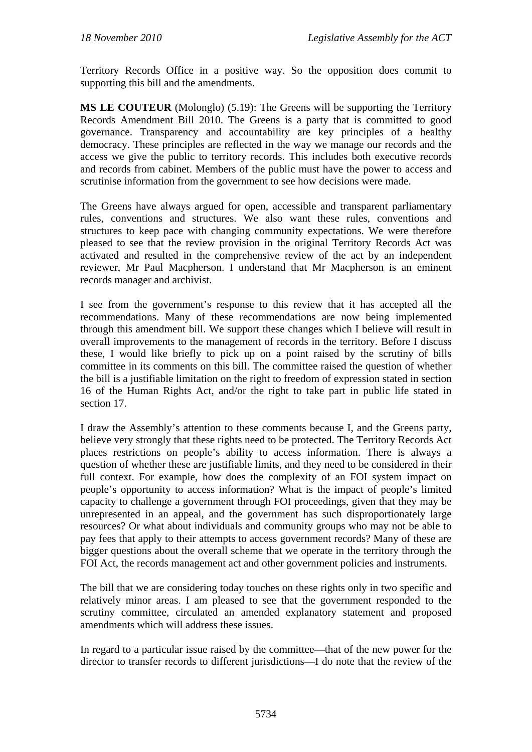Territory Records Office in a positive way. So the opposition does commit to supporting this bill and the amendments.

**MS LE COUTEUR** (Molonglo) (5.19): The Greens will be supporting the Territory Records Amendment Bill 2010. The Greens is a party that is committed to good governance. Transparency and accountability are key principles of a healthy democracy. These principles are reflected in the way we manage our records and the access we give the public to territory records. This includes both executive records and records from cabinet. Members of the public must have the power to access and scrutinise information from the government to see how decisions were made.

The Greens have always argued for open, accessible and transparent parliamentary rules, conventions and structures. We also want these rules, conventions and structures to keep pace with changing community expectations. We were therefore pleased to see that the review provision in the original Territory Records Act was activated and resulted in the comprehensive review of the act by an independent reviewer, Mr Paul Macpherson. I understand that Mr Macpherson is an eminent records manager and archivist.

I see from the government's response to this review that it has accepted all the recommendations. Many of these recommendations are now being implemented through this amendment bill. We support these changes which I believe will result in overall improvements to the management of records in the territory. Before I discuss these, I would like briefly to pick up on a point raised by the scrutiny of bills committee in its comments on this bill. The committee raised the question of whether the bill is a justifiable limitation on the right to freedom of expression stated in section 16 of the Human Rights Act, and/or the right to take part in public life stated in section 17.

I draw the Assembly's attention to these comments because I, and the Greens party, believe very strongly that these rights need to be protected. The Territory Records Act places restrictions on people's ability to access information. There is always a question of whether these are justifiable limits, and they need to be considered in their full context. For example, how does the complexity of an FOI system impact on people's opportunity to access information? What is the impact of people's limited capacity to challenge a government through FOI proceedings, given that they may be unrepresented in an appeal, and the government has such disproportionately large resources? Or what about individuals and community groups who may not be able to pay fees that apply to their attempts to access government records? Many of these are bigger questions about the overall scheme that we operate in the territory through the FOI Act, the records management act and other government policies and instruments.

The bill that we are considering today touches on these rights only in two specific and relatively minor areas. I am pleased to see that the government responded to the scrutiny committee, circulated an amended explanatory statement and proposed amendments which will address these issues.

In regard to a particular issue raised by the committee—that of the new power for the director to transfer records to different jurisdictions—I do note that the review of the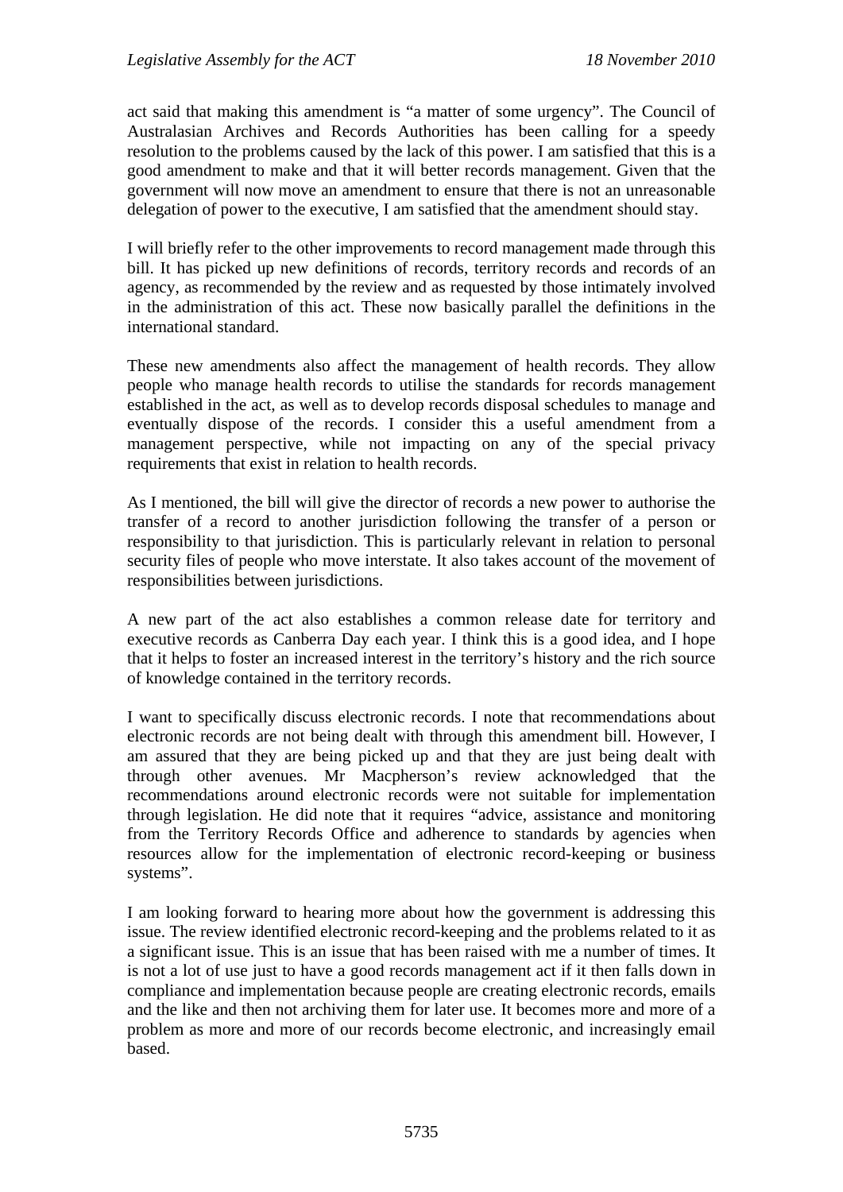act said that making this amendment is "a matter of some urgency". The Council of Australasian Archives and Records Authorities has been calling for a speedy resolution to the problems caused by the lack of this power. I am satisfied that this is a good amendment to make and that it will better records management. Given that the government will now move an amendment to ensure that there is not an unreasonable delegation of power to the executive, I am satisfied that the amendment should stay.

I will briefly refer to the other improvements to record management made through this bill. It has picked up new definitions of records, territory records and records of an agency, as recommended by the review and as requested by those intimately involved in the administration of this act. These now basically parallel the definitions in the international standard.

These new amendments also affect the management of health records. They allow people who manage health records to utilise the standards for records management established in the act, as well as to develop records disposal schedules to manage and eventually dispose of the records. I consider this a useful amendment from a management perspective, while not impacting on any of the special privacy requirements that exist in relation to health records.

As I mentioned, the bill will give the director of records a new power to authorise the transfer of a record to another jurisdiction following the transfer of a person or responsibility to that jurisdiction. This is particularly relevant in relation to personal security files of people who move interstate. It also takes account of the movement of responsibilities between jurisdictions.

A new part of the act also establishes a common release date for territory and executive records as Canberra Day each year. I think this is a good idea, and I hope that it helps to foster an increased interest in the territory's history and the rich source of knowledge contained in the territory records.

I want to specifically discuss electronic records. I note that recommendations about electronic records are not being dealt with through this amendment bill. However, I am assured that they are being picked up and that they are just being dealt with through other avenues. Mr Macpherson's review acknowledged that the recommendations around electronic records were not suitable for implementation through legislation. He did note that it requires "advice, assistance and monitoring from the Territory Records Office and adherence to standards by agencies when resources allow for the implementation of electronic record-keeping or business systems".

I am looking forward to hearing more about how the government is addressing this issue. The review identified electronic record-keeping and the problems related to it as a significant issue. This is an issue that has been raised with me a number of times. It is not a lot of use just to have a good records management act if it then falls down in compliance and implementation because people are creating electronic records, emails and the like and then not archiving them for later use. It becomes more and more of a problem as more and more of our records become electronic, and increasingly email based.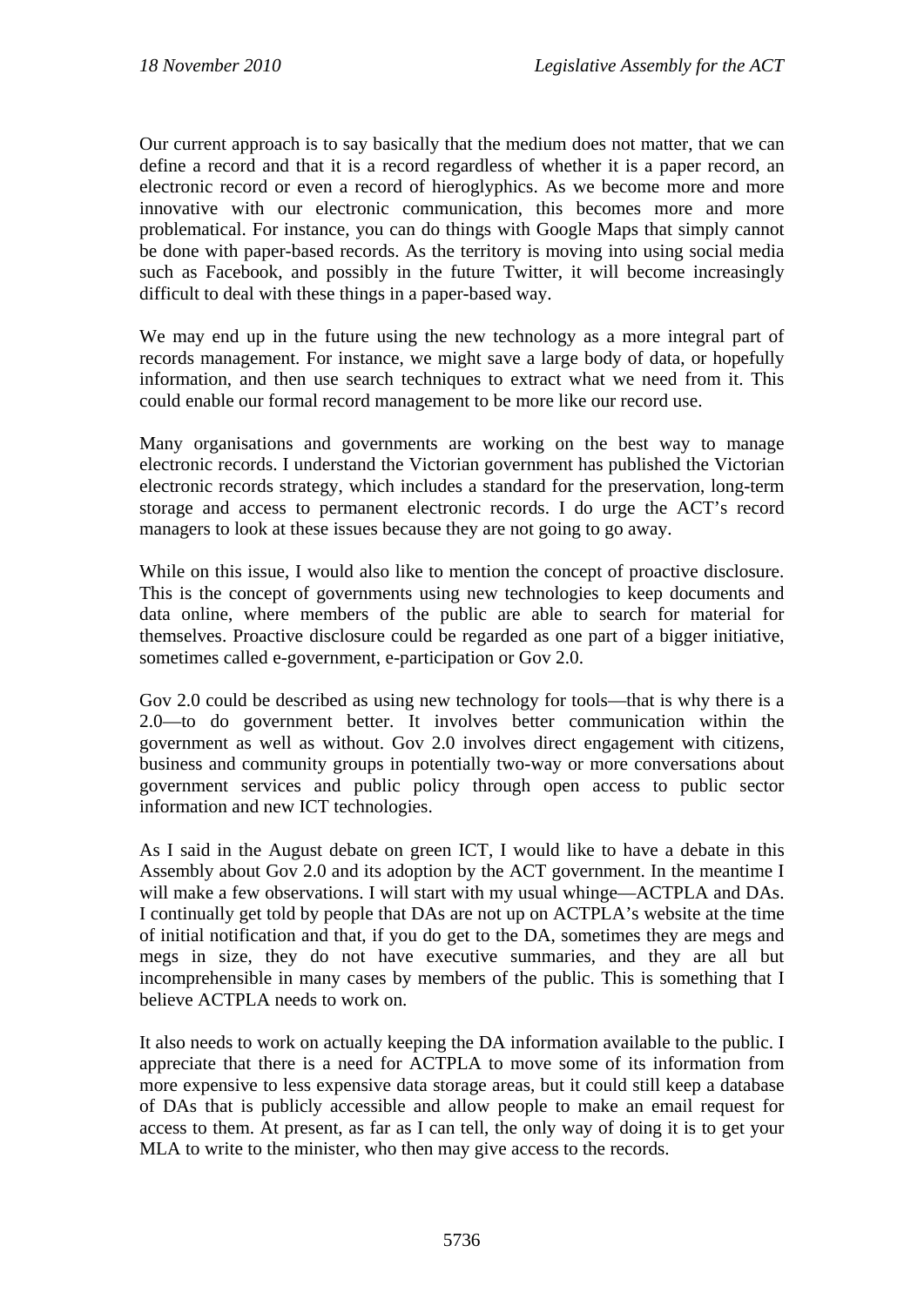Our current approach is to say basically that the medium does not matter, that we can define a record and that it is a record regardless of whether it is a paper record, an electronic record or even a record of hieroglyphics. As we become more and more innovative with our electronic communication, this becomes more and more problematical. For instance, you can do things with Google Maps that simply cannot be done with paper-based records. As the territory is moving into using social media such as Facebook, and possibly in the future Twitter, it will become increasingly difficult to deal with these things in a paper-based way.

We may end up in the future using the new technology as a more integral part of records management. For instance, we might save a large body of data, or hopefully information, and then use search techniques to extract what we need from it. This could enable our formal record management to be more like our record use.

Many organisations and governments are working on the best way to manage electronic records. I understand the Victorian government has published the Victorian electronic records strategy, which includes a standard for the preservation, long-term storage and access to permanent electronic records. I do urge the ACT's record managers to look at these issues because they are not going to go away.

While on this issue, I would also like to mention the concept of proactive disclosure. This is the concept of governments using new technologies to keep documents and data online, where members of the public are able to search for material for themselves. Proactive disclosure could be regarded as one part of a bigger initiative, sometimes called e-government, e-participation or Gov 2.0.

Gov 2.0 could be described as using new technology for tools—that is why there is a 2.0—to do government better. It involves better communication within the government as well as without. Gov 2.0 involves direct engagement with citizens, business and community groups in potentially two-way or more conversations about government services and public policy through open access to public sector information and new ICT technologies.

As I said in the August debate on green ICT, I would like to have a debate in this Assembly about Gov 2.0 and its adoption by the ACT government. In the meantime I will make a few observations. I will start with my usual whinge—ACTPLA and DAs. I continually get told by people that DAs are not up on ACTPLA's website at the time of initial notification and that, if you do get to the DA, sometimes they are megs and megs in size, they do not have executive summaries, and they are all but incomprehensible in many cases by members of the public. This is something that I believe ACTPLA needs to work on.

It also needs to work on actually keeping the DA information available to the public. I appreciate that there is a need for ACTPLA to move some of its information from more expensive to less expensive data storage areas, but it could still keep a database of DAs that is publicly accessible and allow people to make an email request for access to them. At present, as far as I can tell, the only way of doing it is to get your MLA to write to the minister, who then may give access to the records.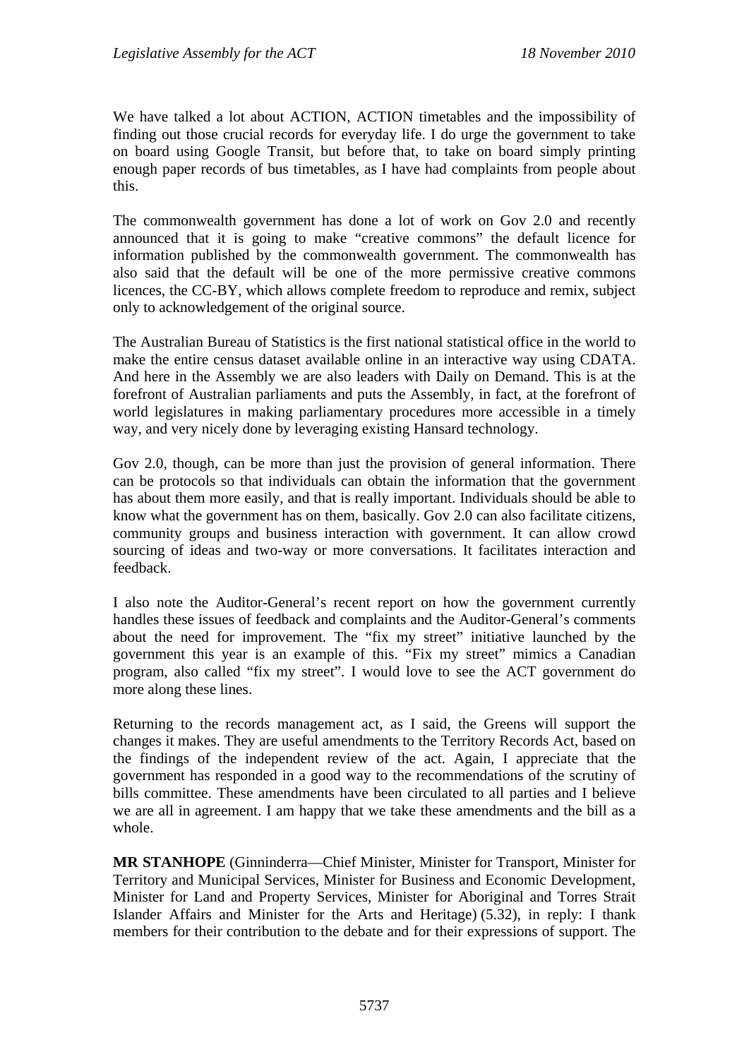We have talked a lot about ACTION, ACTION timetables and the impossibility of finding out those crucial records for everyday life. I do urge the government to take on board using Google Transit, but before that, to take on board simply printing enough paper records of bus timetables, as I have had complaints from people about this.

The commonwealth government has done a lot of work on Gov 2.0 and recently announced that it is going to make "creative commons" the default licence for information published by the commonwealth government. The commonwealth has also said that the default will be one of the more permissive creative commons licences, the CC-BY, which allows complete freedom to reproduce and remix, subject only to acknowledgement of the original source.

The Australian Bureau of Statistics is the first national statistical office in the world to make the entire census dataset available online in an interactive way using CDATA. And here in the Assembly we are also leaders with Daily on Demand. This is at the forefront of Australian parliaments and puts the Assembly, in fact, at the forefront of world legislatures in making parliamentary procedures more accessible in a timely way, and very nicely done by leveraging existing Hansard technology.

Gov 2.0, though, can be more than just the provision of general information. There can be protocols so that individuals can obtain the information that the government has about them more easily, and that is really important. Individuals should be able to know what the government has on them, basically. Gov 2.0 can also facilitate citizens, community groups and business interaction with government. It can allow crowd sourcing of ideas and two-way or more conversations. It facilitates interaction and feedback.

I also note the Auditor-General's recent report on how the government currently handles these issues of feedback and complaints and the Auditor-General's comments about the need for improvement. The "fix my street" initiative launched by the government this year is an example of this. "Fix my street" mimics a Canadian program, also called "fix my street". I would love to see the ACT government do more along these lines.

Returning to the records management act, as I said, the Greens will support the changes it makes. They are useful amendments to the Territory Records Act, based on the findings of the independent review of the act. Again, I appreciate that the government has responded in a good way to the recommendations of the scrutiny of bills committee. These amendments have been circulated to all parties and I believe we are all in agreement. I am happy that we take these amendments and the bill as a whole.

**MR STANHOPE** (Ginninderra—Chief Minister, Minister for Transport, Minister for Territory and Municipal Services, Minister for Business and Economic Development, Minister for Land and Property Services, Minister for Aboriginal and Torres Strait Islander Affairs and Minister for the Arts and Heritage) (5.32), in reply: I thank members for their contribution to the debate and for their expressions of support. The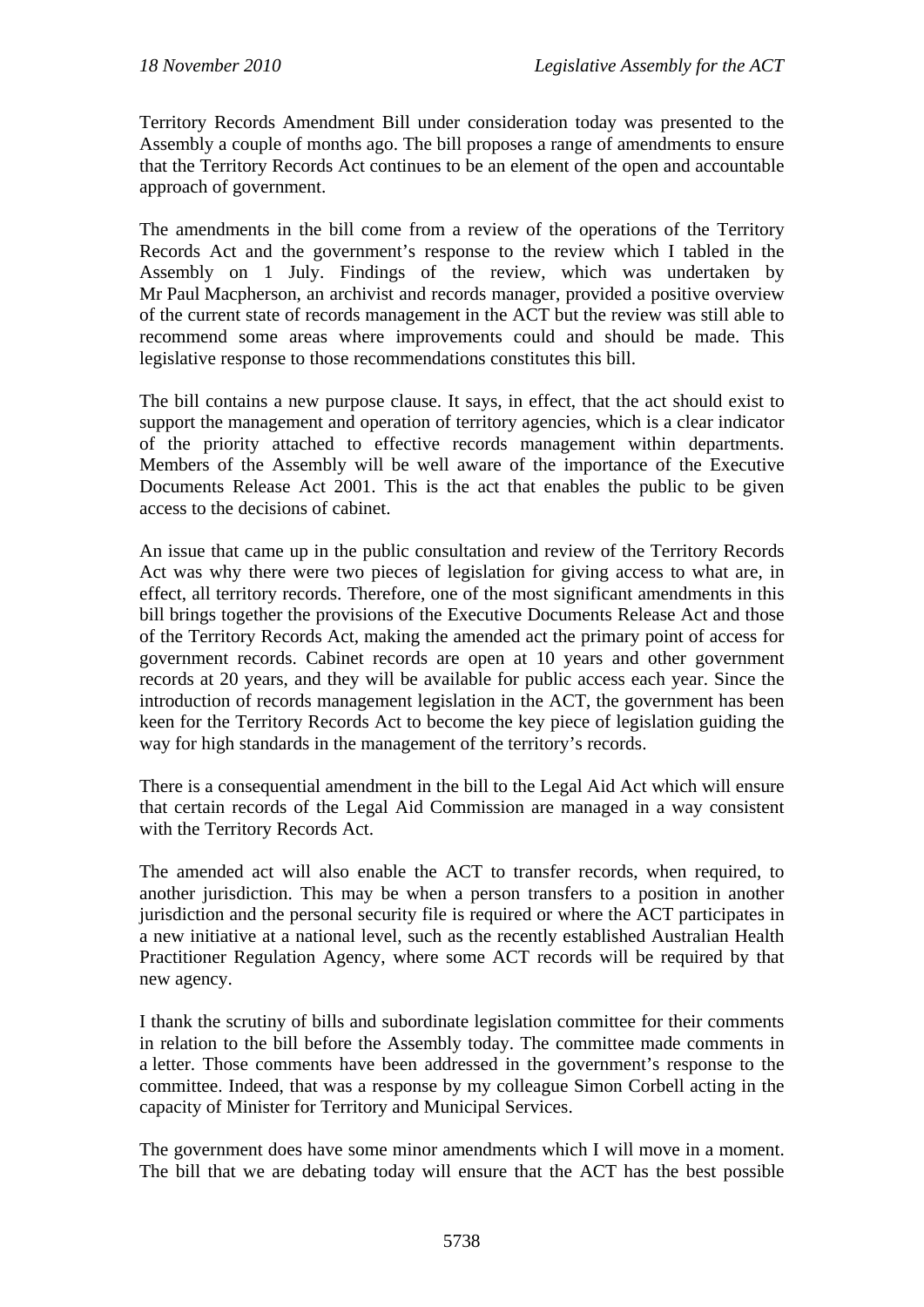Territory Records Amendment Bill under consideration today was presented to the Assembly a couple of months ago. The bill proposes a range of amendments to ensure that the Territory Records Act continues to be an element of the open and accountable approach of government.

The amendments in the bill come from a review of the operations of the Territory Records Act and the government's response to the review which I tabled in the Assembly on 1 July. Findings of the review, which was undertaken by Mr Paul Macpherson, an archivist and records manager, provided a positive overview of the current state of records management in the ACT but the review was still able to recommend some areas where improvements could and should be made. This legislative response to those recommendations constitutes this bill.

The bill contains a new purpose clause. It says, in effect, that the act should exist to support the management and operation of territory agencies, which is a clear indicator of the priority attached to effective records management within departments. Members of the Assembly will be well aware of the importance of the Executive Documents Release Act 2001. This is the act that enables the public to be given access to the decisions of cabinet.

An issue that came up in the public consultation and review of the Territory Records Act was why there were two pieces of legislation for giving access to what are, in effect, all territory records. Therefore, one of the most significant amendments in this bill brings together the provisions of the Executive Documents Release Act and those of the Territory Records Act, making the amended act the primary point of access for government records. Cabinet records are open at 10 years and other government records at 20 years, and they will be available for public access each year. Since the introduction of records management legislation in the ACT, the government has been keen for the Territory Records Act to become the key piece of legislation guiding the way for high standards in the management of the territory's records.

There is a consequential amendment in the bill to the Legal Aid Act which will ensure that certain records of the Legal Aid Commission are managed in a way consistent with the Territory Records Act.

The amended act will also enable the ACT to transfer records, when required, to another jurisdiction. This may be when a person transfers to a position in another jurisdiction and the personal security file is required or where the ACT participates in a new initiative at a national level, such as the recently established Australian Health Practitioner Regulation Agency, where some ACT records will be required by that new agency.

I thank the scrutiny of bills and subordinate legislation committee for their comments in relation to the bill before the Assembly today. The committee made comments in a letter. Those comments have been addressed in the government's response to the committee. Indeed, that was a response by my colleague Simon Corbell acting in the capacity of Minister for Territory and Municipal Services.

The government does have some minor amendments which I will move in a moment. The bill that we are debating today will ensure that the ACT has the best possible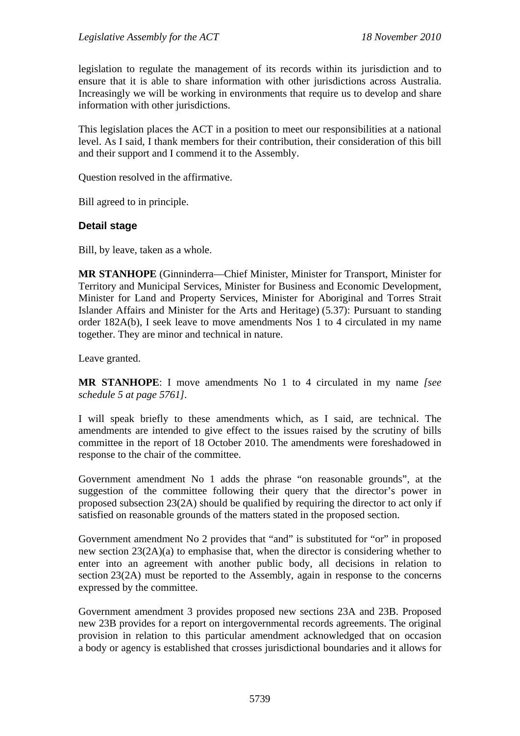legislation to regulate the management of its records within its jurisdiction and to ensure that it is able to share information with other jurisdictions across Australia. Increasingly we will be working in environments that require us to develop and share information with other jurisdictions.

This legislation places the ACT in a position to meet our responsibilities at a national level. As I said, I thank members for their contribution, their consideration of this bill and their support and I commend it to the Assembly.

Question resolved in the affirmative.

Bill agreed to in principle.

### Detail stage

Bill, by leave, taken as a whole.

**MR STANHOPE** (Ginninderra—Chief Minister, Minister for Transport, Minister for Territory and Municipal Services, Minister for Business and Economic Development, Minister for Land and Property Services, Minister for Aboriginal and Torres Strait Islander Affairs and Minister for the Arts and Heritage) (5.37): Pursuant to standing order 182A(b), I seek leave to move amendments Nos 1 to 4 circulated in my name together. They are minor and technical in nature.

Leave granted.

**MR STANHOPE**: I move amendments No 1 to 4 circulated in my name *[see schedule 5 at page 5761]*.

I will speak briefly to these amendments which, as I said, are technical. The amendments are intended to give effect to the issues raised by the scrutiny of bills committee in the report of 18 October 2010. The amendments were foreshadowed in response to the chair of the committee.

Government amendment No 1 adds the phrase "on reasonable grounds", at the suggestion of the committee following their query that the director's power in proposed subsection 23(2A) should be qualified by requiring the director to act only if satisfied on reasonable grounds of the matters stated in the proposed section.

Government amendment No 2 provides that "and" is substituted for "or" in proposed new section 23(2A)(a) to emphasise that, when the director is considering whether to enter into an agreement with another public body, all decisions in relation to section 23(2A) must be reported to the Assembly, again in response to the concerns expressed by the committee.

Government amendment 3 provides proposed new sections 23A and 23B. Proposed new 23B provides for a report on intergovernmental records agreements. The original provision in relation to this particular amendment acknowledged that on occasion a body or agency is established that crosses jurisdictional boundaries and it allows for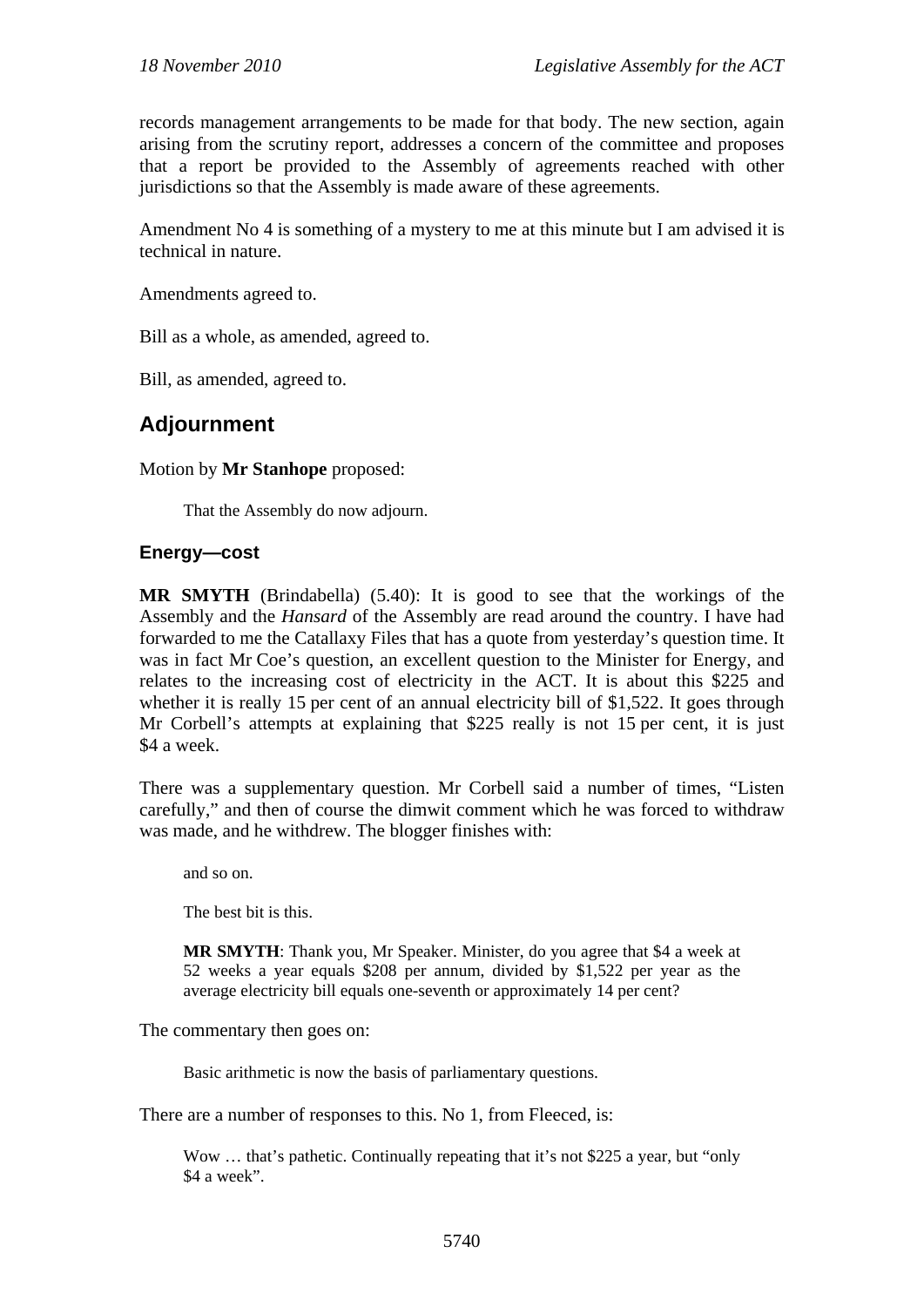records management arrangements to be made for that body. The new section, again arising from the scrutiny report, addresses a concern of the committee and proposes that a report be provided to the Assembly of agreements reached with other jurisdictions so that the Assembly is made aware of these agreements.

Amendment No 4 is something of a mystery to me at this minute but I am advised it is technical in nature.

Amendments agreed to.

Bill as a whole, as amended, agreed to.

Bill, as amended, agreed to.

## Adjournment

Motion by **Mr Stanhope** proposed:

> That the Assembly do now adjourn.

### Energy—cost

**MR SMYTH** (Brindabella) (5.40): It is good to see that the workings of the Assembly and the *Hansard* of the Assembly are read around the country. I have had forwarded to me the Catallaxy Files that has a quote from yesterday's question time. It was in fact Mr Coe's question, an excellent question to the Minister for Energy, and relates to the increasing cost of electricity in the ACT. It is about this $225 and whether it is really 15 per cent of an annual electricity bill of $1,522. It goes through Mr Corbell's attempts at explaining that $225 really is not 15 per cent, it is just $4 a week.

There was a supplementary question. Mr Corbell said a number of times, "Listen carefully," and then of course the dimwit comment which he was forced to withdraw was made, and he withdrew. The blogger finishes with:

> and so on.
>
> The best bit is this.
>
> **MR SMYTH**: Thank you, Mr Speaker. Minister, do you agree that $4 a week at 52 weeks a year equals $208 per annum, divided by $1,522 per year as the average electricity bill equals one-seventh or approximately 14 per cent?

The commentary then goes on:

> Basic arithmetic is now the basis of parliamentary questions.

There are a number of responses to this. No 1, from Fleeced, is:

> Wow … that's pathetic. Continually repeating that it's not $225 a year, but "only $4 a week".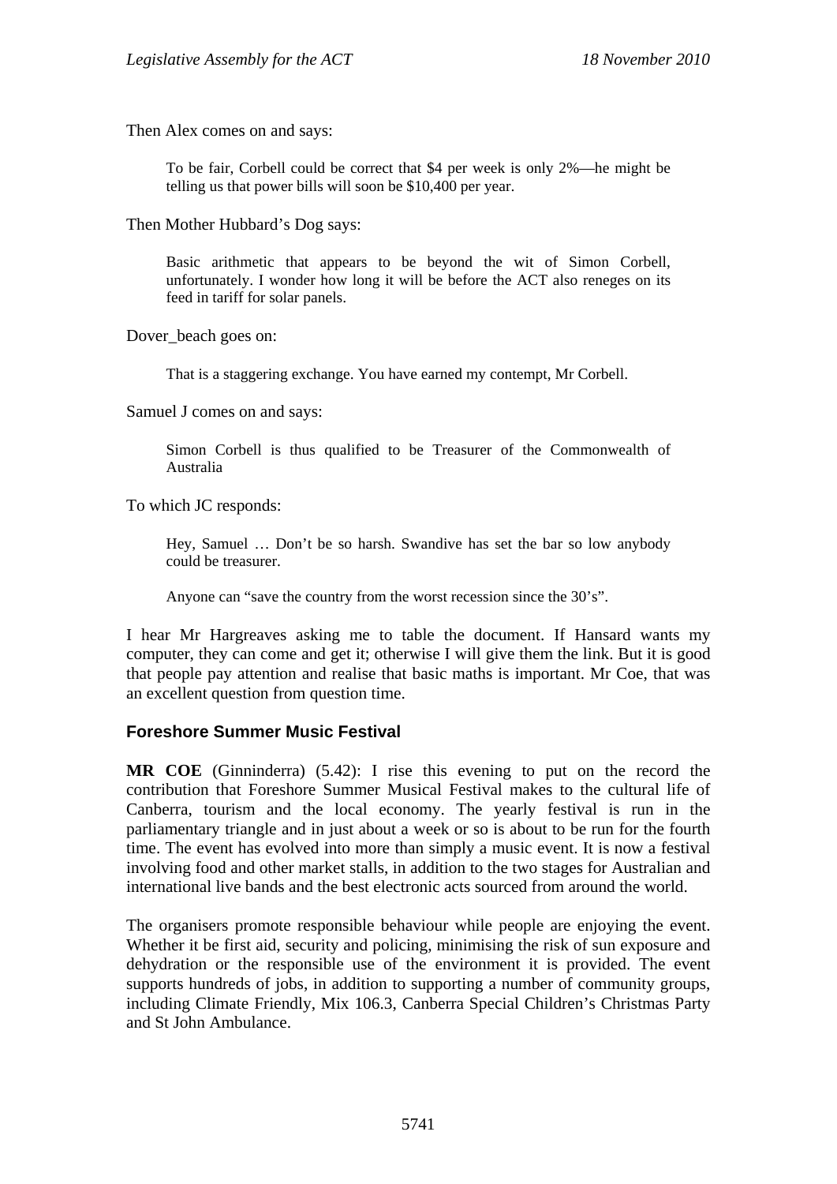Then Alex comes on and says:

> To be fair, Corbell could be correct that $4 per week is only 2%—he might be telling us that power bills will soon be $10,400 per year.

Then Mother Hubbard's Dog says:

> Basic arithmetic that appears to be beyond the wit of Simon Corbell, unfortunately. I wonder how long it will be before the ACT also reneges on its feed in tariff for solar panels.

Dover_beach goes on:

> That is a staggering exchange. You have earned my contempt, Mr Corbell.

Samuel J comes on and says:

> Simon Corbell is thus qualified to be Treasurer of the Commonwealth of Australia

To which JC responds:

> Hey, Samuel … Don't be so harsh. Swandive has set the bar so low anybody could be treasurer.
>
> Anyone can "save the country from the worst recession since the 30's".

I hear Mr Hargreaves asking me to table the document. If Hansard wants my computer, they can come and get it; otherwise I will give them the link. But it is good that people pay attention and realise that basic maths is important. Mr Coe, that was an excellent question from question time.

## Foreshore Summer Music Festival

**MR COE** (Ginninderra) (5.42): I rise this evening to put on the record the contribution that Foreshore Summer Musical Festival makes to the cultural life of Canberra, tourism and the local economy. The yearly festival is run in the parliamentary triangle and in just about a week or so is about to be run for the fourth time. The event has evolved into more than simply a music event. It is now a festival involving food and other market stalls, in addition to the two stages for Australian and international live bands and the best electronic acts sourced from around the world.

The organisers promote responsible behaviour while people are enjoying the event. Whether it be first aid, security and policing, minimising the risk of sun exposure and dehydration or the responsible use of the environment it is provided. The event supports hundreds of jobs, in addition to supporting a number of community groups, including Climate Friendly, Mix 106.3, Canberra Special Children's Christmas Party and St John Ambulance.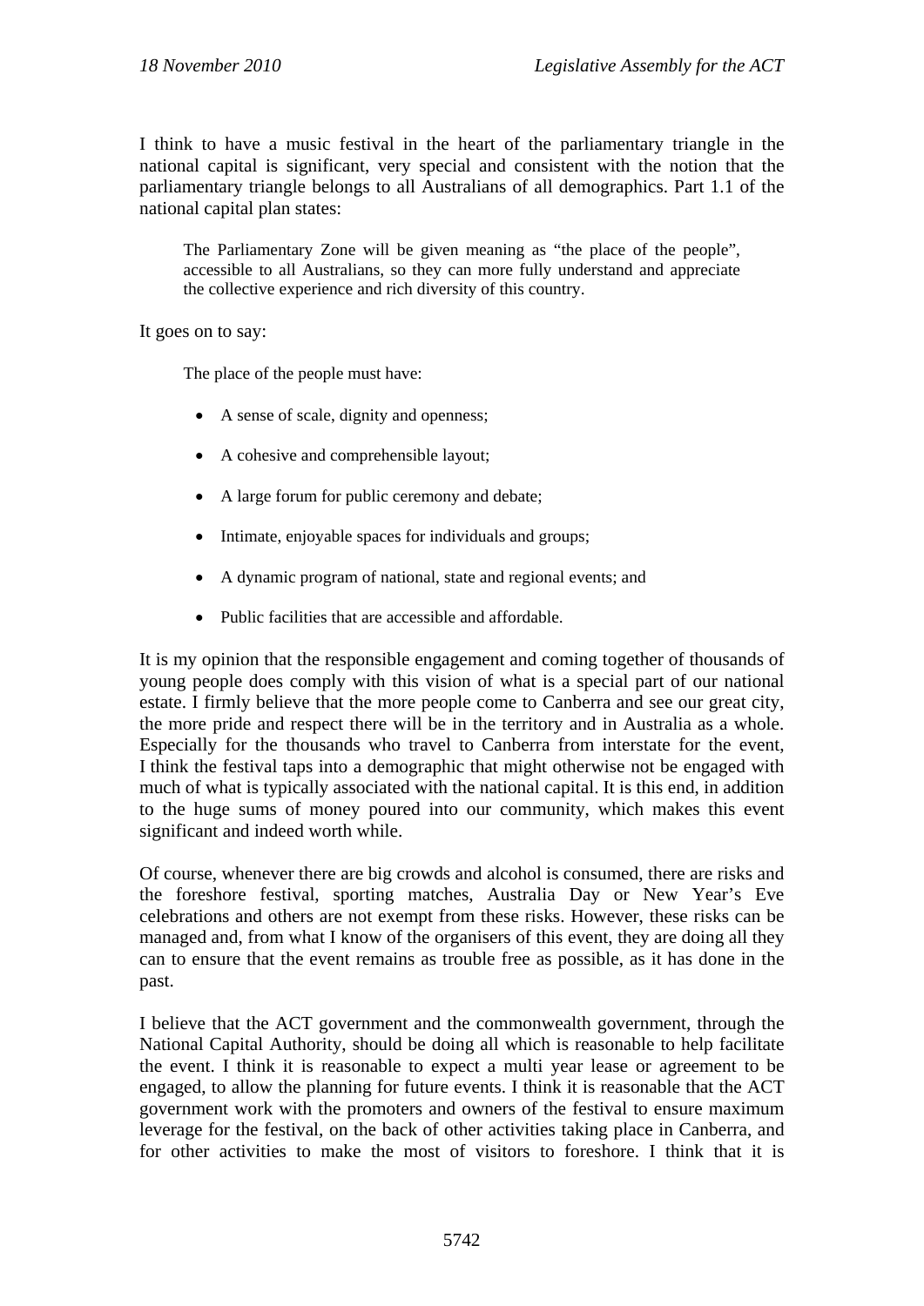I think to have a music festival in the heart of the parliamentary triangle in the national capital is significant, very special and consistent with the notion that the parliamentary triangle belongs to all Australians of all demographics. Part 1.1 of the national capital plan states:

> The Parliamentary Zone will be given meaning as "the place of the people", accessible to all Australians, so they can more fully understand and appreciate the collective experience and rich diversity of this country.

It goes on to say:

> The place of the people must have:
>
> - A sense of scale, dignity and openness;
> - A cohesive and comprehensible layout;
> - A large forum for public ceremony and debate;
> - Intimate, enjoyable spaces for individuals and groups;
> - A dynamic program of national, state and regional events; and
> - Public facilities that are accessible and affordable.

It is my opinion that the responsible engagement and coming together of thousands of young people does comply with this vision of what is a special part of our national estate. I firmly believe that the more people come to Canberra and see our great city, the more pride and respect there will be in the territory and in Australia as a whole. Especially for the thousands who travel to Canberra from interstate for the event, I think the festival taps into a demographic that might otherwise not be engaged with much of what is typically associated with the national capital. It is this end, in addition to the huge sums of money poured into our community, which makes this event significant and indeed worth while.

Of course, whenever there are big crowds and alcohol is consumed, there are risks and the foreshore festival, sporting matches, Australia Day or New Year's Eve celebrations and others are not exempt from these risks. However, these risks can be managed and, from what I know of the organisers of this event, they are doing all they can to ensure that the event remains as trouble free as possible, as it has done in the past.

I believe that the ACT government and the commonwealth government, through the National Capital Authority, should be doing all which is reasonable to help facilitate the event. I think it is reasonable to expect a multi year lease or agreement to be engaged, to allow the planning for future events. I think it is reasonable that the ACT government work with the promoters and owners of the festival to ensure maximum leverage for the festival, on the back of other activities taking place in Canberra, and for other activities to make the most of visitors to foreshore. I think that it is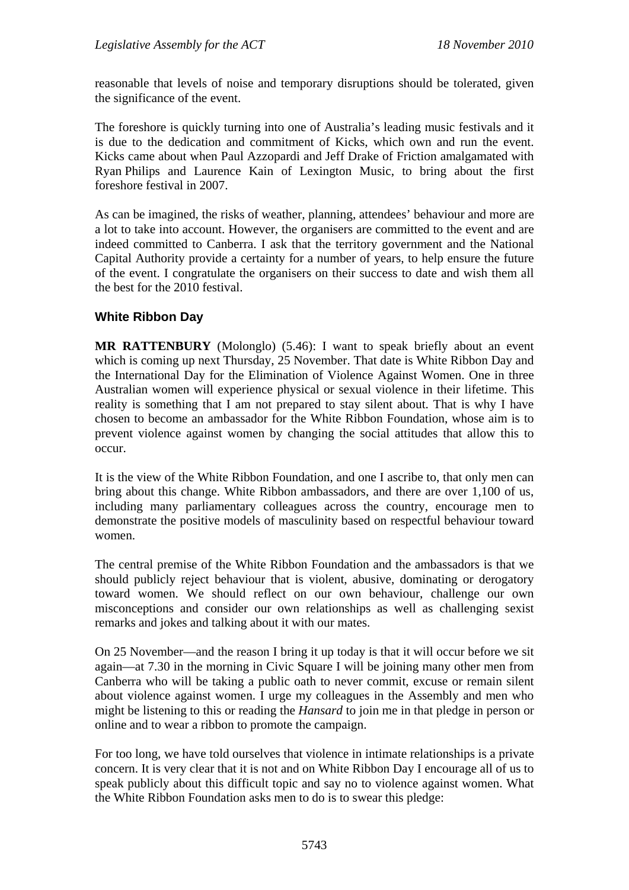reasonable that levels of noise and temporary disruptions should be tolerated, given the significance of the event.

The foreshore is quickly turning into one of Australia's leading music festivals and it is due to the dedication and commitment of Kicks, which own and run the event. Kicks came about when Paul Azzopardi and Jeff Drake of Friction amalgamated with Ryan Philips and Laurence Kain of Lexington Music, to bring about the first foreshore festival in 2007.

As can be imagined, the risks of weather, planning, attendees' behaviour and more are a lot to take into account. However, the organisers are committed to the event and are indeed committed to Canberra. I ask that the territory government and the National Capital Authority provide a certainty for a number of years, to help ensure the future of the event. I congratulate the organisers on their success to date and wish them all the best for the 2010 festival.

### White Ribbon Day

**MR RATTENBURY** (Molonglo) (5.46): I want to speak briefly about an event which is coming up next Thursday, 25 November. That date is White Ribbon Day and the International Day for the Elimination of Violence Against Women. One in three Australian women will experience physical or sexual violence in their lifetime. This reality is something that I am not prepared to stay silent about. That is why I have chosen to become an ambassador for the White Ribbon Foundation, whose aim is to prevent violence against women by changing the social attitudes that allow this to occur.

It is the view of the White Ribbon Foundation, and one I ascribe to, that only men can bring about this change. White Ribbon ambassadors, and there are over 1,100 of us, including many parliamentary colleagues across the country, encourage men to demonstrate the positive models of masculinity based on respectful behaviour toward women.

The central premise of the White Ribbon Foundation and the ambassadors is that we should publicly reject behaviour that is violent, abusive, dominating or derogatory toward women. We should reflect on our own behaviour, challenge our own misconceptions and consider our own relationships as well as challenging sexist remarks and jokes and talking about it with our mates.

On 25 November—and the reason I bring it up today is that it will occur before we sit again—at 7.30 in the morning in Civic Square I will be joining many other men from Canberra who will be taking a public oath to never commit, excuse or remain silent about violence against women. I urge my colleagues in the Assembly and men who might be listening to this or reading the *Hansard* to join me in that pledge in person or online and to wear a ribbon to promote the campaign.

For too long, we have told ourselves that violence in intimate relationships is a private concern. It is very clear that it is not and on White Ribbon Day I encourage all of us to speak publicly about this difficult topic and say no to violence against women. What the White Ribbon Foundation asks men to do is to swear this pledge: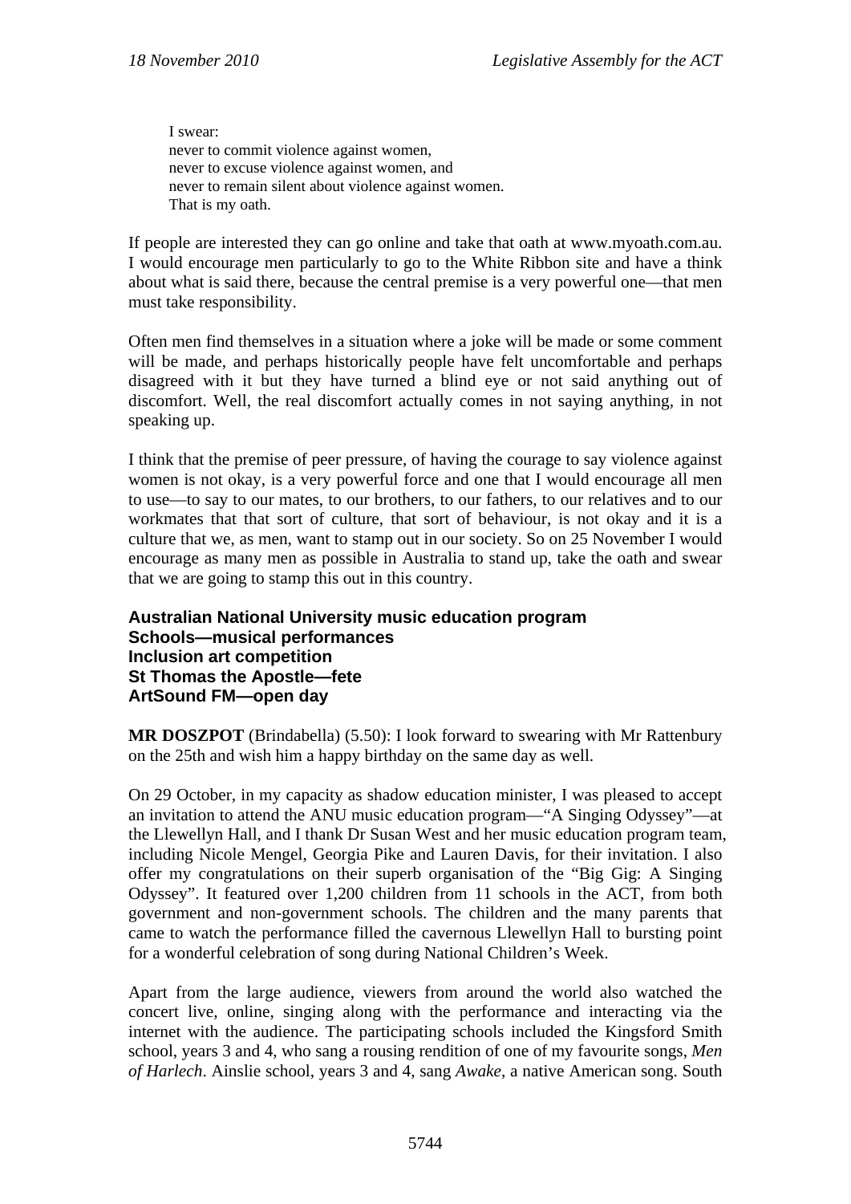I swear:
never to commit violence against women,
never to excuse violence against women, and
never to remain silent about violence against women.
That is my oath.

If people are interested they can go online and take that oath at www.myoath.com.au. I would encourage men particularly to go to the White Ribbon site and have a think about what is said there, because the central premise is a very powerful one—that men must take responsibility.

Often men find themselves in a situation where a joke will be made or some comment will be made, and perhaps historically people have felt uncomfortable and perhaps disagreed with it but they have turned a blind eye or not said anything out of discomfort. Well, the real discomfort actually comes in not saying anything, in not speaking up.

I think that the premise of peer pressure, of having the courage to say violence against women is not okay, is a very powerful force and one that I would encourage all men to use—to say to our mates, to our brothers, to our fathers, to our relatives and to our workmates that that sort of culture, that sort of behaviour, is not okay and it is a culture that we, as men, want to stamp out in our society. So on 25 November I would encourage as many men as possible in Australia to stand up, take the oath and swear that we are going to stamp this out in this country.

**Australian National University music education program**
**Schools—musical performances**
**Inclusion art competition**
**St Thomas the Apostle—fete**
**ArtSound FM—open day**

**MR DOSZPOT** (Brindabella) (5.50): I look forward to swearing with Mr Rattenbury on the 25th and wish him a happy birthday on the same day as well.

On 29 October, in my capacity as shadow education minister, I was pleased to accept an invitation to attend the ANU music education program—"A Singing Odyssey"—at the Llewellyn Hall, and I thank Dr Susan West and her music education program team, including Nicole Mengel, Georgia Pike and Lauren Davis, for their invitation. I also offer my congratulations on their superb organisation of the "Big Gig: A Singing Odyssey". It featured over 1,200 children from 11 schools in the ACT, from both government and non-government schools. The children and the many parents that came to watch the performance filled the cavernous Llewellyn Hall to bursting point for a wonderful celebration of song during National Children's Week.

Apart from the large audience, viewers from around the world also watched the concert live, online, singing along with the performance and interacting via the internet with the audience. The participating schools included the Kingsford Smith school, years 3 and 4, who sang a rousing rendition of one of my favourite songs, *Men of Harlech*. Ainslie school, years 3 and 4, sang *Awake*, a native American song. South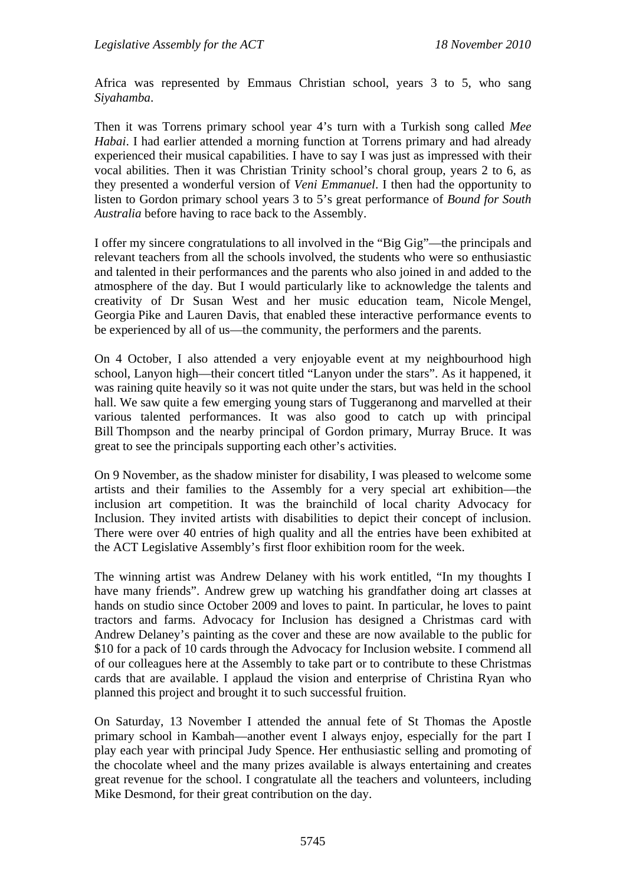Africa was represented by Emmaus Christian school, years 3 to 5, who sang *Siyahamba*.

Then it was Torrens primary school year 4's turn with a Turkish song called *Mee Habai*. I had earlier attended a morning function at Torrens primary and had already experienced their musical capabilities. I have to say I was just as impressed with their vocal abilities. Then it was Christian Trinity school's choral group, years 2 to 6, as they presented a wonderful version of *Veni Emmanuel*. I then had the opportunity to listen to Gordon primary school years 3 to 5's great performance of *Bound for South Australia* before having to race back to the Assembly.

I offer my sincere congratulations to all involved in the "Big Gig"—the principals and relevant teachers from all the schools involved, the students who were so enthusiastic and talented in their performances and the parents who also joined in and added to the atmosphere of the day. But I would particularly like to acknowledge the talents and creativity of Dr Susan West and her music education team, Nicole Mengel, Georgia Pike and Lauren Davis, that enabled these interactive performance events to be experienced by all of us—the community, the performers and the parents.

On 4 October, I also attended a very enjoyable event at my neighbourhood high school, Lanyon high—their concert titled "Lanyon under the stars". As it happened, it was raining quite heavily so it was not quite under the stars, but was held in the school hall. We saw quite a few emerging young stars of Tuggeranong and marvelled at their various talented performances. It was also good to catch up with principal Bill Thompson and the nearby principal of Gordon primary, Murray Bruce. It was great to see the principals supporting each other's activities.

On 9 November, as the shadow minister for disability, I was pleased to welcome some artists and their families to the Assembly for a very special art exhibition—the inclusion art competition. It was the brainchild of local charity Advocacy for Inclusion. They invited artists with disabilities to depict their concept of inclusion. There were over 40 entries of high quality and all the entries have been exhibited at the ACT Legislative Assembly's first floor exhibition room for the week.

The winning artist was Andrew Delaney with his work entitled, "In my thoughts I have many friends". Andrew grew up watching his grandfather doing art classes at hands on studio since October 2009 and loves to paint. In particular, he loves to paint tractors and farms. Advocacy for Inclusion has designed a Christmas card with Andrew Delaney's painting as the cover and these are now available to the public for $10 for a pack of 10 cards through the Advocacy for Inclusion website. I commend all of our colleagues here at the Assembly to take part or to contribute to these Christmas cards that are available. I applaud the vision and enterprise of Christina Ryan who planned this project and brought it to such successful fruition.

On Saturday, 13 November I attended the annual fete of St Thomas the Apostle primary school in Kambah—another event I always enjoy, especially for the part I play each year with principal Judy Spence. Her enthusiastic selling and promoting of the chocolate wheel and the many prizes available is always entertaining and creates great revenue for the school. I congratulate all the teachers and volunteers, including Mike Desmond, for their great contribution on the day.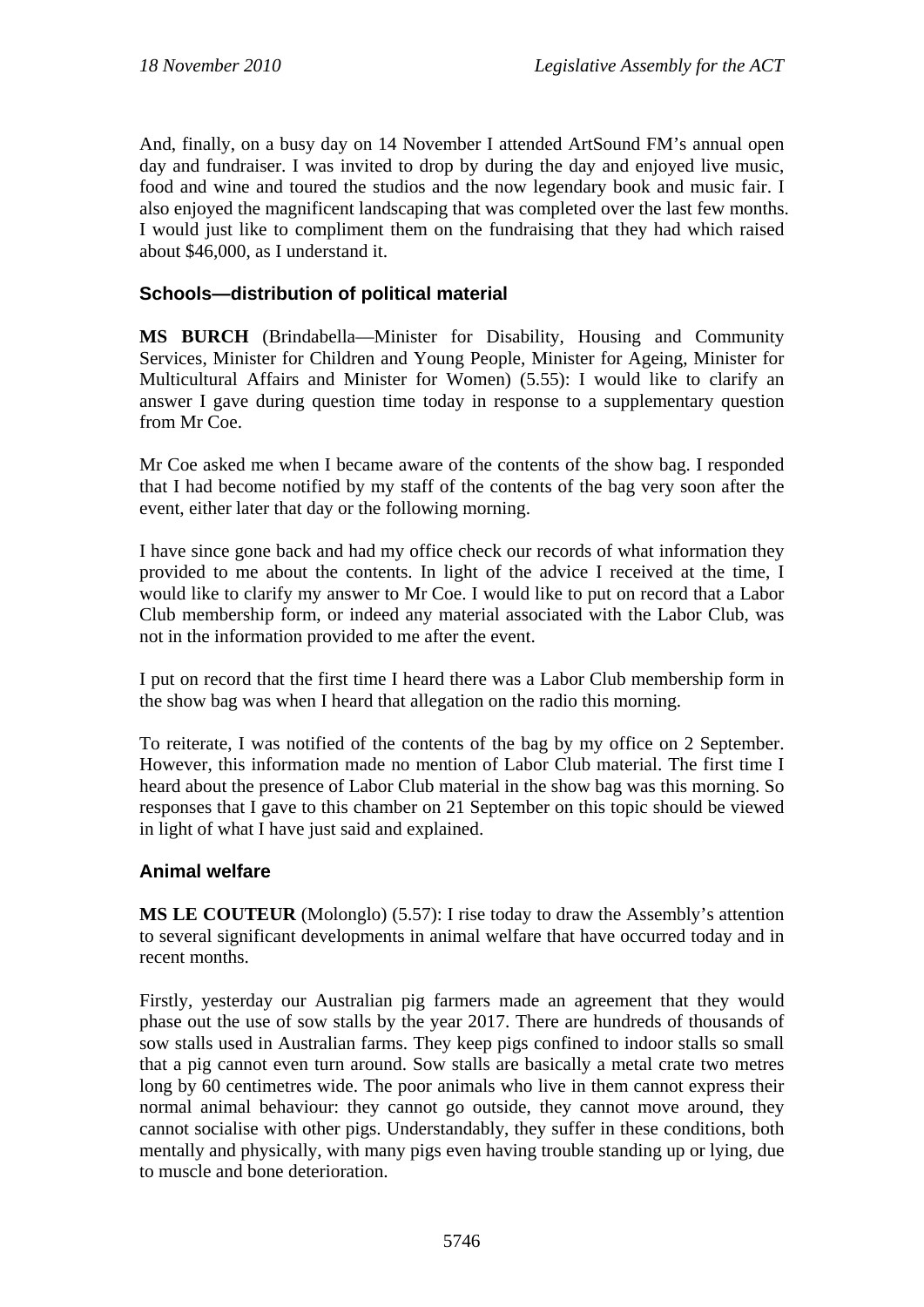And, finally, on a busy day on 14 November I attended ArtSound FM's annual open day and fundraiser. I was invited to drop by during the day and enjoyed live music, food and wine and toured the studios and the now legendary book and music fair. I also enjoyed the magnificent landscaping that was completed over the last few months. I would just like to compliment them on the fundraising that they had which raised about $46,000, as I understand it.

### Schools—distribution of political material

**MS BURCH** (Brindabella—Minister for Disability, Housing and Community Services, Minister for Children and Young People, Minister for Ageing, Minister for Multicultural Affairs and Minister for Women) (5.55): I would like to clarify an answer I gave during question time today in response to a supplementary question from Mr Coe.

Mr Coe asked me when I became aware of the contents of the show bag. I responded that I had become notified by my staff of the contents of the bag very soon after the event, either later that day or the following morning.

I have since gone back and had my office check our records of what information they provided to me about the contents. In light of the advice I received at the time, I would like to clarify my answer to Mr Coe. I would like to put on record that a Labor Club membership form, or indeed any material associated with the Labor Club, was not in the information provided to me after the event.

I put on record that the first time I heard there was a Labor Club membership form in the show bag was when I heard that allegation on the radio this morning.

To reiterate, I was notified of the contents of the bag by my office on 2 September. However, this information made no mention of Labor Club material. The first time I heard about the presence of Labor Club material in the show bag was this morning. So responses that I gave to this chamber on 21 September on this topic should be viewed in light of what I have just said and explained.

### Animal welfare

**MS LE COUTEUR** (Molonglo) (5.57): I rise today to draw the Assembly's attention to several significant developments in animal welfare that have occurred today and in recent months.

Firstly, yesterday our Australian pig farmers made an agreement that they would phase out the use of sow stalls by the year 2017. There are hundreds of thousands of sow stalls used in Australian farms. They keep pigs confined to indoor stalls so small that a pig cannot even turn around. Sow stalls are basically a metal crate two metres long by 60 centimetres wide. The poor animals who live in them cannot express their normal animal behaviour: they cannot go outside, they cannot move around, they cannot socialise with other pigs. Understandably, they suffer in these conditions, both mentally and physically, with many pigs even having trouble standing up or lying, due to muscle and bone deterioration.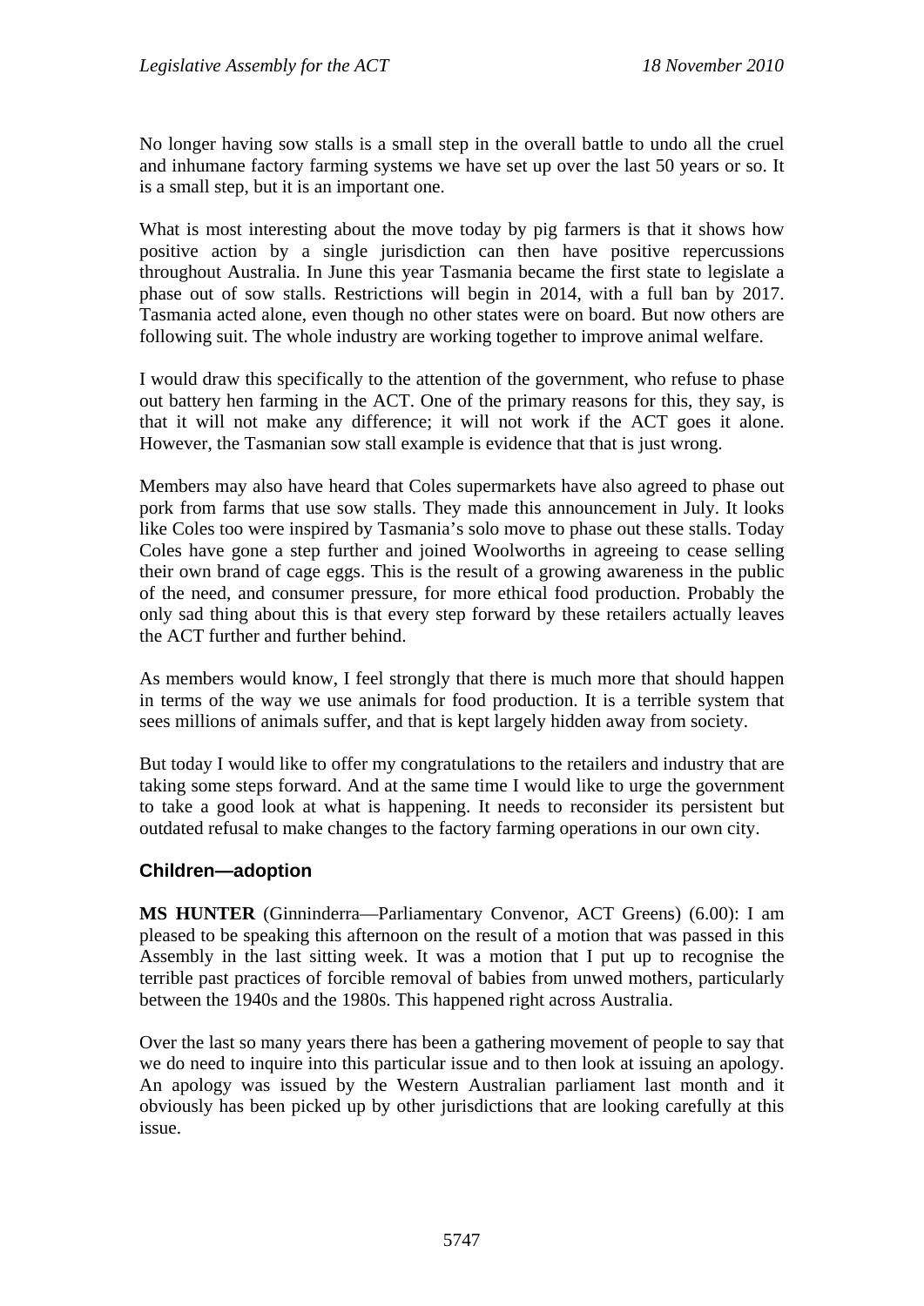No longer having sow stalls is a small step in the overall battle to undo all the cruel and inhumane factory farming systems we have set up over the last 50 years or so. It is a small step, but it is an important one.

What is most interesting about the move today by pig farmers is that it shows how positive action by a single jurisdiction can then have positive repercussions throughout Australia. In June this year Tasmania became the first state to legislate a phase out of sow stalls. Restrictions will begin in 2014, with a full ban by 2017. Tasmania acted alone, even though no other states were on board. But now others are following suit. The whole industry are working together to improve animal welfare.

I would draw this specifically to the attention of the government, who refuse to phase out battery hen farming in the ACT. One of the primary reasons for this, they say, is that it will not make any difference; it will not work if the ACT goes it alone. However, the Tasmanian sow stall example is evidence that that is just wrong.

Members may also have heard that Coles supermarkets have also agreed to phase out pork from farms that use sow stalls. They made this announcement in July. It looks like Coles too were inspired by Tasmania's solo move to phase out these stalls. Today Coles have gone a step further and joined Woolworths in agreeing to cease selling their own brand of cage eggs. This is the result of a growing awareness in the public of the need, and consumer pressure, for more ethical food production. Probably the only sad thing about this is that every step forward by these retailers actually leaves the ACT further and further behind.

As members would know, I feel strongly that there is much more that should happen in terms of the way we use animals for food production. It is a terrible system that sees millions of animals suffer, and that is kept largely hidden away from society.

But today I would like to offer my congratulations to the retailers and industry that are taking some steps forward. And at the same time I would like to urge the government to take a good look at what is happening. It needs to reconsider its persistent but outdated refusal to make changes to the factory farming operations in our own city.

## Children—adoption

**MS HUNTER** (Ginninderra—Parliamentary Convenor, ACT Greens) (6.00): I am pleased to be speaking this afternoon on the result of a motion that was passed in this Assembly in the last sitting week. It was a motion that I put up to recognise the terrible past practices of forcible removal of babies from unwed mothers, particularly between the 1940s and the 1980s. This happened right across Australia.

Over the last so many years there has been a gathering movement of people to say that we do need to inquire into this particular issue and to then look at issuing an apology. An apology was issued by the Western Australian parliament last month and it obviously has been picked up by other jurisdictions that are looking carefully at this issue.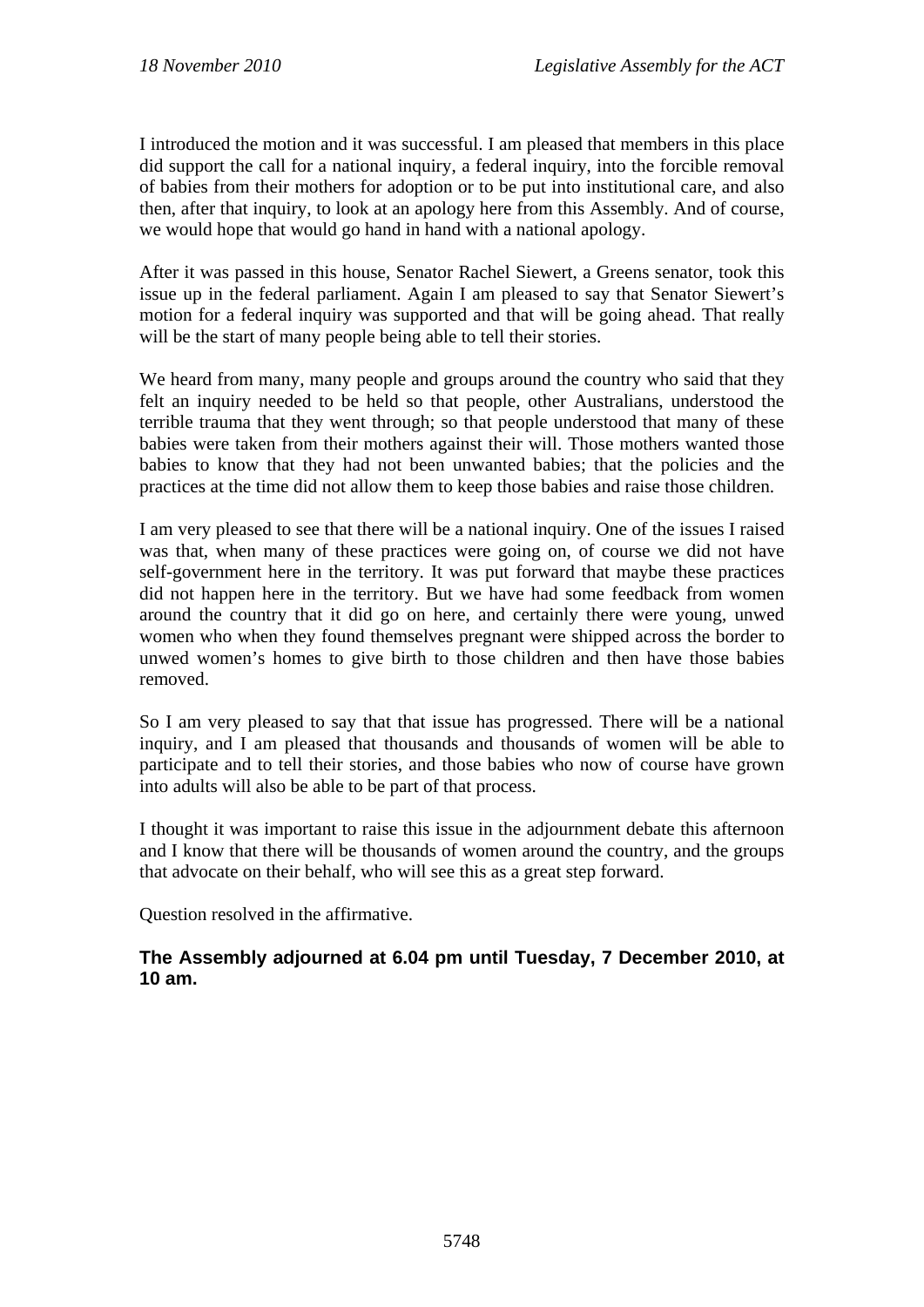I introduced the motion and it was successful. I am pleased that members in this place did support the call for a national inquiry, a federal inquiry, into the forcible removal of babies from their mothers for adoption or to be put into institutional care, and also then, after that inquiry, to look at an apology here from this Assembly. And of course, we would hope that would go hand in hand with a national apology.

After it was passed in this house, Senator Rachel Siewert, a Greens senator, took this issue up in the federal parliament. Again I am pleased to say that Senator Siewert's motion for a federal inquiry was supported and that will be going ahead. That really will be the start of many people being able to tell their stories.

We heard from many, many people and groups around the country who said that they felt an inquiry needed to be held so that people, other Australians, understood the terrible trauma that they went through; so that people understood that many of these babies were taken from their mothers against their will. Those mothers wanted those babies to know that they had not been unwanted babies; that the policies and the practices at the time did not allow them to keep those babies and raise those children.

I am very pleased to see that there will be a national inquiry. One of the issues I raised was that, when many of these practices were going on, of course we did not have self-government here in the territory. It was put forward that maybe these practices did not happen here in the territory. But we have had some feedback from women around the country that it did go on here, and certainly there were young, unwed women who when they found themselves pregnant were shipped across the border to unwed women's homes to give birth to those children and then have those babies removed.

So I am very pleased to say that that issue has progressed. There will be a national inquiry, and I am pleased that thousands and thousands of women will be able to participate and to tell their stories, and those babies who now of course have grown into adults will also be able to be part of that process.

I thought it was important to raise this issue in the adjournment debate this afternoon and I know that there will be thousands of women around the country, and the groups that advocate on their behalf, who will see this as a great step forward.

Question resolved in the affirmative.

**The Assembly adjourned at 6.04 pm until Tuesday, 7 December 2010, at 10 am.**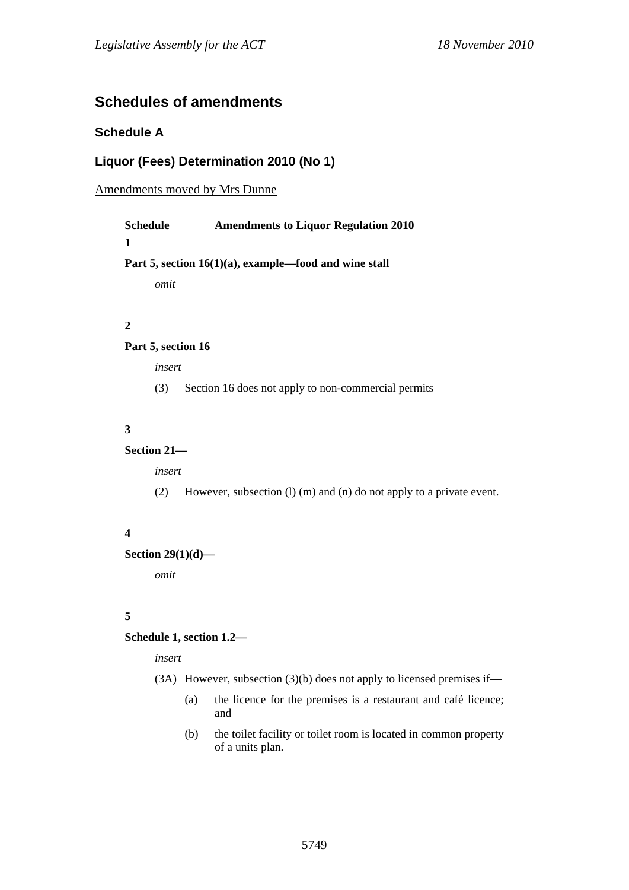## Schedules of amendments

### Schedule A

### Liquor (Fees) Determination 2010 (No 1)

Amendments moved by Mrs Dunne

**Schedule 1** **Amendments to Liquor Regulation 2010**

**Part 5, section 16(1)(a), example—food and wine stall**

*omit*

**2**

**Part 5, section 16**

*insert*

(3) Section 16 does not apply to non-commercial permits

**3**

**Section 21—**

*insert*

(2) However, subsection (l) (m) and (n) do not apply to a private event.

**4**

**Section 29(1)(d)—**

*omit*

**5**

**Schedule 1, section 1.2—**

*insert*

(3A) However, subsection (3)(b) does not apply to licensed premises if—

(a) the licence for the premises is a restaurant and café licence; and

(b) the toilet facility or toilet room is located in common property of a units plan.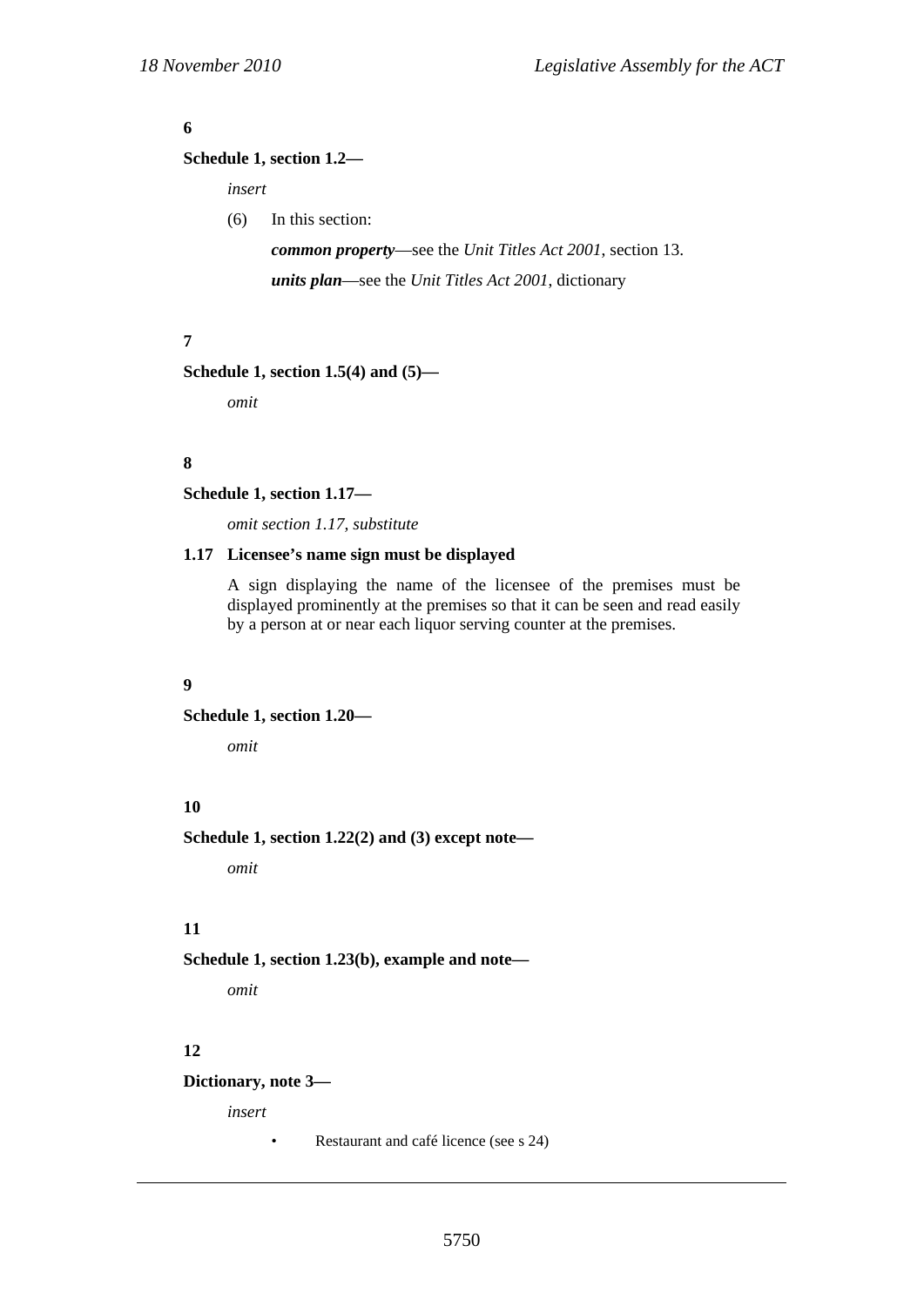**6**

**Schedule 1, section 1.2—**

*insert*

(6) In this section:

***common property***—see the *Unit Titles Act 2001*, section 13.

***units plan***—see the *Unit Titles Act 2001*, dictionary

**7**

**Schedule 1, section 1.5(4) and (5)—**

*omit*

**8**

**Schedule 1, section 1.17—**

*omit section 1.17, substitute*

**1.17 Licensee's name sign must be displayed**

A sign displaying the name of the licensee of the premises must be displayed prominently at the premises so that it can be seen and read easily by a person at or near each liquor serving counter at the premises.

**9**

**Schedule 1, section 1.20—**

*omit*

**10**

**Schedule 1, section 1.22(2) and (3) except note—**

*omit*

**11**

**Schedule 1, section 1.23(b), example and note—**

*omit*

**12**

**Dictionary, note 3—**

*insert*

- Restaurant and café licence (see s 24)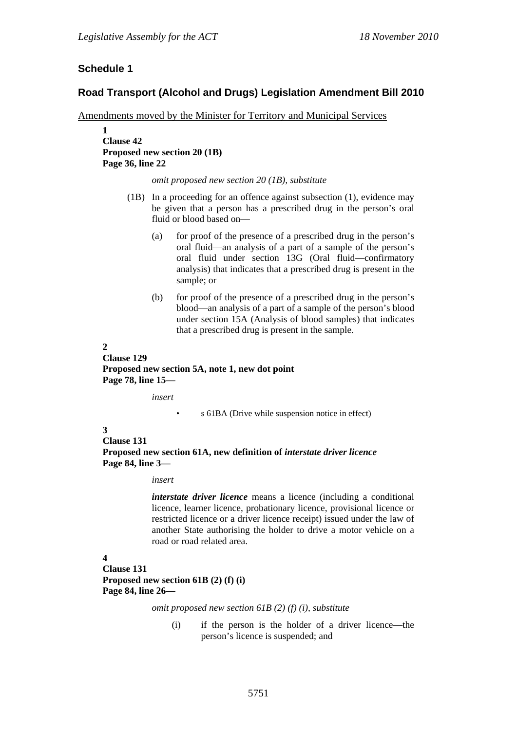## Schedule 1

## Road Transport (Alcohol and Drugs) Legislation Amendment Bill 2010

Amendments moved by the Minister for Territory and Municipal Services

**1**
**Clause 42**
**Proposed new section 20 (1B)**
**Page 36, line 22**

*omit proposed new section 20 (1B), substitute*

(1B) In a proceeding for an offence against subsection (1), evidence may be given that a person has a prescribed drug in the person's oral fluid or blood based on—

(a) for proof of the presence of a prescribed drug in the person's oral fluid—an analysis of a part of a sample of the person's oral fluid under section 13G (Oral fluid—confirmatory analysis) that indicates that a prescribed drug is present in the sample; or

(b) for proof of the presence of a prescribed drug in the person's blood—an analysis of a part of a sample of the person's blood under section 15A (Analysis of blood samples) that indicates that a prescribed drug is present in the sample.

**2**
**Clause 129**
**Proposed new section 5A, note 1, new dot point**
**Page 78, line 15—**

*insert*

- s 61BA (Drive while suspension notice in effect)

**3**
**Clause 131**
**Proposed new section 61A, new definition of *interstate driver licence***
**Page 84, line 3—**

*insert*

***interstate driver licence*** means a licence (including a conditional licence, learner licence, probationary licence, provisional licence or restricted licence or a driver licence receipt) issued under the law of another State authorising the holder to drive a motor vehicle on a road or road related area.

**4**
**Clause 131**
**Proposed new section 61B (2) (f) (i)**
**Page 84, line 26—**

*omit proposed new section 61B (2) (f) (i), substitute*

(i) if the person is the holder of a driver licence—the person's licence is suspended; and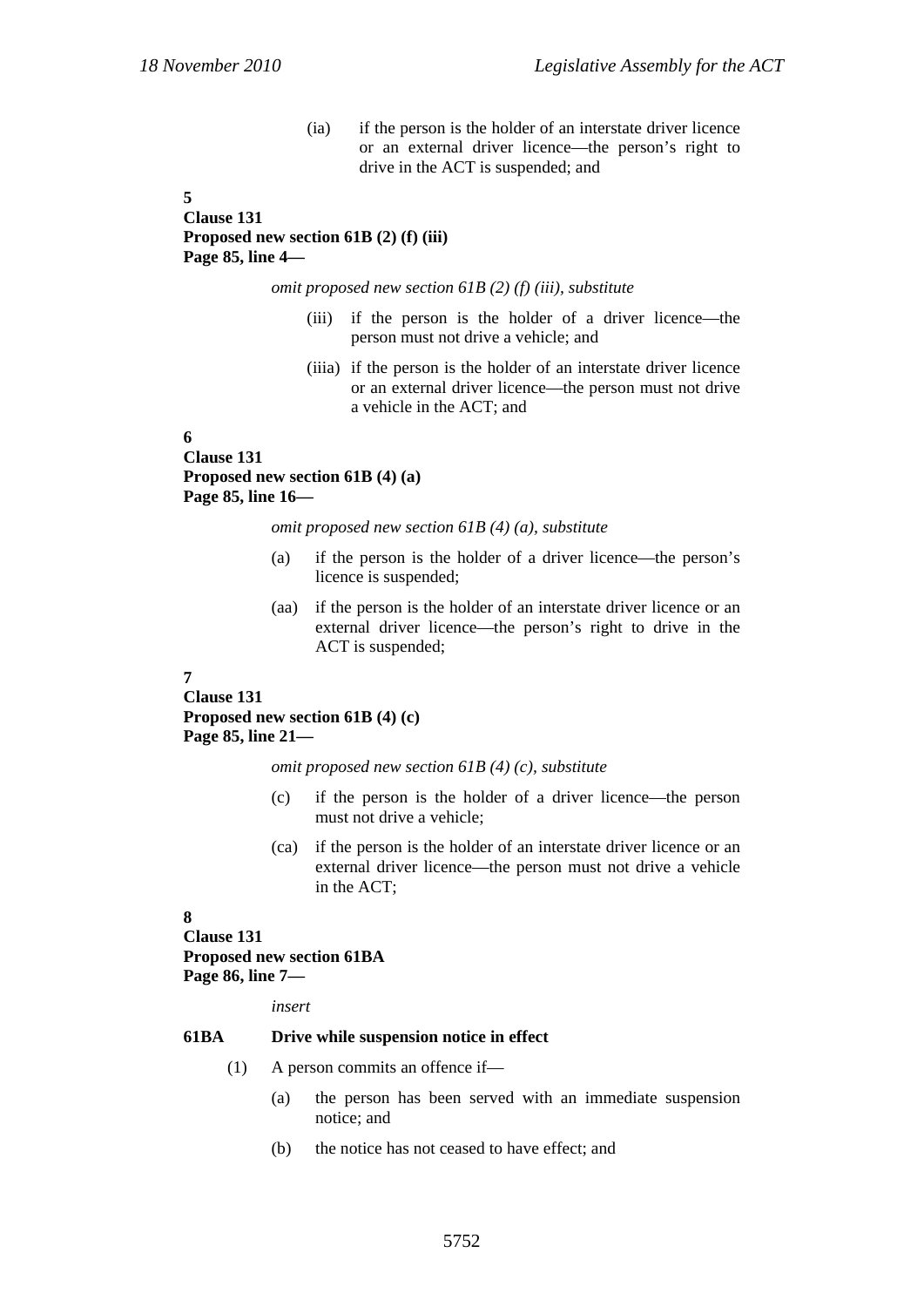(ia) if the person is the holder of an interstate driver licence or an external driver licence—the person's right to drive in the ACT is suspended; and

**5**
**Clause 131**
**Proposed new section 61B (2) (f) (iii)**
**Page 85, line 4—**

*omit proposed new section 61B (2) (f) (iii), substitute*

(iii) if the person is the holder of a driver licence—the person must not drive a vehicle; and

(iiia) if the person is the holder of an interstate driver licence or an external driver licence—the person must not drive a vehicle in the ACT; and

**6**
**Clause 131**
**Proposed new section 61B (4) (a)**
**Page 85, line 16—**

*omit proposed new section 61B (4) (a), substitute*

(a) if the person is the holder of a driver licence—the person's licence is suspended;

(aa) if the person is the holder of an interstate driver licence or an external driver licence—the person's right to drive in the ACT is suspended;

**7**
**Clause 131**
**Proposed new section 61B (4) (c)**
**Page 85, line 21—**

*omit proposed new section 61B (4) (c), substitute*

(c) if the person is the holder of a driver licence—the person must not drive a vehicle;

(ca) if the person is the holder of an interstate driver licence or an external driver licence—the person must not drive a vehicle in the ACT;

**8**
**Clause 131**
**Proposed new section 61BA**
**Page 86, line 7—**

*insert*

**61BA Drive while suspension notice in effect**

(1) A person commits an offence if—

(a) the person has been served with an immediate suspension notice; and

(b) the notice has not ceased to have effect; and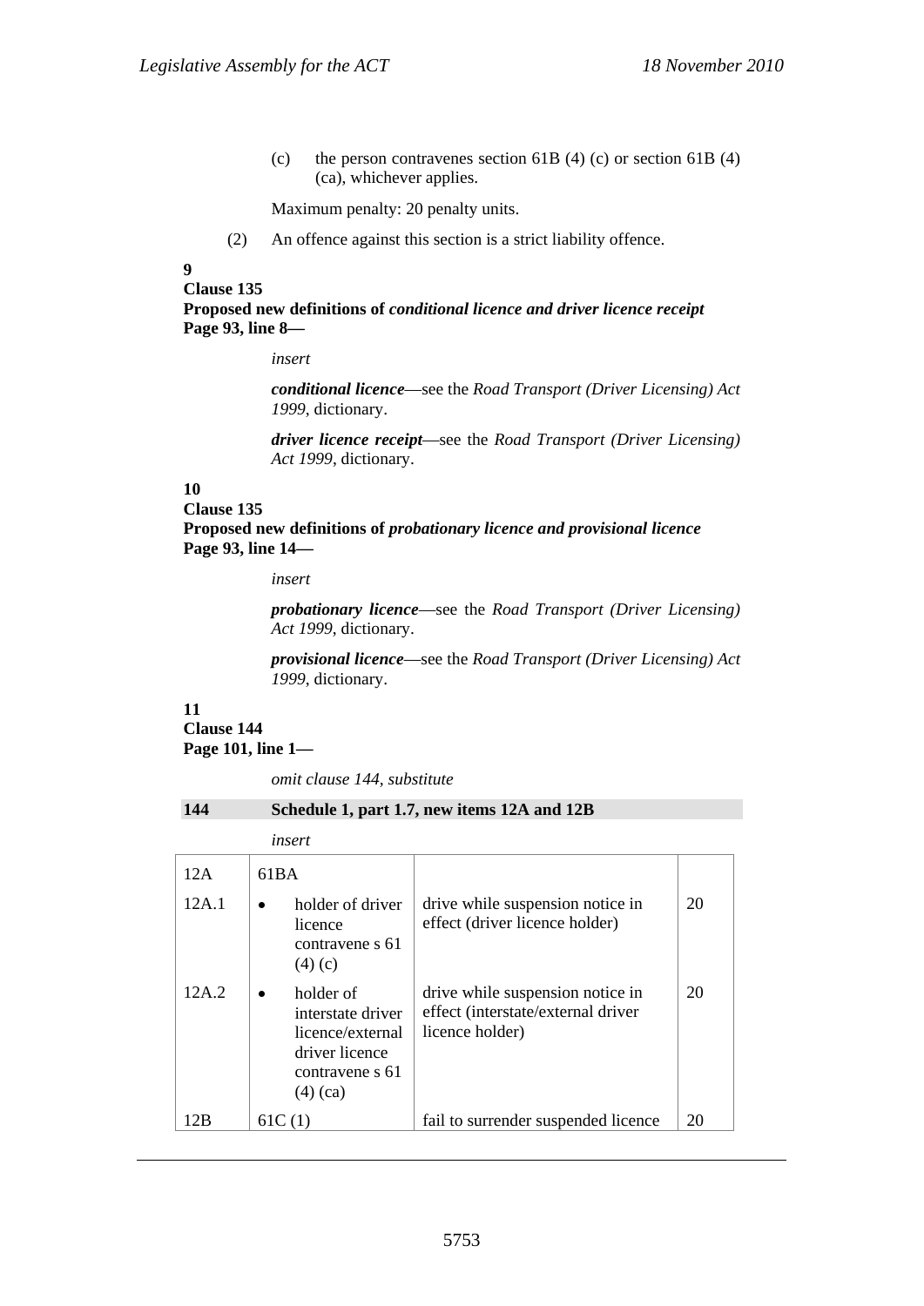(c) the person contravenes section 61B (4) (c) or section 61B (4) (ca), whichever applies.

Maximum penalty: 20 penalty units.

(2) An offence against this section is a strict liability offence.

**9**
**Clause 135**
**Proposed new definitions of *conditional licence and driver licence receipt***
**Page 93, line 8—**

*insert*

***conditional licence***—see the *Road Transport (Driver Licensing) Act 1999*, dictionary.

***driver licence receipt***—see the *Road Transport (Driver Licensing) Act 1999*, dictionary.

**10**
**Clause 135**
**Proposed new definitions of *probationary licence and provisional licence***
**Page 93, line 14—**

*insert*

***probationary licence***—see the *Road Transport (Driver Licensing) Act 1999*, dictionary.

***provisional licence***—see the *Road Transport (Driver Licensing) Act 1999*, dictionary.

**11**
**Clause 144**
**Page 101, line 1—**

*omit clause 144, substitute*

**144 Schedule 1, part 1.7, new items 12A and 12B**

*insert*

| | | | |
|---|---|---|---|
| 12A | 61BA | | |
| 12A.1 | • holder of driver licence contravene s 61 (4) (c) | drive while suspension notice in effect (driver licence holder) | 20 |
| 12A.2 | • holder of interstate driver licence/external driver licence contravene s 61 (4) (ca) | drive while suspension notice in effect (interstate/external driver licence holder) | 20 |
| 12B | 61C (1) | fail to surrender suspended licence | 20 |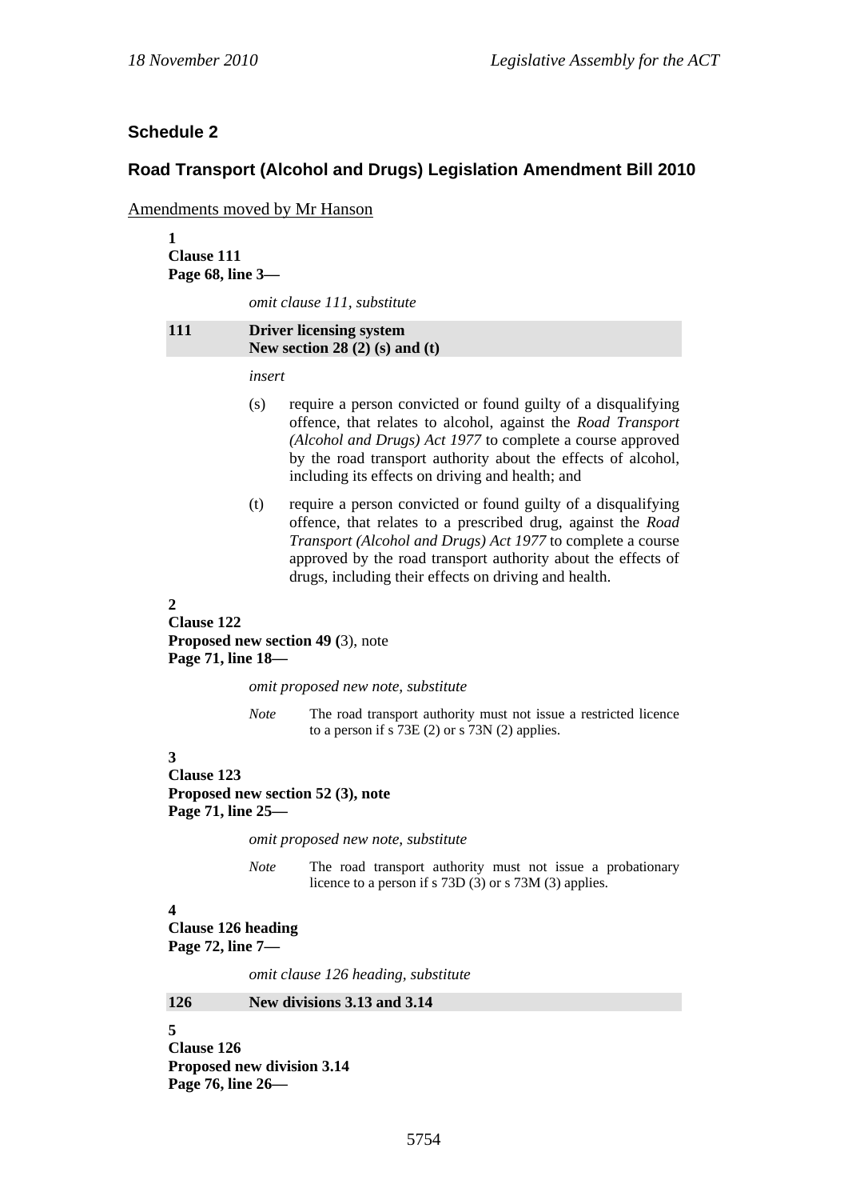## Schedule 2

## Road Transport (Alcohol and Drugs) Legislation Amendment Bill 2010

Amendments moved by Mr Hanson

**1**
**Clause 111**
**Page 68, line 3—**

*omit clause 111, substitute*

**111 Driver licensing system**
**New section 28 (2) (s) and (t)**

*insert*

(s) require a person convicted or found guilty of a disqualifying offence, that relates to alcohol, against the *Road Transport (Alcohol and Drugs) Act 1977* to complete a course approved by the road transport authority about the effects of alcohol, including its effects on driving and health; and

(t) require a person convicted or found guilty of a disqualifying offence, that relates to a prescribed drug, against the *Road Transport (Alcohol and Drugs) Act 1977* to complete a course approved by the road transport authority about the effects of drugs, including their effects on driving and health.

**2**
**Clause 122**
**Proposed new section 49 (**3), note
**Page 71, line 18—**

*omit proposed new note, substitute*

*Note* The road transport authority must not issue a restricted licence to a person if s 73E (2) or s 73N (2) applies.

**3**
**Clause 123**
**Proposed new section 52 (3), note**
**Page 71, line 25—**

*omit proposed new note, substitute*

*Note* The road transport authority must not issue a probationary licence to a person if s 73D (3) or s 73M (3) applies.

**4**
**Clause 126 heading**
**Page 72, line 7—**

*omit clause 126 heading, substitute*

**126 New divisions 3.13 and 3.14**

**5**
**Clause 126**
**Proposed new division 3.14**
**Page 76, line 26—**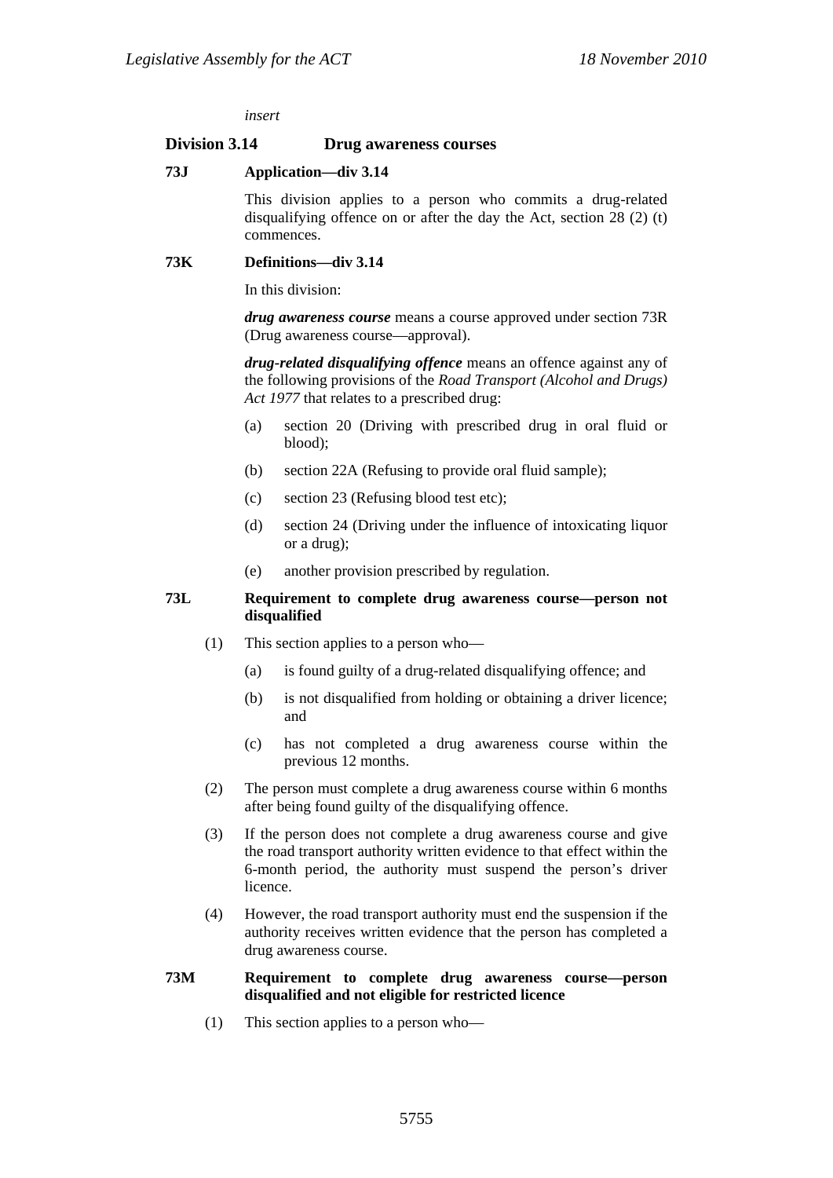*insert*

## Division 3.14 Drug awareness courses

### 73J Application—div 3.14

This division applies to a person who commits a drug-related disqualifying offence on or after the day the Act, section 28 (2) (t) commences.

### 73K Definitions—div 3.14

In this division:

***drug awareness course*** means a course approved under section 73R (Drug awareness course—approval).

***drug-related disqualifying offence*** means an offence against any of the following provisions of the *Road Transport (Alcohol and Drugs) Act 1977* that relates to a prescribed drug:

(a) section 20 (Driving with prescribed drug in oral fluid or blood);

(b) section 22A (Refusing to provide oral fluid sample);

(c) section 23 (Refusing blood test etc);

(d) section 24 (Driving under the influence of intoxicating liquor or a drug);

(e) another provision prescribed by regulation.

### 73L Requirement to complete drug awareness course—person not disqualified

(1) This section applies to a person who—

(a) is found guilty of a drug-related disqualifying offence; and

(b) is not disqualified from holding or obtaining a driver licence; and

(c) has not completed a drug awareness course within the previous 12 months.

(2) The person must complete a drug awareness course within 6 months after being found guilty of the disqualifying offence.

(3) If the person does not complete a drug awareness course and give the road transport authority written evidence to that effect within the 6-month period, the authority must suspend the person's driver licence.

(4) However, the road transport authority must end the suspension if the authority receives written evidence that the person has completed a drug awareness course.

### 73M Requirement to complete drug awareness course—person disqualified and not eligible for restricted licence

(1) This section applies to a person who—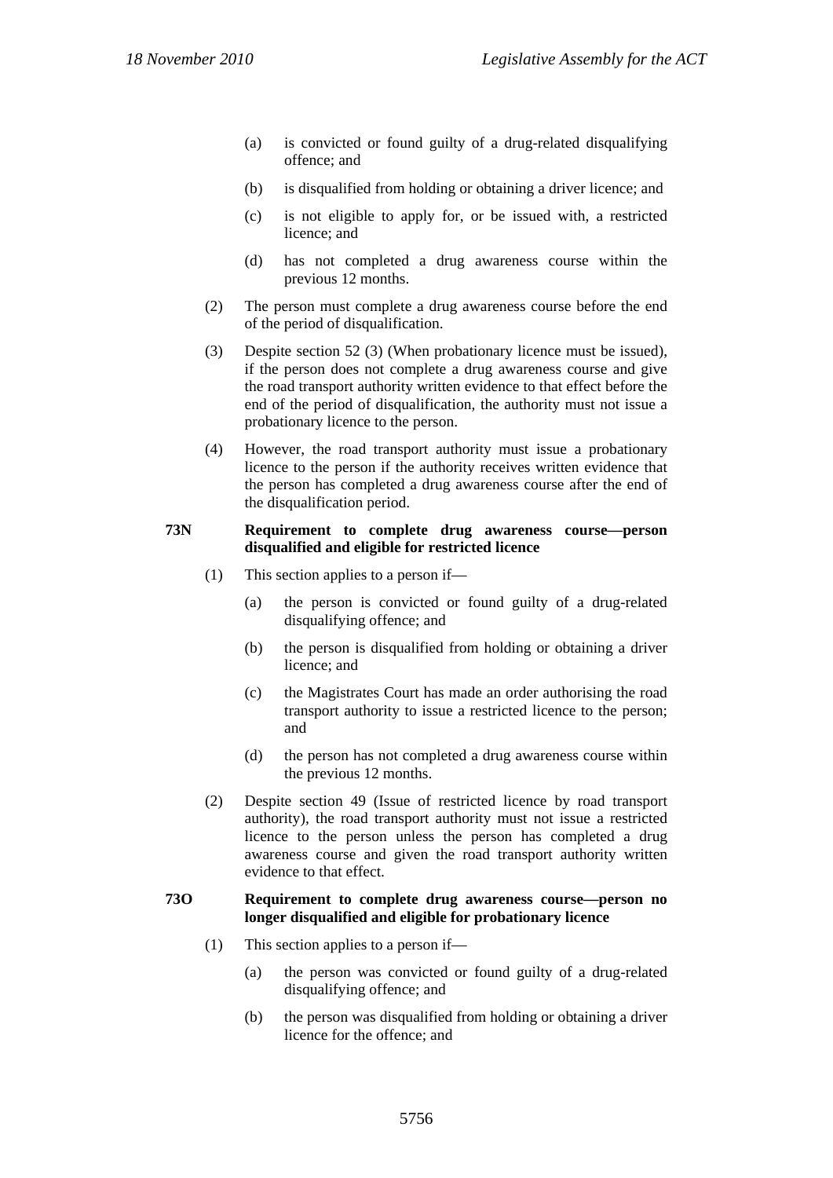(a) is convicted or found guilty of a drug-related disqualifying offence; and

(b) is disqualified from holding or obtaining a driver licence; and

(c) is not eligible to apply for, or be issued with, a restricted licence; and

(d) has not completed a drug awareness course within the previous 12 months.

(2) The person must complete a drug awareness course before the end of the period of disqualification.

(3) Despite section 52 (3) (When probationary licence must be issued), if the person does not complete a drug awareness course and give the road transport authority written evidence to that effect before the end of the period of disqualification, the authority must not issue a probationary licence to the person.

(4) However, the road transport authority must issue a probationary licence to the person if the authority receives written evidence that the person has completed a drug awareness course after the end of the disqualification period.

**73N Requirement to complete drug awareness course—person disqualified and eligible for restricted licence**

(1) This section applies to a person if—

(a) the person is convicted or found guilty of a drug-related disqualifying offence; and

(b) the person is disqualified from holding or obtaining a driver licence; and

(c) the Magistrates Court has made an order authorising the road transport authority to issue a restricted licence to the person; and

(d) the person has not completed a drug awareness course within the previous 12 months.

(2) Despite section 49 (Issue of restricted licence by road transport authority), the road transport authority must not issue a restricted licence to the person unless the person has completed a drug awareness course and given the road transport authority written evidence to that effect.

**73O Requirement to complete drug awareness course—person no longer disqualified and eligible for probationary licence**

(1) This section applies to a person if—

(a) the person was convicted or found guilty of a drug-related disqualifying offence; and

(b) the person was disqualified from holding or obtaining a driver licence for the offence; and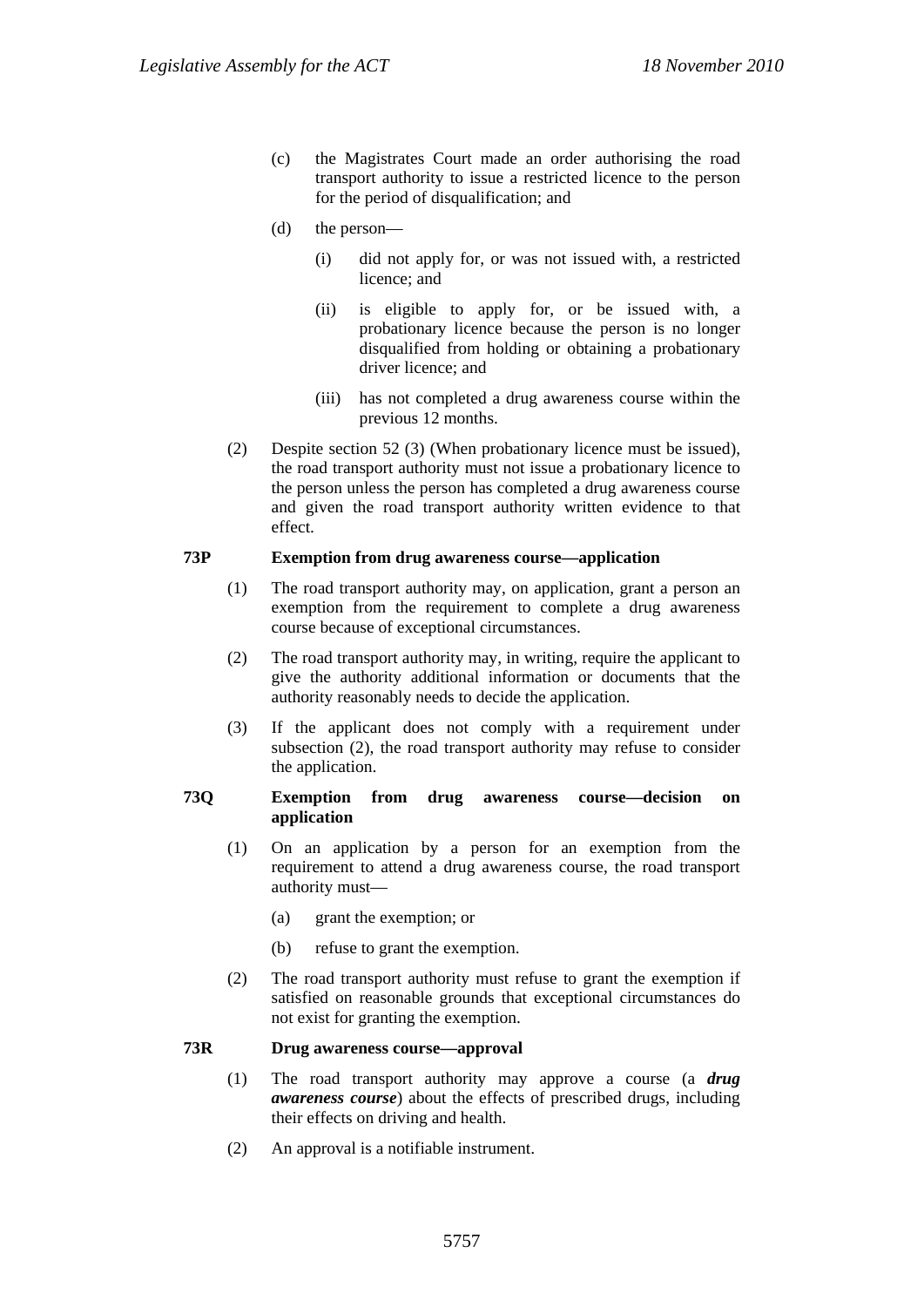(c) the Magistrates Court made an order authorising the road transport authority to issue a restricted licence to the person for the period of disqualification; and

(d) the person—

(i) did not apply for, or was not issued with, a restricted licence; and

(ii) is eligible to apply for, or be issued with, a probationary licence because the person is no longer disqualified from holding or obtaining a probationary driver licence; and

(iii) has not completed a drug awareness course within the previous 12 months.

(2) Despite section 52 (3) (When probationary licence must be issued), the road transport authority must not issue a probationary licence to the person unless the person has completed a drug awareness course and given the road transport authority written evidence to that effect.

**73P Exemption from drug awareness course—application**

(1) The road transport authority may, on application, grant a person an exemption from the requirement to complete a drug awareness course because of exceptional circumstances.

(2) The road transport authority may, in writing, require the applicant to give the authority additional information or documents that the authority reasonably needs to decide the application.

(3) If the applicant does not comply with a requirement under subsection (2), the road transport authority may refuse to consider the application.

**73Q Exemption from drug awareness course—decision on application**

(1) On an application by a person for an exemption from the requirement to attend a drug awareness course, the road transport authority must—

(a) grant the exemption; or

(b) refuse to grant the exemption.

(2) The road transport authority must refuse to grant the exemption if satisfied on reasonable grounds that exceptional circumstances do not exist for granting the exemption.

**73R Drug awareness course—approval**

(1) The road transport authority may approve a course (a ***drug awareness course***) about the effects of prescribed drugs, including their effects on driving and health.

(2) An approval is a notifiable instrument.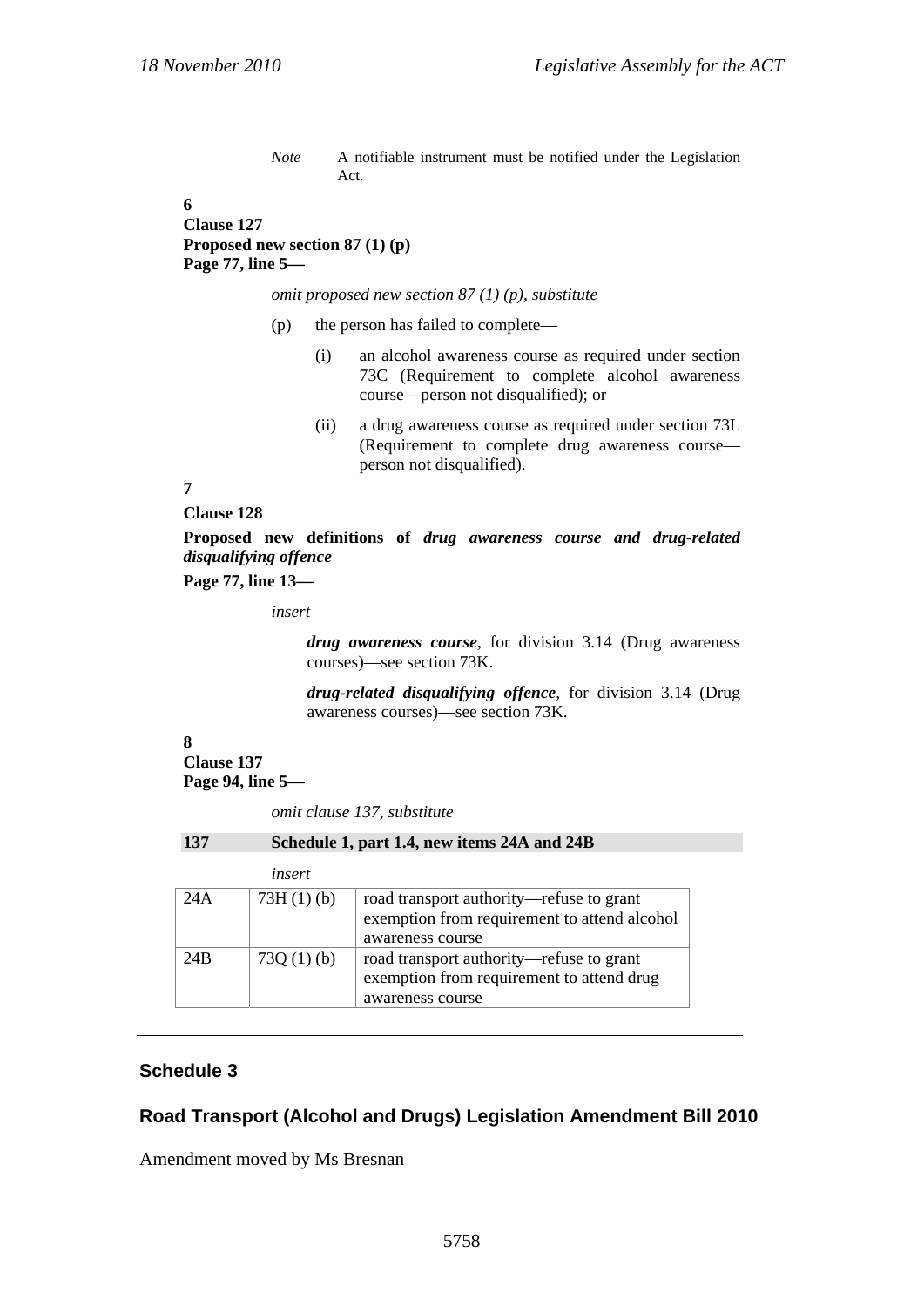*Note* A notifiable instrument must be notified under the Legislation Act.

**6**
**Clause 127**
**Proposed new section 87 (1) (p)**
**Page 77, line 5—**

*omit proposed new section 87 (1) (p), substitute*

(p) the person has failed to complete—

(i) an alcohol awareness course as required under section 73C (Requirement to complete alcohol awareness course—person not disqualified); or

(ii) a drug awareness course as required under section 73L (Requirement to complete drug awareness course—person not disqualified).

**7**

**Clause 128**

**Proposed new definitions of *drug awareness course and drug-related disqualifying offence***

**Page 77, line 13—**

*insert*

***drug awareness course***, for division 3.14 (Drug awareness courses)—see section 73K.

***drug-related disqualifying offence***, for division 3.14 (Drug awareness courses)—see section 73K.

**8**
**Clause 137**
**Page 94, line 5—**

*omit clause 137, substitute*

**137 Schedule 1, part 1.4, new items 24A and 24B**

*insert*

| | | |
|---|---|---|
| 24A | 73H (1) (b) | road transport authority—refuse to grant exemption from requirement to attend alcohol awareness course |
| 24B | 73Q (1) (b) | road transport authority—refuse to grant exemption from requirement to attend drug awareness course |

## Schedule 3

## Road Transport (Alcohol and Drugs) Legislation Amendment Bill 2010

Amendment moved by Ms Bresnan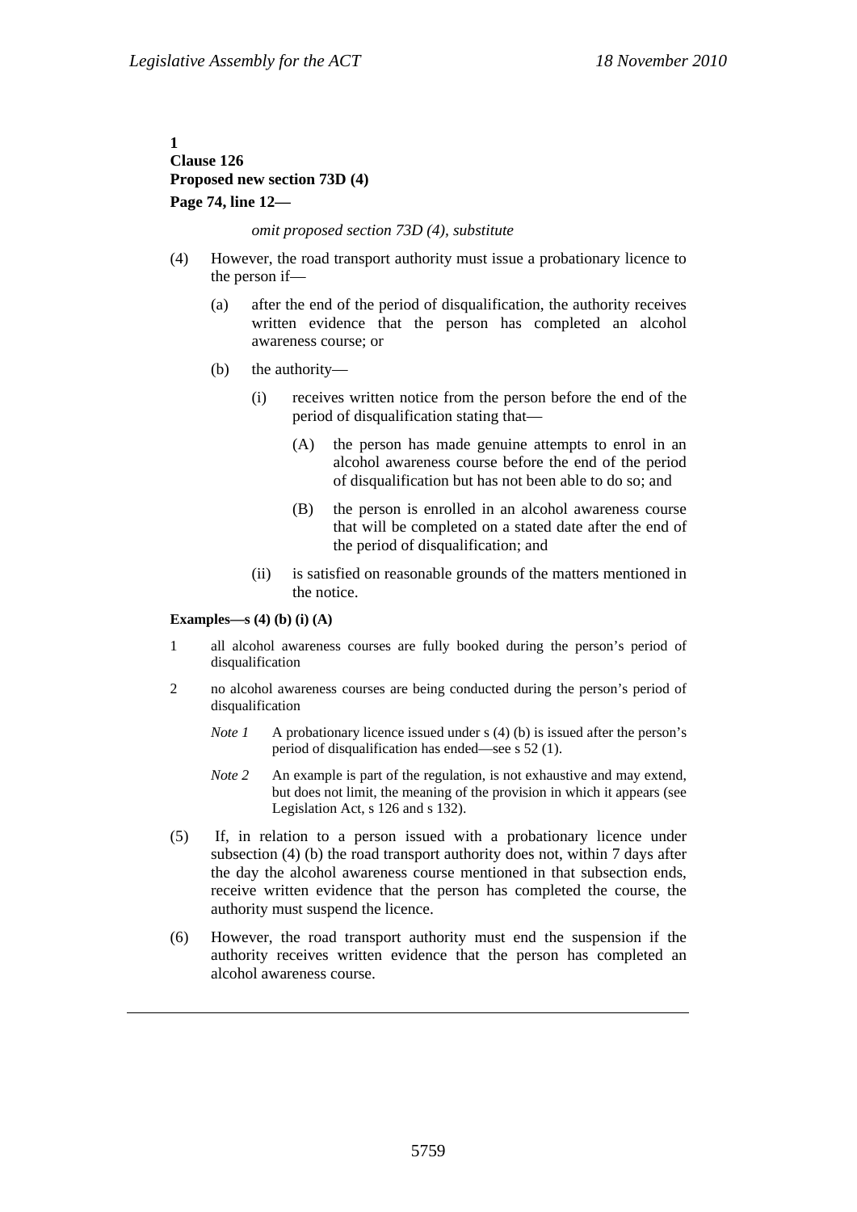**1**
**Clause 126**
**Proposed new section 73D (4)**
**Page 74, line 12—**

*omit proposed section 73D (4), substitute*

(4) However, the road transport authority must issue a probationary licence to the person if—

(a) after the end of the period of disqualification, the authority receives written evidence that the person has completed an alcohol awareness course; or

(b) the authority—

(i) receives written notice from the person before the end of the period of disqualification stating that—

(A) the person has made genuine attempts to enrol in an alcohol awareness course before the end of the period of disqualification but has not been able to do so; and

(B) the person is enrolled in an alcohol awareness course that will be completed on a stated date after the end of the period of disqualification; and

(ii) is satisfied on reasonable grounds of the matters mentioned in the notice.

**Examples—s (4) (b) (i) (A)**

1 all alcohol awareness courses are fully booked during the person's period of disqualification

2 no alcohol awareness courses are being conducted during the person's period of disqualification

*Note 1* A probationary licence issued under s (4) (b) is issued after the person's period of disqualification has ended—see s 52 (1).

*Note 2* An example is part of the regulation, is not exhaustive and may extend, but does not limit, the meaning of the provision in which it appears (see Legislation Act, s 126 and s 132).

(5) If, in relation to a person issued with a probationary licence under subsection (4) (b) the road transport authority does not, within 7 days after the day the alcohol awareness course mentioned in that subsection ends, receive written evidence that the person has completed the course, the authority must suspend the licence.

(6) However, the road transport authority must end the suspension if the authority receives written evidence that the person has completed an alcohol awareness course.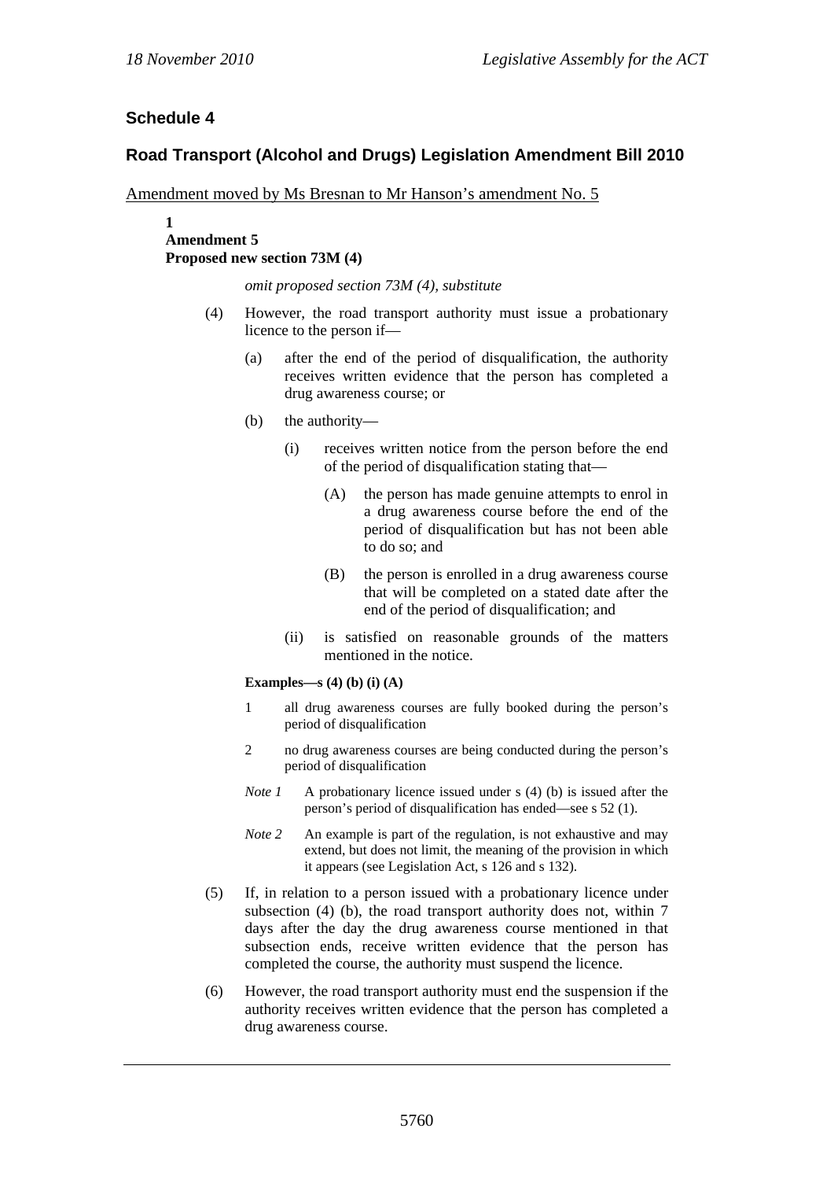## Schedule 4

## Road Transport (Alcohol and Drugs) Legislation Amendment Bill 2010

Amendment moved by Ms Bresnan to Mr Hanson's amendment No. 5

**1**
**Amendment 5**
**Proposed new section 73M (4)**

*omit proposed section 73M (4), substitute*

(4) However, the road transport authority must issue a probationary licence to the person if—

(a) after the end of the period of disqualification, the authority receives written evidence that the person has completed a drug awareness course; or

(b) the authority—

(i) receives written notice from the person before the end of the period of disqualification stating that—

(A) the person has made genuine attempts to enrol in a drug awareness course before the end of the period of disqualification but has not been able to do so; and

(B) the person is enrolled in a drug awareness course that will be completed on a stated date after the end of the period of disqualification; and

(ii) is satisfied on reasonable grounds of the matters mentioned in the notice.

**Examples—s (4) (b) (i) (A)**

1 all drug awareness courses are fully booked during the person's period of disqualification

2 no drug awareness courses are being conducted during the person's period of disqualification

*Note 1* A probationary licence issued under s (4) (b) is issued after the person's period of disqualification has ended—see s 52 (1).

*Note 2* An example is part of the regulation, is not exhaustive and may extend, but does not limit, the meaning of the provision in which it appears (see Legislation Act, s 126 and s 132).

(5) If, in relation to a person issued with a probationary licence under subsection (4) (b), the road transport authority does not, within 7 days after the day the drug awareness course mentioned in that subsection ends, receive written evidence that the person has completed the course, the authority must suspend the licence.

(6) However, the road transport authority must end the suspension if the authority receives written evidence that the person has completed a drug awareness course.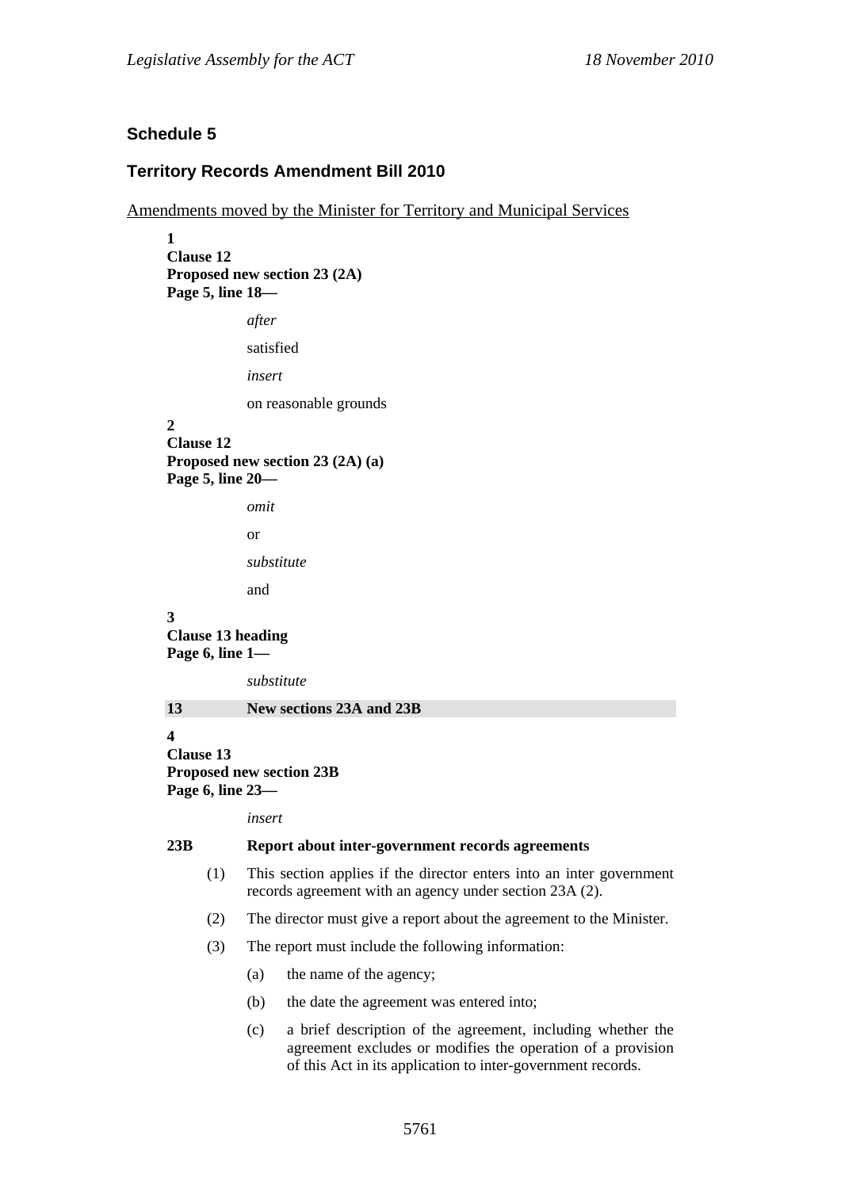## Schedule 5

## Territory Records Amendment Bill 2010

Amendments moved by the Minister for Territory and Municipal Services

**1**
**Clause 12**
**Proposed new section 23 (2A)**
**Page 5, line 18—**

*after*

satisfied

*insert*

on reasonable grounds

**2**
**Clause 12**
**Proposed new section 23 (2A) (a)**
**Page 5, line 20—**

*omit*

or

*substitute*

and

**3**
**Clause 13 heading**
**Page 6, line 1—**

*substitute*

**13 New sections 23A and 23B**

**4**
**Clause 13**
**Proposed new section 23B**
**Page 6, line 23—**

*insert*

**23B Report about inter-government records agreements**

(1) This section applies if the director enters into an inter government records agreement with an agency under section 23A (2).

(2) The director must give a report about the agreement to the Minister.

(3) The report must include the following information:

(a) the name of the agency;

(b) the date the agreement was entered into;

(c) a brief description of the agreement, including whether the agreement excludes or modifies the operation of a provision of this Act in its application to inter-government records.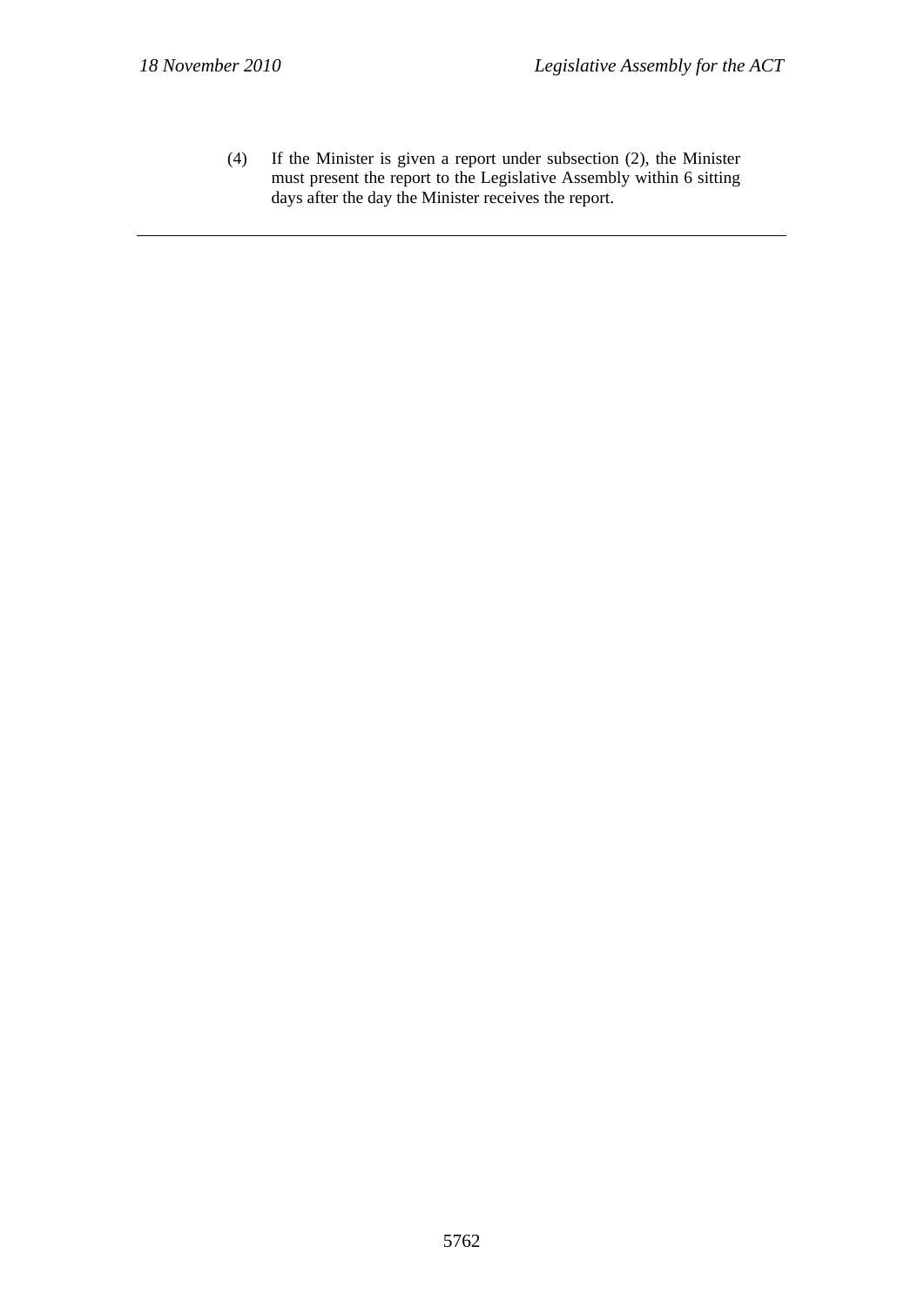(4) If the Minister is given a report under subsection (2), the Minister must present the report to the Legislative Assembly within 6 sitting days after the day the Minister receives the report.

---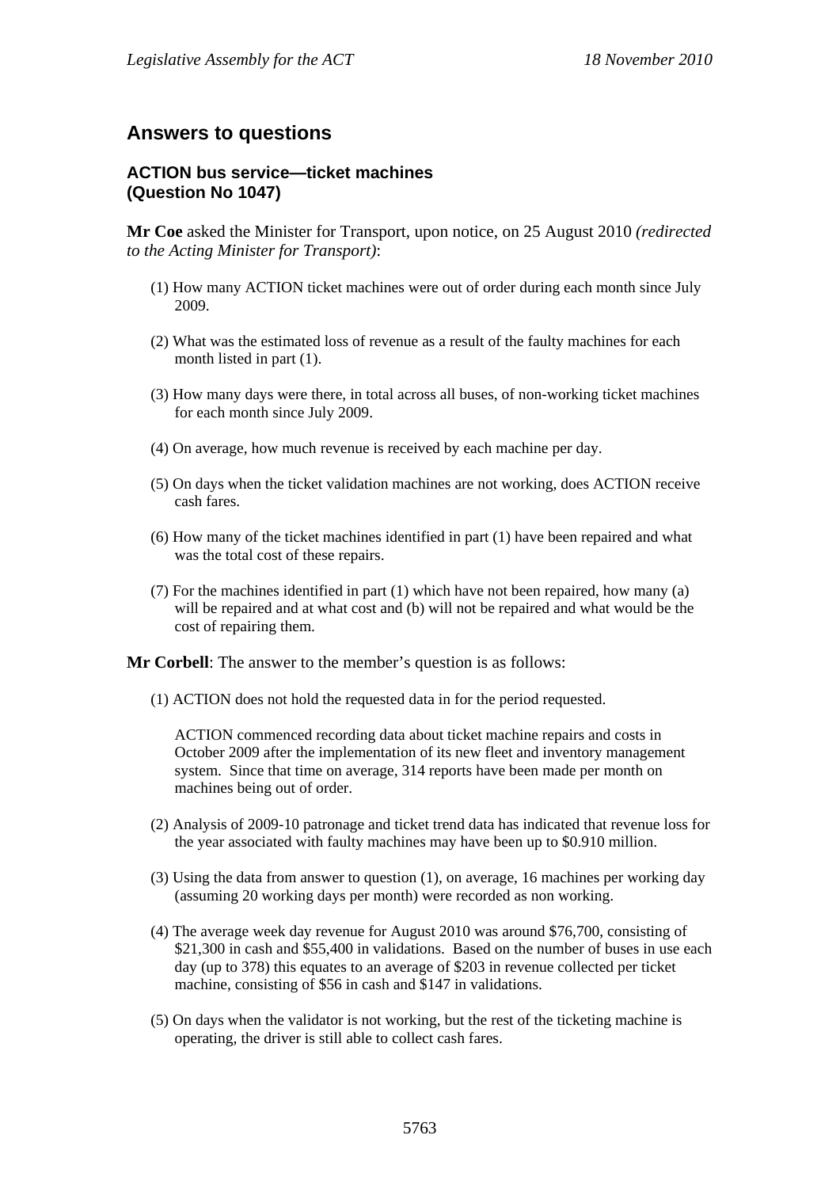## Answers to questions

### ACTION bus service—ticket machines (Question No 1047)

**Mr Coe** asked the Minister for Transport, upon notice, on 25 August 2010 *(redirected to the Acting Minister for Transport)*:

(1) How many ACTION ticket machines were out of order during each month since July 2009.

(2) What was the estimated loss of revenue as a result of the faulty machines for each month listed in part (1).

(3) How many days were there, in total across all buses, of non-working ticket machines for each month since July 2009.

(4) On average, how much revenue is received by each machine per day.

(5) On days when the ticket validation machines are not working, does ACTION receive cash fares.

(6) How many of the ticket machines identified in part (1) have been repaired and what was the total cost of these repairs.

(7) For the machines identified in part (1) which have not been repaired, how many (a) will be repaired and at what cost and (b) will not be repaired and what would be the cost of repairing them.

**Mr Corbell**: The answer to the member's question is as follows:

(1) ACTION does not hold the requested data in for the period requested.

ACTION commenced recording data about ticket machine repairs and costs in October 2009 after the implementation of its new fleet and inventory management system. Since that time on average, 314 reports have been made per month on machines being out of order.

(2) Analysis of 2009-10 patronage and ticket trend data has indicated that revenue loss for the year associated with faulty machines may have been up to $0.910 million.

(3) Using the data from answer to question (1), on average, 16 machines per working day (assuming 20 working days per month) were recorded as non working.

(4) The average week day revenue for August 2010 was around $76,700, consisting of $21,300 in cash and $55,400 in validations. Based on the number of buses in use each day (up to 378) this equates to an average of $203 in revenue collected per ticket machine, consisting of $56 in cash and $147 in validations.

(5) On days when the validator is not working, but the rest of the ticketing machine is operating, the driver is still able to collect cash fares.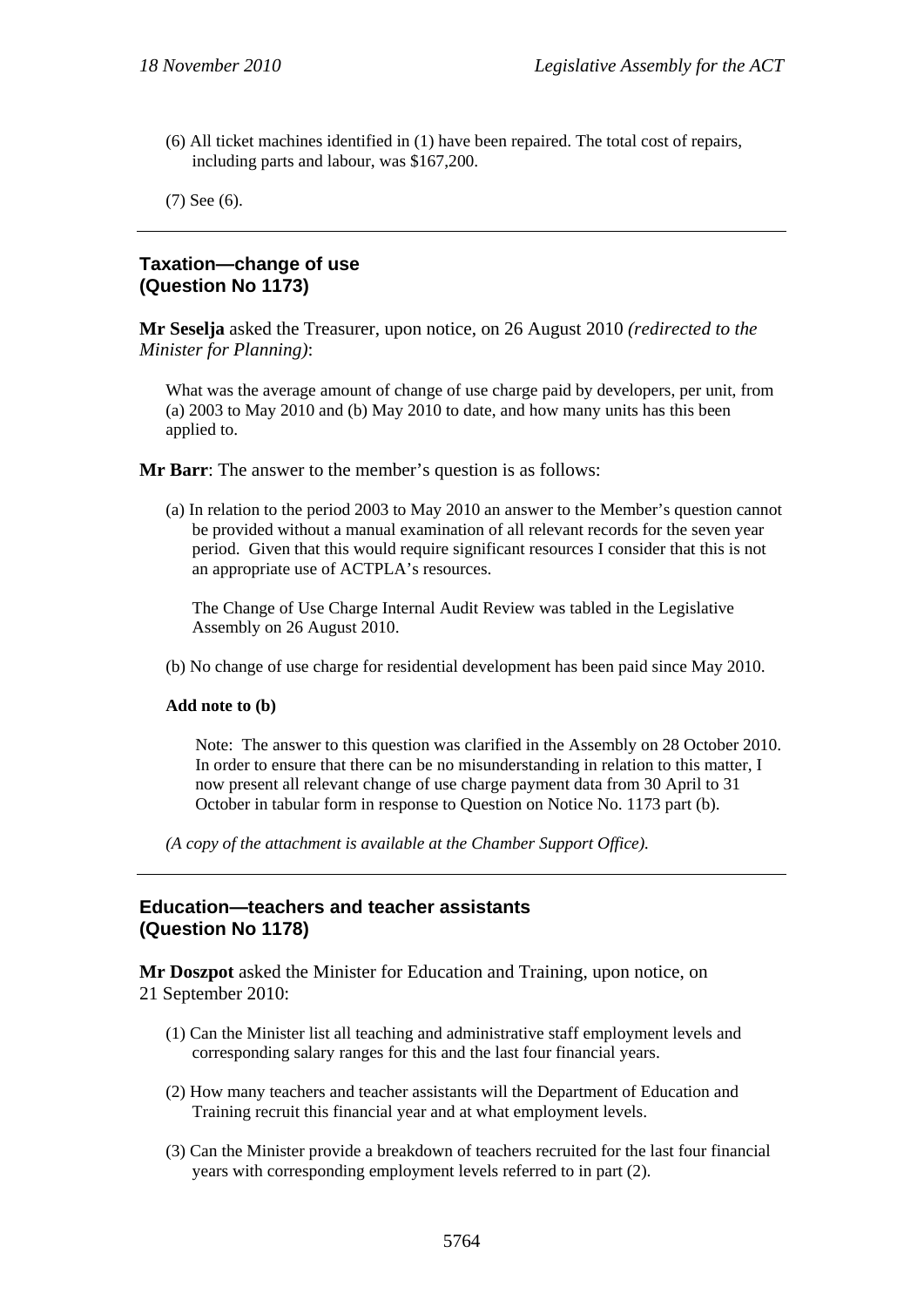(6) All ticket machines identified in (1) have been repaired. The total cost of repairs, including parts and labour, was $167,200.

(7) See (6).

---

## Taxation—change of use (Question No 1173)

**Mr Seselja** asked the Treasurer, upon notice, on 26 August 2010 *(redirected to the Minister for Planning)*:

What was the average amount of change of use charge paid by developers, per unit, from (a) 2003 to May 2010 and (b) May 2010 to date, and how many units has this been applied to.

**Mr Barr**: The answer to the member's question is as follows:

(a) In relation to the period 2003 to May 2010 an answer to the Member's question cannot be provided without a manual examination of all relevant records for the seven year period. Given that this would require significant resources I consider that this is not an appropriate use of ACTPLA's resources.

The Change of Use Charge Internal Audit Review was tabled in the Legislative Assembly on 26 August 2010.

(b) No change of use charge for residential development has been paid since May 2010.

**Add note to (b)**

Note: The answer to this question was clarified in the Assembly on 28 October 2010. In order to ensure that there can be no misunderstanding in relation to this matter, I now present all relevant change of use charge payment data from 30 April to 31 October in tabular form in response to Question on Notice No. 1173 part (b).

*(A copy of the attachment is available at the Chamber Support Office).*

---

## Education—teachers and teacher assistants (Question No 1178)

**Mr Doszpot** asked the Minister for Education and Training, upon notice, on 21 September 2010:

(1) Can the Minister list all teaching and administrative staff employment levels and corresponding salary ranges for this and the last four financial years.

(2) How many teachers and teacher assistants will the Department of Education and Training recruit this financial year and at what employment levels.

(3) Can the Minister provide a breakdown of teachers recruited for the last four financial years with corresponding employment levels referred to in part (2).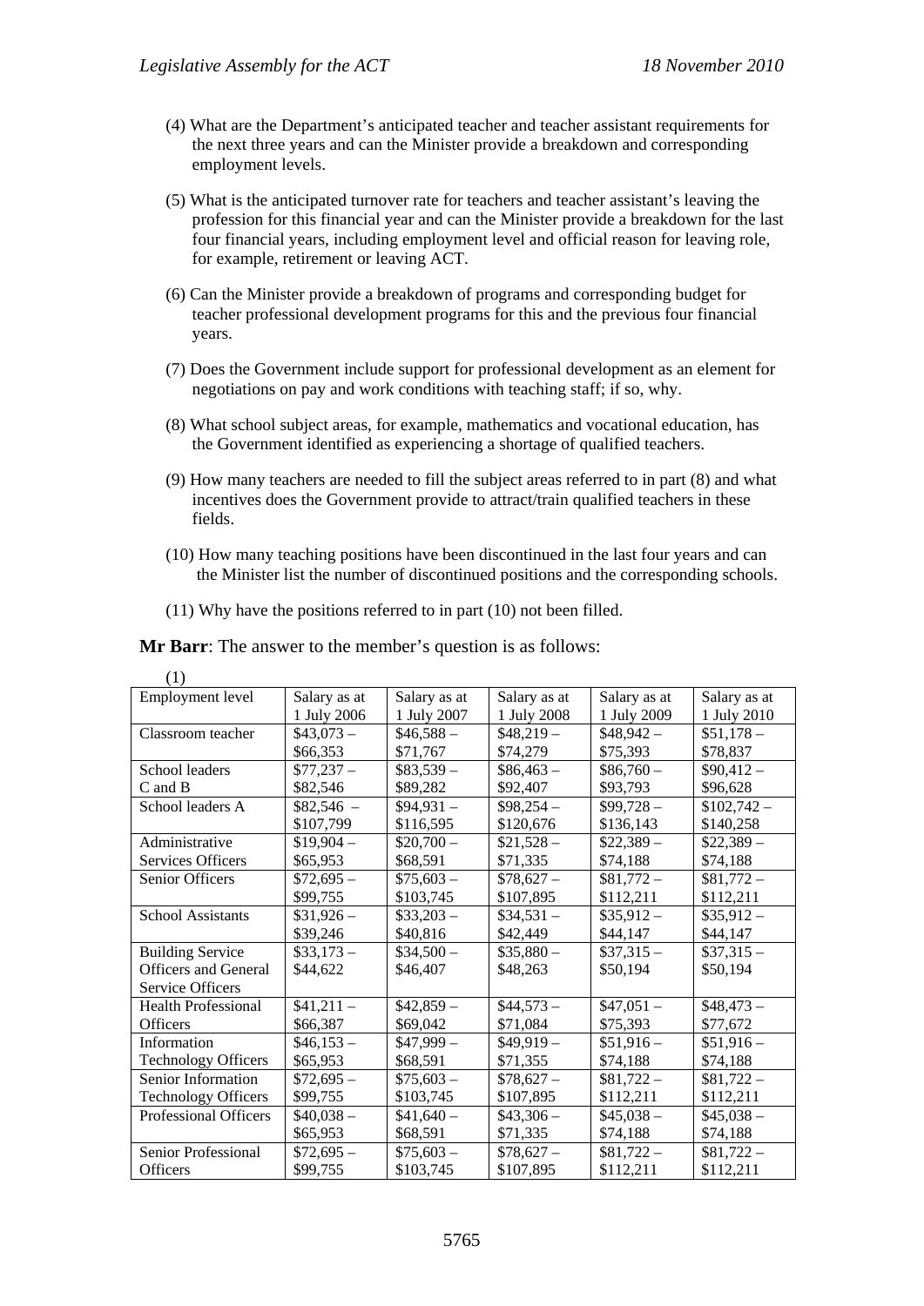(4) What are the Department's anticipated teacher and teacher assistant requirements for the next three years and can the Minister provide a breakdown and corresponding employment levels.

(5) What is the anticipated turnover rate for teachers and teacher assistant's leaving the profession for this financial year and can the Minister provide a breakdown for the last four financial years, including employment level and official reason for leaving role, for example, retirement or leaving ACT.

(6) Can the Minister provide a breakdown of programs and corresponding budget for teacher professional development programs for this and the previous four financial years.

(7) Does the Government include support for professional development as an element for negotiations on pay and work conditions with teaching staff; if so, why.

(8) What school subject areas, for example, mathematics and vocational education, has the Government identified as experiencing a shortage of qualified teachers.

(9) How many teachers are needed to fill the subject areas referred to in part (8) and what incentives does the Government provide to attract/train qualified teachers in these fields.

(10) How many teaching positions have been discontinued in the last four years and can the Minister list the number of discontinued positions and the corresponding schools.

(11) Why have the positions referred to in part (10) not been filled.

**Mr Barr**: The answer to the member's question is as follows:

(1)

| Employment level | Salary as at 1 July 2006 | Salary as at 1 July 2007 | Salary as at 1 July 2008 | Salary as at 1 July 2009 | Salary as at 1 July 2010 |
|---|---|---|---|---|---|
| Classroom teacher | $43,073 – $66,353 | $46,588 – $71,767 | $48,219 – $74,279 | $48,942 – $75,393 | $51,178 – $78,837 |
| School leaders C and B | $77,237 – $82,546 | $83,539 – $89,282 | $86,463 – $92,407 | $86,760 – $93,793 | $90,412 – $96,628 |
| School leaders A | $82,546 – $107,799 | $94,931 – $116,595 | $98,254 – $120,676 | $99,728 – $136,143 | $102,742 – $140,258 |
| Administrative Services Officers | $19,904 – $65,953 | $20,700 – $68,591 | $21,528 – $71,335 | $22,389 – $74,188 | $22,389 – $74,188 |
| Senior Officers | $72,695 – $99,755 | $75,603 – $103,745 | $78,627 – $107,895 | $81,772 – $112,211 | $81,772 – $112,211 |
| School Assistants | $31,926 – $39,246 | $33,203 – $40,816 | $34,531 – $42,449 | $35,912 – $44,147 | $35,912 – $44,147 |
| Building Service Officers and General Service Officers | $33,173 – $44,622 | $34,500 – $46,407 | $35,880 – $48,263 | $37,315 – $50,194 | $37,315 – $50,194 |
| Health Professional Officers | $41,211 – $66,387 | $42,859 – $69,042 | $44,573 – $71,084 | $47,051 – $75,393 | $48,473 – $77,672 |
| Information Technology Officers | $46,153 – $65,953 | $47,999 – $68,591 | $49,919 – $71,355 | $51,916 – $74,188 | $51,916 – $74,188 |
| Senior Information Technology Officers | $72,695 – $99,755 | $75,603 – $103,745 | $78,627 – $107,895 | $81,722 – $112,211 | $81,722 – $112,211 |
| Professional Officers | $40,038 – $65,953 | $41,640 – $68,591 | $43,306 – $71,335 | $45,038 – $74,188 | $45,038 – $74,188 |
| Senior Professional Officers | $72,695 – $99,755 | $75,603 – $103,745 | $78,627 – $107,895 | $81,722 – $112,211 | $81,722 – $112,211 |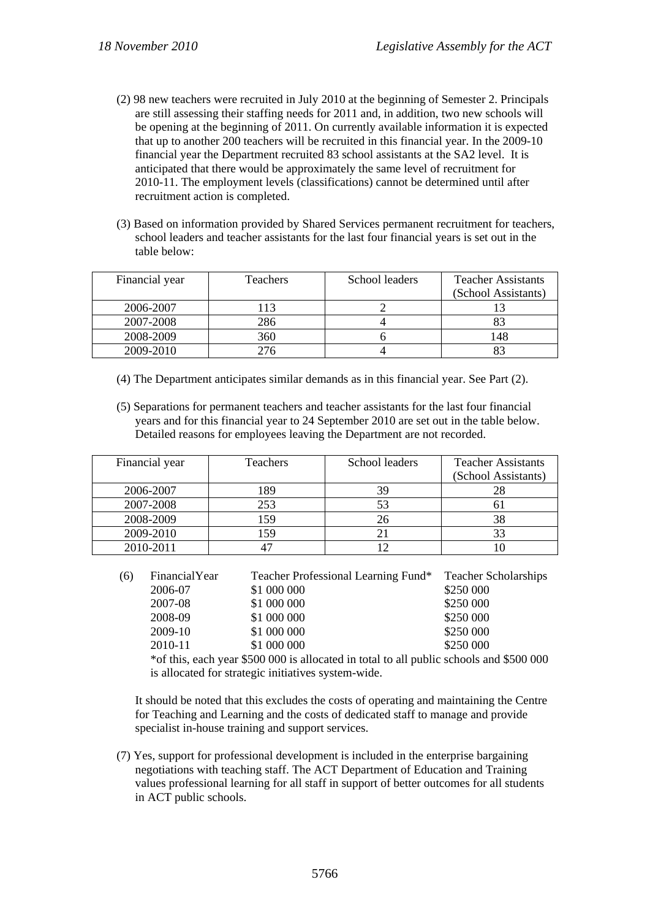(2) 98 new teachers were recruited in July 2010 at the beginning of Semester 2. Principals are still assessing their staffing needs for 2011 and, in addition, two new schools will be opening at the beginning of 2011. On currently available information it is expected that up to another 200 teachers will be recruited in this financial year. In the 2009-10 financial year the Department recruited 83 school assistants at the SA2 level. It is anticipated that there would be approximately the same level of recruitment for 2010-11. The employment levels (classifications) cannot be determined until after recruitment action is completed.

(3) Based on information provided by Shared Services permanent recruitment for teachers, school leaders and teacher assistants for the last four financial years is set out in the table below:

| Financial year | Teachers | School leaders | Teacher Assistants (School Assistants) |
|---|---|---|---|
| 2006-2007 | 113 | 2 | 13 |
| 2007-2008 | 286 | 4 | 83 |
| 2008-2009 | 360 | 6 | 148 |
| 2009-2010 | 276 | 4 | 83 |

(4) The Department anticipates similar demands as in this financial year. See Part (2).

(5) Separations for permanent teachers and teacher assistants for the last four financial years and for this financial year to 24 September 2010 are set out in the table below. Detailed reasons for employees leaving the Department are not recorded.

| Financial year | Teachers | School leaders | Teacher Assistants (School Assistants) |
|---|---|---|---|
| 2006-2007 | 189 | 39 | 28 |
| 2007-2008 | 253 | 53 | 61 |
| 2008-2009 | 159 | 26 | 38 |
| 2009-2010 | 159 | 21 | 33 |
| 2010-2011 | 47 | 12 | 10 |

(6)

| FinancialYear | Teacher Professional Learning Fund* | Teacher Scholarships |
|---|---|---|
| 2006-07 | $1 000 000 | $250 000 |
| 2007-08 | $1 000 000 | $250 000 |
| 2008-09 | $1 000 000 | $250 000 |
| 2009-10 | $1 000 000 | $250 000 |
| 2010-11 | $1 000 000 | $250 000 |

*of this, each year $500 000 is allocated in total to all public schools and $500 000 is allocated for strategic initiatives system-wide.

It should be noted that this excludes the costs of operating and maintaining the Centre for Teaching and Learning and the costs of dedicated staff to manage and provide specialist in-house training and support services.

(7) Yes, support for professional development is included in the enterprise bargaining negotiations with teaching staff. The ACT Department of Education and Training values professional learning for all staff in support of better outcomes for all students in ACT public schools.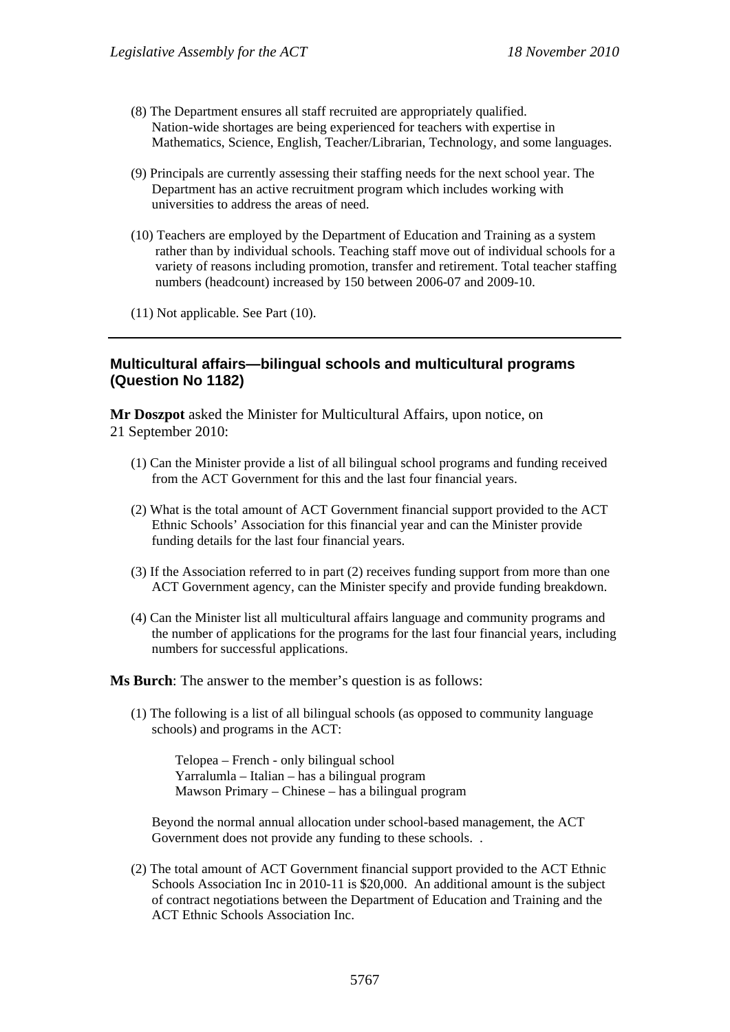(8) The Department ensures all staff recruited are appropriately qualified. Nation-wide shortages are being experienced for teachers with expertise in Mathematics, Science, English, Teacher/Librarian, Technology, and some languages.

(9) Principals are currently assessing their staffing needs for the next school year. The Department has an active recruitment program which includes working with universities to address the areas of need.

(10) Teachers are employed by the Department of Education and Training as a system rather than by individual schools. Teaching staff move out of individual schools for a variety of reasons including promotion, transfer and retirement. Total teacher staffing numbers (headcount) increased by 150 between 2006-07 and 2009-10.

(11) Not applicable. See Part (10).

---

### Multicultural affairs—bilingual schools and multicultural programs (Question No 1182)

**Mr Doszpot** asked the Minister for Multicultural Affairs, upon notice, on 21 September 2010:

(1) Can the Minister provide a list of all bilingual school programs and funding received from the ACT Government for this and the last four financial years.

(2) What is the total amount of ACT Government financial support provided to the ACT Ethnic Schools' Association for this financial year and can the Minister provide funding details for the last four financial years.

(3) If the Association referred to in part (2) receives funding support from more than one ACT Government agency, can the Minister specify and provide funding breakdown.

(4) Can the Minister list all multicultural affairs language and community programs and the number of applications for the programs for the last four financial years, including numbers for successful applications.

**Ms Burch**: The answer to the member's question is as follows:

(1) The following is a list of all bilingual schools (as opposed to community language schools) and programs in the ACT:

Telopea – French - only bilingual school
Yarralumla – Italian – has a bilingual program
Mawson Primary – Chinese – has a bilingual program

Beyond the normal annual allocation under school-based management, the ACT Government does not provide any funding to these schools. .

(2) The total amount of ACT Government financial support provided to the ACT Ethnic Schools Association Inc in 2010-11 is $20,000. An additional amount is the subject of contract negotiations between the Department of Education and Training and the ACT Ethnic Schools Association Inc.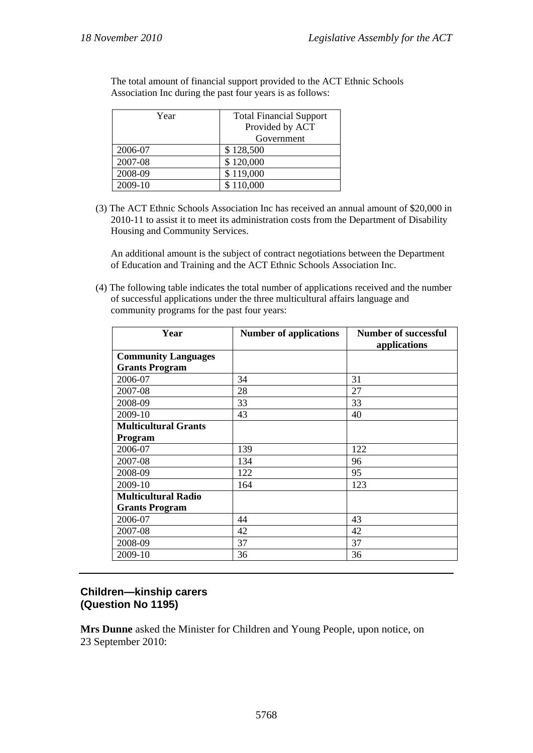The total amount of financial support provided to the ACT Ethnic Schools Association Inc during the past four years is as follows:

| Year | Total Financial Support Provided by ACT Government |
|---|---|
| 2006-07 | $ 128,500 |
| 2007-08 | $ 120,000 |
| 2008-09 | $ 119,000 |
| 2009-10 | $ 110,000 |

(3) The ACT Ethnic Schools Association Inc has received an annual amount of $20,000 in 2010-11 to assist it to meet its administration costs from the Department of Disability Housing and Community Services.

An additional amount is the subject of contract negotiations between the Department of Education and Training and the ACT Ethnic Schools Association Inc.

(4) The following table indicates the total number of applications received and the number of successful applications under the three multicultural affairs language and community programs for the past four years:

| Year | Number of applications | Number of successful applications |
|---|---|---|
| **Community Languages Grants Program** | | |
| 2006-07 | 34 | 31 |
| 2007-08 | 28 | 27 |
| 2008-09 | 33 | 33 |
| 2009-10 | 43 | 40 |
| **Multicultural Grants Program** | | |
| 2006-07 | 139 | 122 |
| 2007-08 | 134 | 96 |
| 2008-09 | 122 | 95 |
| 2009-10 | 164 | 123 |
| **Multicultural Radio Grants Program** | | |
| 2006-07 | 44 | 43 |
| 2007-08 | 42 | 42 |
| 2008-09 | 37 | 37 |
| 2009-10 | 36 | 36 |

---

### Children—kinship carers (Question No 1195)

**Mrs Dunne** asked the Minister for Children and Young People, upon notice, on 23 September 2010: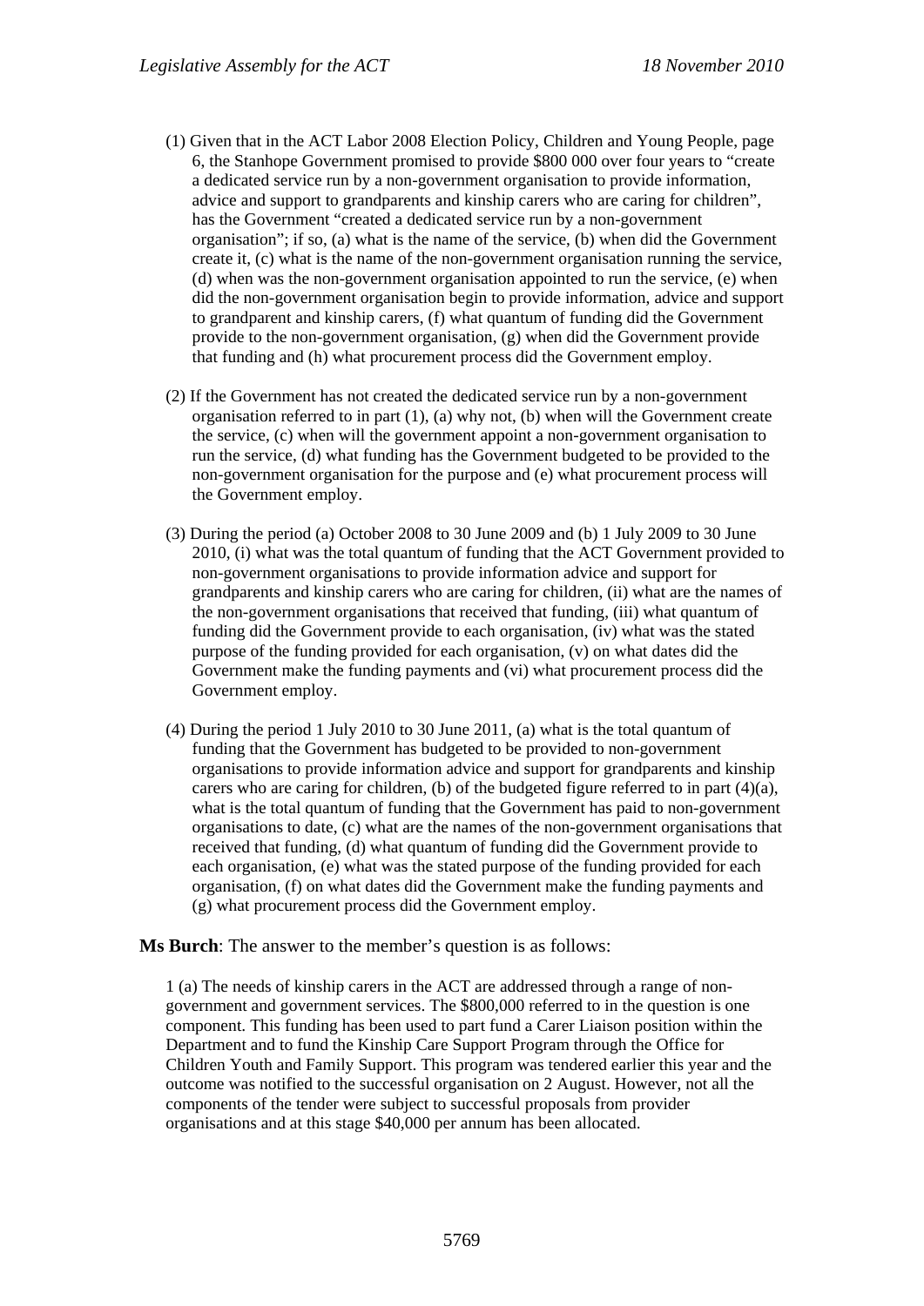(1) Given that in the ACT Labor 2008 Election Policy, Children and Young People, page 6, the Stanhope Government promised to provide $800 000 over four years to "create a dedicated service run by a non-government organisation to provide information, advice and support to grandparents and kinship carers who are caring for children", has the Government "created a dedicated service run by a non-government organisation"; if so, (a) what is the name of the service, (b) when did the Government create it, (c) what is the name of the non-government organisation running the service, (d) when was the non-government organisation appointed to run the service, (e) when did the non-government organisation begin to provide information, advice and support to grandparent and kinship carers, (f) what quantum of funding did the Government provide to the non-government organisation, (g) when did the Government provide that funding and (h) what procurement process did the Government employ.

(2) If the Government has not created the dedicated service run by a non-government organisation referred to in part (1), (a) why not, (b) when will the Government create the service, (c) when will the government appoint a non-government organisation to run the service, (d) what funding has the Government budgeted to be provided to the non-government organisation for the purpose and (e) what procurement process will the Government employ.

(3) During the period (a) October 2008 to 30 June 2009 and (b) 1 July 2009 to 30 June 2010, (i) what was the total quantum of funding that the ACT Government provided to non-government organisations to provide information advice and support for grandparents and kinship carers who are caring for children, (ii) what are the names of the non-government organisations that received that funding, (iii) what quantum of funding did the Government provide to each organisation, (iv) what was the stated purpose of the funding provided for each organisation, (v) on what dates did the Government make the funding payments and (vi) what procurement process did the Government employ.

(4) During the period 1 July 2010 to 30 June 2011, (a) what is the total quantum of funding that the Government has budgeted to be provided to non-government organisations to provide information advice and support for grandparents and kinship carers who are caring for children, (b) of the budgeted figure referred to in part (4)(a), what is the total quantum of funding that the Government has paid to non-government organisations to date, (c) what are the names of the non-government organisations that received that funding, (d) what quantum of funding did the Government provide to each organisation, (e) what was the stated purpose of the funding provided for each organisation, (f) on what dates did the Government make the funding payments and (g) what procurement process did the Government employ.

**Ms Burch**: The answer to the member's question is as follows:

1 (a) The needs of kinship carers in the ACT are addressed through a range of non-government and government services. The $800,000 referred to in the question is one component. This funding has been used to part fund a Carer Liaison position within the Department and to fund the Kinship Care Support Program through the Office for Children Youth and Family Support. This program was tendered earlier this year and the outcome was notified to the successful organisation on 2 August. However, not all the components of the tender were subject to successful proposals from provider organisations and at this stage $40,000 per annum has been allocated.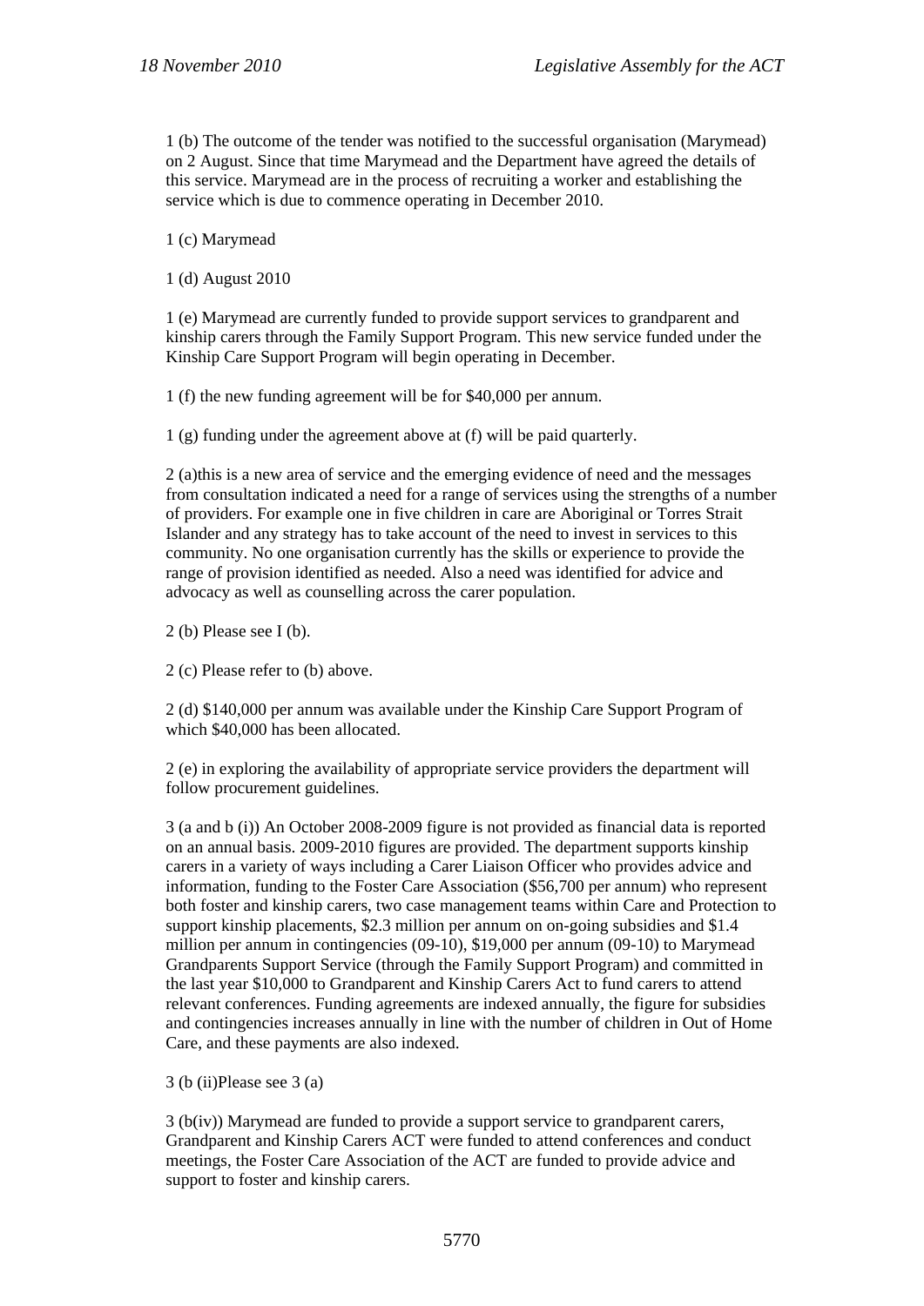1 (b) The outcome of the tender was notified to the successful organisation (Marymead) on 2 August. Since that time Marymead and the Department have agreed the details of this service. Marymead are in the process of recruiting a worker and establishing the service which is due to commence operating in December 2010.

1 (c) Marymead

1 (d) August 2010

1 (e) Marymead are currently funded to provide support services to grandparent and kinship carers through the Family Support Program. This new service funded under the Kinship Care Support Program will begin operating in December.

1 (f) the new funding agreement will be for $40,000 per annum.

1 (g) funding under the agreement above at (f) will be paid quarterly.

2 (a)this is a new area of service and the emerging evidence of need and the messages from consultation indicated a need for a range of services using the strengths of a number of providers. For example one in five children in care are Aboriginal or Torres Strait Islander and any strategy has to take account of the need to invest in services to this community. No one organisation currently has the skills or experience to provide the range of provision identified as needed. Also a need was identified for advice and advocacy as well as counselling across the carer population.

2 (b) Please see I (b).

2 (c) Please refer to (b) above.

2 (d) $140,000 per annum was available under the Kinship Care Support Program of which $40,000 has been allocated.

2 (e) in exploring the availability of appropriate service providers the department will follow procurement guidelines.

3 (a and b (i)) An October 2008-2009 figure is not provided as financial data is reported on an annual basis. 2009-2010 figures are provided. The department supports kinship carers in a variety of ways including a Carer Liaison Officer who provides advice and information, funding to the Foster Care Association ($56,700 per annum) who represent both foster and kinship carers, two case management teams within Care and Protection to support kinship placements, $2.3 million per annum on on-going subsidies and $1.4 million per annum in contingencies (09-10), $19,000 per annum (09-10) to Marymead Grandparents Support Service (through the Family Support Program) and committed in the last year $10,000 to Grandparent and Kinship Carers Act to fund carers to attend relevant conferences. Funding agreements are indexed annually, the figure for subsidies and contingencies increases annually in line with the number of children in Out of Home Care, and these payments are also indexed.

3 (b (ii)Please see 3 (a)

3 (b(iv)) Marymead are funded to provide a support service to grandparent carers, Grandparent and Kinship Carers ACT were funded to attend conferences and conduct meetings, the Foster Care Association of the ACT are funded to provide advice and support to foster and kinship carers.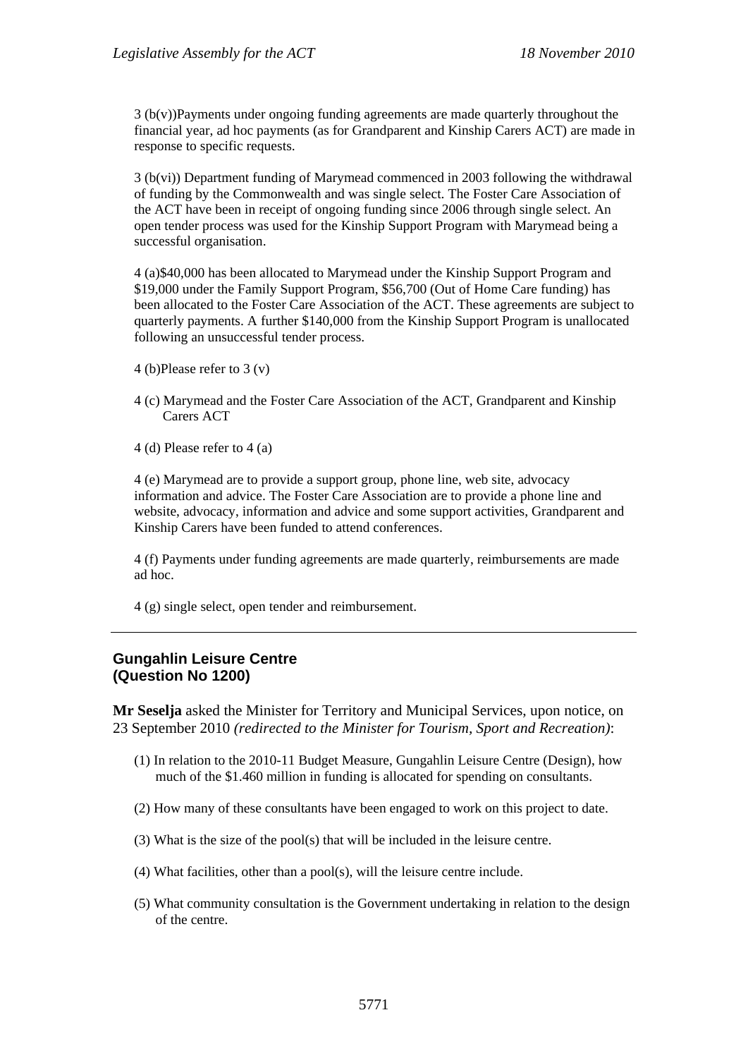3 (b(v))Payments under ongoing funding agreements are made quarterly throughout the financial year, ad hoc payments (as for Grandparent and Kinship Carers ACT) are made in response to specific requests.

3 (b(vi)) Department funding of Marymead commenced in 2003 following the withdrawal of funding by the Commonwealth and was single select. The Foster Care Association of the ACT have been in receipt of ongoing funding since 2006 through single select. An open tender process was used for the Kinship Support Program with Marymead being a successful organisation.

4 (a)$40,000 has been allocated to Marymead under the Kinship Support Program and $19,000 under the Family Support Program, $56,700 (Out of Home Care funding) has been allocated to the Foster Care Association of the ACT. These agreements are subject to quarterly payments. A further $140,000 from the Kinship Support Program is unallocated following an unsuccessful tender process.

4 (b)Please refer to 3 (v)

4 (c) Marymead and the Foster Care Association of the ACT, Grandparent and Kinship Carers ACT

4 (d) Please refer to 4 (a)

4 (e) Marymead are to provide a support group, phone line, web site, advocacy information and advice. The Foster Care Association are to provide a phone line and website, advocacy, information and advice and some support activities, Grandparent and Kinship Carers have been funded to attend conferences.

4 (f) Payments under funding agreements are made quarterly, reimbursements are made ad hoc.

4 (g) single select, open tender and reimbursement.

---

## Gungahlin Leisure Centre
## (Question No 1200)

**Mr Seselja** asked the Minister for Territory and Municipal Services, upon notice, on 23 September 2010 *(redirected to the Minister for Tourism, Sport and Recreation)*:

(1) In relation to the 2010-11 Budget Measure, Gungahlin Leisure Centre (Design), how much of the $1.460 million in funding is allocated for spending on consultants.

(2) How many of these consultants have been engaged to work on this project to date.

(3) What is the size of the pool(s) that will be included in the leisure centre.

(4) What facilities, other than a pool(s), will the leisure centre include.

(5) What community consultation is the Government undertaking in relation to the design of the centre.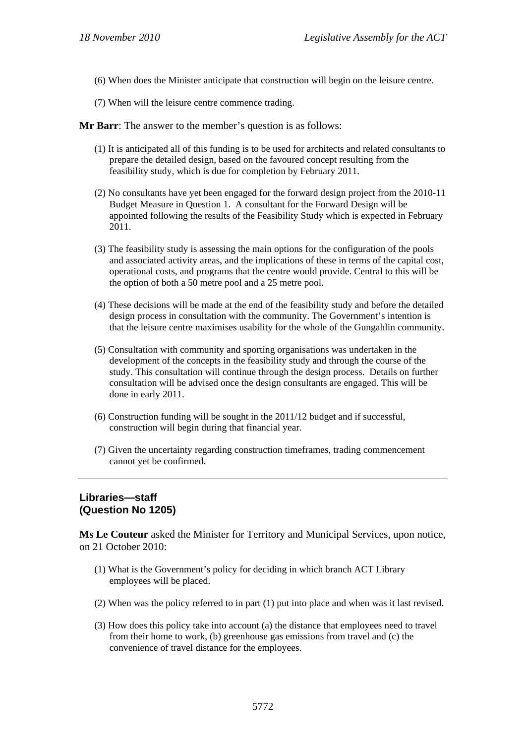(6) When does the Minister anticipate that construction will begin on the leisure centre.

(7) When will the leisure centre commence trading.

**Mr Barr**: The answer to the member's question is as follows:

(1) It is anticipated all of this funding is to be used for architects and related consultants to prepare the detailed design, based on the favoured concept resulting from the feasibility study, which is due for completion by February 2011.

(2) No consultants have yet been engaged for the forward design project from the 2010-11 Budget Measure in Question 1. A consultant for the Forward Design will be appointed following the results of the Feasibility Study which is expected in February 2011.

(3) The feasibility study is assessing the main options for the configuration of the pools and associated activity areas, and the implications of these in terms of the capital cost, operational costs, and programs that the centre would provide. Central to this will be the option of both a 50 metre pool and a 25 metre pool.

(4) These decisions will be made at the end of the feasibility study and before the detailed design process in consultation with the community. The Government's intention is that the leisure centre maximises usability for the whole of the Gungahlin community.

(5) Consultation with community and sporting organisations was undertaken in the development of the concepts in the feasibility study and through the course of the study. This consultation will continue through the design process. Details on further consultation will be advised once the design consultants are engaged. This will be done in early 2011.

(6) Construction funding will be sought in the 2011/12 budget and if successful, construction will begin during that financial year.

(7) Given the uncertainty regarding construction timeframes, trading commencement cannot yet be confirmed.

---

## Libraries—staff
## (Question No 1205)

**Ms Le Couteur** asked the Minister for Territory and Municipal Services, upon notice, on 21 October 2010:

(1) What is the Government's policy for deciding in which branch ACT Library employees will be placed.

(2) When was the policy referred to in part (1) put into place and when was it last revised.

(3) How does this policy take into account (a) the distance that employees need to travel from their home to work, (b) greenhouse gas emissions from travel and (c) the convenience of travel distance for the employees.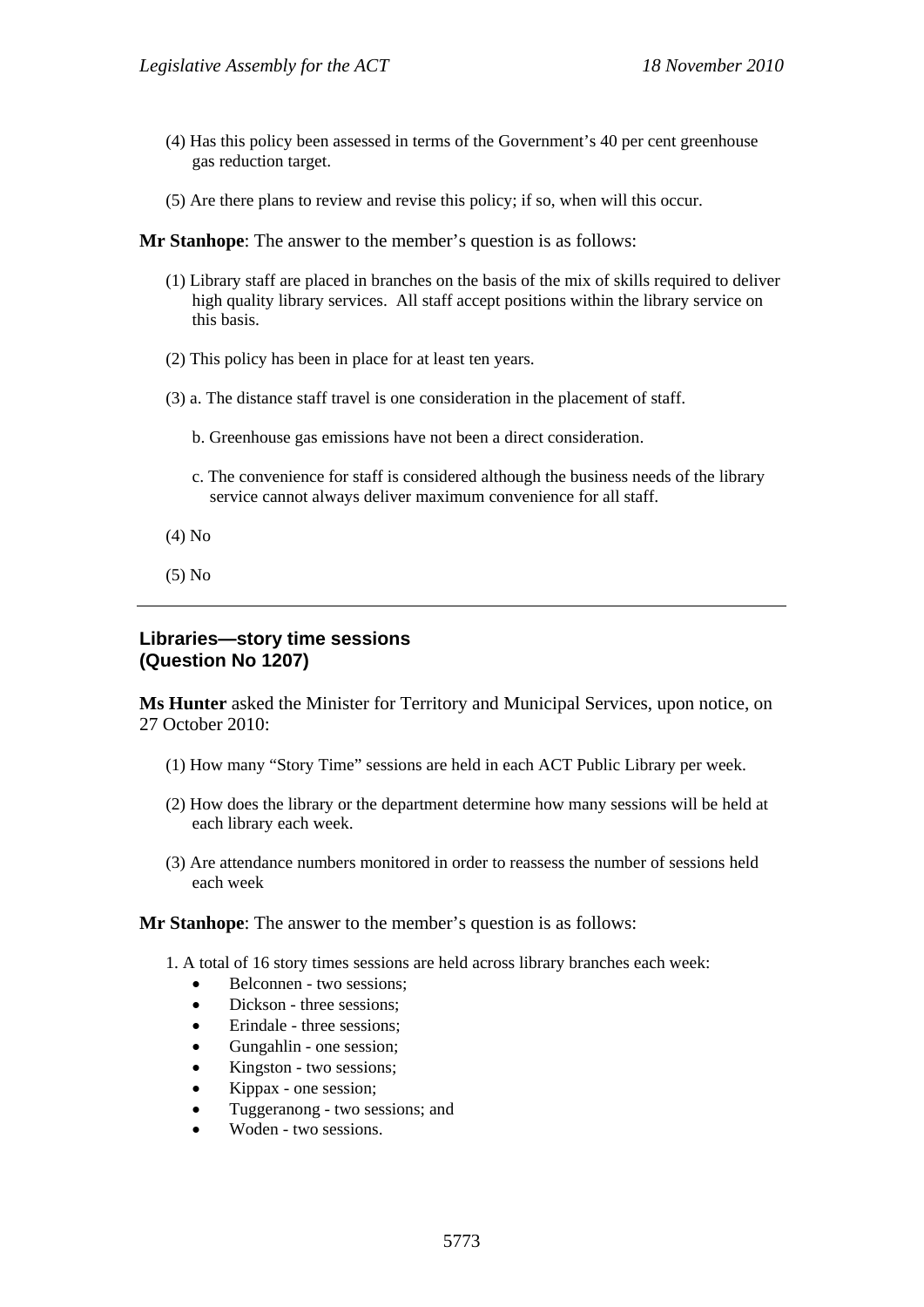(4) Has this policy been assessed in terms of the Government's 40 per cent greenhouse gas reduction target.

(5) Are there plans to review and revise this policy; if so, when will this occur.

**Mr Stanhope**: The answer to the member's question is as follows:

(1) Library staff are placed in branches on the basis of the mix of skills required to deliver high quality library services. All staff accept positions within the library service on this basis.

(2) This policy has been in place for at least ten years.

(3) a. The distance staff travel is one consideration in the placement of staff.

b. Greenhouse gas emissions have not been a direct consideration.

c. The convenience for staff is considered although the business needs of the library service cannot always deliver maximum convenience for all staff.

(4) No

(5) No

---

## Libraries—story time sessions (Question No 1207)

**Ms Hunter** asked the Minister for Territory and Municipal Services, upon notice, on 27 October 2010:

(1) How many "Story Time" sessions are held in each ACT Public Library per week.

(2) How does the library or the department determine how many sessions will be held at each library each week.

(3) Are attendance numbers monitored in order to reassess the number of sessions held each week

**Mr Stanhope**: The answer to the member's question is as follows:

1. A total of 16 story times sessions are held across library branches each week:
   - Belconnen - two sessions;
   - Dickson - three sessions;
   - Erindale - three sessions;
   - Gungahlin - one session;
   - Kingston - two sessions;
   - Kippax - one session;
   - Tuggeranong - two sessions; and
   - Woden - two sessions.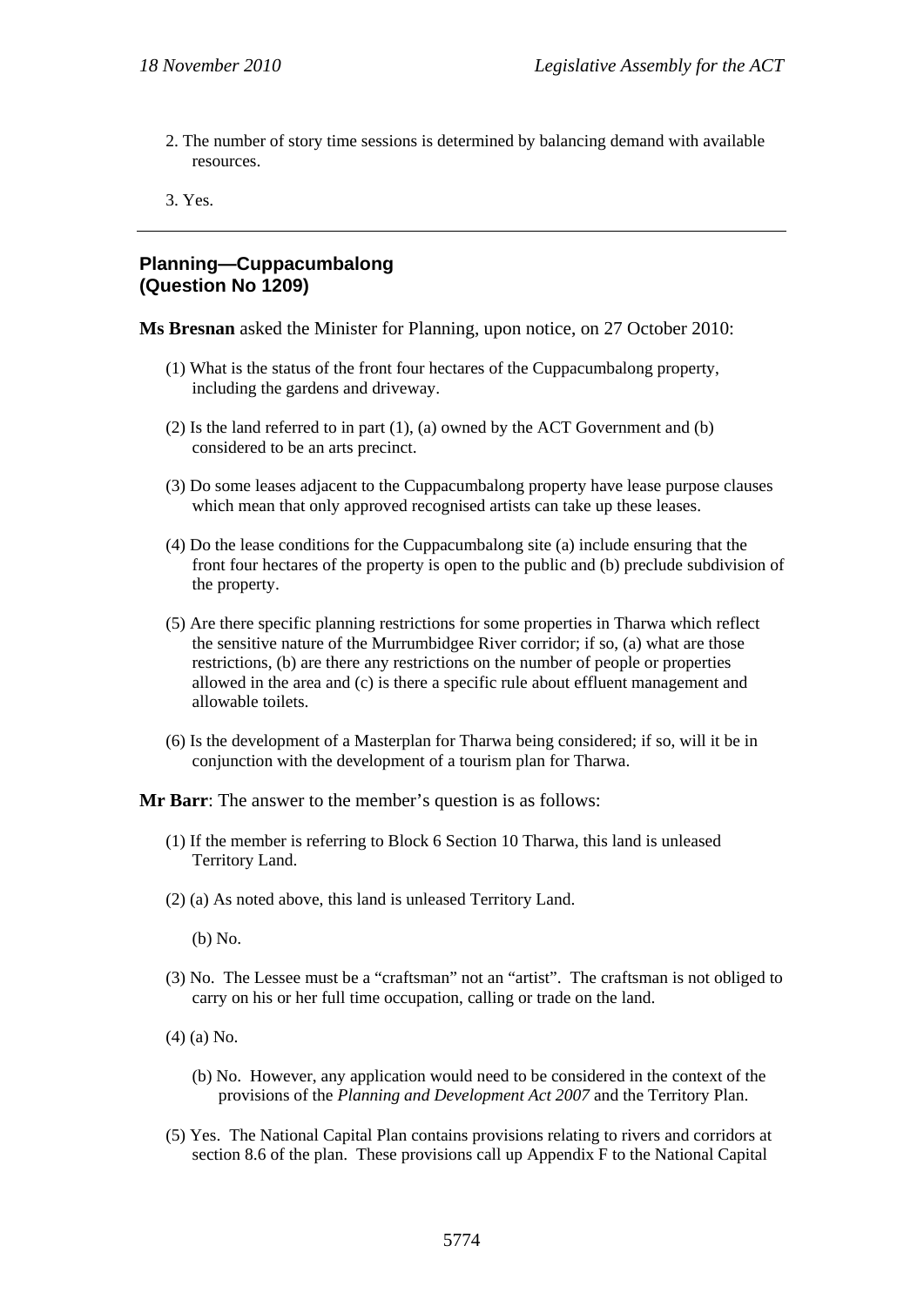2. The number of story time sessions is determined by balancing demand with available resources.

3. Yes.

---

**Planning—Cuppacumbalong (Question No 1209)**

**Ms Bresnan** asked the Minister for Planning, upon notice, on 27 October 2010:

(1) What is the status of the front four hectares of the Cuppacumbalong property, including the gardens and driveway.

(2) Is the land referred to in part (1), (a) owned by the ACT Government and (b) considered to be an arts precinct.

(3) Do some leases adjacent to the Cuppacumbalong property have lease purpose clauses which mean that only approved recognised artists can take up these leases.

(4) Do the lease conditions for the Cuppacumbalong site (a) include ensuring that the front four hectares of the property is open to the public and (b) preclude subdivision of the property.

(5) Are there specific planning restrictions for some properties in Tharwa which reflect the sensitive nature of the Murrumbidgee River corridor; if so, (a) what are those restrictions, (b) are there any restrictions on the number of people or properties allowed in the area and (c) is there a specific rule about effluent management and allowable toilets.

(6) Is the development of a Masterplan for Tharwa being considered; if so, will it be in conjunction with the development of a tourism plan for Tharwa.

**Mr Barr**: The answer to the member's question is as follows:

(1) If the member is referring to Block 6 Section 10 Tharwa, this land is unleased Territory Land.

(2) (a) As noted above, this land is unleased Territory Land.

(b) No.

(3) No. The Lessee must be a "craftsman" not an "artist". The craftsman is not obliged to carry on his or her full time occupation, calling or trade on the land.

(4) (a) No.

(b) No. However, any application would need to be considered in the context of the provisions of the *Planning and Development Act 2007* and the Territory Plan.

(5) Yes. The National Capital Plan contains provisions relating to rivers and corridors at section 8.6 of the plan. These provisions call up Appendix F to the National Capital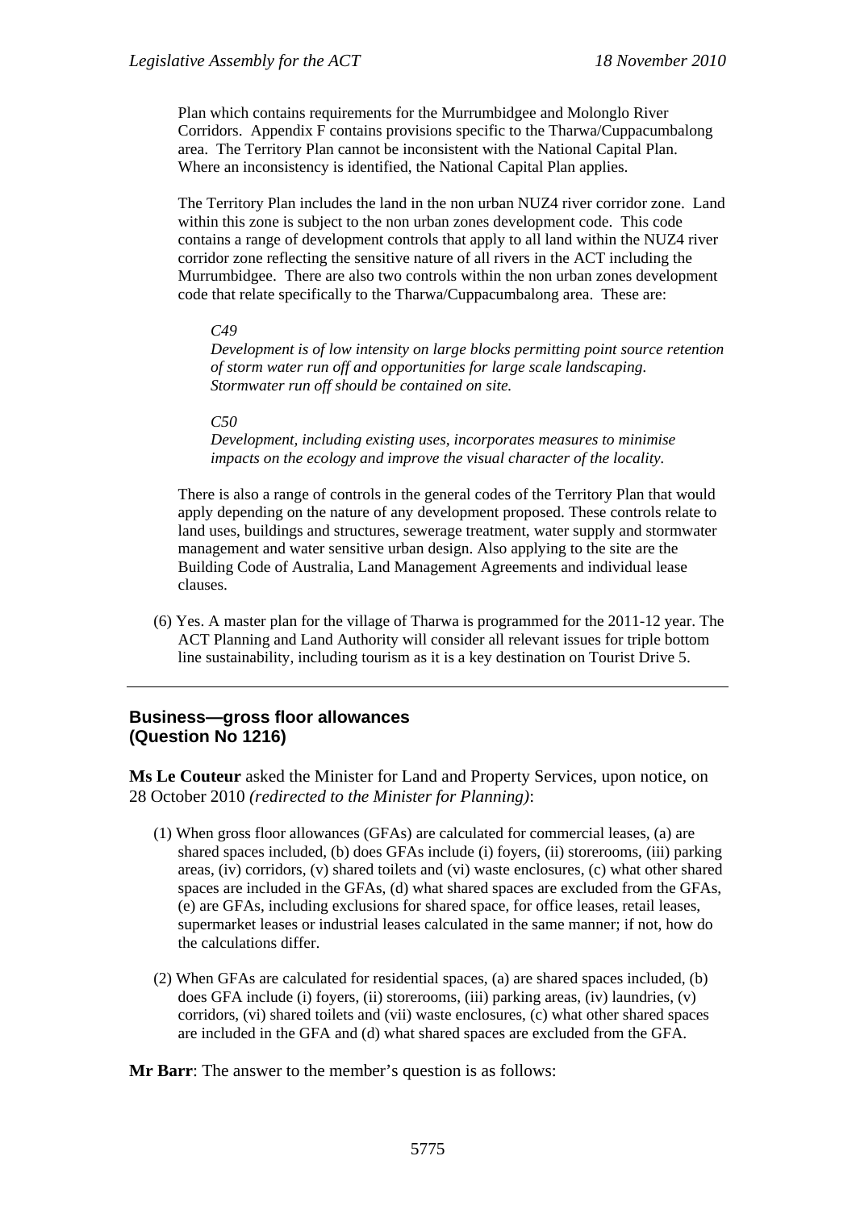Plan which contains requirements for the Murrumbidgee and Molonglo River Corridors. Appendix F contains provisions specific to the Tharwa/Cuppacumbalong area. The Territory Plan cannot be inconsistent with the National Capital Plan. Where an inconsistency is identified, the National Capital Plan applies.

The Territory Plan includes the land in the non urban NUZ4 river corridor zone. Land within this zone is subject to the non urban zones development code. This code contains a range of development controls that apply to all land within the NUZ4 river corridor zone reflecting the sensitive nature of all rivers in the ACT including the Murrumbidgee. There are also two controls within the non urban zones development code that relate specifically to the Tharwa/Cuppacumbalong area. These are:

*C49*
*Development is of low intensity on large blocks permitting point source retention of storm water run off and opportunities for large scale landscaping. Stormwater run off should be contained on site.*

*C50*
*Development, including existing uses, incorporates measures to minimise impacts on the ecology and improve the visual character of the locality.*

There is also a range of controls in the general codes of the Territory Plan that would apply depending on the nature of any development proposed. These controls relate to land uses, buildings and structures, sewerage treatment, water supply and stormwater management and water sensitive urban design. Also applying to the site are the Building Code of Australia, Land Management Agreements and individual lease clauses.

(6) Yes. A master plan for the village of Tharwa is programmed for the 2011-12 year. The ACT Planning and Land Authority will consider all relevant issues for triple bottom line sustainability, including tourism as it is a key destination on Tourist Drive 5.

---

### Business—gross floor allowances (Question No 1216)

**Ms Le Couteur** asked the Minister for Land and Property Services, upon notice, on 28 October 2010 *(redirected to the Minister for Planning)*:

(1) When gross floor allowances (GFAs) are calculated for commercial leases, (a) are shared spaces included, (b) does GFAs include (i) foyers, (ii) storerooms, (iii) parking areas, (iv) corridors, (v) shared toilets and (vi) waste enclosures, (c) what other shared spaces are included in the GFAs, (d) what shared spaces are excluded from the GFAs, (e) are GFAs, including exclusions for shared space, for office leases, retail leases, supermarket leases or industrial leases calculated in the same manner; if not, how do the calculations differ.

(2) When GFAs are calculated for residential spaces, (a) are shared spaces included, (b) does GFA include (i) foyers, (ii) storerooms, (iii) parking areas, (iv) laundries, (v) corridors, (vi) shared toilets and (vii) waste enclosures, (c) what other shared spaces are included in the GFA and (d) what shared spaces are excluded from the GFA.

**Mr Barr**: The answer to the member's question is as follows: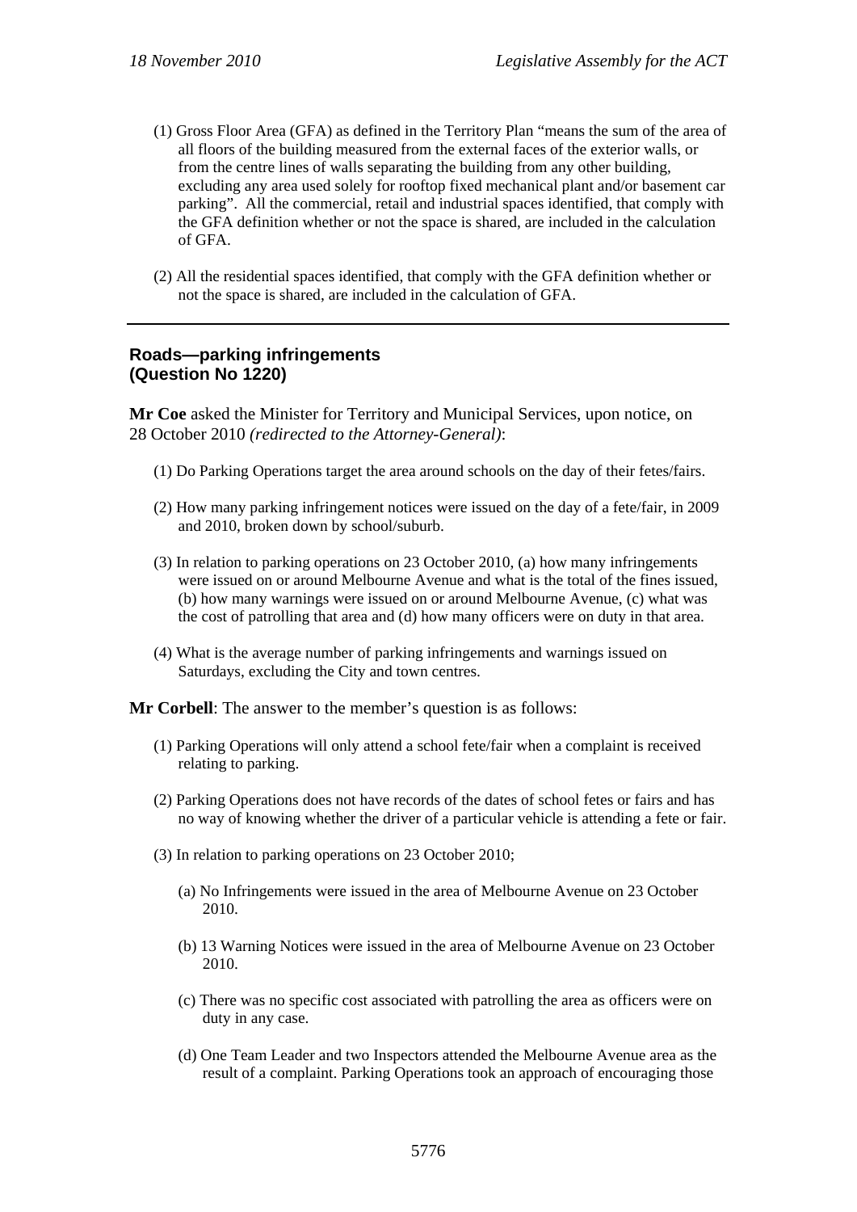(1) Gross Floor Area (GFA) as defined in the Territory Plan "means the sum of the area of all floors of the building measured from the external faces of the exterior walls, or from the centre lines of walls separating the building from any other building, excluding any area used solely for rooftop fixed mechanical plant and/or basement car parking". All the commercial, retail and industrial spaces identified, that comply with the GFA definition whether or not the space is shared, are included in the calculation of GFA.

(2) All the residential spaces identified, that comply with the GFA definition whether or not the space is shared, are included in the calculation of GFA.

---

## Roads—parking infringements (Question No 1220)

**Mr Coe** asked the Minister for Territory and Municipal Services, upon notice, on 28 October 2010 *(redirected to the Attorney-General)*:

(1) Do Parking Operations target the area around schools on the day of their fetes/fairs.

(2) How many parking infringement notices were issued on the day of a fete/fair, in 2009 and 2010, broken down by school/suburb.

(3) In relation to parking operations on 23 October 2010, (a) how many infringements were issued on or around Melbourne Avenue and what is the total of the fines issued, (b) how many warnings were issued on or around Melbourne Avenue, (c) what was the cost of patrolling that area and (d) how many officers were on duty in that area.

(4) What is the average number of parking infringements and warnings issued on Saturdays, excluding the City and town centres.

**Mr Corbell**: The answer to the member's question is as follows:

(1) Parking Operations will only attend a school fete/fair when a complaint is received relating to parking.

(2) Parking Operations does not have records of the dates of school fetes or fairs and has no way of knowing whether the driver of a particular vehicle is attending a fete or fair.

(3) In relation to parking operations on 23 October 2010;

(a) No Infringements were issued in the area of Melbourne Avenue on 23 October 2010.

(b) 13 Warning Notices were issued in the area of Melbourne Avenue on 23 October 2010.

(c) There was no specific cost associated with patrolling the area as officers were on duty in any case.

(d) One Team Leader and two Inspectors attended the Melbourne Avenue area as the result of a complaint. Parking Operations took an approach of encouraging those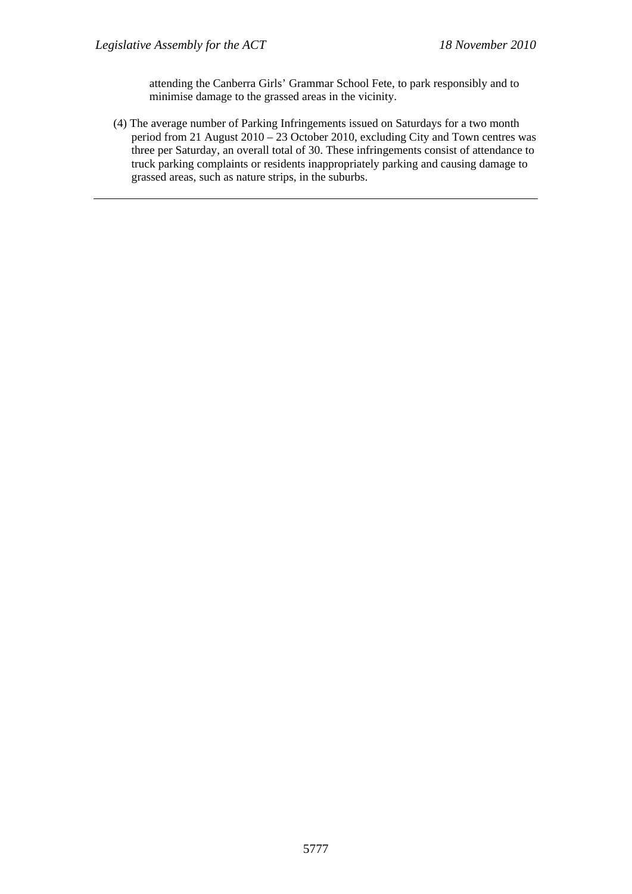attending the Canberra Girls' Grammar School Fete, to park responsibly and to minimise damage to the grassed areas in the vicinity.

(4) The average number of Parking Infringements issued on Saturdays for a two month period from 21 August 2010 – 23 October 2010, excluding City and Town centres was three per Saturday, an overall total of 30. These infringements consist of attendance to truck parking complaints or residents inappropriately parking and causing damage to grassed areas, such as nature strips, in the suburbs.

---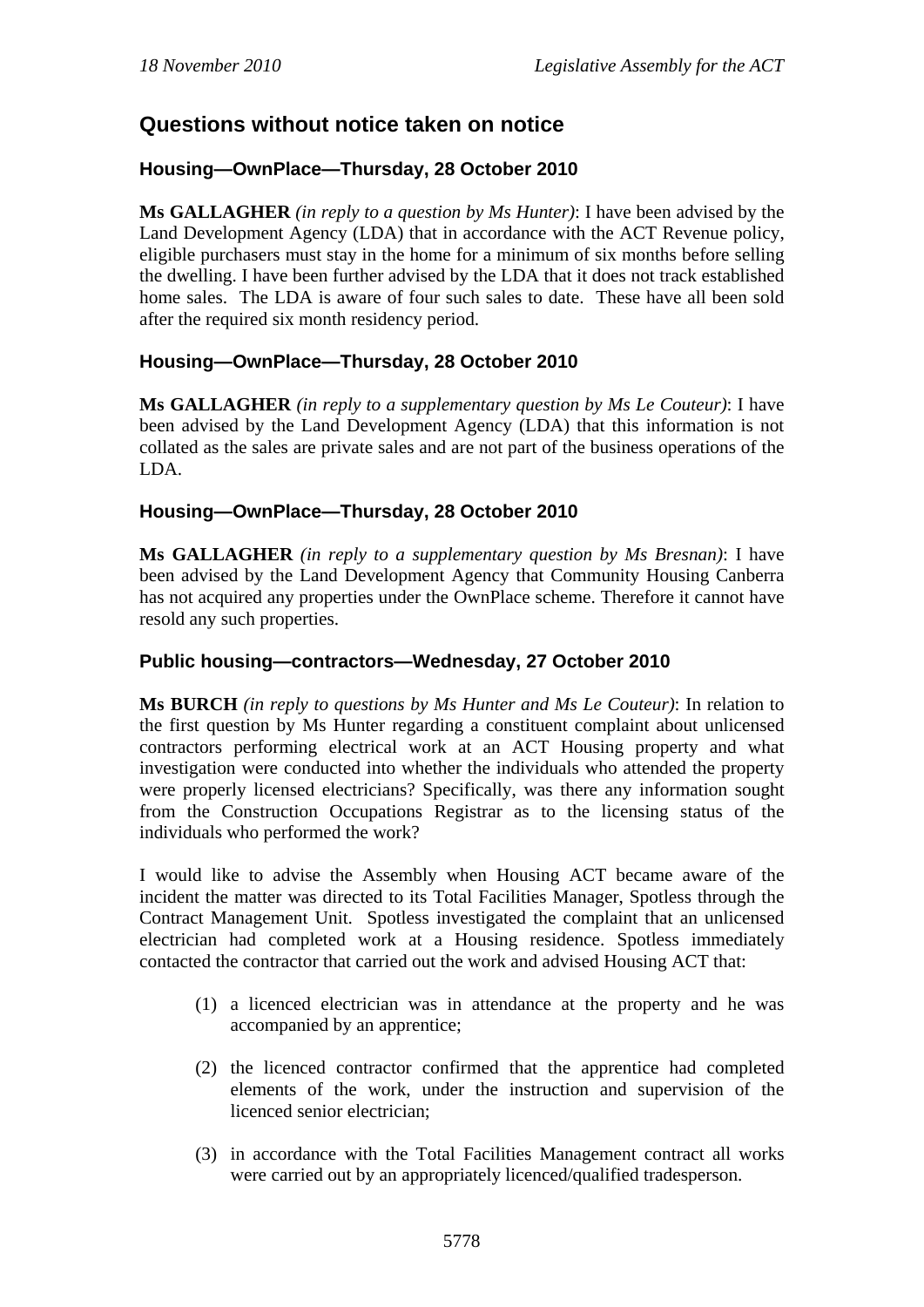## Questions without notice taken on notice

### Housing—OwnPlace—Thursday, 28 October 2010

**Ms GALLAGHER** *(in reply to a question by Ms Hunter)*: I have been advised by the Land Development Agency (LDA) that in accordance with the ACT Revenue policy, eligible purchasers must stay in the home for a minimum of six months before selling the dwelling. I have been further advised by the LDA that it does not track established home sales. The LDA is aware of four such sales to date. These have all been sold after the required six month residency period.

### Housing—OwnPlace—Thursday, 28 October 2010

**Ms GALLAGHER** *(in reply to a supplementary question by Ms Le Couteur)*: I have been advised by the Land Development Agency (LDA) that this information is not collated as the sales are private sales and are not part of the business operations of the LDA.

### Housing—OwnPlace—Thursday, 28 October 2010

**Ms GALLAGHER** *(in reply to a supplementary question by Ms Bresnan)*: I have been advised by the Land Development Agency that Community Housing Canberra has not acquired any properties under the OwnPlace scheme. Therefore it cannot have resold any such properties.

### Public housing—contractors—Wednesday, 27 October 2010

**Ms BURCH** *(in reply to questions by Ms Hunter and Ms Le Couteur)*: In relation to the first question by Ms Hunter regarding a constituent complaint about unlicensed contractors performing electrical work at an ACT Housing property and what investigation were conducted into whether the individuals who attended the property were properly licensed electricians? Specifically, was there any information sought from the Construction Occupations Registrar as to the licensing status of the individuals who performed the work?

I would like to advise the Assembly when Housing ACT became aware of the incident the matter was directed to its Total Facilities Manager, Spotless through the Contract Management Unit. Spotless investigated the complaint that an unlicensed electrician had completed work at a Housing residence. Spotless immediately contacted the contractor that carried out the work and advised Housing ACT that:

(1) a licenced electrician was in attendance at the property and he was accompanied by an apprentice;

(2) the licenced contractor confirmed that the apprentice had completed elements of the work, under the instruction and supervision of the licenced senior electrician;

(3) in accordance with the Total Facilities Management contract all works were carried out by an appropriately licenced/qualified tradesperson.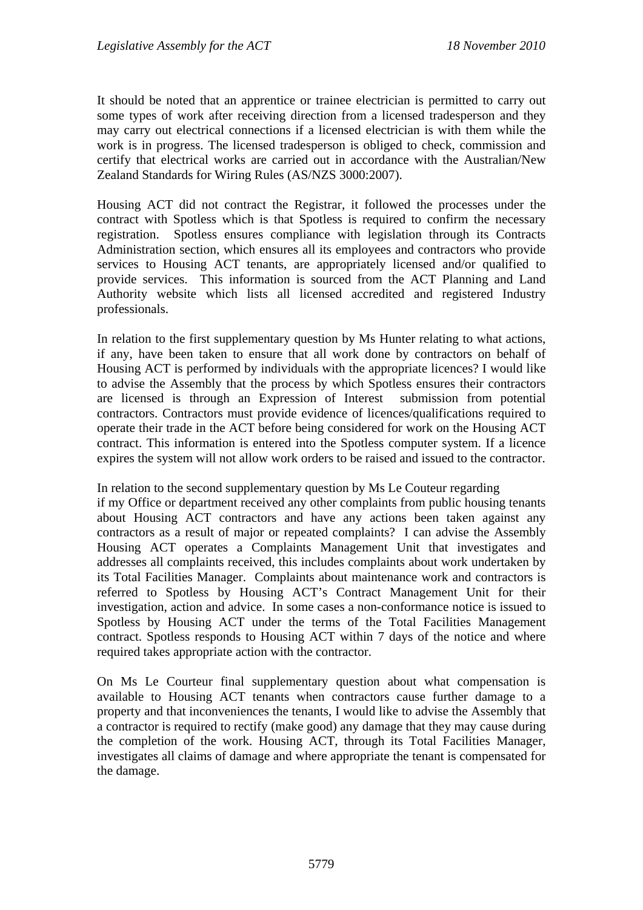It should be noted that an apprentice or trainee electrician is permitted to carry out some types of work after receiving direction from a licensed tradesperson and they may carry out electrical connections if a licensed electrician is with them while the work is in progress. The licensed tradesperson is obliged to check, commission and certify that electrical works are carried out in accordance with the Australian/New Zealand Standards for Wiring Rules (AS/NZS 3000:2007).

Housing ACT did not contract the Registrar, it followed the processes under the contract with Spotless which is that Spotless is required to confirm the necessary registration. Spotless ensures compliance with legislation through its Contracts Administration section, which ensures all its employees and contractors who provide services to Housing ACT tenants, are appropriately licensed and/or qualified to provide services. This information is sourced from the ACT Planning and Land Authority website which lists all licensed accredited and registered Industry professionals.

In relation to the first supplementary question by Ms Hunter relating to what actions, if any, have been taken to ensure that all work done by contractors on behalf of Housing ACT is performed by individuals with the appropriate licences? I would like to advise the Assembly that the process by which Spotless ensures their contractors are licensed is through an Expression of Interest submission from potential contractors. Contractors must provide evidence of licences/qualifications required to operate their trade in the ACT before being considered for work on the Housing ACT contract. This information is entered into the Spotless computer system. If a licence expires the system will not allow work orders to be raised and issued to the contractor.

In relation to the second supplementary question by Ms Le Couteur regarding if my Office or department received any other complaints from public housing tenants about Housing ACT contractors and have any actions been taken against any contractors as a result of major or repeated complaints? I can advise the Assembly Housing ACT operates a Complaints Management Unit that investigates and addresses all complaints received, this includes complaints about work undertaken by its Total Facilities Manager. Complaints about maintenance work and contractors is referred to Spotless by Housing ACT's Contract Management Unit for their investigation, action and advice. In some cases a non-conformance notice is issued to Spotless by Housing ACT under the terms of the Total Facilities Management contract. Spotless responds to Housing ACT within 7 days of the notice and where required takes appropriate action with the contractor.

On Ms Le Courteur final supplementary question about what compensation is available to Housing ACT tenants when contractors cause further damage to a property and that inconveniences the tenants, I would like to advise the Assembly that a contractor is required to rectify (make good) any damage that they may cause during the completion of the work. Housing ACT, through its Total Facilities Manager, investigates all claims of damage and where appropriate the tenant is compensated for the damage.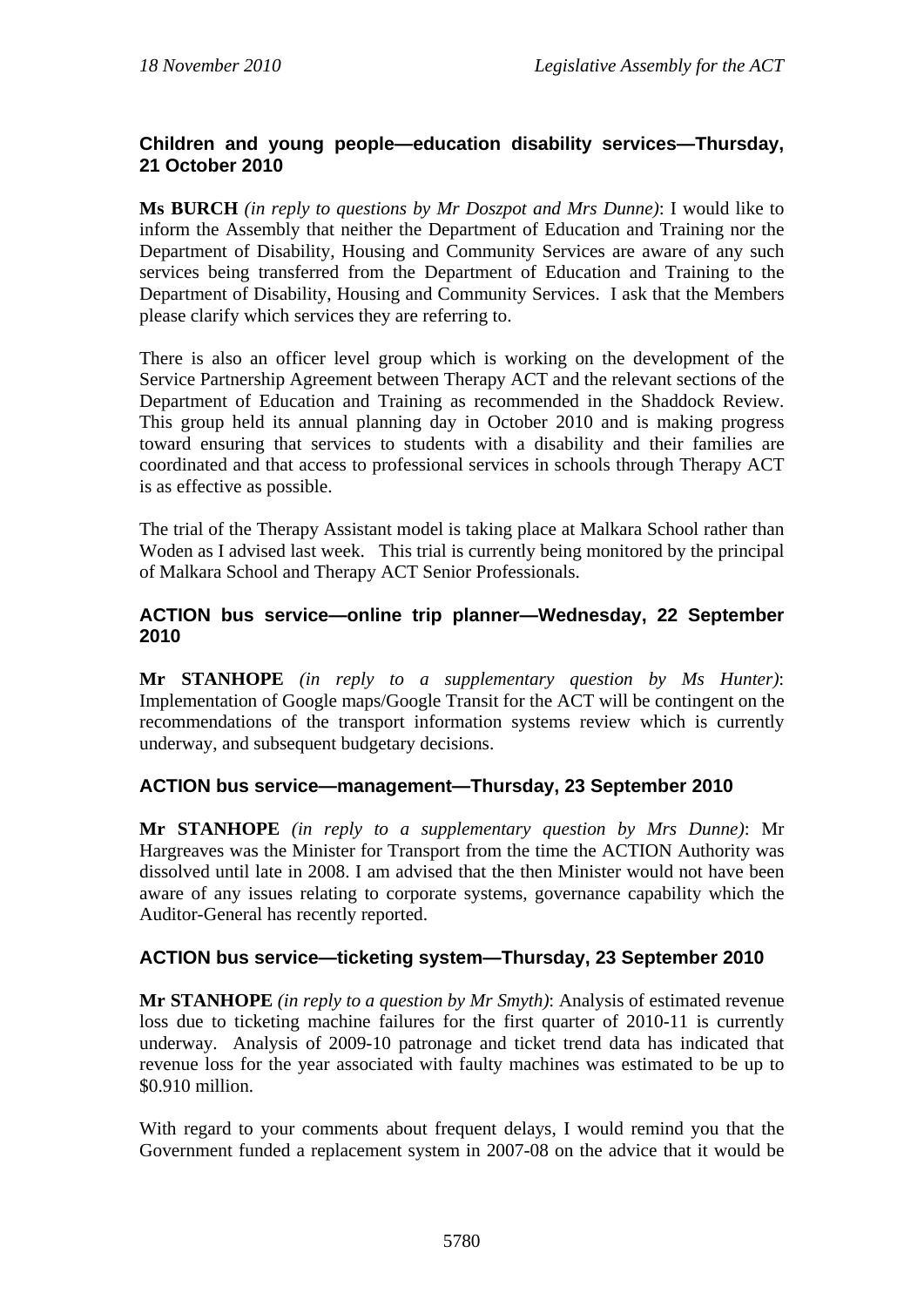### Children and young people—education disability services—Thursday, 21 October 2010

**Ms BURCH** *(in reply to questions by Mr Doszpot and Mrs Dunne)*: I would like to inform the Assembly that neither the Department of Education and Training nor the Department of Disability, Housing and Community Services are aware of any such services being transferred from the Department of Education and Training to the Department of Disability, Housing and Community Services. I ask that the Members please clarify which services they are referring to.

There is also an officer level group which is working on the development of the Service Partnership Agreement between Therapy ACT and the relevant sections of the Department of Education and Training as recommended in the Shaddock Review. This group held its annual planning day in October 2010 and is making progress toward ensuring that services to students with a disability and their families are coordinated and that access to professional services in schools through Therapy ACT is as effective as possible.

The trial of the Therapy Assistant model is taking place at Malkara School rather than Woden as I advised last week. This trial is currently being monitored by the principal of Malkara School and Therapy ACT Senior Professionals.

### ACTION bus service—online trip planner—Wednesday, 22 September 2010

**Mr STANHOPE** *(in reply to a supplementary question by Ms Hunter)*: Implementation of Google maps/Google Transit for the ACT will be contingent on the recommendations of the transport information systems review which is currently underway, and subsequent budgetary decisions.

### ACTION bus service—management—Thursday, 23 September 2010

**Mr STANHOPE** *(in reply to a supplementary question by Mrs Dunne)*: Mr Hargreaves was the Minister for Transport from the time the ACTION Authority was dissolved until late in 2008. I am advised that the then Minister would not have been aware of any issues relating to corporate systems, governance capability which the Auditor-General has recently reported.

### ACTION bus service—ticketing system—Thursday, 23 September 2010

**Mr STANHOPE** *(in reply to a question by Mr Smyth)*: Analysis of estimated revenue loss due to ticketing machine failures for the first quarter of 2010-11 is currently underway. Analysis of 2009-10 patronage and ticket trend data has indicated that revenue loss for the year associated with faulty machines was estimated to be up to \$0.910 million.

With regard to your comments about frequent delays, I would remind you that the Government funded a replacement system in 2007-08 on the advice that it would be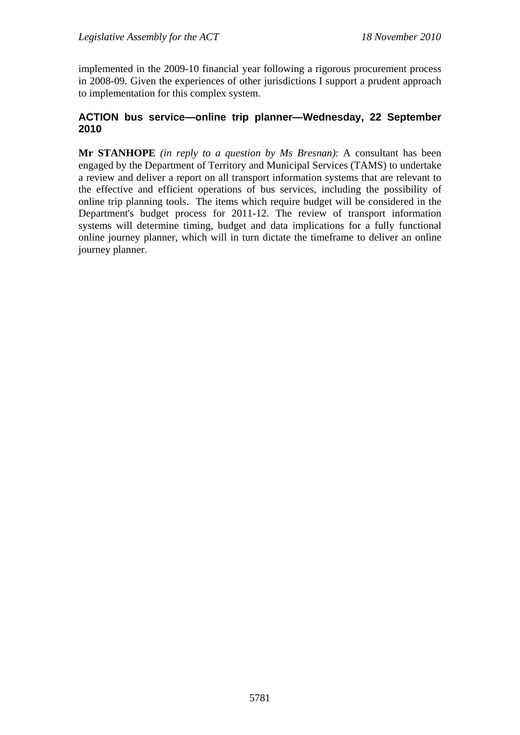implemented in the 2009-10 financial year following a rigorous procurement process in 2008-09. Given the experiences of other jurisdictions I support a prudent approach to implementation for this complex system.

### ACTION bus service—online trip planner—Wednesday, 22 September 2010

**Mr STANHOPE** *(in reply to a question by Ms Bresnan)*: A consultant has been engaged by the Department of Territory and Municipal Services (TAMS) to undertake a review and deliver a report on all transport information systems that are relevant to the effective and efficient operations of bus services, including the possibility of online trip planning tools. The items which require budget will be considered in the Department's budget process for 2011-12. The review of transport information systems will determine timing, budget and data implications for a fully functional online journey planner, which will in turn dictate the timeframe to deliver an online journey planner.